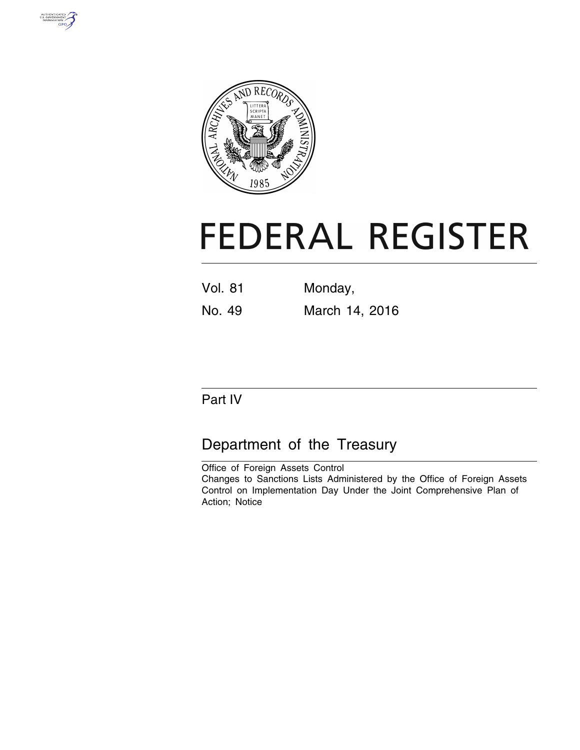# FEDERAL REGISTER

Vol. 81 Monday,

No. 49 March 14, 2016

## Part IV

## Department of the Treasury

Office of Foreign Assets Control

Changes to Sanctions Lists Administered by the Office of Foreign Assets Control on Implementation Day Under the Joint Comprehensive Plan of Action; Notice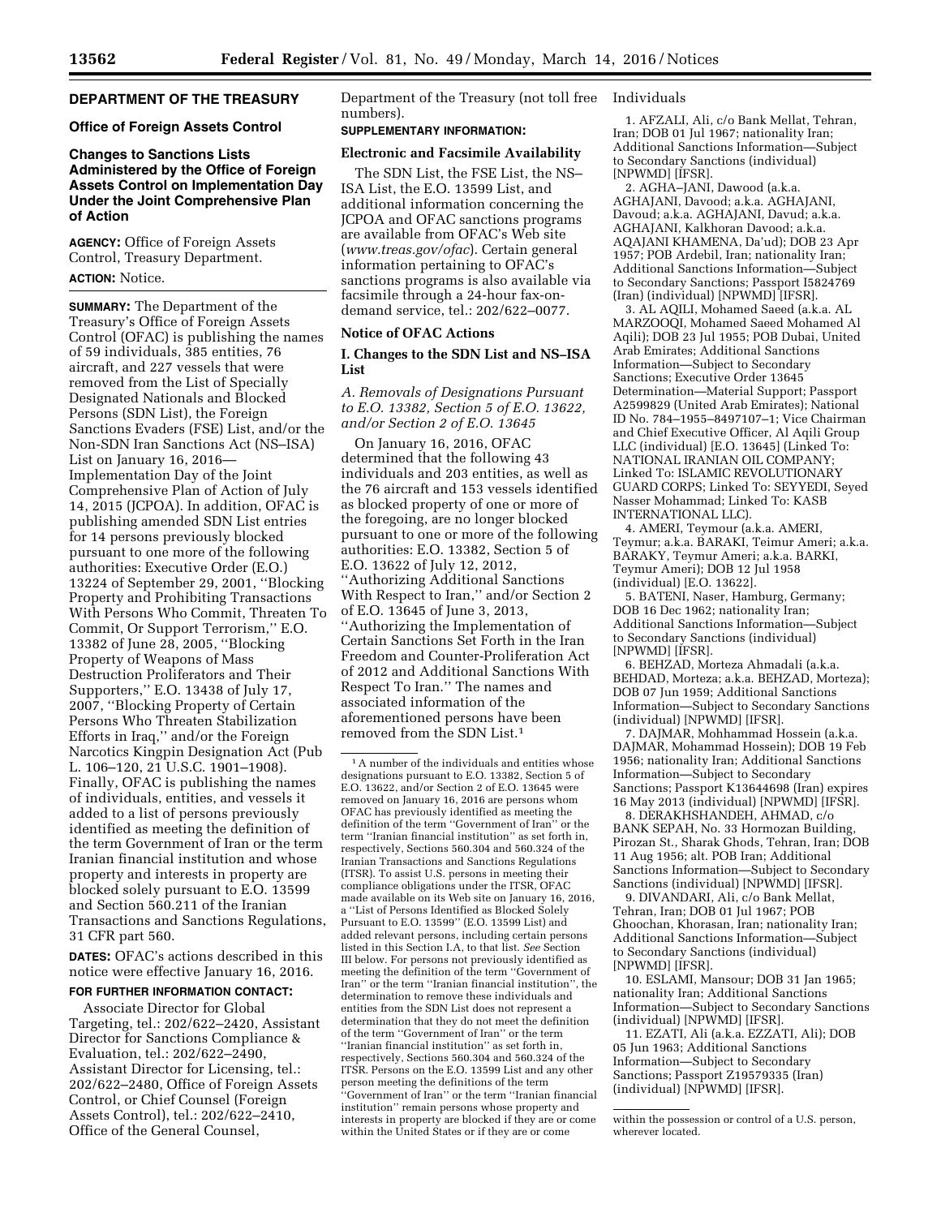## DEPARTMENT OF THE TREASURY

### Office of Foreign Assets Control

### Changes to Sanctions Lists Administered by the Office of Foreign Assets Control on Implementation Day Under the Joint Comprehensive Plan of Action

**AGENCY:** Office of Foreign Assets Control, Treasury Department.

**ACTION:** Notice.

**SUMMARY:** The Department of the Treasury's Office of Foreign Assets Control (OFAC) is publishing the names of 59 individuals, 385 entities, 76 aircraft, and 227 vessels that were removed from the List of Specially Designated Nationals and Blocked Persons (SDN List), the Foreign Sanctions Evaders (FSE) List, and/or the Non-SDN Iran Sanctions Act (NS–ISA) List on January 16, 2016—Implementation Day of the Joint Comprehensive Plan of Action of July 14, 2015 (JCPOA). In addition, OFAC is publishing amended SDN List entries for 14 persons previously blocked pursuant to one more of the following authorities: Executive Order (E.O.) 13224 of September 29, 2001, ''Blocking Property and Prohibiting Transactions With Persons Who Commit, Threaten To Commit, Or Support Terrorism,'' E.O. 13382 of June 28, 2005, ''Blocking Property of Weapons of Mass Destruction Proliferators and Their Supporters,'' E.O. 13438 of July 17, 2007, ''Blocking Property of Certain Persons Who Threaten Stabilization Efforts in Iraq,'' and/or the Foreign Narcotics Kingpin Designation Act (Pub L. 106–120, 21 U.S.C. 1901–1908). Finally, OFAC is publishing the names of individuals, entities, and vessels it added to a list of persons previously identified as meeting the definition of the term Government of Iran or the term Iranian financial institution and whose property and interests in property are blocked solely pursuant to E.O. 13599 and Section 560.211 of the Iranian Transactions and Sanctions Regulations, 31 CFR part 560.

**DATES:** OFAC's actions described in this notice were effective January 16, 2016.

**FOR FURTHER INFORMATION CONTACT:**

Associate Director for Global Targeting, tel.: 202/622–2420, Assistant Director for Sanctions Compliance & Evaluation, tel.: 202/622–2490, Assistant Director for Licensing, tel.: 202/622–2480, Office of Foreign Assets Control, or Chief Counsel (Foreign Assets Control), tel.: 202/622–2410, Office of the General Counsel, Department of the Treasury (not toll free numbers).

**SUPPLEMENTARY INFORMATION:**

**Electronic and Facsimile Availability**

The SDN List, the FSE List, the NS–ISA List, the E.O. 13599 List, and additional information concerning the JCPOA and OFAC sanctions programs are available from OFAC's Web site (*www.treas.gov/ofac*). Certain general information pertaining to OFAC's sanctions programs is also available via facsimile through a 24-hour fax-on-demand service, tel.: 202/622–0077.

**Notice of OFAC Actions**

**I. Changes to the SDN List and NS–ISA List**

*A. Removals of Designations Pursuant to E.O. 13382, Section 5 of E.O. 13622, and/or Section 2 of E.O. 13645*

On January 16, 2016, OFAC determined that the following 43 individuals and 203 entities, as well as the 76 aircraft and 153 vessels identified as blocked property of one or more of the foregoing, are no longer blocked pursuant to one or more of the following authorities: E.O. 13382, Section 5 of E.O. 13622 of July 12, 2012, ''Authorizing Additional Sanctions With Respect to Iran,'' and/or Section 2 of E.O. 13645 of June 3, 2013, ''Authorizing the Implementation of Certain Sanctions Set Forth in the Iran Freedom and Counter-Proliferation Act of 2012 and Additional Sanctions With Respect To Iran.'' The names and associated information of the aforementioned persons have been removed from the SDN List.[1]

Individuals

1. AFZALI, Ali, c/o Bank Mellat, Tehran, Iran; DOB 01 Jul 1967; nationality Iran; Additional Sanctions Information—Subject to Secondary Sanctions (individual) [NPWMD] [IFSR].

2. AGHA–JANI, Dawood (a.k.a. AGHAJANI, Davood; a.k.a. AGHAJANI, Davoud; a.k.a. AGHAJANI, Davud; a.k.a. AGHAJANI, Kalkhoran Davood; a.k.a. AQAJANI KHAMENA, Da'ud); DOB 23 Apr 1957; POB Ardebil, Iran; nationality Iran; Additional Sanctions Information—Subject to Secondary Sanctions; Passport I5824769 (Iran) (individual) [NPWMD] [IFSR].

3. AL AQILI, Mohamed Saeed (a.k.a. AL MARZOOQI, Mohamed Saeed Mohamed Al Aqili); DOB 23 Jul 1955; POB Dubai, United Arab Emirates; Additional Sanctions Information—Subject to Secondary Sanctions; Executive Order 13645 Determination—Material Support; Passport A2599829 (United Arab Emirates); National ID No. 784–1955–8497107–1; Vice Chairman and Chief Executive Officer, Al Aqili Group LLC (individual) [E.O. 13645] (Linked To: NATIONAL IRANIAN OIL COMPANY; Linked To: ISLAMIC REVOLUTIONARY GUARD CORPS; Linked To: SEYYEDI, Seyed Nasser Mohammad; Linked To: KASB INTERNATIONAL LLC).

4. AMERI, Teymour (a.k.a. AMERI, Teymur; a.k.a. BARAKI, Teimur Ameri; a.k.a. BARAKY, Teymur Ameri; a.k.a. BARKI, Teymur Ameri); DOB 12 Jul 1958 (individual) [E.O. 13622].

5. BATENI, Naser, Hamburg, Germany; DOB 16 Dec 1962; nationality Iran; Additional Sanctions Information—Subject to Secondary Sanctions (individual) [NPWMD] [IFSR].

6. BEHZAD, Morteza Ahmadali (a.k.a. BEHDAD, Morteza; a.k.a. BEHZAD, Morteza); DOB 07 Jun 1959; Additional Sanctions Information—Subject to Secondary Sanctions (individual) [NPWMD] [IFSR].

7. DAJMAR, Mohhammad Hossein (a.k.a. DAJMAR, Mohammad Hossein); DOB 19 Feb 1956; nationality Iran; Additional Sanctions Information—Subject to Secondary Sanctions; Passport K13644698 (Iran) expires 16 May 2013 (individual) [NPWMD] [IFSR].

8. DERAKHSHANDEH, AHMAD, c/o BANK SEPAH, No. 33 Hormozan Building, Pirozan St., Sharak Ghods, Tehran, Iran; DOB 11 Aug 1956; alt. POB Iran; Additional Sanctions Information—Subject to Secondary Sanctions (individual) [NPWMD] [IFSR].

9. DIVANDARI, Ali, c/o Bank Mellat, Tehran, Iran; DOB 01 Jul 1967; POB Ghoochan, Khorasan, Iran; nationality Iran; Additional Sanctions Information—Subject to Secondary Sanctions (individual) [NPWMD] [IFSR].

10. ESLAMI, Mansour; DOB 31 Jan 1965; nationality Iran; Additional Sanctions Information—Subject to Secondary Sanctions (individual) [NPWMD] [IFSR].

11. EZATI, Ali (a.k.a. EZZATI, Ali); DOB 05 Jun 1963; Additional Sanctions Information—Subject to Secondary Sanctions; Passport Z19579335 (Iran) (individual) [NPWMD] [IFSR].

---

[1] A number of the individuals and entities whose designations pursuant to E.O. 13382, Section 5 of E.O. 13622, and/or Section 2 of E.O. 13645 were removed on January 16, 2016 are persons whom OFAC has previously identified as meeting the definition of the term ''Government of Iran'' or the term ''Iranian financial institution'' as set forth in, respectively, Sections 560.304 and 560.324 of the Iranian Transactions and Sanctions Regulations (ITSR). To assist U.S. persons in meeting their compliance obligations under the ITSR, OFAC made available on its Web site on January 16, 2016, a ''List of Persons Identified as Blocked Solely Pursuant to E.O. 13599'' (E.O. 13599 List) and added relevant persons, including certain persons listed in this Section I.A, to that list. *See* Section III below. For persons not previously identified as meeting the definition of the term ''Government of Iran'' or the term ''Iranian financial institution'', the determination to remove these individuals and entities from the SDN List does not represent a determination that they do not meet the definition of the term ''Government of Iran'' or the term ''Iranian financial institution'' as set forth in, respectively, Sections 560.304 and 560.324 of the ITSR. Persons on the E.O. 13599 List and any other person meeting the definitions of the term ''Government of Iran'' or the term ''Iranian financial institution'' remain persons whose property and interests in property are blocked if they are or come within the United States or if they are or come within the possession or control of a U.S. person, wherever located.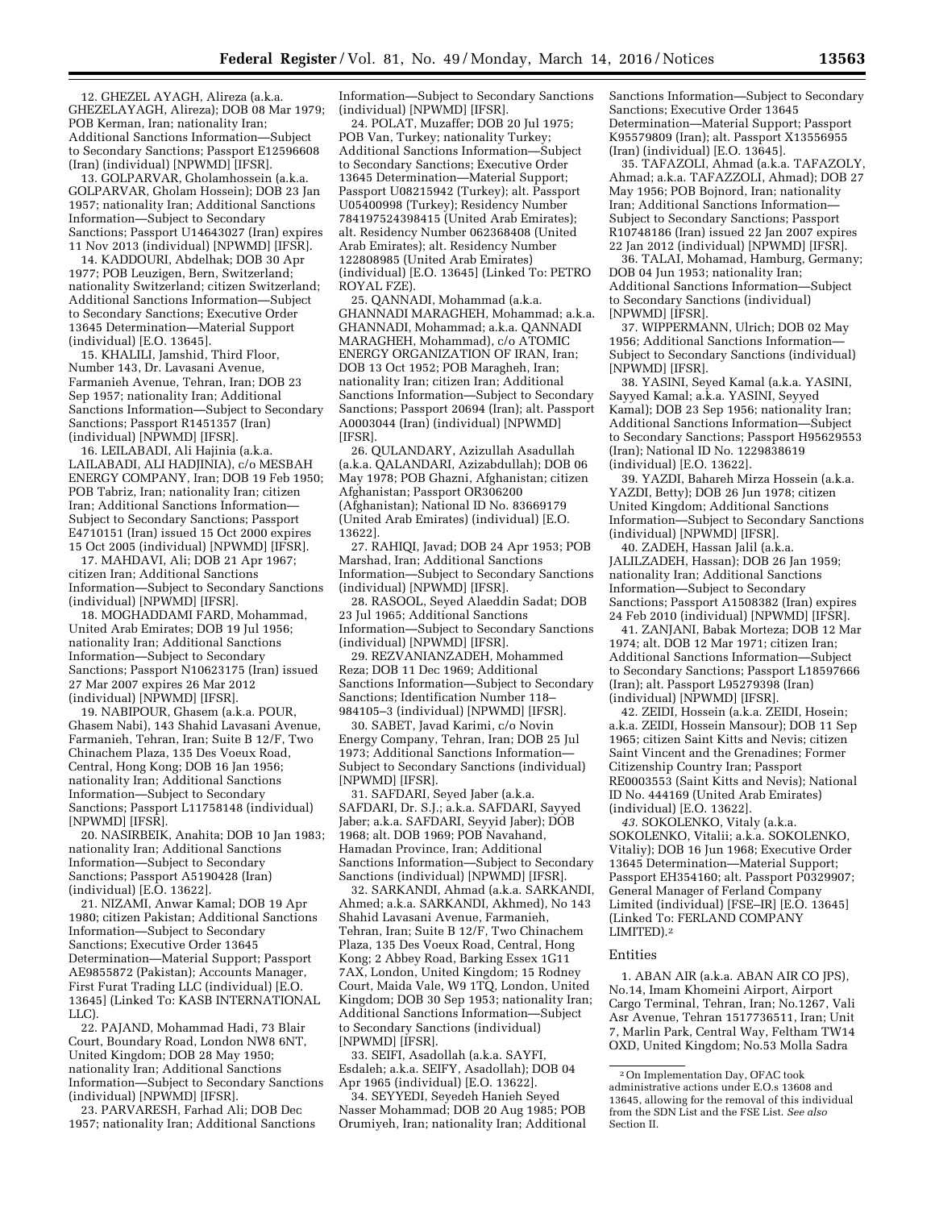12. GHEZEL AYAGH, Alireza (a.k.a. GHEZELAYAGH, Alireza); DOB 08 Mar 1979; POB Kerman, Iran; nationality Iran; Additional Sanctions Information—Subject to Secondary Sanctions; Passport E12596608 (Iran) (individual) [NPWMD] [IFSR].

13. GOLPARVAR, Gholamhossein (a.k.a. GOLPARVAR, Gholam Hossein); DOB 23 Jan 1957; nationality Iran; Additional Sanctions Information—Subject to Secondary Sanctions; Passport U14643027 (Iran) expires 11 Nov 2013 (individual) [NPWMD] [IFSR].

14. KADDOURI, Abdelhak; DOB 30 Apr 1977; POB Leuzigen, Bern, Switzerland; nationality Switzerland; citizen Switzerland; Additional Sanctions Information—Subject to Secondary Sanctions; Executive Order 13645 Determination—Material Support (individual) [E.O. 13645].

15. KHALILI, Jamshid, Third Floor, Number 143, Dr. Lavasani Avenue, Farmanieh Avenue, Tehran, Iran; DOB 23 Sep 1957; nationality Iran; Additional Sanctions Information—Subject to Secondary Sanctions; Passport R1451357 (Iran) (individual) [NPWMD] [IFSR].

16. LEILABADI, Ali Hajinia (a.k.a. LAILABADI, ALI HADJINIA), c/o MESBAH ENERGY COMPANY, Iran; DOB 19 Feb 1950; POB Tabriz, Iran; nationality Iran; citizen Iran; Additional Sanctions Information—Subject to Secondary Sanctions; Passport E4710151 (Iran) issued 15 Oct 2000 expires 15 Oct 2005 (individual) [NPWMD] [IFSR].

17. MAHDAVI, Ali; DOB 21 Apr 1967; citizen Iran; Additional Sanctions Information—Subject to Secondary Sanctions (individual) [NPWMD] [IFSR].

18. MOGHADDAMI FARD, Mohammad, United Arab Emirates; DOB 19 Jul 1956; nationality Iran; Additional Sanctions Information—Subject to Secondary Sanctions; Passport N10623175 (Iran) issued 27 Mar 2007 expires 26 Mar 2012 (individual) [NPWMD] [IFSR].

19. NABIPOUR, Ghasem (a.k.a. POUR, Ghasem Nabi), 143 Shahid Lavasani Avenue, Farmanieh, Tehran, Iran; Suite B 12/F, Two Chinachem Plaza, 135 Des Voeux Road, Central, Hong Kong; DOB 16 Jan 1956; nationality Iran; Additional Sanctions Information—Subject to Secondary Sanctions; Passport L11758148 (individual) [NPWMD] [IFSR].

20. NASIRBEIK, Anahita; DOB 10 Jan 1983; nationality Iran; Additional Sanctions Information—Subject to Secondary Sanctions; Passport A5190428 (Iran) (individual) [E.O. 13622].

21. NIZAMI, Anwar Kamal; DOB 19 Apr 1980; citizen Pakistan; Additional Sanctions Information—Subject to Secondary Sanctions; Executive Order 13645 Determination—Material Support; Passport AE9855872 (Pakistan); Accounts Manager, First Furat Trading LLC (individual) [E.O. 13645] (Linked To: KASB INTERNATIONAL LLC).

22. PAJAND, Mohammad Hadi, 73 Blair Court, Boundary Road, London NW8 6NT, United Kingdom; DOB 28 May 1950; nationality Iran; Additional Sanctions Information—Subject to Secondary Sanctions (individual) [NPWMD] [IFSR].

23. PARVARESH, Farhad Ali; DOB Dec 1957; nationality Iran; Additional Sanctions Information—Subject to Secondary Sanctions (individual) [NPWMD] [IFSR].

24. POLAT, Muzaffer; DOB 20 Jul 1975; POB Van, Turkey; nationality Turkey; Additional Sanctions Information—Subject to Secondary Sanctions; Executive Order 13645 Determination—Material Support; Passport U08215942 (Turkey); alt. Passport U05400998 (Turkey); Residency Number 784197524398415 (United Arab Emirates); alt. Residency Number 062368408 (United Arab Emirates); alt. Residency Number 122808985 (United Arab Emirates) (individual) [E.O. 13645] (Linked To: PETRO ROYAL FZE).

25. QANNADI, Mohammad (a.k.a. GHANNADI MARAGHEH, Mohammad; a.k.a. GHANNADI, Mohammad; a.k.a. QANNADI MARAGHEH, Mohammad), c/o ATOMIC ENERGY ORGANIZATION OF IRAN, Iran; DOB 13 Oct 1952; POB Maragheh, Iran; nationality Iran; citizen Iran; Additional Sanctions Information—Subject to Secondary Sanctions; Passport 20694 (Iran); alt. Passport A0003044 (Iran) (individual) [NPWMD] [IFSR].

26. QULANDARY, Azizullah Asadullah (a.k.a. QALANDARI, Azizabdullah); DOB 06 May 1978; POB Ghazni, Afghanistan; citizen Afghanistan; Passport OR306200 (Afghanistan); National ID No. 83669179 (United Arab Emirates) (individual) [E.O. 13622].

27. RAHIQI, Javad; DOB 24 Apr 1953; POB Marshad, Iran; Additional Sanctions Information—Subject to Secondary Sanctions (individual) [NPWMD] [IFSR].

28. RASOOL, Seyed Alaeddin Sadat; DOB 23 Jul 1965; Additional Sanctions Information—Subject to Secondary Sanctions (individual) [NPWMD] [IFSR].

29. REZVANIANZADEH, Mohammed Reza; DOB 11 Dec 1969; Additional Sanctions Information—Subject to Secondary Sanctions; Identification Number 118–984105–3 (individual) [NPWMD] [IFSR].

30. SABET, Javad Karimi, c/o Novin Energy Company, Tehran, Iran; DOB 25 Jul 1973; Additional Sanctions Information—Subject to Secondary Sanctions (individual) [NPWMD] [IFSR].

31. SAFDARI, Seyed Jaber (a.k.a. SAFDARI, Dr. S.J.; a.k.a. SAFDARI, Sayyed Jaber; a.k.a. SAFDARI, Seyyid Jaber); DOB 1968; alt. DOB 1969; POB Navahand, Hamadan Province, Iran; Additional Sanctions Information—Subject to Secondary Sanctions (individual) [NPWMD] [IFSR].

32. SARKANDI, Ahmad (a.k.a. SARKANDI, Ahmed; a.k.a. SARKANDI, Akhmed), No 143 Shahid Lavasani Avenue, Farmanieh, Tehran, Iran; Suite B 12/F, Two Chinachem Plaza, 135 Des Voeux Road, Central, Hong Kong; 2 Abbey Road, Barking Essex 1G11 7AX, London, United Kingdom; 15 Rodney Court, Maida Vale, W9 1TQ, London, United Kingdom; DOB 30 Sep 1953; nationality Iran; Additional Sanctions Information—Subject to Secondary Sanctions (individual) [NPWMD] [IFSR].

33. SEIFI, Asadollah (a.k.a. SAYFI, Esdaleh; a.k.a. SEIFY, Asadollah); DOB 04 Apr 1965 (individual) [E.O. 13622].

34. SEYYEDI, Seyedeh Hanieh Seyed Nasser Mohammad; DOB 20 Aug 1985; POB Orumiyeh, Iran; nationality Iran; Additional Sanctions Information—Subject to Secondary Sanctions; Executive Order 13645 Determination—Material Support; Passport K95579809 (Iran); alt. Passport X13556955 (Iran) (individual) [E.O. 13645].

35. TAFAZOLI, Ahmad (a.k.a. TAFAZOLY, Ahmad; a.k.a. TAFAZZOLI, Ahmad); DOB 27 May 1956; POB Bojnord, Iran; nationality Iran; Additional Sanctions Information—Subject to Secondary Sanctions; Passport R10748186 (Iran) issued 22 Jan 2007 expires 22 Jan 2012 (individual) [NPWMD] [IFSR].

36. TALAI, Mohamad, Hamburg, Germany; DOB 04 Jun 1953; nationality Iran; Additional Sanctions Information—Subject to Secondary Sanctions (individual) [NPWMD] [IFSR].

37. WIPPERMANN, Ulrich; DOB 02 May 1956; Additional Sanctions Information—Subject to Secondary Sanctions (individual) [NPWMD] [IFSR].

38. YASINI, Seyed Kamal (a.k.a. YASINI, Sayyed Kamal; a.k.a. YASINI, Seyyed Kamal); DOB 23 Sep 1956; nationality Iran; Additional Sanctions Information—Subject to Secondary Sanctions; Passport H95629553 (Iran); National ID No. 1229838619 (individual) [E.O. 13622].

39. YAZDI, Bahareh Mirza Hossein (a.k.a. YAZDI, Betty); DOB 26 Jun 1978; citizen United Kingdom; Additional Sanctions Information—Subject to Secondary Sanctions (individual) [NPWMD] [IFSR].

40. ZADEH, Hassan Jalil (a.k.a. JALILZADEH, Hassan); DOB 26 Jan 1959; nationality Iran; Additional Sanctions Information—Subject to Secondary Sanctions; Passport A1508382 (Iran) expires 24 Feb 2010 (individual) [NPWMD] [IFSR].

41. ZANJANI, Babak Morteza; DOB 12 Mar 1974; alt. DOB 12 Mar 1971; citizen Iran; Additional Sanctions Information—Subject to Secondary Sanctions; Passport L18597666 (Iran); alt. Passport L95279398 (Iran) (individual) [NPWMD] [IFSR].

42. ZEIDI, Hossein (a.k.a. ZEIDI, Hosein; a.k.a. ZEIDI, Hossein Mansour); DOB 11 Sep 1965; citizen Saint Kitts and Nevis; citizen Saint Vincent and the Grenadines; Former Citizenship Country Iran; Passport RE0003553 (Saint Kitts and Nevis); National ID No. 444169 (United Arab Emirates) (individual) [E.O. 13622].

*43.* SOKOLENKO, Vitaly (a.k.a. SOKOLENKO, Vitalii; a.k.a. SOKOLENKO, Vitaliy); DOB 16 Jun 1968; Executive Order 13645 Determination—Material Support; Passport EH354160; alt. Passport P0329907; General Manager of Ferland Company Limited (individual) [FSE–IR] [E.O. 13645] (Linked To: FERLAND COMPANY LIMITED).[2]

Entities

1. ABAN AIR (a.k.a. ABAN AIR CO JPS), No.14, Imam Khomeini Airport, Airport Cargo Terminal, Tehran, Iran; No.1267, Vali Asr Avenue, Tehran 1517736511, Iran; Unit 7, Marlin Park, Central Way, Feltham TW14 OXD, United Kingdom; No.53 Molla Sadra

[2] On Implementation Day, OFAC took administrative actions under E.O.s 13608 and 13645, allowing for the removal of this individual from the SDN List and the FSE List. *See also* Section II.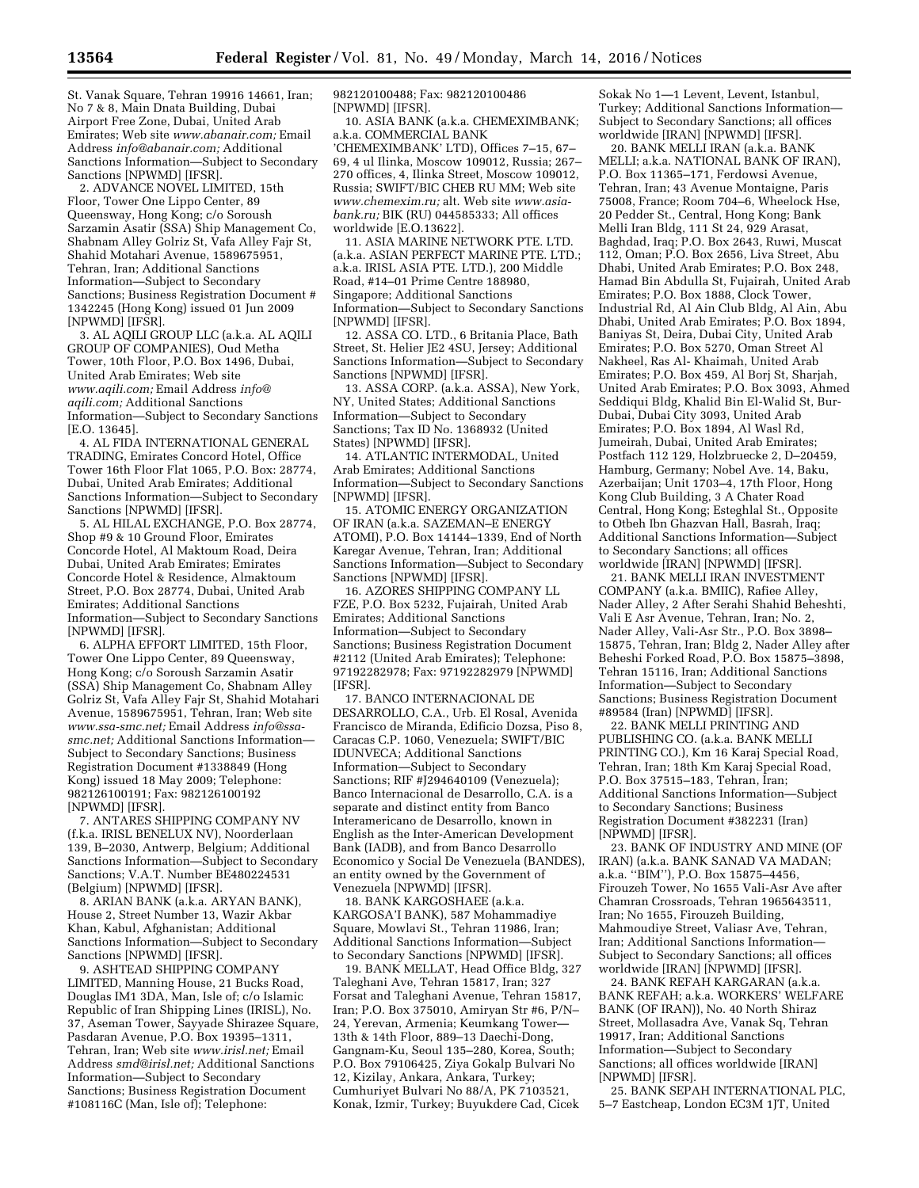St. Vanak Square, Tehran 19916 14661, Iran; No 7 & 8, Main Dnata Building, Dubai Airport Free Zone, Dubai, United Arab Emirates; Web site *www.abanair.com;* Email Address *info@abanair.com;* Additional Sanctions Information—Subject to Secondary Sanctions [NPWMD] [IFSR].

2. ADVANCE NOVEL LIMITED, 15th Floor, Tower One Lippo Center, 89 Queensway, Hong Kong; c/o Soroush Sarzamin Asatir (SSA) Ship Management Co, Shabnam Alley Golriz St, Vafa Alley Fajr St, Shahid Motahari Avenue, 1589675951, Tehran, Iran; Additional Sanctions Information—Subject to Secondary Sanctions; Business Registration Document # 1342245 (Hong Kong) issued 01 Jun 2009 [NPWMD] [IFSR].

3. AL AQILI GROUP LLC (a.k.a. AL AQILI GROUP OF COMPANIES), Oud Metha Tower, 10th Floor, P.O. Box 1496, Dubai, United Arab Emirates; Web site *www.aqili.com;* Email Address *info@aqili.com;* Additional Sanctions Information—Subject to Secondary Sanctions [E.O. 13645].

4. AL FIDA INTERNATIONAL GENERAL TRADING, Emirates Concord Hotel, Office Tower 16th Floor Flat 1065, P.O. Box: 28774, Dubai, United Arab Emirates; Additional Sanctions Information—Subject to Secondary Sanctions [NPWMD] [IFSR].

5. AL HILAL EXCHANGE, P.O. Box 28774, Shop #9 & 10 Ground Floor, Emirates Concorde Hotel, Al Maktoum Road, Deira Dubai, United Arab Emirates; Emirates Concorde Hotel & Residence, Almaktoum Street, P.O. Box 28774, Dubai, United Arab Emirates; Additional Sanctions Information—Subject to Secondary Sanctions [NPWMD] [IFSR].

6. ALPHA EFFORT LIMITED, 15th Floor, Tower One Lippo Center, 89 Queensway, Hong Kong; c/o Soroush Sarzamin Asatir (SSA) Ship Management Co, Shabnam Alley Golriz St, Vafa Alley Fajr St, Shahid Motahari Avenue, 1589675951, Tehran, Iran; Web site *www.ssa-smc.net;* Email Address *info@ssa-smc.net;* Additional Sanctions Information—Subject to Secondary Sanctions; Business Registration Document #1338849 (Hong Kong) issued 18 May 2009; Telephone: 982126100191; Fax: 982126100192 [NPWMD] [IFSR].

7. ANTARES SHIPPING COMPANY NV (f.k.a. IRISL BENELUX NV), Noorderlaan 139, B–2030, Antwerp, Belgium; Additional Sanctions Information—Subject to Secondary Sanctions; V.A.T. Number BE480224531 (Belgium) [NPWMD] [IFSR].

8. ARIAN BANK (a.k.a. ARYAN BANK), House 2, Street Number 13, Wazir Akbar Khan, Kabul, Afghanistan; Additional Sanctions Information—Subject to Secondary Sanctions [NPWMD] [IFSR].

9. ASHTEAD SHIPPING COMPANY LIMITED, Manning House, 21 Bucks Road, Douglas IM1 3DA, Man, Isle of; c/o Islamic Republic of Iran Shipping Lines (IRISL), No. 37, Aseman Tower, Sayyade Shirazee Square, Pasdaran Avenue, P.O. Box 19395–1311, Tehran, Iran; Web site *www.irisl.net;* Email Address *smd@irisl.net;* Additional Sanctions Information—Subject to Secondary Sanctions; Business Registration Document #108116C (Man, Isle of); Telephone: 982120100488; Fax: 982120100486 [NPWMD] [IFSR].

10. ASIA BANK (a.k.a. CHEMEXIMBANK; a.k.a. COMMERCIAL BANK 'CHEMEXIMBANK' LTD), Offices 7–15, 67–69, 4 ul Ilinka, Moscow 109012, Russia; 267–270 offices, 4, Ilinka Street, Moscow 109012, Russia; SWIFT/BIC CHEB RU MM; Web site *www.chemexim.ru;* alt. Web site *www.asiabank.ru;* BIK (RU) 044585333; All offices worldwide [E.O.13622].

11. ASIA MARINE NETWORK PTE. LTD. (a.k.a. ASIAN PERFECT MARINE PTE. LTD.; a.k.a. IRISL ASIA PTE. LTD.), 200 Middle Road, #14–01 Prime Centre 188980, Singapore; Additional Sanctions Information—Subject to Secondary Sanctions [NPWMD] [IFSR].

12. ASSA CO. LTD., 6 Britania Place, Bath Street, St. Helier JE2 4SU, Jersey; Additional Sanctions Information—Subject to Secondary Sanctions [NPWMD] [IFSR].

13. ASSA CORP. (a.k.a. ASSA), New York, NY, United States; Additional Sanctions Information—Subject to Secondary Sanctions; Tax ID No. 1368932 (United States) [NPWMD] [IFSR].

14. ATLANTIC INTERMODAL, United Arab Emirates; Additional Sanctions Information—Subject to Secondary Sanctions [NPWMD] [IFSR].

15. ATOMIC ENERGY ORGANIZATION OF IRAN (a.k.a. SAZEMAN–E ENERGY ATOMI), P.O. Box 14144–1339, End of North Karegar Avenue, Tehran, Iran; Additional Sanctions Information—Subject to Secondary Sanctions [NPWMD] [IFSR].

16. AZORES SHIPPING COMPANY LL FZE, P.O. Box 5232, Fujairah, United Arab Emirates; Additional Sanctions Information—Subject to Secondary Sanctions; Business Registration Document #2112 (United Arab Emirates); Telephone: 97192282978; Fax: 97192282979 [NPWMD] [IFSR].

17. BANCO INTERNACIONAL DE DESARROLLO, C.A., Urb. El Rosal, Avenida Francisco de Miranda, Edificio Dozsa, Piso 8, Caracas C.P. 1060, Venezuela; SWIFT/BIC IDUNVECA; Additional Sanctions Information—Subject to Secondary Sanctions; RIF #J294640109 (Venezuela); Banco Internacional de Desarrollo, C.A. is a separate and distinct entity from Banco Interamericano de Desarrollo, known in English as the Inter-American Development Bank (IADB), and from Banco Desarrollo Economico y Social De Venezuela (BANDES), an entity owned by the Government of Venezuela [NPWMD] [IFSR].

18. BANK KARGOSHAEE (a.k.a. KARGOSA'I BANK), 587 Mohammadiye Square, Mowlavi St., Tehran 11986, Iran; Additional Sanctions Information—Subject to Secondary Sanctions [NPWMD] [IFSR].

19. BANK MELLAT, Head Office Bldg, 327 Taleghani Ave, Tehran 15817, Iran; 327 Forsat and Taleghani Avenue, Tehran 15817, Iran; P.O. Box 375010, Amiryan Str #6, P/N–24, Yerevan, Armenia; Keumkang Tower—13th & 14th Floor, 889–13 Daechi-Dong, Gangnam-Ku, Seoul 135–280, Korea, South; P.O. Box 79106425, Ziya Gokalp Bulvari No 12, Kizilay, Ankara, Ankara, Turkey; Cumhuriyet Bulvari No 88/A, PK 7103521, Konak, Izmir, Turkey; Buyukdere Cad, Cicek Sokak No 1—1 Levent, Levent, Istanbul, Turkey; Additional Sanctions Information—Subject to Secondary Sanctions; all offices worldwide [IRAN] [NPWMD] [IFSR].

20. BANK MELLI IRAN (a.k.a. BANK MELLI; a.k.a. NATIONAL BANK OF IRAN), P.O. Box 11365–171, Ferdowsi Avenue, Tehran, Iran; 43 Avenue Montaigne, Paris 75008, France; Room 704–6, Wheelock Hse, 20 Pedder St., Central, Hong Kong; Bank Melli Iran Bldg, 111 St 24, 929 Arasat, Baghdad, Iraq; P.O. Box 2643, Ruwi, Muscat 112, Oman; P.O. Box 2656, Liva Street, Abu Dhabi, United Arab Emirates; P.O. Box 248, Hamad Bin Abdulla St, Fujairah, United Arab Emirates; P.O. Box 1888, Clock Tower, Industrial Rd, Al Ain Club Bldg, Al Ain, Abu Dhabi, United Arab Emirates; P.O. Box 1894, Baniyas St, Deira, Dubai City, United Arab Emirates; P.O. Box 5270, Oman Street Al Nakheel, Ras Al- Khaimah, United Arab Emirates; P.O. Box 459, Al Borj St, Sharjah, United Arab Emirates; P.O. Box 3093, Ahmed Seddiqui Bldg, Khalid Bin El-Walid St, Bur-Dubai, Dubai City 3093, United Arab Emirates; P.O. Box 1894, Al Wasl Rd, Jumeirah, Dubai, United Arab Emirates; Postfach 112 129, Holzbruecke 2, D–20459, Hamburg, Germany; Nobel Ave. 14, Baku, Azerbaijan; Unit 1703–4, 17th Floor, Hong Kong Club Building, 3 A Chater Road Central, Hong Kong; Esteghlal St., Opposite to Otbeh Ibn Ghazvan Hall, Basrah, Iraq; Additional Sanctions Information—Subject to Secondary Sanctions; all offices worldwide [IRAN] [NPWMD] [IFSR].

21. BANK MELLI IRAN INVESTMENT COMPANY (a.k.a. BMIIC), Rafiee Alley, Nader Alley, 2 After Serahi Shahid Beheshti, Vali E Asr Avenue, Tehran, Iran; No. 2, Nader Alley, Vali-Asr Str., P.O. Box 3898–15875, Tehran, Iran; Bldg 2, Nader Alley after Beheshi Forked Road, P.O. Box 15875–3898, Tehran 15116, Iran; Additional Sanctions Information—Subject to Secondary Sanctions; Business Registration Document #89584 (Iran) [NPWMD] [IFSR].

22. BANK MELLI PRINTING AND PUBLISHING CO. (a.k.a. BANK MELLI PRINTING CO.), Km 16 Karaj Special Road, Tehran, Iran; 18th Km Karaj Special Road, P.O. Box 37515–183, Tehran, Iran; Additional Sanctions Information—Subject to Secondary Sanctions; Business Registration Document #382231 (Iran) [NPWMD] [IFSR].

23. BANK OF INDUSTRY AND MINE (OF IRAN) (a.k.a. BANK SANAD VA MADAN; a.k.a. ''BIM''), P.O. Box 15875–4456, Firouzeh Tower, No 1655 Vali-Asr Ave after Chamran Crossroads, Tehran 1965643511, Iran; No 1655, Firouzeh Building, Mahmoudiye Street, Valiasr Ave, Tehran, Iran; Additional Sanctions Information—Subject to Secondary Sanctions; all offices worldwide [IRAN] [NPWMD] [IFSR].

24. BANK REFAH KARGARAN (a.k.a. BANK REFAH; a.k.a. WORKERS' WELFARE BANK (OF IRAN)), No. 40 North Shiraz Street, Mollasadra Ave, Vanak Sq, Tehran 19917, Iran; Additional Sanctions Information—Subject to Secondary Sanctions; all offices worldwide [IRAN] [NPWMD] [IFSR].

25. BANK SEPAH INTERNATIONAL PLC, 5–7 Eastcheap, London EC3M 1JT, United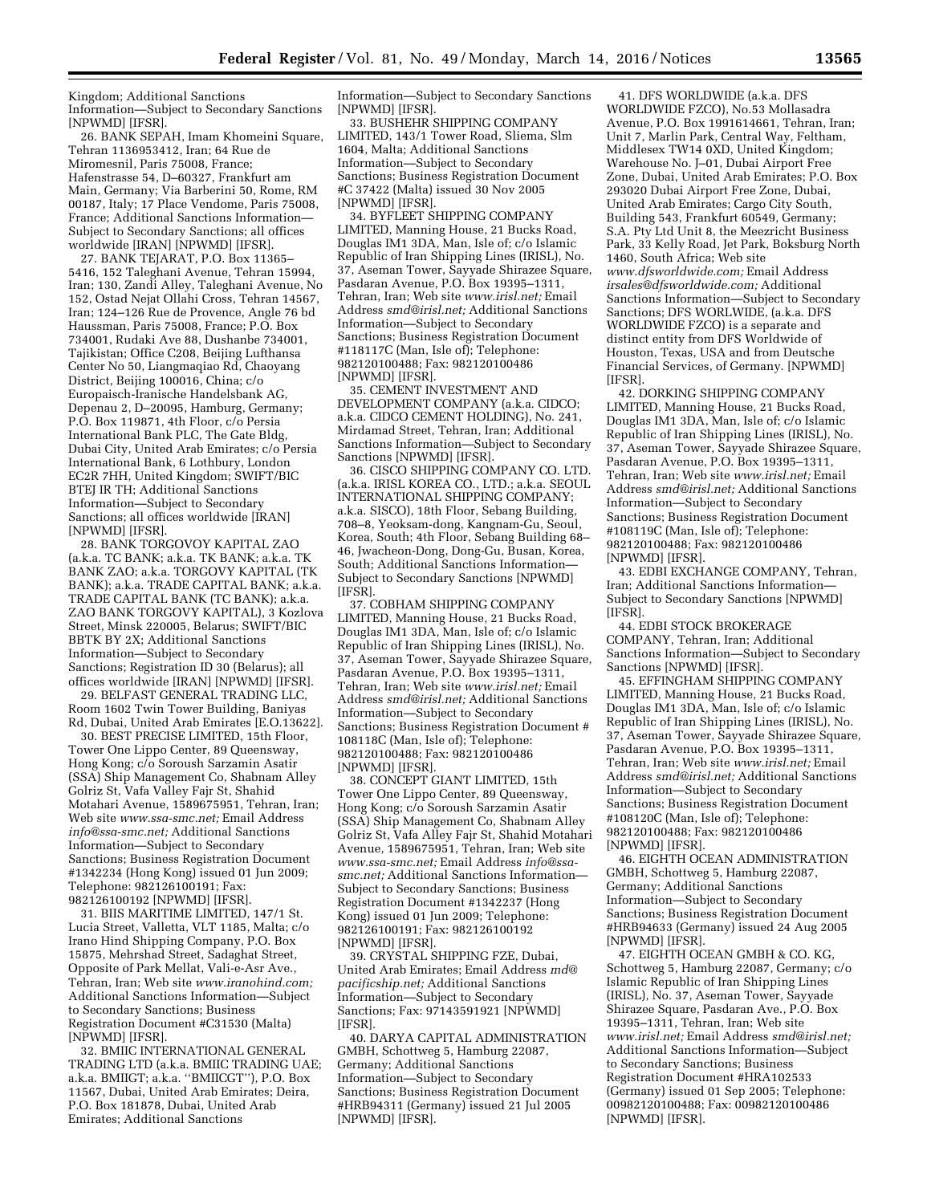Kingdom; Additional Sanctions Information—Subject to Secondary Sanctions [NPWMD] [IFSR].

26. BANK SEPAH, Imam Khomeini Square, Tehran 1136953412, Iran; 64 Rue de Miromesnil, Paris 75008, France; Hafenstrasse 54, D–60327, Frankfurt am Main, Germany; Via Barberini 50, Rome, RM 00187, Italy; 17 Place Vendome, Paris 75008, France; Additional Sanctions Information—Subject to Secondary Sanctions; all offices worldwide [IRAN] [NPWMD] [IFSR].

27. BANK TEJARAT, P.O. Box 11365–5416, 152 Taleghani Avenue, Tehran 15994, Iran; 130, Zandi Alley, Taleghani Avenue, No 152, Ostad Nejat Ollahi Cross, Tehran 14567, Iran; 124–126 Rue de Provence, Angle 76 bd Haussman, Paris 75008, France; P.O. Box 734001, Rudaki Ave 88, Dushanbe 734001, Tajikistan; Office C208, Beijing Lufthansa Center No 50, Liangmaqiao Rd, Chaoyang District, Beijing 100016, China; c/o Europaisch-Iranische Handelsbank AG, Depenau 2, D–20095, Hamburg, Germany; P.O. Box 119871, 4th Floor, c/o Persia International Bank PLC, The Gate Bldg, Dubai City, United Arab Emirates; c/o Persia International Bank, 6 Lothbury, London EC2R 7HH, United Kingdom; SWIFT/BIC BTEJ IR TH; Additional Sanctions Information—Subject to Secondary Sanctions; all offices worldwide [IRAN] [NPWMD] [IFSR].

28. BANK TORGOVOY KAPITAL ZAO (a.k.a. TC BANK; a.k.a. TK BANK; a.k.a. TK BANK ZAO; a.k.a. TORGOVY KAPITAL (TK BANK); a.k.a. TRADE CAPITAL BANK; a.k.a. TRADE CAPITAL BANK (TC BANK); a.k.a. ZAO BANK TORGOVY KAPITAL), 3 Kozlova Street, Minsk 220005, Belarus; SWIFT/BIC BBTK BY 2X; Additional Sanctions Information—Subject to Secondary Sanctions; Registration ID 30 (Belarus); all offices worldwide [IRAN] [NPWMD] [IFSR].

29. BELFAST GENERAL TRADING LLC, Room 1602 Twin Tower Building, Baniyas Rd, Dubai, United Arab Emirates [E.O.13622].

30. BEST PRECISE LIMITED, 15th Floor, Tower One Lippo Center, 89 Queensway, Hong Kong; c/o Soroush Sarzamin Asatir (SSA) Ship Management Co, Shabnam Alley Golriz St, Vafa Valley Fajr St, Shahid Motahari Avenue, 1589675951, Tehran, Iran; Web site *www.ssa-smc.net;* Email Address *info@ssa-smc.net;* Additional Sanctions Information—Subject to Secondary Sanctions; Business Registration Document #1342234 (Hong Kong) issued 01 Jun 2009; Telephone: 982126100191; Fax: 982126100192 [NPWMD] [IFSR].

31. BIIS MARITIME LIMITED, 147/1 St. Lucia Street, Valletta, VLT 1185, Malta; c/o Irano Hind Shipping Company, P.O. Box 15875, Mehrshad Street, Sadaghat Street, Opposite of Park Mellat, Vali-e-Asr Ave., Tehran, Iran; Web site *www.iranohind.com;* Additional Sanctions Information—Subject to Secondary Sanctions; Business Registration Document #C31530 (Malta) [NPWMD] [IFSR].

32. BMIIC INTERNATIONAL GENERAL TRADING LTD (a.k.a. BMIIC TRADING UAE; a.k.a. BMIIGT; a.k.a. ''BMIICGT''), P.O. Box 11567, Dubai, United Arab Emirates; Deira, P.O. Box 181878, Dubai, United Arab Emirates; Additional Sanctions Information—Subject to Secondary Sanctions [NPWMD] [IFSR].

33. BUSHEHR SHIPPING COMPANY LIMITED, 143/1 Tower Road, Sliema, Slm 1604, Malta; Additional Sanctions Information—Subject to Secondary Sanctions; Business Registration Document #C 37422 (Malta) issued 30 Nov 2005 [NPWMD] [IFSR].

34. BYFLEET SHIPPING COMPANY LIMITED, Manning House, 21 Bucks Road, Douglas IM1 3DA, Man, Isle of; c/o Islamic Republic of Iran Shipping Lines (IRISL), No. 37, Aseman Tower, Sayyade Shirazee Square, Pasdaran Avenue, P.O. Box 19395–1311, Tehran, Iran; Web site *www.irisl.net;* Email Address *smd@irisl.net;* Additional Sanctions Information—Subject to Secondary Sanctions; Business Registration Document #118117C (Man, Isle of); Telephone: 982120100488; Fax: 982120100486 [NPWMD] [IFSR].

35. CEMENT INVESTMENT AND DEVELOPMENT COMPANY (a.k.a. CIDCO; a.k.a. CIDCO CEMENT HOLDING), No. 241, Mirdamad Street, Tehran, Iran; Additional Sanctions Information—Subject to Secondary Sanctions [NPWMD] [IFSR].

36. CISCO SHIPPING COMPANY CO. LTD. (a.k.a. IRISL KOREA CO., LTD.; a.k.a. SEOUL INTERNATIONAL SHIPPING COMPANY; a.k.a. SISCO), 18th Floor, Sebang Building, 708–8, Yeoksam-dong, Kangnam-Gu, Seoul, Korea, South; 4th Floor, Sebang Building 68–46, Jwacheon-Dong, Dong-Gu, Busan, Korea, South; Additional Sanctions Information—Subject to Secondary Sanctions [NPWMD] [IFSR].

37. COBHAM SHIPPING COMPANY LIMITED, Manning House, 21 Bucks Road, Douglas IM1 3DA, Man, Isle of; c/o Islamic Republic of Iran Shipping Lines (IRISL), No. 37, Aseman Tower, Sayyade Shirazee Square, Pasdaran Avenue, P.O. Box 19395–1311, Tehran, Iran; Web site *www.irisl.net;* Email Address *smd@irisl.net;* Additional Sanctions Information—Subject to Secondary Sanctions; Business Registration Document # 108118C (Man, Isle of); Telephone: 982120100488; Fax: 982120100486 [NPWMD] [IFSR].

38. CONCEPT GIANT LIMITED, 15th Tower One Lippo Center, 89 Queensway, Hong Kong; c/o Soroush Sarzamin Asatir (SSA) Ship Management Co, Shabnam Alley Golriz St, Vafa Alley Fajr St, Shahid Motahari Avenue, 1589675951, Tehran, Iran; Web site *www.ssa-smc.net;* Email Address *info@ssa-smc.net;* Additional Sanctions Information—Subject to Secondary Sanctions; Business Registration Document #1342237 (Hong Kong) issued 01 Jun 2009; Telephone: 982126100191; Fax: 982126100192 [NPWMD] [IFSR].

39. CRYSTAL SHIPPING FZE, Dubai, United Arab Emirates; Email Address *md@pacificship.net;* Additional Sanctions Information—Subject to Secondary Sanctions; Fax: 97143591921 [NPWMD] [IFSR].

40. DARYA CAPITAL ADMINISTRATION GMBH, Schottweg 5, Hamburg 22087, Germany; Additional Sanctions Information—Subject to Secondary Sanctions; Business Registration Document #HRB94311 (Germany) issued 21 Jul 2005 [NPWMD] [IFSR].

41. DFS WORLDWIDE (a.k.a. DFS WORLDWIDE FZCO), No.53 Mollasadra Avenue, P.O. Box 1991614661, Tehran, Iran; Unit 7, Marlin Park, Central Way, Feltham, Middlesex TW14 0XD, United Kingdom; Warehouse No. J–01, Dubai Airport Free Zone, Dubai, United Arab Emirates; P.O. Box 293020 Dubai Airport Free Zone, Dubai, United Arab Emirates; Cargo City South, Building 543, Frankfurt 60549, Germany; S.A. Pty Ltd Unit 8, the Meezricht Business Park, 33 Kelly Road, Jet Park, Boksburg North 1460, South Africa; Web site *www.dfsworldwide.com;* Email Address *irsales@dfsworldwide.com;* Additional Sanctions Information—Subject to Secondary Sanctions; DFS WORLWIDE, (a.k.a. DFS WORLDWIDE FZCO) is a separate and distinct entity from DFS Worldwide of Houston, Texas, USA and from Deutsche Financial Services, of Germany. [NPWMD] [IFSR].

42. DORKING SHIPPING COMPANY LIMITED, Manning House, 21 Bucks Road, Douglas IM1 3DA, Man, Isle of; c/o Islamic Republic of Iran Shipping Lines (IRISL), No. 37, Aseman Tower, Sayyade Shirazee Square, Pasdaran Avenue, P.O. Box 19395–1311, Tehran, Iran; Web site *www.irisl.net;* Email Address *smd@irisl.net;* Additional Sanctions Information—Subject to Secondary Sanctions; Business Registration Document #108119C (Man, Isle of); Telephone: 982120100488; Fax: 982120100486 [NPWMD] [IFSR].

43. EDBI EXCHANGE COMPANY, Tehran, Iran; Additional Sanctions Information—Subject to Secondary Sanctions [NPWMD] [IFSR].

44. EDBI STOCK BROKERAGE COMPANY, Tehran, Iran; Additional Sanctions Information—Subject to Secondary Sanctions [NPWMD] [IFSR].

45. EFFINGHAM SHIPPING COMPANY LIMITED, Manning House, 21 Bucks Road, Douglas IM1 3DA, Man, Isle of; c/o Islamic Republic of Iran Shipping Lines (IRISL), No. 37, Aseman Tower, Sayyade Shirazee Square, Pasdaran Avenue, P.O. Box 19395–1311, Tehran, Iran; Web site *www.irisl.net;* Email Address *smd@irisl.net;* Additional Sanctions Information—Subject to Secondary Sanctions; Business Registration Document #108120C (Man, Isle of); Telephone: 982120100488; Fax: 982120100486 [NPWMD] [IFSR].

46. EIGHTH OCEAN ADMINISTRATION GMBH, Schottweg 5, Hamburg 22087, Germany; Additional Sanctions Information—Subject to Secondary Sanctions; Business Registration Document #HRB94633 (Germany) issued 24 Aug 2005 [NPWMD] [IFSR].

47. EIGHTH OCEAN GMBH & CO. KG, Schottweg 5, Hamburg 22087, Germany; c/o Islamic Republic of Iran Shipping Lines (IRISL), No. 37, Aseman Tower, Sayyade Shirazee Square, Pasdaran Ave., P.O. Box 19395–1311, Tehran, Iran; Web site *www.irisl.net;* Email Address *smd@irisl.net;* Additional Sanctions Information—Subject to Secondary Sanctions; Business Registration Document #HRA102533 (Germany) issued 01 Sep 2005; Telephone: 00982120100488; Fax: 00982120100486 [NPWMD] [IFSR].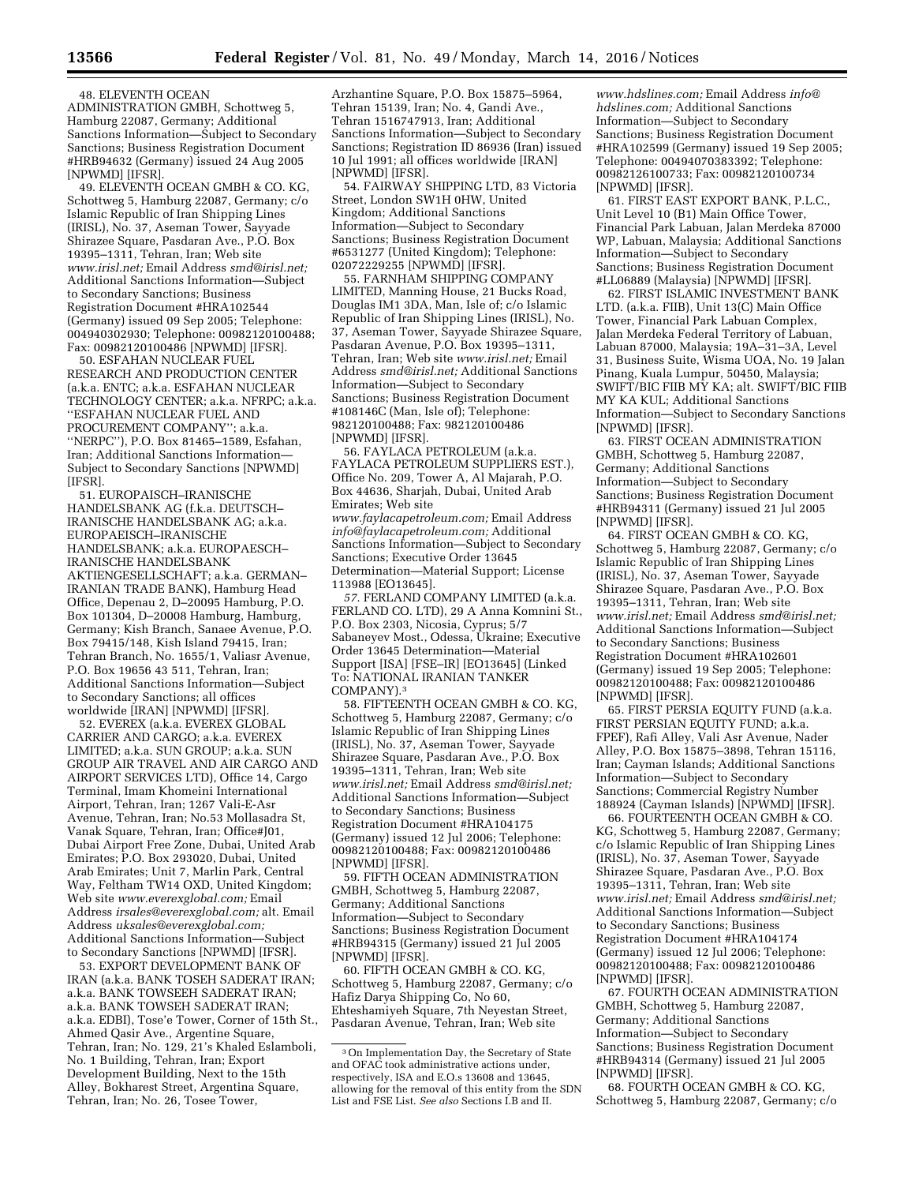48. ELEVENTH OCEAN ADMINISTRATION GMBH, Schottweg 5, Hamburg 22087, Germany; Additional Sanctions Information—Subject to Secondary Sanctions; Business Registration Document #HRB94632 (Germany) issued 24 Aug 2005 [NPWMD] [IFSR].

49. ELEVENTH OCEAN GMBH & CO. KG, Schottweg 5, Hamburg 22087, Germany; c/o Islamic Republic of Iran Shipping Lines (IRISL), No. 37, Aseman Tower, Sayyade Shirazee Square, Pasdaran Ave., P.O. Box 19395–1311, Tehran, Iran; Web site *www.irisl.net;* Email Address *smd@irisl.net;* Additional Sanctions Information—Subject to Secondary Sanctions; Business Registration Document #HRA102544 (Germany) issued 09 Sep 2005; Telephone: 004940302930; Telephone: 00982120100488; Fax: 00982120100486 [NPWMD] [IFSR].

50. ESFAHAN NUCLEAR FUEL RESEARCH AND PRODUCTION CENTER (a.k.a. ENTC; a.k.a. ESFAHAN NUCLEAR TECHNOLOGY CENTER; a.k.a. NFRPC; a.k.a. ''ESFAHAN NUCLEAR FUEL AND PROCUREMENT COMPANY''; a.k.a. ''NERPC''), P.O. Box 81465–1589, Esfahan, Iran; Additional Sanctions Information—Subject to Secondary Sanctions [NPWMD] [IFSR].

51. EUROPAISCH–IRANISCHE HANDELSBANK AG (f.k.a. DEUTSCH–IRANISCHE HANDELSBANK AG; a.k.a. EUROPAEISCH–IRANISCHE HANDELSBANK; a.k.a. EUROPAESCH–IRANISCHE HANDELSBANK AKTIENGESELLSCHAFT; a.k.a. GERMAN–IRANIAN TRADE BANK), Hamburg Head Office, Depenau 2, D–20095 Hamburg, P.O. Box 101304, D–20008 Hamburg, Hamburg, Germany; Kish Branch, Sanaee Avenue, P.O. Box 79415/148, Kish Island 79415, Iran; Tehran Branch, No. 1655/1, Valiasr Avenue, P.O. Box 19656 43 511, Tehran, Iran; Additional Sanctions Information—Subject to Secondary Sanctions; all offices worldwide [IRAN] [NPWMD] [IFSR].

52. EVEREX (a.k.a. EVEREX GLOBAL CARRIER AND CARGO; a.k.a. EVEREX LIMITED; a.k.a. SUN GROUP; a.k.a. SUN GROUP AIR TRAVEL AND AIR CARGO AND AIRPORT SERVICES LTD), Office 14, Cargo Terminal, Imam Khomeini International Airport, Tehran, Iran; 1267 Vali-E-Asr Avenue, Tehran, Iran; No.53 Mollasadra St, Vanak Square, Tehran, Iran; Office#J01, Dubai Airport Free Zone, Dubai, United Arab Emirates; P.O. Box 293020, Dubai, United Arab Emirates; Unit 7, Marlin Park, Central Way, Feltham TW14 OXD, United Kingdom; Web site *www.everexglobal.com;* Email Address *irsales@everexglobal.com;* alt. Email Address *uksales@everexglobal.com;* Additional Sanctions Information—Subject to Secondary Sanctions [NPWMD] [IFSR].

53. EXPORT DEVELOPMENT BANK OF IRAN (a.k.a. BANK TOSEH SADERAT IRAN; a.k.a. BANK TOWSEEH SADERAT IRAN; a.k.a. BANK TOWSEH SADERAT IRAN; a.k.a. EDBI), Tose'e Tower, Corner of 15th St., Ahmed Qasir Ave., Argentine Square, Tehran, Iran; No. 129, 21's Khaled Eslamboli, No. 1 Building, Tehran, Iran; Export Development Building, Next to the 15th Alley, Bokharest Street, Argentina Square, Tehran, Iran; No. 26, Tosee Tower, Arzhantine Square, P.O. Box 15875–5964, Tehran 15139, Iran; No. 4, Gandi Ave., Tehran 1516747913, Iran; Additional Sanctions Information—Subject to Secondary Sanctions; Registration ID 86936 (Iran) issued 10 Jul 1991; all offices worldwide [IRAN] [NPWMD] [IFSR].

54. FAIRWAY SHIPPING LTD, 83 Victoria Street, London SW1H 0HW, United Kingdom; Additional Sanctions Information—Subject to Secondary Sanctions; Business Registration Document #6531277 (United Kingdom); Telephone: 02072229255 [NPWMD] [IFSR].

55. FARNHAM SHIPPING COMPANY LIMITED, Manning House, 21 Bucks Road, Douglas IM1 3DA, Man, Isle of; c/o Islamic Republic of Iran Shipping Lines (IRISL), No. 37, Aseman Tower, Sayyade Shirazee Square, Pasdaran Avenue, P.O. Box 19395–1311, Tehran, Iran; Web site *www.irisl.net;* Email Address *smd@irisl.net;* Additional Sanctions Information—Subject to Secondary Sanctions; Business Registration Document #108146C (Man, Isle of); Telephone: 982120100488; Fax: 982120100486 [NPWMD] [IFSR].

56. FAYLACA PETROLEUM (a.k.a. FAYLACA PETROLEUM SUPPLIERS EST.), Office No. 209, Tower A, Al Majarah, P.O. Box 44636, Sharjah, Dubai, United Arab Emirates; Web site *www.faylacapetroleum.com;* Email Address *info@faylacapetroleum.com;* Additional Sanctions Information—Subject to Secondary Sanctions; Executive Order 13645 Determination—Material Support; License 113988 [EO13645].

*57.* FERLAND COMPANY LIMITED (a.k.a. FERLAND CO. LTD), 29 A Anna Komnini St., P.O. Box 2303, Nicosia, Cyprus; 5/7 Sabaneyev Most., Odessa, Ukraine; Executive Order 13645 Determination—Material Support [ISA] [FSE–IR] [EO13645] (Linked To: NATIONAL IRANIAN TANKER COMPANY).[3]

58. FIFTEENTH OCEAN GMBH & CO. KG, Schottweg 5, Hamburg 22087, Germany; c/o Islamic Republic of Iran Shipping Lines (IRISL), No. 37, Aseman Tower, Sayyade Shirazee Square, Pasdaran Ave., P.O. Box 19395–1311, Tehran, Iran; Web site *www.irisl.net;* Email Address *smd@irisl.net;* Additional Sanctions Information—Subject to Secondary Sanctions; Business Registration Document #HRA104175 (Germany) issued 12 Jul 2006; Telephone: 00982120100488; Fax: 00982120100486 [NPWMD] [IFSR].

59. FIFTH OCEAN ADMINISTRATION GMBH, Schottweg 5, Hamburg 22087, Germany; Additional Sanctions Information—Subject to Secondary Sanctions; Business Registration Document #HRB94315 (Germany) issued 21 Jul 2005 [NPWMD] [IFSR].

60. FIFTH OCEAN GMBH & CO. KG, Schottweg 5, Hamburg 22087, Germany; c/o Hafiz Darya Shipping Co, No 60, Ehteshamiyeh Square, 7th Neyestan Street, Pasdaran Avenue, Tehran, Iran; Web site *www.hdslines.com;* Email Address *info@hdslines.com;* Additional Sanctions Information—Subject to Secondary Sanctions; Business Registration Document #HRA102599 (Germany) issued 19 Sep 2005; Telephone: 00494070383392; Telephone: 00982126100733; Fax: 00982120100734 [NPWMD] [IFSR].

61. FIRST EAST EXPORT BANK, P.L.C., Unit Level 10 (B1) Main Office Tower, Financial Park Labuan, Jalan Merdeka 87000 WP, Labuan, Malaysia; Additional Sanctions Information—Subject to Secondary Sanctions; Business Registration Document #LL06889 (Malaysia) [NPWMD] [IFSR].

62. FIRST ISLAMIC INVESTMENT BANK LTD. (a.k.a. FIIB), Unit 13(C) Main Office Tower, Financial Park Labuan Complex, Jalan Merdeka Federal Territory of Labuan, Labuan 87000, Malaysia; 19A–31–3A, Level 31, Business Suite, Wisma UOA, No. 19 Jalan Pinang, Kuala Lumpur, 50450, Malaysia; SWIFT/BIC FIIB MY KA; alt. SWIFT/BIC FIIB MY KA KUL; Additional Sanctions Information—Subject to Secondary Sanctions [NPWMD] [IFSR].

63. FIRST OCEAN ADMINISTRATION GMBH, Schottweg 5, Hamburg 22087, Germany; Additional Sanctions Information—Subject to Secondary Sanctions; Business Registration Document #HRB94311 (Germany) issued 21 Jul 2005 [NPWMD] [IFSR].

64. FIRST OCEAN GMBH & CO. KG, Schottweg 5, Hamburg 22087, Germany; c/o Islamic Republic of Iran Shipping Lines (IRISL), No. 37, Aseman Tower, Sayyade Shirazee Square, Pasdaran Ave., P.O. Box 19395–1311, Tehran, Iran; Web site *www.irisl.net;* Email Address *smd@irisl.net;* Additional Sanctions Information—Subject to Secondary Sanctions; Business Registration Document #HRA102601 (Germany) issued 19 Sep 2005; Telephone: 00982120100488; Fax: 00982120100486 [NPWMD] [IFSR].

65. FIRST PERSIA EQUITY FUND (a.k.a. FIRST PERSIAN EQUITY FUND; a.k.a. FPEF), Rafi Alley, Vali Asr Avenue, Nader Alley, P.O. Box 15875–3898, Tehran 15116, Iran; Cayman Islands; Additional Sanctions Information—Subject to Secondary Sanctions; Commercial Registry Number 188924 (Cayman Islands) [NPWMD] [IFSR].

66. FOURTEENTH OCEAN GMBH & CO. KG, Schottweg 5, Hamburg 22087, Germany; c/o Islamic Republic of Iran Shipping Lines (IRISL), No. 37, Aseman Tower, Sayyade Shirazee Square, Pasdaran Ave., P.O. Box 19395–1311, Tehran, Iran; Web site *www.irisl.net;* Email Address *smd@irisl.net;* Additional Sanctions Information—Subject to Secondary Sanctions; Business Registration Document #HRA104174 (Germany) issued 12 Jul 2006; Telephone: 00982120100488; Fax: 00982120100486 [NPWMD] [IFSR].

67. FOURTH OCEAN ADMINISTRATION GMBH, Schottweg 5, Hamburg 22087, Germany; Additional Sanctions Information—Subject to Secondary Sanctions; Business Registration Document #HRB94314 (Germany) issued 21 Jul 2005 [NPWMD] [IFSR].

68. FOURTH OCEAN GMBH & CO. KG, Schottweg 5, Hamburg 22087, Germany; c/o

---

[3] On Implementation Day, the Secretary of State and OFAC took administrative actions under, respectively, ISA and E.O.s 13608 and 13645, allowing for the removal of this entity from the SDN List and FSE List. *See also* Sections I.B and II.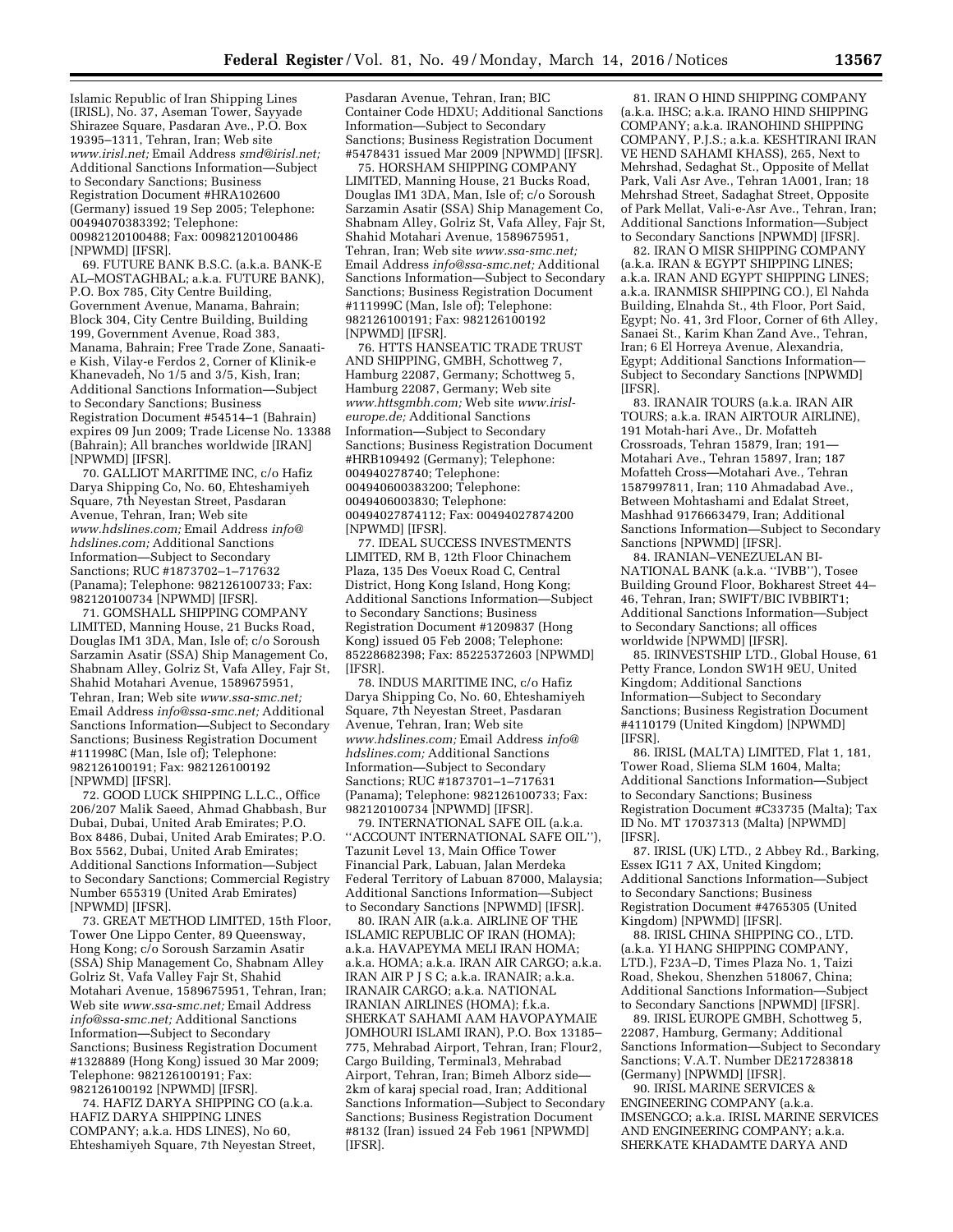Islamic Republic of Iran Shipping Lines (IRISL), No. 37, Aseman Tower, Sayyade Shirazee Square, Pasdaran Ave., P.O. Box 19395–1311, Tehran, Iran; Web site *www.irisl.net;* Email Address *smd@irisl.net;* Additional Sanctions Information—Subject to Secondary Sanctions; Business Registration Document #HRA102600 (Germany) issued 19 Sep 2005; Telephone: 00494070383392; Telephone: 00982120100488; Fax: 00982120100486 [NPWMD] [IFSR].

69. FUTURE BANK B.S.C. (a.k.a. BANK-E AL–MOSTAGHBAL; a.k.a. FUTURE BANK), P.O. Box 785, City Centre Building, Government Avenue, Manama, Bahrain; Block 304, City Centre Building, Building 199, Government Avenue, Road 383, Manama, Bahrain; Free Trade Zone, Sanaati-e Kish, Vilay-e Ferdos 2, Corner of Klinik-e Khanevadeh, No 1/5 and 3/5, Kish, Iran; Additional Sanctions Information—Subject to Secondary Sanctions; Business Registration Document #54514–1 (Bahrain) expires 09 Jun 2009; Trade License No. 13388 (Bahrain); All branches worldwide [IRAN] [NPWMD] [IFSR].

70. GALLIOT MARITIME INC, c/o Hafiz Darya Shipping Co, No. 60, Ehteshamiyeh Square, 7th Neyestan Street, Pasdaran Avenue, Tehran, Iran; Web site *www.hdslines.com;* Email Address *info@hdslines.com;* Additional Sanctions Information—Subject to Secondary Sanctions; RUC #1873702–1–717632 (Panama); Telephone: 982120100733; Fax: 982120100734 [NPWMD] [IFSR].

71. GOMSHALL SHIPPING COMPANY LIMITED, Manning House, 21 Bucks Road, Douglas IM1 3DA, Man, Isle of; c/o Soroush Sarzamin Asatir (SSA) Ship Management Co, Shabnam Alley, Golriz St, Vafa Alley, Fajr St, Shahid Motahari Avenue, 1589675951, Tehran, Iran; Web site *www.ssa-smc.net;* Email Address *info@ssa-smc.net;* Additional Sanctions Information—Subject to Secondary Sanctions; Business Registration Document #111998C (Man, Isle of); Telephone: 982126100191; Fax: 982126100192 [NPWMD] [IFSR].

72. GOOD LUCK SHIPPING L.L.C., Office 206/207 Malik Saeed, Ahmad Ghabbash, Bur Dubai, Dubai, United Arab Emirates; P.O. Box 8486, Dubai, United Arab Emirates; P.O. Box 5562, Dubai, United Arab Emirates; Additional Sanctions Information—Subject to Secondary Sanctions; Commercial Registry Number 655319 (United Arab Emirates) [NPWMD] [IFSR].

73. GREAT METHOD LIMITED, 15th Floor, Tower One Lippo Center, 89 Queensway, Hong Kong; c/o Soroush Sarzamin Asatir (SSA) Ship Management Co, Shabnam Alley Golriz St, Vafa Valley Fajr St, Shahid Motahari Avenue, 1589675951, Tehran, Iran; Web site *www.ssa-smc.net;* Email Address *info@ssa-smc.net;* Additional Sanctions Information—Subject to Secondary Sanctions; Business Registration Document #1328889 (Hong Kong) issued 30 Mar 2009; Telephone: 982126100191; Fax: 982126100192 [NPWMD] [IFSR].

74. HAFIZ DARYA SHIPPING CO (a.k.a. HAFIZ DARYA SHIPPING LINES COMPANY; a.k.a. HDS LINES), No 60, Ehteshamiyeh Square, 7th Neyestan Street, Pasdaran Avenue, Tehran, Iran; BIC Container Code HDXU; Additional Sanctions Information—Subject to Secondary Sanctions; Business Registration Document #5478431 issued Mar 2009 [NPWMD] [IFSR].

75. HORSHAM SHIPPING COMPANY LIMITED, Manning House, 21 Bucks Road, Douglas IM1 3DA, Man, Isle of; c/o Soroush Sarzamin Asatir (SSA) Ship Management Co, Shabnam Alley, Golriz St, Vafa Alley, Fajr St, Shahid Motahari Avenue, 1589675951, Tehran, Iran; Web site *www.ssa-smc.net;* Email Address *info@ssa-smc.net;* Additional Sanctions Information—Subject to Secondary Sanctions; Business Registration Document #111999C (Man, Isle of); Telephone: 982126100191; Fax: 982126100192 [NPWMD] [IFSR].

76. HTTS HANSEATIC TRADE TRUST AND SHIPPING, GMBH, Schottweg 7, Hamburg 22087, Germany; Schottweg 5, Hamburg 22087, Germany; Web site *www.httsgmbh.com;* Web site *www.irisl-europe.de;* Additional Sanctions Information—Subject to Secondary Sanctions; Business Registration Document #HRB109492 (Germany); Telephone: 004940278740; Telephone: 004940600383200; Telephone: 0049406003830; Telephone: 00494027874112; Fax: 00494027874200 [NPWMD] [IFSR].

77. IDEAL SUCCESS INVESTMENTS LIMITED, RM B, 12th Floor Chinachem Plaza, 135 Des Voeux Road C, Central District, Hong Kong Island, Hong Kong; Additional Sanctions Information—Subject to Secondary Sanctions; Business Registration Document #1209837 (Hong Kong) issued 05 Feb 2008; Telephone: 85228682398; Fax: 85225372603 [NPWMD] [IFSR].

78. INDUS MARITIME INC, c/o Hafiz Darya Shipping Co, No. 60, Ehteshamiyeh Square, 7th Neyestan Street, Pasdaran Avenue, Tehran, Iran; Web site *www.hdslines.com;* Email Address *info@hdslines.com;* Additional Sanctions Information—Subject to Secondary Sanctions; RUC #1873701–1–717631 (Panama); Telephone: 982126100733; Fax: 982120100734 [NPWMD] [IFSR].

79. INTERNATIONAL SAFE OIL (a.k.a. ''ACCOUNT INTERNATIONAL SAFE OIL''), Tazunit Level 13, Main Office Tower Financial Park, Labuan, Jalan Merdeka Federal Territory of Labuan 87000, Malaysia; Additional Sanctions Information—Subject to Secondary Sanctions [NPWMD] [IFSR].

80. IRAN AIR (a.k.a. AIRLINE OF THE ISLAMIC REPUBLIC OF IRAN (HOMA); a.k.a. HAVAPEYMA MELI IRAN HOMA; a.k.a. HOMA; a.k.a. IRAN AIR CARGO; a.k.a. IRAN AIR P J S C; a.k.a. IRANAIR; a.k.a. IRANAIR CARGO; a.k.a. NATIONAL IRANIAN AIRLINES (HOMA); f.k.a. SHERKAT SAHAMI AAM HAVOPAYMAIE JOMHOURI ISLAMI IRAN), P.O. Box 13185–775, Mehrabad Airport, Tehran, Iran; Flour2, Cargo Building, Terminal3, Mehrabad Airport, Tehran, Iran; Bimeh Alborz side—2km of karaj special road, Iran; Additional Sanctions Information—Subject to Secondary Sanctions; Business Registration Document #8132 (Iran) issued 24 Feb 1961 [NPWMD] [IFSR].

81. IRAN O HIND SHIPPING COMPANY (a.k.a. IHSC; a.k.a. IRANO HIND SHIPPING COMPANY; a.k.a. IRANOHIND SHIPPING COMPANY, P.J.S.; a.k.a. KESHTIRANI IRAN VE HEND SAHAMI KHASS), 265, Next to Mehrshad, Sedaghat St., Opposite of Mellat Park, Vali Asr Ave., Tehran 1A001, Iran; 18 Mehrshad Street, Sadaghat Street, Opposite of Park Mellat, Vali-e-Asr Ave., Tehran, Iran; Additional Sanctions Information—Subject to Secondary Sanctions [NPWMD] [IFSR].

82. IRAN O MISR SHIPPING COMPANY (a.k.a. IRAN & EGYPT SHIPPING LINES; a.k.a. IRAN AND EGYPT SHIPPING LINES; a.k.a. IRANMISR SHIPPING CO.), El Nahda Building, Elnahda St., 4th Floor, Port Said, Egypt; No. 41, 3rd Floor, Corner of 6th Alley, Sanaei St., Karim Khan Zand Ave., Tehran, Iran; 6 El Horreya Avenue, Alexandria, Egypt; Additional Sanctions Information—Subject to Secondary Sanctions [NPWMD] [IFSR].

83. IRANAIR TOURS (a.k.a. IRAN AIR TOURS; a.k.a. IRAN AIRTOUR AIRLINE), 191 Motah-hari Ave., Dr. Mofatteh Crossroads, Tehran 15879, Iran; 191—Motahari Ave., Tehran 15897, Iran; 187 Mofatteh Cross—Motahari Ave., Tehran 1587997811, Iran; 110 Ahmadabad Ave., Between Mohtashami and Edalat Street, Mashhad 9176663479, Iran; Additional Sanctions Information—Subject to Secondary Sanctions [NPWMD] [IFSR].

84. IRANIAN–VENEZUELAN BI-NATIONAL BANK (a.k.a. ''IVBB''), Tosee Building Ground Floor, Bokharest Street 44–46, Tehran, Iran; SWIFT/BIC IVBBIRT1; Additional Sanctions Information—Subject to Secondary Sanctions; all offices worldwide [NPWMD] [IFSR].

85. IRINVESTSHIP LTD., Global House, 61 Petty France, London SW1H 9EU, United Kingdom; Additional Sanctions Information—Subject to Secondary Sanctions; Business Registration Document #4110179 (United Kingdom) [NPWMD] [IFSR].

86. IRISL (MALTA) LIMITED, Flat 1, 181, Tower Road, Sliema SLM 1604, Malta; Additional Sanctions Information—Subject to Secondary Sanctions; Business Registration Document #C33735 (Malta); Tax ID No. MT 17037313 (Malta) [NPWMD] [IFSR].

87. IRISL (UK) LTD., 2 Abbey Rd., Barking, Essex IG11 7 AX, United Kingdom; Additional Sanctions Information—Subject to Secondary Sanctions; Business Registration Document #4765305 (United Kingdom) [NPWMD] [IFSR].

88. IRISL CHINA SHIPPING CO., LTD. (a.k.a. YI HANG SHIPPING COMPANY, LTD.), F23A–D, Times Plaza No. 1, Taizi Road, Shekou, Shenzhen 518067, China; Additional Sanctions Information—Subject to Secondary Sanctions [NPWMD] [IFSR].

89. IRISL EUROPE GMBH, Schottweg 5, 22087, Hamburg, Germany; Additional Sanctions Information—Subject to Secondary Sanctions; V.A.T. Number DE217283818 (Germany) [NPWMD] [IFSR].

90. IRISL MARINE SERVICES & ENGINEERING COMPANY (a.k.a. IMSENGCO; a.k.a. IRISL MARINE SERVICES AND ENGINEERING COMPANY; a.k.a. SHERKATE KHADAMTE DARYA AND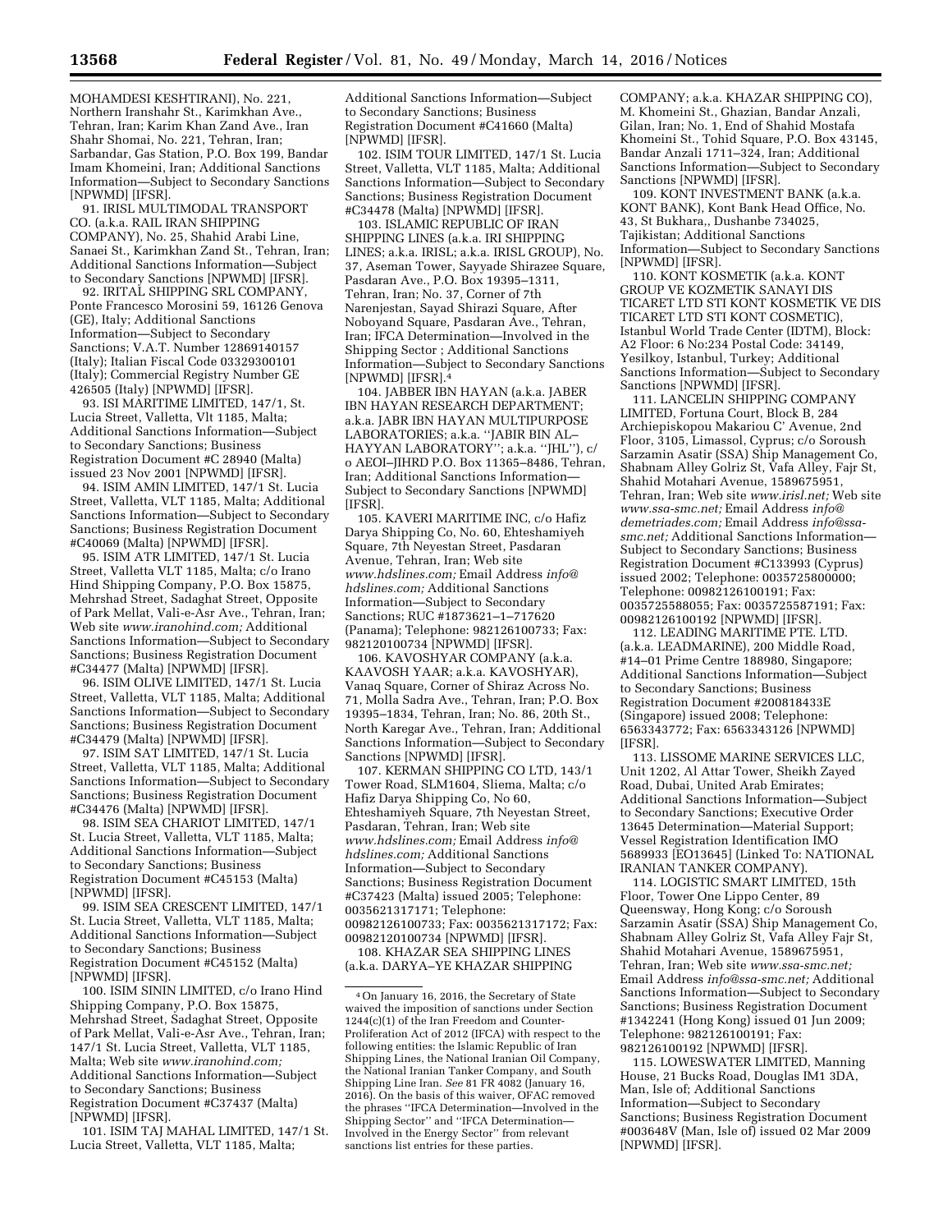MOHAMDESI KESHTIRANI), No. 221, Northern Iranshahr St., Karimkhan Ave., Tehran, Iran; Karim Khan Zand Ave., Iran Shahr Shomai, No. 221, Tehran, Iran; Sarbandar, Gas Station, P.O. Box 199, Bandar Imam Khomeini, Iran; Additional Sanctions Information—Subject to Secondary Sanctions [NPWMD] [IFSR].

91. IRISL MULTIMODAL TRANSPORT CO. (a.k.a. RAIL IRAN SHIPPING COMPANY), No. 25, Shahid Arabi Line, Sanaei St., Karimkhan Zand St., Tehran, Iran; Additional Sanctions Information—Subject to Secondary Sanctions [NPWMD] [IFSR].

92. IRITAL SHIPPING SRL COMPANY, Ponte Francesco Morosini 59, 16126 Genova (GE), Italy; Additional Sanctions Information—Subject to Secondary Sanctions; V.A.T. Number 12869140157 (Italy); Italian Fiscal Code 03329300101 (Italy); Commercial Registry Number GE 426505 (Italy) [NPWMD] [IFSR].

93. ISI MARITIME LIMITED, 147/1, St. Lucia Street, Valletta, Vlt 1185, Malta; Additional Sanctions Information—Subject to Secondary Sanctions; Business Registration Document #C 28940 (Malta) issued 23 Nov 2001 [NPWMD] [IFSR].

94. ISIM AMIN LIMITED, 147/1 St. Lucia Street, Valletta, VLT 1185, Malta; Additional Sanctions Information—Subject to Secondary Sanctions; Business Registration Document #C40069 (Malta) [NPWMD] [IFSR].

95. ISIM ATR LIMITED, 147/1 St. Lucia Street, Valletta VLT 1185, Malta; c/o Irano Hind Shipping Company, P.O. Box 15875, Mehrshad Street, Sadaghat Street, Opposite of Park Mellat, Vali-e-Asr Ave., Tehran, Iran; Web site *www.iranohind.com;* Additional Sanctions Information—Subject to Secondary Sanctions; Business Registration Document #C34477 (Malta) [NPWMD] [IFSR].

96. ISIM OLIVE LIMITED, 147/1 St. Lucia Street, Valletta, VLT 1185, Malta; Additional Sanctions Information—Subject to Secondary Sanctions; Business Registration Document #C34479 (Malta) [NPWMD] [IFSR].

97. ISIM SAT LIMITED, 147/1 St. Lucia Street, Valletta, VLT 1185, Malta; Additional Sanctions Information—Subject to Secondary Sanctions; Business Registration Document #C34476 (Malta) [NPWMD] [IFSR].

98. ISIM SEA CHARIOT LIMITED, 147/1 St. Lucia Street, Valletta, VLT 1185, Malta; Additional Sanctions Information—Subject to Secondary Sanctions; Business Registration Document #C45153 (Malta) [NPWMD] [IFSR].

99. ISIM SEA CRESCENT LIMITED, 147/1 St. Lucia Street, Valletta, VLT 1185, Malta; Additional Sanctions Information—Subject to Secondary Sanctions; Business Registration Document #C45152 (Malta) [NPWMD] [IFSR].

100. ISIM SININ LIMITED, c/o Irano Hind Shipping Company, P.O. Box 15875, Mehrshad Street, Sadaghat Street, Opposite of Park Mellat, Vali-e-Asr Ave., Tehran, Iran; 147/1 St. Lucia Street, Valletta, VLT 1185, Malta; Web site *www.iranohind.com;* Additional Sanctions Information—Subject to Secondary Sanctions; Business Registration Document #C37437 (Malta) [NPWMD] [IFSR].

101. ISIM TAJ MAHAL LIMITED, 147/1 St. Lucia Street, Valletta, VLT 1185, Malta; Additional Sanctions Information—Subject to Secondary Sanctions; Business Registration Document #C41660 (Malta) [NPWMD] [IFSR].

102. ISIM TOUR LIMITED, 147/1 St. Lucia Street, Valletta, VLT 1185, Malta; Additional Sanctions Information—Subject to Secondary Sanctions; Business Registration Document #C34478 (Malta) [NPWMD] [IFSR].

103. ISLAMIC REPUBLIC OF IRAN SHIPPING LINES (a.k.a. IRI SHIPPING LINES; a.k.a. IRISL; a.k.a. IRISL GROUP), No. 37, Aseman Tower, Sayyade Shirazee Square, Pasdaran Ave., P.O. Box 19395–1311, Tehran, Iran; No. 37, Corner of 7th Narenjestan, Sayad Shirazi Square, After Noboyand Square, Pasdaran Ave., Tehran, Iran; IFCA Determination—Involved in the Shipping Sector ; Additional Sanctions Information—Subject to Secondary Sanctions [NPWMD] [IFSR].[4]

104. JABBER IBN HAYAN (a.k.a. JABER IBN HAYAN RESEARCH DEPARTMENT; a.k.a. JABR IBN HAYAN MULTIPURPOSE LABORATORIES; a.k.a. ''JABIR BIN AL–HAYYAN LABORATORY''; a.k.a. ''JHL''), c/o AEOI–JIHRD P.O. Box 11365–8486, Tehran, Iran; Additional Sanctions Information—Subject to Secondary Sanctions [NPWMD] [IFSR].

105. KAVERI MARITIME INC, c/o Hafiz Darya Shipping Co, No. 60, Ehteshamiyeh Square, 7th Neyestan Street, Pasdaran Avenue, Tehran, Iran; Web site *www.hdslines.com;* Email Address *info@hdslines.com;* Additional Sanctions Information—Subject to Secondary Sanctions; RUC #1873621–1–717620 (Panama); Telephone: 982126100733; Fax: 982120100734 [NPWMD] [IFSR].

106. KAVOSHYAR COMPANY (a.k.a. KAAVOSH YAAR; a.k.a. KAVOSHYAR), Vanaq Square, Corner of Shiraz Across No. 71, Molla Sadra Ave., Tehran, Iran; P.O. Box 19395–1834, Tehran, Iran; No. 86, 20th St., North Karegar Ave., Tehran, Iran; Additional Sanctions Information—Subject to Secondary Sanctions [NPWMD] [IFSR].

107. KERMAN SHIPPING CO LTD, 143/1 Tower Road, SLM1604, Sliema, Malta; c/o Hafiz Darya Shipping Co, No 60, Ehteshamiyeh Square, 7th Neyestan Street, Pasdaran, Tehran, Iran; Web site *www.hdslines.com;* Email Address *info@hdslines.com;* Additional Sanctions Information—Subject to Secondary Sanctions; Business Registration Document #C37423 (Malta) issued 2005; Telephone: 0035621317171; Telephone: 00982126100733; Fax: 0035621317172; Fax: 00982120100734 [NPWMD] [IFSR].

108. KHAZAR SEA SHIPPING LINES (a.k.a. DARYA–YE KHAZAR SHIPPING COMPANY; a.k.a. KHAZAR SHIPPING CO), M. Khomeini St., Ghazian, Bandar Anzali, Gilan, Iran; No. 1, End of Shahid Mostafa Khomeini St., Tohid Square, P.O. Box 43145, Bandar Anzali 1711–324, Iran; Additional Sanctions Information—Subject to Secondary Sanctions [NPWMD] [IFSR].

109. KONT INVESTMENT BANK (a.k.a. KONT BANK), Kont Bank Head Office, No. 43, St Bukhara,, Dushanbe 734025, Tajikistan; Additional Sanctions Information—Subject to Secondary Sanctions [NPWMD] [IFSR].

110. KONT KOSMETIK (a.k.a. KONT GROUP VE KOZMETIK SANAYI DIS TICARET LTD STI KONT KOSMETIK VE DIS TICARET LTD STI KONT COSMETIC), Istanbul World Trade Center (IDTM), Block: A2 Floor: 6 No:234 Postal Code: 34149, Yesilkoy, Istanbul, Turkey; Additional Sanctions Information—Subject to Secondary Sanctions [NPWMD] [IFSR].

111. LANCELIN SHIPPING COMPANY LIMITED, Fortuna Court, Block B, 284 Archiepiskopou Makariou C' Avenue, 2nd Floor, 3105, Limassol, Cyprus; c/o Soroush Sarzamin Asatir (SSA) Ship Management Co, Shabnam Alley Golriz St, Vafa Alley, Fajr St, Shahid Motahari Avenue, 1589675951, Tehran, Iran; Web site *www.irisl.net;* Web site *www.ssa-smc.net;* Email Address *info@demetriades.com;* Email Address *info@ssa-smc.net;* Additional Sanctions Information—Subject to Secondary Sanctions; Business Registration Document #C133993 (Cyprus) issued 2002; Telephone: 0035725800000; Telephone: 00982126100191; Fax: 0035725588055; Fax: 0035725587191; Fax: 00982126100192 [NPWMD] [IFSR].

112. LEADING MARITIME PTE. LTD. (a.k.a. LEADMARINE), 200 Middle Road, #14–01 Prime Centre 188980, Singapore; Additional Sanctions Information—Subject to Secondary Sanctions; Business Registration Document #200818433E (Singapore) issued 2008; Telephone: 6563343772; Fax: 6563343126 [NPWMD] [IFSR].

113. LISSOME MARINE SERVICES LLC, Unit 1202, Al Attar Tower, Sheikh Zayed Road, Dubai, United Arab Emirates; Additional Sanctions Information—Subject to Secondary Sanctions; Executive Order 13645 Determination—Material Support; Vessel Registration Identification IMO 5689933 [EO13645] (Linked To: NATIONAL IRANIAN TANKER COMPANY).

114. LOGISTIC SMART LIMITED, 15th Floor, Tower One Lippo Center, 89 Queensway, Hong Kong; c/o Soroush Sarzamin Asatir (SSA) Ship Management Co, Shabnam Alley Golriz St, Vafa Alley Fajr St, Shahid Motahari Avenue, 1589675951, Tehran, Iran; Web site *www.ssa-smc.net;* Email Address *info@ssa-smc.net;* Additional Sanctions Information—Subject to Secondary Sanctions; Business Registration Document #1342241 (Hong Kong) issued 01 Jun 2009; Telephone: 982126100191; Fax: 982126100192 [NPWMD] [IFSR].

115. LOWESWATER LIMITED, Manning House, 21 Bucks Road, Douglas IM1 3DA, Man, Isle of; Additional Sanctions Information—Subject to Secondary Sanctions; Business Registration Document #003648V (Man, Isle of) issued 02 Mar 2009 [NPWMD] [IFSR].

---

[4] On January 16, 2016, the Secretary of State waived the imposition of sanctions under Section 1244(c)(1) of the Iran Freedom and Counter-Proliferation Act of 2012 (IFCA) with respect to the following entities: the Islamic Republic of Iran Shipping Lines, the National Iranian Oil Company, the National Iranian Tanker Company, and South Shipping Line Iran. *See* 81 FR 4082 (January 16, 2016). On the basis of this waiver, OFAC removed the phrases ''IFCA Determination—Involved in the Shipping Sector'' and ''IFCA Determination—Involved in the Energy Sector'' from relevant sanctions list entries for these parties.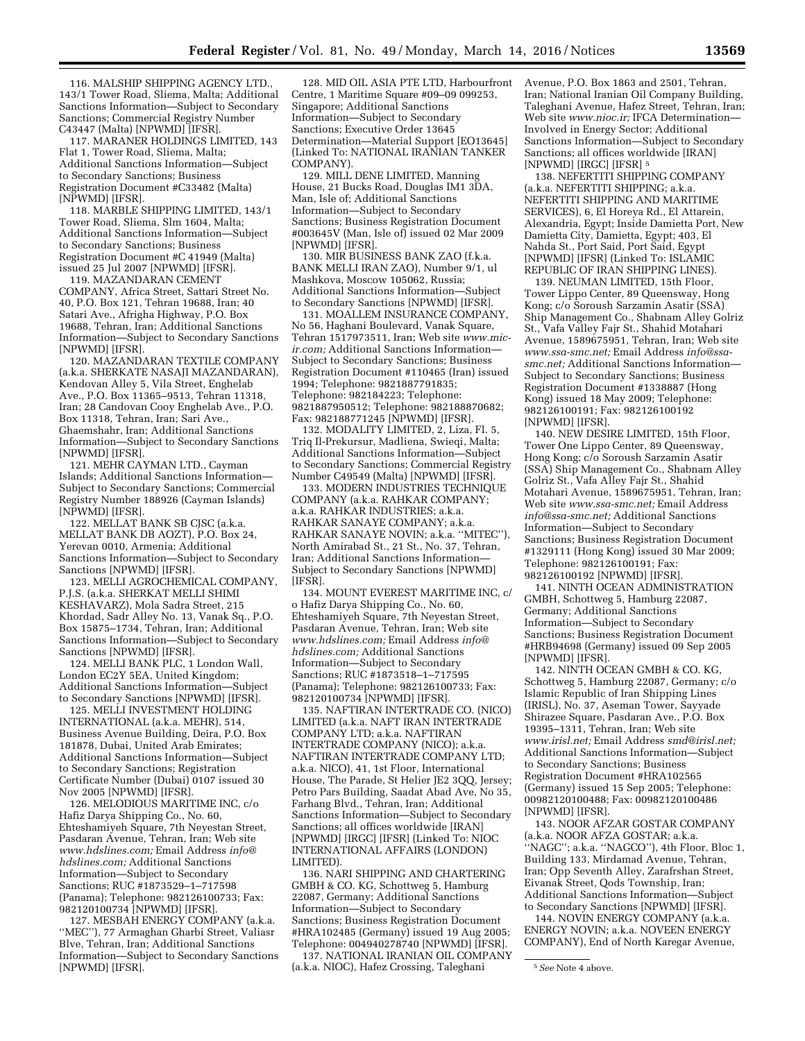116. MALSHIP SHIPPING AGENCY LTD., 143/1 Tower Road, Sliema, Malta; Additional Sanctions Information—Subject to Secondary Sanctions; Commercial Registry Number C43447 (Malta) [NPWMD] [IFSR].

117. MARANER HOLDINGS LIMITED, 143 Flat 1, Tower Road, Sliema, Malta; Additional Sanctions Information—Subject to Secondary Sanctions; Business Registration Document #C33482 (Malta) [NPWMD] [IFSR].

118. MARBLE SHIPPING LIMITED, 143/1 Tower Road, Sliema, Slm 1604, Malta; Additional Sanctions Information—Subject to Secondary Sanctions; Business Registration Document #C 41949 (Malta) issued 25 Jul 2007 [NPWMD] [IFSR].

119. MAZANDARAN CEMENT COMPANY, Africa Street, Sattari Street No. 40, P.O. Box 121, Tehran 19688, Iran; 40 Satari Ave., Afrigha Highway, P.O. Box 19688, Tehran, Iran; Additional Sanctions Information—Subject to Secondary Sanctions [NPWMD] [IFSR].

120. MAZANDARAN TEXTILE COMPANY (a.k.a. SHERKATE NASAJI MAZANDARAN), Kendovan Alley 5, Vila Street, Enghelab Ave., P.O. Box 11365–9513, Tehran 11318, Iran; 28 Candovan Cooy Enghelab Ave., P.O. Box 11318, Tehran, Iran; Sari Ave., Ghaemshahr, Iran; Additional Sanctions Information—Subject to Secondary Sanctions [NPWMD] [IFSR].

121. MEHR CAYMAN LTD., Cayman Islands; Additional Sanctions Information—Subject to Secondary Sanctions; Commercial Registry Number 188926 (Cayman Islands) [NPWMD] [IFSR].

122. MELLAT BANK SB CJSC (a.k.a. MELLAT BANK DB AOZT), P.O. Box 24, Yerevan 0010, Armenia; Additional Sanctions Information—Subject to Secondary Sanctions [NPWMD] [IFSR].

123. MELLI AGROCHEMICAL COMPANY, P.J.S. (a.k.a. SHERKAT MELLI SHIMI KESHAVARZ), Mola Sadra Street, 215 Khordad, Sadr Alley No. 13, Vanak Sq., P.O. Box 15875–1734, Tehran, Iran; Additional Sanctions Information—Subject to Secondary Sanctions [NPWMD] [IFSR].

124. MELLI BANK PLC, 1 London Wall, London EC2Y 5EA, United Kingdom; Additional Sanctions Information—Subject to Secondary Sanctions [NPWMD] [IFSR].

125. MELLI INVESTMENT HOLDING INTERNATIONAL (a.k.a. MEHR), 514, Business Avenue Building, Deira, P.O. Box 181878, Dubai, United Arab Emirates; Additional Sanctions Information—Subject to Secondary Sanctions; Registration Certificate Number (Dubai) 0107 issued 30 Nov 2005 [NPWMD] [IFSR].

126. MELODIOUS MARITIME INC, c/o Hafiz Darya Shipping Co., No. 60, Ehteshamiyeh Square, 7th Neyestan Street, Pasdaran Avenue, Tehran, Iran; Web site *www.hdslines.com;* Email Address *info@hdslines.com;* Additional Sanctions Information—Subject to Secondary Sanctions; RUC #1873529–1–717598 (Panama); Telephone: 982126100733; Fax: 982120100734 [NPWMD] [IFSR].

127. MESBAH ENERGY COMPANY (a.k.a. ''MEC''), 77 Armaghan Gharbi Street, Valiasr Blve, Tehran, Iran; Additional Sanctions Information—Subject to Secondary Sanctions [NPWMD] [IFSR].

128. MID OIL ASIA PTE LTD, Harbourfront Centre, 1 Maritime Square #09–09 099253, Singapore; Additional Sanctions Information—Subject to Secondary Sanctions; Executive Order 13645 Determination—Material Support [EO13645] (Linked To: NATIONAL IRANIAN TANKER COMPANY).

129. MILL DENE LIMITED, Manning House, 21 Bucks Road, Douglas IM1 3DA, Man, Isle of; Additional Sanctions Information—Subject to Secondary Sanctions; Business Registration Document #003645V (Man, Isle of) issued 02 Mar 2009 [NPWMD] [IFSR].

130. MIR BUSINESS BANK ZAO (f.k.a. BANK MELLI IRAN ZAO), Number 9/1, ul Mashkova, Moscow 105062, Russia; Additional Sanctions Information—Subject to Secondary Sanctions [NPWMD] [IFSR].

131. MOALLEM INSURANCE COMPANY, No 56, Haghani Boulevard, Vanak Square, Tehran 1517973511, Iran; Web site *www.mic-ir.com;* Additional Sanctions Information—Subject to Secondary Sanctions; Business Registration Document #110465 (Iran) issued 1994; Telephone: 9821887791835; Telephone: 982184223; Telephone: 9821887950512; Telephone: 982188870682; Fax: 982188771245 [NPWMD] [IFSR].

132. MODALITY LIMITED, 2, Liza, Fl. 5, Triq Il-Prekursur, Madliena, Swieqi, Malta; Additional Sanctions Information—Subject to Secondary Sanctions; Commercial Registry Number C49549 (Malta) [NPWMD] [IFSR].

133. MODERN INDUSTRIES TECHNIQUE COMPANY (a.k.a. RAHKAR COMPANY; a.k.a. RAHKAR INDUSTRIES; a.k.a. RAHKAR SANAYE COMPANY; a.k.a. RAHKAR SANAYE NOVIN; a.k.a. ''MITEC''), North Amirabad St., 21 St., No. 37, Tehran, Iran; Additional Sanctions Information—Subject to Secondary Sanctions [NPWMD] [IFSR].

134. MOUNT EVEREST MARITIME INC, c/o Hafiz Darya Shipping Co., No. 60, Ehteshamiyeh Square, 7th Neyestan Street, Pasdaran Avenue, Tehran, Iran; Web site *www.hdslines.com;* Email Address *info@hdslines.com;* Additional Sanctions Information—Subject to Secondary Sanctions; RUC #1873518–1–717595 (Panama); Telephone: 982126100733; Fax: 982120100734 [NPWMD] [IFSR].

135. NAFTIRAN INTERTRADE CO. (NICO) LIMITED (a.k.a. NAFT IRAN INTERTRADE COMPANY LTD; a.k.a. NAFTIRAN INTERTRADE COMPANY (NICO); a.k.a. NAFTIRAN INTERTRADE COMPANY LTD; a.k.a. NICO), 41, 1st Floor, International House, The Parade, St Helier JE2 3QQ, Jersey; Petro Pars Building, Saadat Abad Ave, No 35, Farhang Blvd., Tehran, Iran; Additional Sanctions Information—Subject to Secondary Sanctions; all offices worldwide [IRAN] [NPWMD] [IRGC] [IFSR] (Linked To: NIOC INTERNATIONAL AFFAIRS (LONDON) LIMITED).

136. NARI SHIPPING AND CHARTERING GMBH & CO. KG, Schottweg 5, Hamburg 22087, Germany; Additional Sanctions Information—Subject to Secondary Sanctions; Business Registration Document #HRA102485 (Germany) issued 19 Aug 2005; Telephone: 004940278740 [NPWMD] [IFSR].

137. NATIONAL IRANIAN OIL COMPANY (a.k.a. NIOC), Hafez Crossing, Taleghani Avenue, P.O. Box 1863 and 2501, Tehran, Iran; National Iranian Oil Company Building, Taleghani Avenue, Hafez Street, Tehran, Iran; Web site *www.nioc.ir;* IFCA Determination—Involved in Energy Sector; Additional Sanctions Information—Subject to Secondary Sanctions; all offices worldwide [IRAN] [NPWMD] [IRGC] [IFSR] [5]

138. NEFERTITI SHIPPING COMPANY (a.k.a. NEFERTITI SHIPPING; a.k.a. NEFERTITI SHIPPING AND MARITIME SERVICES), 6, El Horeya Rd., El Attarein, Alexandria, Egypt; Inside Damietta Port, New Damietta City, Damietta, Egypt; 403, El Nahda St., Port Said, Port Said, Egypt [NPWMD] [IFSR] (Linked To: ISLAMIC REPUBLIC OF IRAN SHIPPING LINES).

139. NEUMAN LIMITED, 15th Floor, Tower Lippo Center, 89 Queensway, Hong Kong; c/o Soroush Sarzamin Asatir (SSA) Ship Management Co., Shabnam Alley Golriz St., Vafa Valley Fajr St., Shahid Motahari Avenue, 1589675951, Tehran, Iran; Web site *www.ssa-smc.net;* Email Address *info@ssa-smc.net;* Additional Sanctions Information—Subject to Secondary Sanctions; Business Registration Document #1338887 (Hong Kong) issued 18 May 2009; Telephone: 982126100191; Fax: 982126100192 [NPWMD] [IFSR].

140. NEW DESIRE LIMITED, 15th Floor, Tower One Lippo Center, 89 Queensway, Hong Kong; c/o Soroush Sarzamin Asatir (SSA) Ship Management Co., Shabnam Alley Golriz St., Vafa Alley Fajr St., Shahid Motahari Avenue, 1589675951, Tehran, Iran; Web site *www.ssa-smc.net;* Email Address *info@ssa-smc.net;* Additional Sanctions Information—Subject to Secondary Sanctions; Business Registration Document #1329111 (Hong Kong) issued 30 Mar 2009; Telephone: 982126100191; Fax: 982126100192 [NPWMD] [IFSR].

141. NINTH OCEAN ADMINISTRATION GMBH, Schottweg 5, Hamburg 22087, Germany; Additional Sanctions Information—Subject to Secondary Sanctions; Business Registration Document #HRB94698 (Germany) issued 09 Sep 2005 [NPWMD] [IFSR].

142. NINTH OCEAN GMBH & CO. KG, Schottweg 5, Hamburg 22087, Germany; c/o Islamic Republic of Iran Shipping Lines (IRISL), No. 37, Aseman Tower, Sayyade Shirazee Square, Pasdaran Ave., P.O. Box 19395–1311, Tehran, Iran; Web site *www.irisl.net;* Email Address *smd@irisl.net;* Additional Sanctions Information—Subject to Secondary Sanctions; Business Registration Document #HRA102565 (Germany) issued 15 Sep 2005; Telephone: 00982120100488; Fax: 00982120100486 [NPWMD] [IFSR].

143. NOOR AFZAR GOSTAR COMPANY (a.k.a. NOOR AFZA GOSTAR; a.k.a. ''NAGC''; a.k.a. ''NAGCO''), 4th Floor, Bloc 1, Building 133, Mirdamad Avenue, Tehran, Iran; Opp Seventh Alley, Zarafrshan Street, Eivanak Street, Qods Township, Iran; Additional Sanctions Information—Subject to Secondary Sanctions [NPWMD] [IFSR].

144. NOVIN ENERGY COMPANY (a.k.a. ENERGY NOVIN; a.k.a. NOVEEN ENERGY COMPANY), End of North Karegar Avenue,

---

[5] *See* Note 4 above.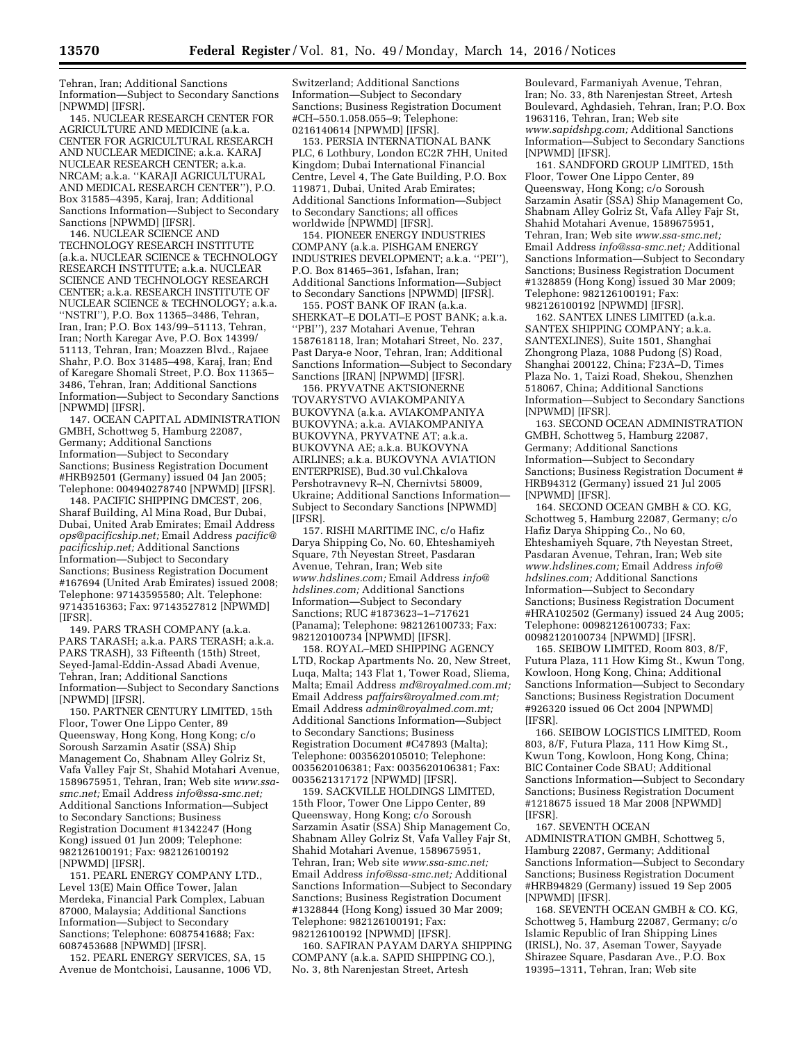Tehran, Iran; Additional Sanctions Information—Subject to Secondary Sanctions [NPWMD] [IFSR].

145. NUCLEAR RESEARCH CENTER FOR AGRICULTURE AND MEDICINE (a.k.a. CENTER FOR AGRICULTURAL RESEARCH AND NUCLEAR MEDICINE; a.k.a. KARAJ NUCLEAR RESEARCH CENTER; a.k.a. NRCAM; a.k.a. ''KARAJI AGRICULTURAL AND MEDICAL RESEARCH CENTER''), P.O. Box 31585–4395, Karaj, Iran; Additional Sanctions Information—Subject to Secondary Sanctions [NPWMD] [IFSR].

146. NUCLEAR SCIENCE AND TECHNOLOGY RESEARCH INSTITUTE (a.k.a. NUCLEAR SCIENCE & TECHNOLOGY RESEARCH INSTITUTE; a.k.a. NUCLEAR SCIENCE AND TECHNOLOGY RESEARCH CENTER; a.k.a. RESEARCH INSTITUTE OF NUCLEAR SCIENCE & TECHNOLOGY; a.k.a. ''NSTRI''), P.O. Box 11365–3486, Tehran, Iran, Iran; P.O. Box 143/99–51113, Tehran, Iran; North Karegar Ave, P.O. Box 14399/51113, Tehran, Iran; Moazzen Blvd., Rajaee Shahr, P.O. Box 31485–498, Karaj, Iran; End of Karegare Shomali Street, P.O. Box 11365–3486, Tehran, Iran; Additional Sanctions Information—Subject to Secondary Sanctions [NPWMD] [IFSR].

147. OCEAN CAPITAL ADMINISTRATION GMBH, Schottweg 5, Hamburg 22087, Germany; Additional Sanctions Information—Subject to Secondary Sanctions; Business Registration Document #HRB92501 (Germany) issued 04 Jan 2005; Telephone: 004940278740 [NPWMD] [IFSR].

148. PACIFIC SHIPPING DMCEST, 206, Sharaf Building, Al Mina Road, Bur Dubai, Dubai, United Arab Emirates; Email Address *ops@pacificship.net;* Email Address *pacific@pacificship.net;* Additional Sanctions Information—Subject to Secondary Sanctions; Business Registration Document #167694 (United Arab Emirates) issued 2008; Telephone: 97143595580; Alt. Telephone: 97143516363; Fax: 97143527812 [NPWMD] [IFSR].

149. PARS TRASH COMPANY (a.k.a. PARS TARASH; a.k.a. PARS TERASH; a.k.a. PARS TRASH), 33 Fifteenth (15th) Street, Seyed-Jamal-Eddin-Assad Abadi Avenue, Tehran, Iran; Additional Sanctions Information—Subject to Secondary Sanctions [NPWMD] [IFSR].

150. PARTNER CENTURY LIMITED, 15th Floor, Tower One Lippo Center, 89 Queensway, Hong Kong, Hong Kong; c/o Soroush Sarzamin Asatir (SSA) Ship Management Co, Shabnam Alley Golriz St, Vafa Valley Fajr St, Shahid Motahari Avenue, 1589675951, Tehran, Iran; Web site *www.ssa-smc.net;* Email Address *info@ssa-smc.net;* Additional Sanctions Information—Subject to Secondary Sanctions; Business Registration Document #1342247 (Hong Kong) issued 01 Jun 2009; Telephone: 982126100191; Fax: 982126100192 [NPWMD] [IFSR].

151. PEARL ENERGY COMPANY LTD., Level 13(E) Main Office Tower, Jalan Merdeka, Financial Park Complex, Labuan 87000, Malaysia; Additional Sanctions Information—Subject to Secondary Sanctions; Telephone: 6087541688; Fax: 6087453688 [NPWMD] [IFSR].

152. PEARL ENERGY SERVICES, SA, 15 Avenue de Montchoisi, Lausanne, 1006 VD, Switzerland; Additional Sanctions Information—Subject to Secondary Sanctions; Business Registration Document #CH–550.1.058.055–9; Telephone: 0216140614 [NPWMD] [IFSR].

153. PERSIA INTERNATIONAL BANK PLC, 6 Lothbury, London EC2R 7HH, United Kingdom; Dubai International Financial Centre, Level 4, The Gate Building, P.O. Box 119871, Dubai, United Arab Emirates; Additional Sanctions Information—Subject to Secondary Sanctions; all offices worldwide [NPWMD] [IFSR].

154. PIONEER ENERGY INDUSTRIES COMPANY (a.k.a. PISHGAM ENERGY INDUSTRIES DEVELOPMENT; a.k.a. ''PEI''), P.O. Box 81465–361, Isfahan, Iran; Additional Sanctions Information—Subject to Secondary Sanctions [NPWMD] [IFSR].

155. POST BANK OF IRAN (a.k.a. SHERKAT–E DOLATI–E POST BANK; a.k.a. ''PBI''), 237 Motahari Avenue, Tehran 1587618118, Iran; Motahari Street, No. 237, Past Darya-e Noor, Tehran, Iran; Additional Sanctions Information—Subject to Secondary Sanctions [IRAN] [NPWMD] [IFSR].

156. PRYVATNE AKTSIONERNE TOVARYSTVO AVIAKOMPANIYA BUKOVYNA (a.k.a. AVIAKOMPANIYA BUKOVYNA; a.k.a. AVIAKOMPANIYA BUKOVYNA, PRYVATNE AT; a.k.a. BUKOVYNA AE; a.k.a. BUKOVYNA AIRLINES; a.k.a. BUKOVYNA AVIATION ENTERPRISE), Bud.30 vul.Chkalova Pershotravnevy R–N, Chernivtsi 58009, Ukraine; Additional Sanctions Information—Subject to Secondary Sanctions [NPWMD] [IFSR].

157. RISHI MARITIME INC, c/o Hafiz Darya Shipping Co, No. 60, Ehteshamiyeh Square, 7th Neyestan Street, Pasdaran Avenue, Tehran, Iran; Web site *www.hdslines.com;* Email Address *info@hdslines.com;* Additional Sanctions Information—Subject to Secondary Sanctions; RUC #1873623–1–717621 (Panama); Telephone: 982126100733; Fax: 982120100734 [NPWMD] [IFSR].

158. ROYAL–MED SHIPPING AGENCY LTD, Rockap Apartments No. 20, New Street, Luqa, Malta; 143 Flat 1, Tower Road, Sliema, Malta; Email Address *md@royalmed.com.mt;* Email Address *paffairs@royalmed.com.mt;* Email Address *admin@royalmed.com.mt;* Additional Sanctions Information—Subject to Secondary Sanctions; Business Registration Document #C47893 (Malta); Telephone: 0035620105010; Telephone: 0035620106381; Fax: 0035620106381; Fax: 0035621317172 [NPWMD] [IFSR].

159. SACKVILLE HOLDINGS LIMITED, 15th Floor, Tower One Lippo Center, 89 Queensway, Hong Kong; c/o Soroush Sarzamin Asatir (SSA) Ship Management Co, Shabnam Alley Golriz St, Vafa Valley Fajr St, Shahid Motahari Avenue, 1589675951, Tehran, Iran; Web site *www.ssa-smc.net;* Email Address *info@ssa-smc.net;* Additional Sanctions Information—Subject to Secondary Sanctions; Business Registration Document #1328844 (Hong Kong) issued 30 Mar 2009; Telephone: 982126100191; Fax: 982126100192 [NPWMD] [IFSR].

160. SAFIRAN PAYAM DARYA SHIPPING COMPANY (a.k.a. SAPID SHIPPING CO.), No. 3, 8th Narenjestan Street, Artesh Boulevard, Farmaniyah Avenue, Tehran, Iran; No. 33, 8th Narenjestan Street, Artesh Boulevard, Aghdasieh, Tehran, Iran; P.O. Box 1963116, Tehran, Iran; Web site *www.sapidshpg.com;* Additional Sanctions Information—Subject to Secondary Sanctions [NPWMD] [IFSR].

161. SANDFORD GROUP LIMITED, 15th Floor, Tower One Lippo Center, 89 Queensway, Hong Kong; c/o Soroush Sarzamin Asatir (SSA) Ship Management Co, Shabnam Alley Golriz St, Vafa Alley Fajr St, Shahid Motahari Avenue, 1589675951, Tehran, Iran; Web site *www.ssa-smc.net;* Email Address *info@ssa-smc.net;* Additional Sanctions Information—Subject to Secondary Sanctions; Business Registration Document #1328859 (Hong Kong) issued 30 Mar 2009; Telephone: 982126100191; Fax: 982126100192 [NPWMD] [IFSR].

162. SANTEX LINES LIMITED (a.k.a. SANTEX SHIPPING COMPANY; a.k.a. SANTEXLINES), Suite 1501, Shanghai Zhongrong Plaza, 1088 Pudong (S) Road, Shanghai 200122, China; F23A–D, Times Plaza No. 1, Taizi Road, Shekou, Shenzhen 518067, China; Additional Sanctions Information—Subject to Secondary Sanctions [NPWMD] [IFSR].

163. SECOND OCEAN ADMINISTRATION GMBH, Schottweg 5, Hamburg 22087, Germany; Additional Sanctions Information—Subject to Secondary Sanctions; Business Registration Document # HRB94312 (Germany) issued 21 Jul 2005 [NPWMD] [IFSR].

164. SECOND OCEAN GMBH & CO. KG, Schottweg 5, Hamburg 22087, Germany; c/o Hafiz Darya Shipping Co., No 60, Ehteshamiyeh Square, 7th Neyestan Street, Pasdaran Avenue, Tehran, Iran; Web site *www.hdslines.com;* Email Address *info@hdslines.com;* Additional Sanctions Information—Subject to Secondary Sanctions; Business Registration Document #HRA102502 (Germany) issued 24 Aug 2005; Telephone: 00982126100733; Fax: 00982120100734 [NPWMD] [IFSR].

165. SEIBOW LIMITED, Room 803, 8/F, Futura Plaza, 111 How Kimg St., Kwun Tong, Kowloon, Hong Kong, China; Additional Sanctions Information—Subject to Secondary Sanctions; Business Registration Document #926320 issued 06 Oct 2004 [NPWMD] [IFSR].

166. SEIBOW LOGISTICS LIMITED, Room 803, 8/F, Futura Plaza, 111 How Kimg St., Kwun Tong, Kowloon, Hong Kong, China; BIC Container Code SBAU; Additional Sanctions Information—Subject to Secondary Sanctions; Business Registration Document #1218675 issued 18 Mar 2008 [NPWMD] [IFSR].

167. SEVENTH OCEAN ADMINISTRATION GMBH, Schottweg 5, Hamburg 22087, Germany; Additional Sanctions Information—Subject to Secondary Sanctions; Business Registration Document #HRB94829 (Germany) issued 19 Sep 2005 [NPWMD] [IFSR].

168. SEVENTH OCEAN GMBH & CO. KG, Schottweg 5, Hamburg 22087, Germany; c/o Islamic Republic of Iran Shipping Lines (IRISL), No. 37, Aseman Tower, Sayyade Shirazee Square, Pasdaran Ave., P.O. Box 19395–1311, Tehran, Iran; Web site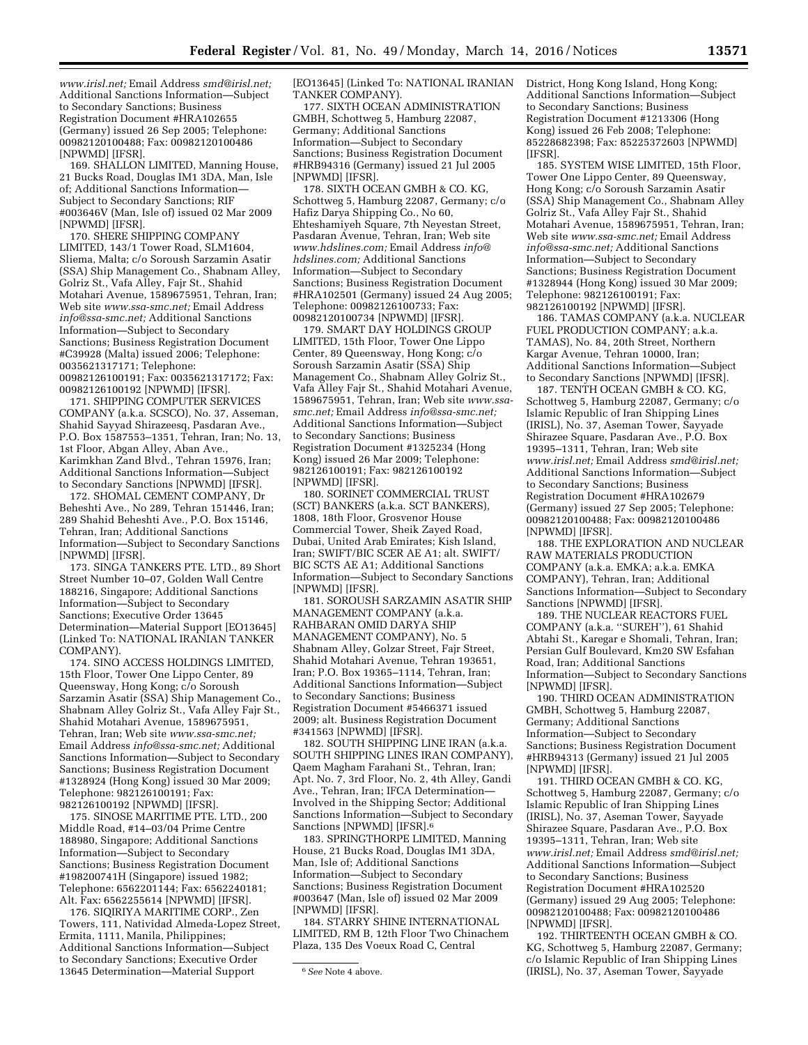*www.irisl.net;* Email Address *smd@irisl.net;* Additional Sanctions Information—Subject to Secondary Sanctions; Business Registration Document #HRA102655 (Germany) issued 26 Sep 2005; Telephone: 00982120100488; Fax: 00982120100486 [NPWMD] [IFSR].

169. SHALLON LIMITED, Manning House, 21 Bucks Road, Douglas IM1 3DA, Man, Isle of; Additional Sanctions Information—Subject to Secondary Sanctions; RIF #003646V (Man, Isle of) issued 02 Mar 2009 [NPWMD] [IFSR].

170. SHERE SHIPPING COMPANY LIMITED, 143/1 Tower Road, SLM1604, Sliema, Malta; c/o Soroush Sarzamin Asatir (SSA) Ship Management Co., Shabnam Alley, Golriz St., Vafa Alley, Fajr St., Shahid Motahari Avenue, 1589675951, Tehran, Iran; Web site *www.ssa-smc.net;* Email Address *info@ssa-smc.net;* Additional Sanctions Information—Subject to Secondary Sanctions; Business Registration Document #C39928 (Malta) issued 2006; Telephone: 0035621317171; Telephone: 00982126100191; Fax: 0035621317172; Fax: 00982126100192 [NPWMD] [IFSR].

171. SHIPPING COMPUTER SERVICES COMPANY (a.k.a. SCSCO), No. 37, Asseman, Shahid Sayyad Shirazeesq, Pasdaran Ave., P.O. Box 1587553–1351, Tehran, Iran; No. 13, 1st Floor, Abgan Alley, Aban Ave., Karimkhan Zand Blvd., Tehran 15976, Iran; Additional Sanctions Information—Subject to Secondary Sanctions [NPWMD] [IFSR].

172. SHOMAL CEMENT COMPANY, Dr Beheshti Ave., No 289, Tehran 151446, Iran; 289 Shahid Beheshti Ave., P.O. Box 15146, Tehran, Iran; Additional Sanctions Information—Subject to Secondary Sanctions [NPWMD] [IFSR].

173. SINGA TANKERS PTE. LTD., 89 Short Street Number 10–07, Golden Wall Centre 188216, Singapore; Additional Sanctions Information—Subject to Secondary Sanctions; Executive Order 13645 Determination—Material Support [EO13645] (Linked To: NATIONAL IRANIAN TANKER COMPANY).

174. SINO ACCESS HOLDINGS LIMITED, 15th Floor, Tower One Lippo Center, 89 Queensway, Hong Kong; c/o Soroush Sarzamin Asatir (SSA) Ship Management Co., Shabnam Alley Golriz St., Vafa Alley Fajr St., Shahid Motahari Avenue, 1589675951, Tehran, Iran; Web site *www.ssa-smc.net;* Email Address *info@ssa-smc.net;* Additional Sanctions Information—Subject to Secondary Sanctions; Business Registration Document #1328924 (Hong Kong) issued 30 Mar 2009; Telephone: 982126100191; Fax: 982126100192 [NPWMD] [IFSR].

175. SINOSE MARITIME PTE. LTD., 200 Middle Road, #14–03/04 Prime Centre 188980, Singapore; Additional Sanctions Information—Subject to Secondary Sanctions; Business Registration Document #198200741H (Singapore) issued 1982; Telephone: 6562201144; Fax: 6562240181; Alt. Fax: 6562255614 [NPWMD] [IFSR].

176. SIQIRIYA MARITIME CORP., Zen Towers, 111, Natividad Almeda-Lopez Street, Ermita, 1111, Manila, Philippines; Additional Sanctions Information—Subject to Secondary Sanctions; Executive Order 13645 Determination—Material Support [EO13645] (Linked To: NATIONAL IRANIAN TANKER COMPANY).

177. SIXTH OCEAN ADMINISTRATION GMBH, Schottweg 5, Hamburg 22087, Germany; Additional Sanctions Information—Subject to Secondary Sanctions; Business Registration Document #HRB94316 (Germany) issued 21 Jul 2005 [NPWMD] [IFSR].

178. SIXTH OCEAN GMBH & CO. KG, Schottweg 5, Hamburg 22087, Germany; c/o Hafiz Darya Shipping Co., No 60, Ehteshamiyeh Square, 7th Neyestan Street, Pasdaran Avenue, Tehran, Iran; Web site *www.hdslines.com;* Email Address *info@hdslines.com;* Additional Sanctions Information—Subject to Secondary Sanctions; Business Registration Document #HRA102501 (Germany) issued 24 Aug 2005; Telephone: 00982126100733; Fax: 00982120100734 [NPWMD] [IFSR].

179. SMART DAY HOLDINGS GROUP LIMITED, 15th Floor, Tower One Lippo Center, 89 Queensway, Hong Kong; c/o Soroush Sarzamin Asatir (SSA) Ship Management Co., Shabnam Alley Golriz St., Vafa Alley Fajr St., Shahid Motahari Avenue, 1589675951, Tehran, Iran; Web site *www.ssa-smc.net;* Email Address *info@ssa-smc.net;* Additional Sanctions Information—Subject to Secondary Sanctions; Business Registration Document #1325234 (Hong Kong) issued 26 Mar 2009; Telephone: 982126100191; Fax: 982126100192 [NPWMD] [IFSR].

180. SORINET COMMERCIAL TRUST (SCT) BANKERS (a.k.a. SCT BANKERS), 1808, 18th Floor, Grosvenor House Commercial Tower, Sheik Zayed Road, Dubai, United Arab Emirates; Kish Island, Iran; SWIFT/BIC SCER AE A1; alt. SWIFT/BIC SCTS AE A1; Additional Sanctions Information—Subject to Secondary Sanctions [NPWMD] [IFSR].

181. SOROUSH SARZAMIN ASATIR SHIP MANAGEMENT COMPANY (a.k.a. RAHBARAN OMID DARYA SHIP MANAGEMENT COMPANY), No. 5 Shabnam Alley, Golzar Street, Fajr Street, Shahid Motahari Avenue, Tehran 193651, Iran; P.O. Box 19365–1114, Tehran, Iran; Additional Sanctions Information—Subject to Secondary Sanctions; Business Registration Document #5466371 issued 2009; alt. Business Registration Document #341563 [NPWMD] [IFSR].

182. SOUTH SHIPPING LINE IRAN (a.k.a. SOUTH SHIPPING LINES IRAN COMPANY), Qaem Magham Farahani St., Tehran, Iran; Apt. No. 7, 3rd Floor, No. 2, 4th Alley, Gandi Ave., Tehran, Iran; IFCA Determination—Involved in the Shipping Sector; Additional Sanctions Information—Subject to Secondary Sanctions [NPWMD] [IFSR].[6]

183. SPRINGTHORPE LIMITED, Manning House, 21 Bucks Road, Douglas IM1 3DA, Man, Isle of; Additional Sanctions Information—Subject to Secondary Sanctions; Business Registration Document #003647 (Man, Isle of) issued 02 Mar 2009 [NPWMD] [IFSR].

184. STARRY SHINE INTERNATIONAL LIMITED, RM B, 12th Floor Two Chinachem Plaza, 135 Des Voeux Road C, Central District, Hong Kong Island, Hong Kong; Additional Sanctions Information—Subject to Secondary Sanctions; Business Registration Document #1213306 (Hong Kong) issued 26 Feb 2008; Telephone: 85228682398; Fax: 85225372603 [NPWMD] [IFSR].

185. SYSTEM WISE LIMITED, 15th Floor, Tower One Lippo Center, 89 Queensway, Hong Kong; c/o Soroush Sarzamin Asatir (SSA) Ship Management Co., Shabnam Alley Golriz St., Vafa Alley Fajr St., Shahid Motahari Avenue, 1589675951, Tehran, Iran; Web site *www.ssa-smc.net;* Email Address *info@ssa-smc.net;* Additional Sanctions Information—Subject to Secondary Sanctions; Business Registration Document #1328944 (Hong Kong) issued 30 Mar 2009; Telephone: 982126100191; Fax: 982126100192 [NPWMD] [IFSR].

186. TAMAS COMPANY (a.k.a. NUCLEAR FUEL PRODUCTION COMPANY; a.k.a. TAMAS), No. 84, 20th Street, Northern Kargar Avenue, Tehran 10000, Iran; Additional Sanctions Information—Subject to Secondary Sanctions [NPWMD] [IFSR].

187. TENTH OCEAN GMBH & CO. KG, Schottweg 5, Hamburg 22087, Germany; c/o Islamic Republic of Iran Shipping Lines (IRISL), No. 37, Aseman Tower, Sayyade Shirazee Square, Pasdaran Ave., P.O. Box 19395–1311, Tehran, Iran; Web site *www.irisl.net;* Email Address *smd@irisl.net;* Additional Sanctions Information—Subject to Secondary Sanctions; Business Registration Document #HRA102679 (Germany) issued 27 Sep 2005; Telephone: 00982120100488; Fax: 00982120100486 [NPWMD] [IFSR].

188. THE EXPLORATION AND NUCLEAR RAW MATERIALS PRODUCTION COMPANY (a.k.a. EMKA; a.k.a. EMKA COMPANY), Tehran, Iran; Additional Sanctions Information—Subject to Secondary Sanctions [NPWMD] [IFSR].

189. THE NUCLEAR REACTORS FUEL COMPANY (a.k.a. "SUREH"), 61 Shahid Abtahi St., Karegar e Shomali, Tehran, Iran; Persian Gulf Boulevard, Km20 SW Esfahan Road, Iran; Additional Sanctions Information—Subject to Secondary Sanctions [NPWMD] [IFSR].

190. THIRD OCEAN ADMINISTRATION GMBH, Schottweg 5, Hamburg 22087, Germany; Additional Sanctions Information—Subject to Secondary Sanctions; Business Registration Document #HRB94313 (Germany) issued 21 Jul 2005 [NPWMD] [IFSR].

191. THIRD OCEAN GMBH & CO. KG, Schottweg 5, Hamburg 22087, Germany; c/o Islamic Republic of Iran Shipping Lines (IRISL), No. 37, Aseman Tower, Sayyade Shirazee Square, Pasdaran Ave., P.O. Box 19395–1311, Tehran, Iran; Web site *www.irisl.net;* Email Address *smd@irisl.net;* Additional Sanctions Information—Subject to Secondary Sanctions; Business Registration Document #HRA102520 (Germany) issued 29 Aug 2005; Telephone: 00982120100488; Fax: 00982120100486 [NPWMD] [IFSR].

192. THIRTEENTH OCEAN GMBH & CO. KG, Schottweg 5, Hamburg 22087, Germany; c/o Islamic Republic of Iran Shipping Lines (IRISL), No. 37, Aseman Tower, Sayyade

[6] *See* Note 4 above.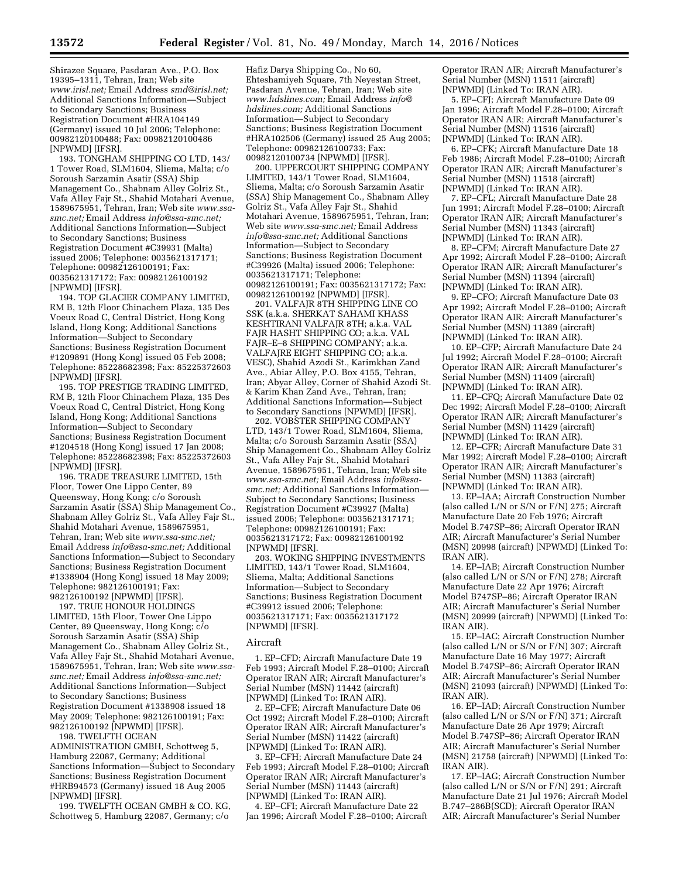Shirazee Square, Pasdaran Ave., P.O. Box 19395–1311, Tehran, Iran; Web site *www.irisl.net;* Email Address *smd@irisl.net;* Additional Sanctions Information—Subject to Secondary Sanctions; Business Registration Document #HRA104149 (Germany) issued 10 Jul 2006; Telephone: 00982120100488; Fax: 00982120100486 [NPWMD] [IFSR].

193. TONGHAM SHIPPING CO LTD, 143/1 Tower Road, SLM1604, Sliema, Malta; c/o Soroush Sarzamin Asatir (SSA) Ship Management Co., Shabnam Alley Golriz St., Vafa Alley Fajr St., Shahid Motahari Avenue, 1589675951, Tehran, Iran; Web site *www.ssa-smc.net;* Email Address *info@ssa-smc.net;* Additional Sanctions Information—Subject to Secondary Sanctions; Business Registration Document #C39931 (Malta) issued 2006; Telephone: 0035621317171; Telephone: 00982126100191; Fax: 0035621317172; Fax: 00982126100192 [NPWMD] [IFSR].

194. TOP GLACIER COMPANY LIMITED, RM B, 12th Floor Chinachem Plaza, 135 Des Voeux Road C, Central District, Hong Kong Island, Hong Kong; Additional Sanctions Information—Subject to Secondary Sanctions; Business Registration Document #1209891 (Hong Kong) issued 05 Feb 2008; Telephone: 85228682398; Fax: 85225372603 [NPWMD] [IFSR].

195. TOP PRESTIGE TRADING LIMITED, RM B, 12th Floor Chinachem Plaza, 135 Des Voeux Road C, Central District, Hong Kong Island, Hong Kong; Additional Sanctions Information—Subject to Secondary Sanctions; Business Registration Document #1204518 (Hong Kong) issued 17 Jan 2008; Telephone: 85228682398; Fax: 85225372603 [NPWMD] [IFSR].

196. TRADE TREASURE LIMITED, 15th Floor, Tower One Lippo Center, 89 Queensway, Hong Kong; c/o Soroush Sarzamin Asatir (SSA) Ship Management Co., Shabnam Alley Golriz St., Vafa Alley Fajr St., Shahid Motahari Avenue, 1589675951, Tehran, Iran; Web site *www.ssa-smc.net;* Email Address *info@ssa-smc.net;* Additional Sanctions Information—Subject to Secondary Sanctions; Business Registration Document #1338904 (Hong Kong) issued 18 May 2009; Telephone: 982126100191; Fax: 982126100192 [NPWMD] [IFSR].

197. TRUE HONOUR HOLDINGS LIMITED, 15th Floor, Tower One Lippo Center, 89 Queensway, Hong Kong; c/o Soroush Sarzamin Asatir (SSA) Ship Management Co., Shabnam Alley Golriz St., Vafa Alley Fajr St., Shahid Motahari Avenue, 1589675951, Tehran, Iran; Web site *www.ssa-smc.net;* Email Address *info@ssa-smc.net;* Additional Sanctions Information—Subject to Secondary Sanctions; Business Registration Document #1338908 issued 18 May 2009; Telephone: 982126100191; Fax: 982126100192 [NPWMD] [IFSR].

198. TWELFTH OCEAN ADMINISTRATION GMBH, Schottweg 5, Hamburg 22087, Germany; Additional Sanctions Information—Subject to Secondary Sanctions; Business Registration Document #HRB94573 (Germany) issued 18 Aug 2005 [NPWMD] [IFSR].

199. TWELFTH OCEAN GMBH & CO. KG, Schottweg 5, Hamburg 22087, Germany; c/o Hafiz Darya Shipping Co., No 60, Ehteshamiyeh Square, 7th Neyestan Street, Pasdaran Avenue, Tehran, Iran; Web site *www.hdslines.com;* Email Address *info@hdslines.com;* Additional Sanctions Information—Subject to Secondary Sanctions; Business Registration Document #HRA102506 (Germany) issued 25 Aug 2005; Telephone: 00982126100733; Fax: 00982120100734 [NPWMD] [IFSR].

200. UPPERCOURT SHIPPING COMPANY LIMITED, 143/1 Tower Road, SLM1604, Sliema, Malta; c/o Soroush Sarzamin Asatir (SSA) Ship Management Co., Shabnam Alley Golriz St., Vafa Alley Fajr St., Shahid Motahari Avenue, 1589675951, Tehran, Iran; Web site *www.ssa-smc.net;* Email Address *info@ssa-smc.net;* Additional Sanctions Information—Subject to Secondary Sanctions; Business Registration Document #C39926 (Malta) issued 2006; Telephone: 0035621317171; Telephone: 00982126100191; Fax: 0035621317172; Fax: 00982126100192 [NPWMD] [IFSR].

201. VALFAJR 8TH SHIPPING LINE CO SSK (a.k.a. SHERKAT SAHAMI KHASS KESHTIRANI VALFAJR 8TH; a.k.a. VAL FAJR HASHT SHIPPING CO; a.k.a. VAL FAJR–E–8 SHIPPING COMPANY; a.k.a. VALFAJRE EIGHT SHIPPING CO; a.k.a. VESC), Shahid Azodi St., Karimkhan Zand Ave., Abiar Alley, P.O. Box 4155, Tehran, Iran; Abyar Alley, Corner of Shahid Azodi St. & Karim Khan Zand Ave., Tehran, Iran; Additional Sanctions Information—Subject to Secondary Sanctions [NPWMD] [IFSR].

202. VOBSTER SHIPPING COMPANY LTD, 143/1 Tower Road, SLM1604, Sliema, Malta; c/o Soroush Sarzamin Asatir (SSA) Ship Management Co., Shabnam Alley Golriz St., Vafa Alley Fajr St., Shahid Motahari Avenue, 1589675951, Tehran, Iran; Web site *www.ssa-smc.net;* Email Address *info@ssa-smc.net;* Additional Sanctions Information—Subject to Secondary Sanctions; Business Registration Document #C39927 (Malta) issued 2006; Telephone: 0035621317171; Telephone: 00982126100191; Fax: 0035621317172; Fax: 00982126100192 [NPWMD] [IFSR].

203. WOKING SHIPPING INVESTMENTS LIMITED, 143/1 Tower Road, SLM1604, Sliema, Malta; Additional Sanctions Information—Subject to Secondary Sanctions; Business Registration Document #C39912 issued 2006; Telephone: 0035621317171; Fax: 0035621317172 [NPWMD] [IFSR].

## Aircraft

1. EP–CFD; Aircraft Manufacture Date 19 Feb 1993; Aircraft Model F.28–0100; Aircraft Operator IRAN AIR; Aircraft Manufacturer's Serial Number (MSN) 11442 (aircraft) [NPWMD] (Linked To: IRAN AIR).

2. EP–CFE; Aircraft Manufacture Date 06 Oct 1992; Aircraft Model F.28–0100; Aircraft Operator IRAN AIR; Aircraft Manufacturer's Serial Number (MSN) 11422 (aircraft) [NPWMD] (Linked To: IRAN AIR).

3. EP–CFH; Aircraft Manufacture Date 24 Feb 1993; Aircraft Model F.28–0100; Aircraft Operator IRAN AIR; Aircraft Manufacturer's Serial Number (MSN) 11443 (aircraft) [NPWMD] (Linked To: IRAN AIR).

4. EP–CFI; Aircraft Manufacture Date 22 Jan 1996; Aircraft Model F.28–0100; Aircraft Operator IRAN AIR; Aircraft Manufacturer's Serial Number (MSN) 11511 (aircraft) [NPWMD] (Linked To: IRAN AIR).

5. EP–CFJ; Aircraft Manufacture Date 09 Jan 1996; Aircraft Model F.28–0100; Aircraft Operator IRAN AIR; Aircraft Manufacturer's Serial Number (MSN) 11516 (aircraft) [NPWMD] (Linked To: IRAN AIR).

6. EP–CFK; Aircraft Manufacture Date 18 Feb 1986; Aircraft Model F.28–0100; Aircraft Operator IRAN AIR; Aircraft Manufacturer's Serial Number (MSN) 11518 (aircraft) [NPWMD] (Linked To: IRAN AIR).

7. EP–CFL; Aircraft Manufacture Date 28 Jun 1991; Aircraft Model F.28–0100; Aircraft Operator IRAN AIR; Aircraft Manufacturer's Serial Number (MSN) 11343 (aircraft) [NPWMD] (Linked To: IRAN AIR).

8. EP–CFM; Aircraft Manufacture Date 27 Apr 1992; Aircraft Model F.28–0100; Aircraft Operator IRAN AIR; Aircraft Manufacturer's Serial Number (MSN) 11394 (aircraft) [NPWMD] (Linked To: IRAN AIR).

9. EP–CFO; Aircraft Manufacture Date 03 Apr 1992; Aircraft Model F.28–0100; Aircraft Operator IRAN AIR; Aircraft Manufacturer's Serial Number (MSN) 11389 (aircraft) [NPWMD] (Linked To: IRAN AIR).

10. EP–CFP; Aircraft Manufacture Date 24 Jul 1992; Aircraft Model F.28–0100; Aircraft Operator IRAN AIR; Aircraft Manufacturer's Serial Number (MSN) 11409 (aircraft) [NPWMD] (Linked To: IRAN AIR).

11. EP–CFQ; Aircraft Manufacture Date 02 Dec 1992; Aircraft Model F.28–0100; Aircraft Operator IRAN AIR; Aircraft Manufacturer's Serial Number (MSN) 11429 (aircraft) [NPWMD] (Linked To: IRAN AIR).

12. EP–CFR; Aircraft Manufacture Date 31 Mar 1992; Aircraft Model F.28–0100; Aircraft Operator IRAN AIR; Aircraft Manufacturer's Serial Number (MSN) 11383 (aircraft) [NPWMD] (Linked To: IRAN AIR).

13. EP–IAA; Aircraft Construction Number (also called L/N or S/N or F/N) 275; Aircraft Manufacture Date 20 Feb 1976; Aircraft Model B.747SP–86; Aircraft Operator IRAN AIR; Aircraft Manufacturer's Serial Number (MSN) 20998 (aircraft) [NPWMD] (Linked To: IRAN AIR).

14. EP–IAB; Aircraft Construction Number (also called L/N or S/N or F/N) 278; Aircraft Manufacture Date 22 Apr 1976; Aircraft Model B747SP–86; Aircraft Operator IRAN AIR; Aircraft Manufacturer's Serial Number (MSN) 20999 (aircraft) [NPWMD] (Linked To: IRAN AIR).

15. EP–IAC; Aircraft Construction Number (also called L/N or S/N or F/N) 307; Aircraft Manufacture Date 16 May 1977; Aircraft Model B.747SP–86; Aircraft Operator IRAN AIR; Aircraft Manufacturer's Serial Number (MSN) 21093 (aircraft) [NPWMD] (Linked To: IRAN AIR).

16. EP–IAD; Aircraft Construction Number (also called L/N or S/N or F/N) 371; Aircraft Manufacture Date 26 Apr 1979; Aircraft Model B.747SP–86; Aircraft Operator IRAN AIR; Aircraft Manufacturer's Serial Number (MSN) 21758 (aircraft) [NPWMD] (Linked To: IRAN AIR).

17. EP–IAG; Aircraft Construction Number (also called L/N or S/N or F/N) 291; Aircraft Manufacture Date 21 Jul 1976; Aircraft Model B.747–286B(SCD); Aircraft Operator IRAN AIR; Aircraft Manufacturer's Serial Number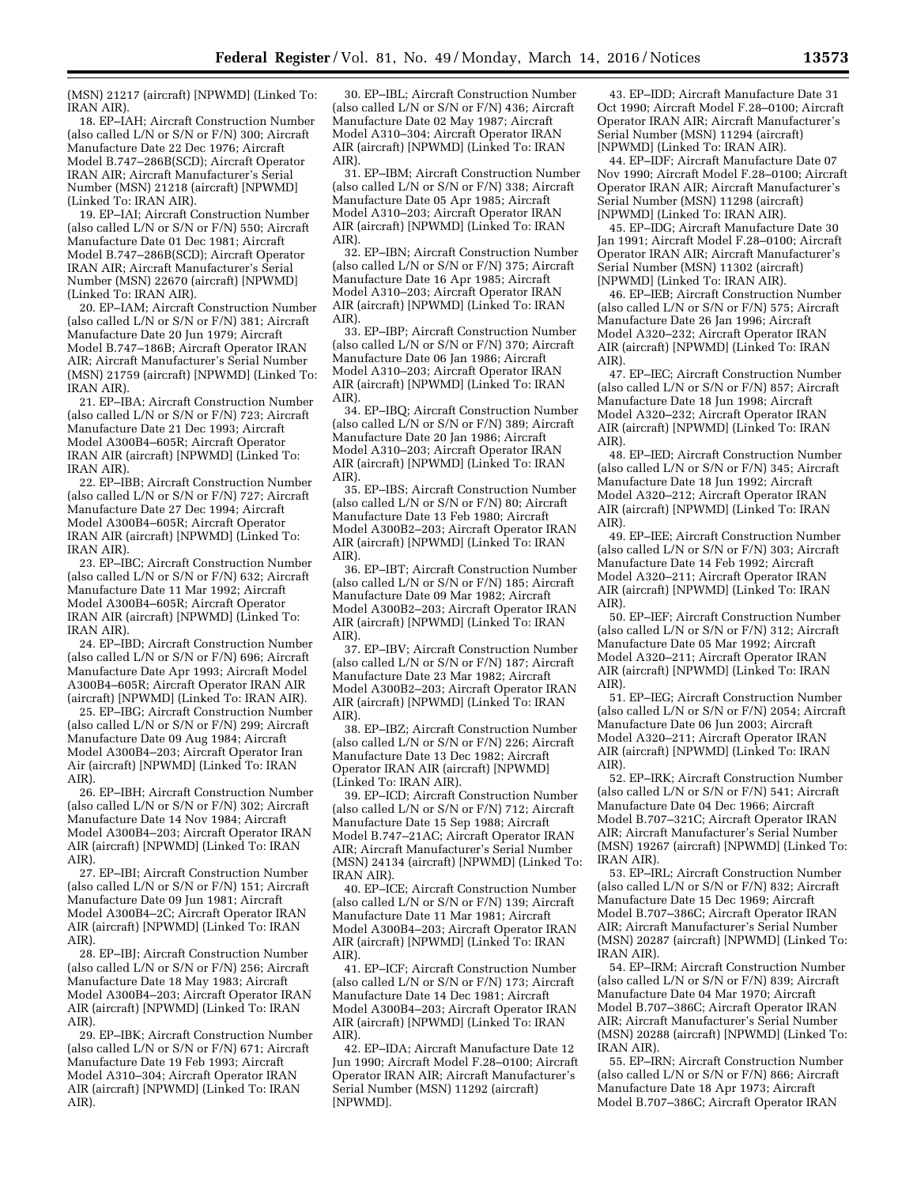(MSN) 21217 (aircraft) [NPWMD] (Linked To: IRAN AIR).

18. EP–IAH; Aircraft Construction Number (also called L/N or S/N or F/N) 300; Aircraft Manufacture Date 22 Dec 1976; Aircraft Model B.747–286B(SCD); Aircraft Operator IRAN AIR; Aircraft Manufacturer's Serial Number (MSN) 21218 (aircraft) [NPWMD] (Linked To: IRAN AIR).

19. EP–IAI; Aircraft Construction Number (also called L/N or S/N or F/N) 550; Aircraft Manufacture Date 01 Dec 1981; Aircraft Model B.747–286B(SCD); Aircraft Operator IRAN AIR; Aircraft Manufacturer's Serial Number (MSN) 22670 (aircraft) [NPWMD] (Linked To: IRAN AIR).

20. EP–IAM; Aircraft Construction Number (also called L/N or S/N or F/N) 381; Aircraft Manufacture Date 20 Jun 1979; Aircraft Model B.747–186B; Aircraft Operator IRAN AIR; Aircraft Manufacturer's Serial Number (MSN) 21759 (aircraft) [NPWMD] (Linked To: IRAN AIR).

21. EP–IBA; Aircraft Construction Number (also called L/N or S/N or F/N) 723; Aircraft Manufacture Date 21 Dec 1993; Aircraft Model A300B4–605R; Aircraft Operator IRAN AIR (aircraft) [NPWMD] (Linked To: IRAN AIR).

22. EP–IBB; Aircraft Construction Number (also called L/N or S/N or F/N) 727; Aircraft Manufacture Date 27 Dec 1994; Aircraft Model A300B4–605R; Aircraft Operator IRAN AIR (aircraft) [NPWMD] (Linked To: IRAN AIR).

23. EP–IBC; Aircraft Construction Number (also called L/N or S/N or F/N) 632; Aircraft Manufacture Date 11 Mar 1992; Aircraft Model A300B4–605R; Aircraft Operator IRAN AIR (aircraft) [NPWMD] (Linked To: IRAN AIR).

24. EP–IBD; Aircraft Construction Number (also called L/N or S/N or F/N) 696; Aircraft Manufacture Date Apr 1993; Aircraft Model A300B4–605R; Aircraft Operator IRAN AIR (aircraft) [NPWMD] (Linked To: IRAN AIR).

25. EP–IBG; Aircraft Construction Number (also called L/N or S/N or F/N) 299; Aircraft Manufacture Date 09 Aug 1984; Aircraft Model A300B4–203; Aircraft Operator Iran Air (aircraft) [NPWMD] (Linked To: IRAN AIR).

26. EP–IBH; Aircraft Construction Number (also called L/N or S/N or F/N) 302; Aircraft Manufacture Date 14 Nov 1984; Aircraft Model A300B4–203; Aircraft Operator IRAN AIR (aircraft) [NPWMD] (Linked To: IRAN AIR).

27. EP–IBI; Aircraft Construction Number (also called L/N or S/N or F/N) 151; Aircraft Manufacture Date 09 Jun 1981; Aircraft Model A300B4–2C; Aircraft Operator IRAN AIR (aircraft) [NPWMD] (Linked To: IRAN AIR).

28. EP–IBJ; Aircraft Construction Number (also called L/N or S/N or F/N) 256; Aircraft Manufacture Date 18 May 1983; Aircraft Model A300B4–203; Aircraft Operator IRAN AIR (aircraft) [NPWMD] (Linked To: IRAN AIR).

29. EP–IBK; Aircraft Construction Number (also called L/N or S/N or F/N) 671; Aircraft Manufacture Date 19 Feb 1993; Aircraft Model A310–304; Aircraft Operator IRAN AIR (aircraft) [NPWMD] (Linked To: IRAN AIR).

30. EP–IBL; Aircraft Construction Number (also called L/N or S/N or F/N) 436; Aircraft Manufacture Date 02 May 1987; Aircraft Model A310–304; Aircraft Operator IRAN AIR (aircraft) [NPWMD] (Linked To: IRAN AIR).

31. EP–IBM; Aircraft Construction Number (also called L/N or S/N or F/N) 338; Aircraft Manufacture Date 05 Apr 1985; Aircraft Model A310–203; Aircraft Operator IRAN AIR (aircraft) [NPWMD] (Linked To: IRAN AIR).

32. EP–IBN; Aircraft Construction Number (also called L/N or S/N or F/N) 375; Aircraft Manufacture Date 16 Apr 1985; Aircraft Model A310–203; Aircraft Operator IRAN AIR (aircraft) [NPWMD] (Linked To: IRAN AIR).

33. EP–IBP; Aircraft Construction Number (also called L/N or S/N or F/N) 370; Aircraft Manufacture Date 06 Jan 1986; Aircraft Model A310–203; Aircraft Operator IRAN AIR (aircraft) [NPWMD] (Linked To: IRAN AIR).

34. EP–IBQ; Aircraft Construction Number (also called L/N or S/N or F/N) 389; Aircraft Manufacture Date 20 Jan 1986; Aircraft Model A310–203; Aircraft Operator IRAN AIR (aircraft) [NPWMD] (Linked To: IRAN AIR).

35. EP–IBS; Aircraft Construction Number (also called L/N or S/N or F/N) 80; Aircraft Manufacture Date 13 Feb 1980; Aircraft Model A300B2–203; Aircraft Operator IRAN AIR (aircraft) [NPWMD] (Linked To: IRAN AIR).

36. EP–IBT; Aircraft Construction Number (also called L/N or S/N or F/N) 185; Aircraft Manufacture Date 09 Mar 1982; Aircraft Model A300B2–203; Aircraft Operator IRAN AIR (aircraft) [NPWMD] (Linked To: IRAN AIR).

37. EP–IBV; Aircraft Construction Number (also called L/N or S/N or F/N) 187; Aircraft Manufacture Date 23 Mar 1982; Aircraft Model A300B2–203; Aircraft Operator IRAN AIR (aircraft) [NPWMD] (Linked To: IRAN AIR).

38. EP–IBZ; Aircraft Construction Number (also called L/N or S/N or F/N) 226; Aircraft Manufacture Date 13 Dec 1982; Aircraft Operator IRAN AIR (aircraft) [NPWMD] (Linked To: IRAN AIR).

39. EP–ICD; Aircraft Construction Number (also called L/N or S/N or F/N) 712; Aircraft Manufacture Date 15 Sep 1988; Aircraft Model B.747–21AC; Aircraft Operator IRAN AIR; Aircraft Manufacturer's Serial Number (MSN) 24134 (aircraft) [NPWMD] (Linked To: IRAN AIR).

40. EP–ICE; Aircraft Construction Number (also called L/N or S/N or F/N) 139; Aircraft Manufacture Date 11 Mar 1981; Aircraft Model A300B4–203; Aircraft Operator IRAN AIR (aircraft) [NPWMD] (Linked To: IRAN AIR).

41. EP–ICF; Aircraft Construction Number (also called L/N or S/N or F/N) 173; Aircraft Manufacture Date 14 Dec 1981; Aircraft Model A300B4–203; Aircraft Operator IRAN AIR (aircraft) [NPWMD] (Linked To: IRAN AIR).

42. EP–IDA; Aircraft Manufacture Date 12 Jun 1990; Aircraft Model F.28–0100; Aircraft Operator IRAN AIR; Aircraft Manufacturer's Serial Number (MSN) 11292 (aircraft) [NPWMD].

43. EP–IDD; Aircraft Manufacture Date 31 Oct 1990; Aircraft Model F.28–0100; Aircraft Operator IRAN AIR; Aircraft Manufacturer's Serial Number (MSN) 11294 (aircraft) [NPWMD] (Linked To: IRAN AIR).

44. EP–IDF; Aircraft Manufacture Date 07 Nov 1990; Aircraft Model F.28–0100; Aircraft Operator IRAN AIR; Aircraft Manufacturer's Serial Number (MSN) 11298 (aircraft) [NPWMD] (Linked To: IRAN AIR).

45. EP–IDG; Aircraft Manufacture Date 30 Jan 1991; Aircraft Model F.28–0100; Aircraft Operator IRAN AIR; Aircraft Manufacturer's Serial Number (MSN) 11302 (aircraft) [NPWMD] (Linked To: IRAN AIR).

46. EP–IEB; Aircraft Construction Number (also called L/N or S/N or F/N) 575; Aircraft Manufacture Date 26 Jan 1996; Aircraft Model A320–232; Aircraft Operator IRAN AIR (aircraft) [NPWMD] (Linked To: IRAN AIR).

47. EP–IEC; Aircraft Construction Number (also called L/N or S/N or F/N) 857; Aircraft Manufacture Date 18 Jun 1998; Aircraft Model A320–232; Aircraft Operator IRAN AIR (aircraft) [NPWMD] (Linked To: IRAN AIR).

48. EP–IED; Aircraft Construction Number (also called L/N or S/N or F/N) 345; Aircraft Manufacture Date 18 Jun 1992; Aircraft Model A320–212; Aircraft Operator IRAN AIR (aircraft) [NPWMD] (Linked To: IRAN AIR).

49. EP–IEE; Aircraft Construction Number (also called L/N or S/N or F/N) 303; Aircraft Manufacture Date 14 Feb 1992; Aircraft Model A320–211; Aircraft Operator IRAN AIR (aircraft) [NPWMD] (Linked To: IRAN AIR).

50. EP–IEF; Aircraft Construction Number (also called L/N or S/N or F/N) 312; Aircraft Manufacture Date 05 Mar 1992; Aircraft Model A320–211; Aircraft Operator IRAN AIR (aircraft) [NPWMD] (Linked To: IRAN AIR).

51. EP–IEG; Aircraft Construction Number (also called L/N or S/N or F/N) 2054; Aircraft Manufacture Date 06 Jun 2003; Aircraft Model A320–211; Aircraft Operator IRAN AIR (aircraft) [NPWMD] (Linked To: IRAN AIR).

52. EP–IRK; Aircraft Construction Number (also called L/N or S/N or F/N) 541; Aircraft Manufacture Date 04 Dec 1966; Aircraft Model B.707–321C; Aircraft Operator IRAN AIR; Aircraft Manufacturer's Serial Number (MSN) 19267 (aircraft) [NPWMD] (Linked To: IRAN AIR).

53. EP–IRL; Aircraft Construction Number (also called L/N or S/N or F/N) 832; Aircraft Manufacture Date 15 Dec 1969; Aircraft Model B.707–386C; Aircraft Operator IRAN AIR; Aircraft Manufacturer's Serial Number (MSN) 20287 (aircraft) [NPWMD] (Linked To: IRAN AIR).

54. EP–IRM; Aircraft Construction Number (also called L/N or S/N or F/N) 839; Aircraft Manufacture Date 04 Mar 1970; Aircraft Model B.707–386C; Aircraft Operator IRAN AIR; Aircraft Manufacturer's Serial Number (MSN) 20288 (aircraft) [NPWMD] (Linked To: IRAN AIR).

55. EP–IRN; Aircraft Construction Number (also called L/N or S/N or F/N) 866; Aircraft Manufacture Date 18 Apr 1973; Aircraft Model B.707–386C; Aircraft Operator IRAN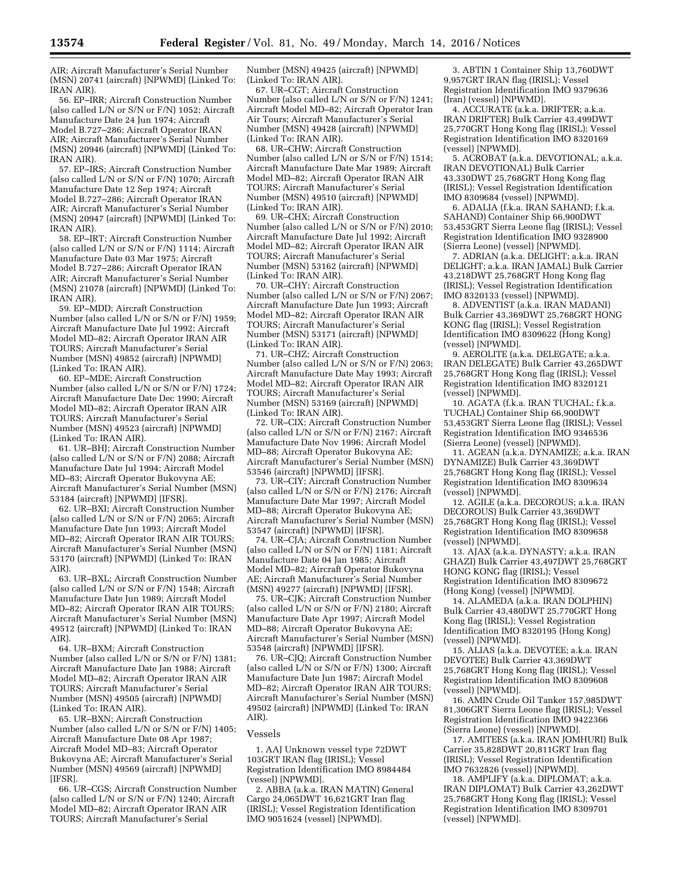AIR; Aircraft Manufacturer's Serial Number (MSN) 20741 (aircraft) [NPWMD] (Linked To: IRAN AIR).

56. EP–IRR; Aircraft Construction Number (also called L/N or S/N or F/N) 1052; Aircraft Manufacture Date 24 Jun 1974; Aircraft Model B.727–286; Aircraft Operator IRAN AIR; Aircraft Manufacturer's Serial Number (MSN) 20946 (aircraft) [NPWMD] (Linked To: IRAN AIR).

57. EP–IRS; Aircraft Construction Number (also called L/N or S/N or F/N) 1070; Aircraft Manufacture Date 12 Sep 1974; Aircraft Model B.727–286; Aircraft Operator IRAN AIR; Aircraft Manufacturer's Serial Number (MSN) 20947 (aircraft) [NPWMD] (Linked To: IRAN AIR).

58. EP–IRT; Aircraft Construction Number (also called L/N or S/N or F/N) 1114; Aircraft Manufacture Date 03 Mar 1975; Aircraft Model B.727–286; Aircraft Operator IRAN AIR; Aircraft Manufacturer's Serial Number (MSN) 21078 (aircraft) [NPWMD] (Linked To: IRAN AIR).

59. EP–MDD; Aircraft Construction Number (also called L/N or S/N or F/N) 1959; Aircraft Manufacture Date Jul 1992; Aircraft Model MD–82; Aircraft Operator IRAN AIR TOURS; Aircraft Manufacturer's Serial Number (MSN) 49852 (aircraft) [NPWMD] (Linked To: IRAN AIR).

60. EP–MDE; Aircraft Construction Number (also called L/N or S/N or F/N) 1724; Aircraft Manufacture Date Dec 1990; Aircraft Model MD–82; Aircraft Operator IRAN AIR TOURS; Aircraft Manufacturer's Serial Number (MSN) 49523 (aircraft) [NPWMD] (Linked To: IRAN AIR).

61. UR–BHJ; Aircraft Construction Number (also called L/N or S/N or F/N) 2088; Aircraft Manufacture Date Jul 1994; Aircraft Model MD–83; Aircraft Operator Bukovyna AE; Aircraft Manufacturer's Serial Number (MSN) 53184 (aircraft) [NPWMD] [IFSR].

62. UR–BXI; Aircraft Construction Number (also called L/N or S/N or F/N) 2065; Aircraft Manufacture Date Jun 1993; Aircraft Model MD–82; Aircraft Operator IRAN AIR TOURS; Aircraft Manufacturer's Serial Number (MSN) 53170 (aircraft) [NPWMD] (Linked To: IRAN AIR).

63. UR–BXL; Aircraft Construction Number (also called L/N or S/N or F/N) 1548; Aircraft Manufacture Date Jun 1989; Aircraft Model MD–82; Aircraft Operator IRAN AIR TOURS; Aircraft Manufacturer's Serial Number (MSN) 49512 (aircraft) [NPWMD] (Linked To: IRAN AIR).

64. UR–BXM; Aircraft Construction Number (also called L/N or S/N or F/N) 1381; Aircraft Manufacture Date Jan 1988; Aircraft Model MD–82; Aircraft Operator IRAN AIR TOURS; Aircraft Manufacturer's Serial Number (MSN) 49505 (aircraft) [NPWMD] (Linked To: IRAN AIR).

65. UR–BXN; Aircraft Construction Number (also called L/N or S/N or F/N) 1405; Aircraft Manufacture Date 08 Apr 1987; Aircraft Model MD–83; Aircraft Operator Bukovyna AE; Aircraft Manufacturer's Serial Number (MSN) 49569 (aircraft) [NPWMD] [IFSR].

66. UR–CGS; Aircraft Construction Number (also called L/N or S/N or F/N) 1240; Aircraft Model MD–82; Aircraft Operator IRAN AIR TOURS; Aircraft Manufacturer's Serial Number (MSN) 49425 (aircraft) [NPWMD] (Linked To: IRAN AIR).

67. UR–CGT; Aircraft Construction Number (also called L/N or S/N or F/N) 1241; Aircraft Model MD–82; Aircraft Operator Iran Air Tours; Aircraft Manufacturer's Serial Number (MSN) 49428 (aircraft) [NPWMD] (Linked To: IRAN AIR).

68. UR–CHW; Aircraft Construction Number (also called L/N or S/N or F/N) 1514; Aircraft Manufacture Date Mar 1989; Aircraft Model MD–82; Aircraft Operator IRAN AIR TOURS; Aircraft Manufacturer's Serial Number (MSN) 49510 (aircraft) [NPWMD] (Linked To: IRAN AIR).

69. UR–CHX; Aircraft Construction Number (also called L/N or S/N or F/N) 2010; Aircraft Manufacture Date Jul 1992; Aircraft Model MD–82; Aircraft Operator IRAN AIR TOURS; Aircraft Manufacturer's Serial Number (MSN) 53162 (aircraft) [NPWMD] (Linked To: IRAN AIR).

70. UR–CHY; Aircraft Construction Number (also called L/N or S/N or F/N) 2067; Aircraft Manufacture Date Jun 1993; Aircraft Model MD–82; Aircraft Operator IRAN AIR TOURS; Aircraft Manufacturer's Serial Number (MSN) 53171 (aircraft) [NPWMD] (Linked To: IRAN AIR).

71. UR–CHZ; Aircraft Construction Number (also called L/N or S/N or F/N) 2063; Aircraft Manufacture Date May 1993; Aircraft Model MD–82; Aircraft Operator IRAN AIR TOURS; Aircraft Manufacturer's Serial Number (MSN) 53169 (aircraft) [NPWMD] (Linked To: IRAN AIR).

72. UR–CIX; Aircraft Construction Number (also called L/N or S/N or F/N) 2167; Aircraft Manufacture Date Nov 1996; Aircraft Model MD–88; Aircraft Operator Bukovyna AE; Aircraft Manufacturer's Serial Number (MSN) 53546 (aircraft) [NPWMD] [IFSR].

73. UR–CIY; Aircraft Construction Number (also called L/N or S/N or F/N) 2176; Aircraft Manufacture Date Mar 1997; Aircraft Model MD–88; Aircraft Operator Bukovyna AE; Aircraft Manufacturer's Serial Number (MSN) 53547 (aircraft) [NPWMD] [IFSR].

74. UR–CJA; Aircraft Construction Number (also called L/N or S/N or F/N) 1181; Aircraft Manufacture Date 04 Jan 1985; Aircraft Model MD–82; Aircraft Operator Bukovyna AE; Aircraft Manufacturer's Serial Number (MSN) 49277 (aircraft) [NPWMD] [IFSR].

75. UR–CJK; Aircraft Construction Number (also called L/N or S/N or F/N) 2180; Aircraft Manufacture Date Apr 1997; Aircraft Model MD–88; Aircraft Operator Bukovyna AE; Aircraft Manufacturer's Serial Number (MSN) 53548 (aircraft) [NPWMD] [IFSR].

76. UR–CJQ; Aircraft Construction Number (also called L/N or S/N or F/N) 1300; Aircraft Manufacture Date Jun 1987; Aircraft Model MD–82; Aircraft Operator IRAN AIR TOURS; Aircraft Manufacturer's Serial Number (MSN) 49502 (aircraft) [NPWMD] (Linked To: IRAN AIR).

### Vessels

1. AAJ Unknown vessel type 72DWT 103GRT IRAN flag (IRISL); Vessel Registration Identification IMO 8984484 (vessel) [NPWMD].

2. ABBA (a.k.a. IRAN MATIN) General Cargo 24,065DWT 16,621GRT Iran flag (IRISL); Vessel Registration Identification IMO 9051624 (vessel) [NPWMD].

3. ABTIN 1 Container Ship 13,760DWT 9,957GRT IRAN flag (IRISL); Vessel Registration Identification IMO 9379636 (Iran) (vessel) [NPWMD].

4. ACCURATE (a.k.a. DRIFTER; a.k.a. IRAN DRIFTER) Bulk Carrier 43,499DWT 25,770GRT Hong Kong flag (IRISL); Vessel Registration Identification IMO 8320169 (vessel) [NPWMD].

5. ACROBAT (a.k.a. DEVOTIONAL; a.k.a. IRAN DEVOTIONAL) Bulk Carrier 43,330DWT 25,768GRT Hong Kong flag (IRISL); Vessel Registration Identification IMO 8309684 (vessel) [NPWMD].

6. ADALIA (f.k.a. IRAN SAHAND; f.k.a. SAHAND) Container Ship 66,900DWT 53,453GRT Sierra Leone flag (IRISL); Vessel Registration Identification IMO 9328900 (Sierra Leone) (vessel) [NPWMD].

7. ADRIAN (a.k.a. DELIGHT; a.k.a. IRAN DELIGHT; a.k.a. IRAN JAMAL) Bulk Carrier 43,218DWT 25,768GRT Hong Kong flag (IRISL); Vessel Registration Identification IMO 8320133 (vessel) [NPWMD].

8. ADVENTIST (a.k.a. IRAN MADANI) Bulk Carrier 43,369DWT 25,768GRT HONG KONG flag (IRISL); Vessel Registration Identification IMO 8309622 (Hong Kong) (vessel) [NPWMD].

9. AEROLITE (a.k.a. DELEGATE; a.k.a. IRAN DELEGATE) Bulk Carrier 43,265DWT 25,768GRT Hong Kong flag (IRISL); Vessel Registration Identification IMO 8320121 (vessel) [NPWMD].

10. AGATA (f.k.a. IRAN TUCHAL; f.k.a. TUCHAL) Container Ship 66,900DWT 53,453GRT Sierra Leone flag (IRISL); Vessel Registration Identification IMO 9346536 (Sierra Leone) (vessel) [NPWMD].

11. AGEAN (a.k.a. DYNAMIZE; a.k.a. IRAN DYNAMIZE) Bulk Carrier 43,369DWT 25,768GRT Hong Kong flag (IRISL); Vessel Registration Identification IMO 8309634 (vessel) [NPWMD].

12. AGILE (a.k.a. DECOROUS; a.k.a. IRAN DECOROUS) Bulk Carrier 43,369DWT 25,768GRT Hong Kong flag (IRISL); Vessel Registration Identification IMO 8309658 (vessel) [NPWMD].

13. AJAX (a.k.a. DYNASTY; a.k.a. IRAN GHAZI) Bulk Carrier 43,497DWT 25,768GRT HONG KONG flag (IRISL); Vessel Registration Identification IMO 8309672 (Hong Kong) (vessel) [NPWMD].

14. ALAMEDA (a.k.a. IRAN DOLPHIN) Bulk Carrier 43,480DWT 25,770GRT Hong Kong flag (IRISL); Vessel Registration Identification IMO 8320195 (Hong Kong) (vessel) [NPWMD].

15. ALIAS (a.k.a. DEVOTEE; a.k.a. IRAN DEVOTEE) Bulk Carrier 43,369DWT 25,768GRT Hong Kong flag (IRISL); Vessel Registration Identification IMO 8309608 (vessel) [NPWMD].

16. AMIN Crude Oil Tanker 157,985DWT 81,306GRT Sierra Leone flag (IRISL); Vessel Registration Identification IMO 9422366 (Sierra Leone) (vessel) [NPWMD].

17. AMITEES (a.k.a. IRAN JOMHURI) Bulk Carrier 35,828DWT 20,811GRT Iran flag (IRISL); Vessel Registration Identification IMO 7632826 (vessel) [NPWMD].

18. AMPLIFY (a.k.a. DIPLOMAT; a.k.a. IRAN DIPLOMAT) Bulk Carrier 43,262DWT 25,768GRT Hong Kong flag (IRISL); Vessel Registration Identification IMO 8309701 (vessel) [NPWMD].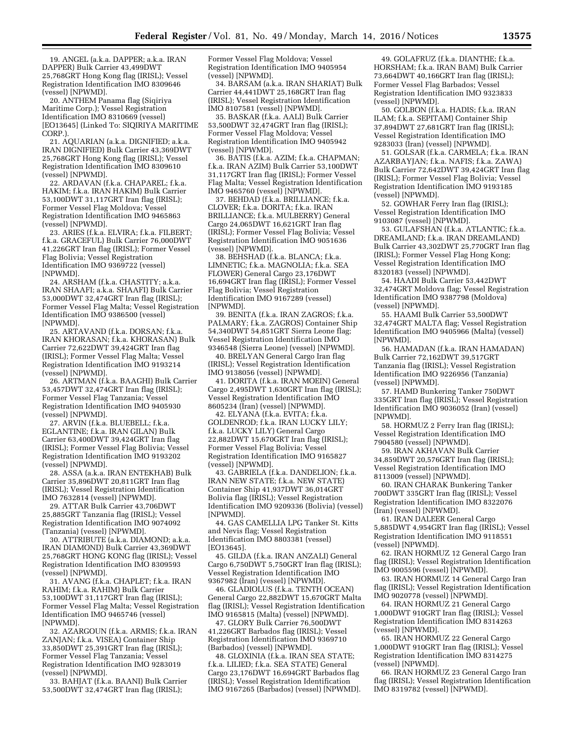19. ANGEL (a.k.a. DAPPER; a.k.a. IRAN DAPPER) Bulk Carrier 43,499DWT 25,768GRT Hong Kong flag (IRISL); Vessel Registration Identification IMO 8309646 (vessel) [NPWMD].

20. ANTHEM Panama flag (Siqiriya Maritime Corp.); Vessel Registration Identification IMO 8310669 (vessel) [EO13645] (Linked To: SIQIRIYA MARITIME CORP.).

21. AQUARIAN (a.k.a. DIGNIFIED; a.k.a. IRAN DIGNIFIED) Bulk Carrier 43,369DWT 25,768GRT Hong Kong flag (IRISL); Vessel Registration Identification IMO 8309610 (vessel) [NPWMD].

22. ARDAVAN (f.k.a. CHAPAREL; f.k.a. HAKIM; f.k.a. IRAN HAKIM) Bulk Carrier 53,100DWT 31,117GRT Iran flag (IRISL); Former Vessel Flag Moldova; Vessel Registration Identification IMO 9465863 (vessel) [NPWMD].

23. ARIES (f.k.a. ELVIRA; f.k.a. FILBERT; f.k.a. GRACEFUL) Bulk Carrier 76,000DWT 41,226GRT Iran flag (IRISL); Former Vessel Flag Bolivia; Vessel Registration Identification IMO 9369722 (vessel) [NPWMD].

24. ARSHAM (f.k.a. CHASTITY; a.k.a. IRAN SHAAFI; a.k.a. SHAAFI) Bulk Carrier 53,000DWT 32,474GRT Iran flag (IRISL); Former Vessel Flag Malta; Vessel Registration Identification IMO 9386500 (vessel) [NPWMD].

25. ARTAVAND (f.k.a. DORSAN; f.k.a. IRAN KHORASAN; f.k.a. KHORASAN) Bulk Carrier 72,622DWT 39,424GRT Iran flag (IRISL); Former Vessel Flag Malta; Vessel Registration Identification IMO 9193214 (vessel) [NPWMD].

26. ARTMAN (f.k.a. BAAGHI) Bulk Carrier 53,457DWT 32,474GRT Iran flag (IRISL); Former Vessel Flag Tanzania; Vessel Registration Identification IMO 9405930 (vessel) [NPWMD].

27. ARVIN (f.k.a. BLUEBELL; f.k.a. EGLANTINE; f.k.a. IRAN GILAN) Bulk Carrier 63,400DWT 39,424GRT Iran flag (IRISL); Former Vessel Flag Bolivia; Vessel Registration Identification IMO 9193202 (vessel) [NPWMD].

28. ASSA (a.k.a. IRAN ENTEKHAB) Bulk Carrier 35,896DWT 20,811GRT Iran flag (IRISL); Vessel Registration Identification IMO 7632814 (vessel) [NPWMD].

29. ATTAR Bulk Carrier 43,706DWT 25,885GRT Tanzania flag (IRISL); Vessel Registration Identification IMO 9074092 (Tanzania) (vessel) [NPWMD].

30. ATTRIBUTE (a.k.a. DIAMOND; a.k.a. IRAN DIAMOND) Bulk Carrier 43,369DWT 25,768GRT HONG KONG flag (IRISL); Vessel Registration Identification IMO 8309593 (vessel) [NPWMD].

31. AVANG (f.k.a. CHAPLET; f.k.a. IRAN RAHIM; f.k.a. RAHIM) Bulk Carrier 53,100DWT 31,117GRT Iran flag (IRISL); Former Vessel Flag Malta; Vessel Registration Identification IMO 9465746 (vessel) [NPWMD].

32. AZARGOUN (f.k.a. ARMIS; f.k.a. IRAN ZANJAN; f.k.a. VISEA) Container Ship 33,850DWT 25,391GRT Iran flag (IRISL); Former Vessel Flag Tanzania; Vessel Registration Identification IMO 9283019 (vessel) [NPWMD].

33. BAHJAT (f.k.a. BAANI) Bulk Carrier 53,500DWT 32,474GRT Iran flag (IRISL); Former Vessel Flag Moldova; Vessel Registration Identification IMO 9405954 (vessel) [NPWMD].

34. BARSAM (a.k.a. IRAN SHARIAT) Bulk Carrier 44,441DWT 25,168GRT Iran flag (IRISL); Vessel Registration Identification IMO 8107581 (vessel) [NPWMD].

35. BASKAR (f.k.a. AALI) Bulk Carrier 53,500DWT 32,474GRT Iran flag (IRISL); Former Vessel Flag Moldova; Vessel Registration Identification IMO 9405942 (vessel) [NPWMD].

36. BATIS (f.k.a. AZIM; f.k.a. CHAPMAN; f.k.a. IRAN AZIM) Bulk Carrier 53,100DWT 31,117GRT Iran flag (IRISL); Former Vessel Flag Malta; Vessel Registration Identification IMO 9465760 (vessel) [NPWMD].

37. BEHDAD (f.k.a. BRILLIANCE; f.k.a. CLOVER; f.k.a. DORITA; f.k.a. IRAN BRILLIANCE; f.k.a. MULBERRY) General Cargo 24,065DWT 16,621GRT Iran flag (IRISL); Former Vessel Flag Bolivia; Vessel Registration Identification IMO 9051636 (vessel) [NPWMD].

38. BEHSHAD (f.k.a. BLANCA; f.k.a. LIMNETIC; f.k.a. MAGNOLIA; f.k.a. SEA FLOWER) General Cargo 23,176DWT 16,694GRT Iran flag (IRISL); Former Vessel Flag Bolivia; Vessel Registration Identification IMO 9167289 (vessel) [NPWMD].

39. BENITA (f.k.a. IRAN ZAGROS; f.k.a. PALMARY; f.k.a. ZAGROS) Container Ship 54,340DWT 54,851GRT Sierra Leone flag; Vessel Registration Identification IMO 9346548 (Sierra Leone) (vessel) [NPWMD].

40. BRELYAN General Cargo Iran flag (IRISL); Vessel Registration Identification IMO 9138056 (vessel) [NPWMD].

41. DORITA (f.k.a. IRAN MOEIN) General Cargo 2,495DWT 1,630GRT Iran flag (IRISL); Vessel Registration Identification IMO 8605234 (Iran) (vessel) [NPWMD].

42. ELYANA (f.k.a. EVITA; f.k.a. GOLDENROD; f.k.a. IRAN LUCKY LILY; f.k.a. LUCKY LILY) General Cargo 22,882DWT 15,670GRT Iran flag (IRISL); Former Vessel Flag Bolivia; Vessel Registration Identification IMO 9165827 (vessel) [NPWMD].

43. GABRIELA (f.k.a. DANDELION; f.k.a. IRAN NEW STATE; f.k.a. NEW STATE) Container Ship 41,937DWT 36,014GRT Bolivia flag (IRISL); Vessel Registration Identification IMO 9209336 (Bolivia) (vessel) [NPWMD].

44. GAS CAMELLIA LPG Tanker St. Kitts and Nevis flag; Vessel Registration Identification IMO 8803381 (vessel) [EO13645].

45. GILDA (f.k.a. IRAN ANZALI) General Cargo 6,750DWT 5,750GRT Iran flag (IRISL); Vessel Registration Identification IMO 9367982 (Iran) (vessel) [NPWMD].

46. GLADIOLUS (f.k.a. TENTH OCEAN) General Cargo 22,882DWT 15,670GRT Malta flag (IRISL); Vessel Registration Identification IMO 9165815 (Malta) (vessel) [NPWMD].

47. GLORY Bulk Carrier 76,500DWT 41,226GRT Barbados flag (IRISL); Vessel Registration Identification IMO 9369710 (Barbados) (vessel) [NPWMD].

48. GLOXINIA (f.k.a. IRAN SEA STATE; f.k.a. LILIED; f.k.a. SEA STATE) General Cargo 23,176DWT 16,694GRT Barbados flag (IRISL); Vessel Registration Identification IMO 9167265 (Barbados) (vessel) [NPWMD].

49. GOLAFRUZ (f.k.a. DIANTHE; f.k.a. HORSHAM; f.k.a. IRAN BAM) Bulk Carrier 73,664DWT 40,166GRT Iran flag (IRISL); Former Vessel Flag Barbados; Vessel Registration Identification IMO 9323833 (vessel) [NPWMD].

50. GOLBON (f.k.a. HADIS; f.k.a. IRAN ILAM; f.k.a. SEPITAM) Container Ship 37,894DWT 27,681GRT Iran flag (IRISL); Vessel Registration Identification IMO 9283033 (Iran) (vessel) [NPWMD].

51. GOLSAR (f.k.a. CARMELA; f.k.a. IRAN AZARBAYJAN; f.k.a. NAFIS; f.k.a. ZAWA) Bulk Carrier 72,642DWT 39,424GRT Iran flag (IRISL); Former Vessel Flag Bolivia; Vessel Registration Identification IMO 9193185 (vessel) [NPWMD].

52. GOWHAR Ferry Iran flag (IRISL); Vessel Registration Identification IMO 9103087 (vessel) [NPWMD].

53. GULAFSHAN (f.k.a. ATLANTIC; f.k.a. DREAMLAND; f.k.a. IRAN DREAMLAND) Bulk Carrier 43,302DWT 25,770GRT Iran flag (IRISL); Former Vessel Flag Hong Kong; Vessel Registration Identification IMO 8320183 (vessel) [NPWMD].

54. HAADI Bulk Carrier 53,442DWT 32,474GRT Moldova flag; Vessel Registration Identification IMO 9387798 (Moldova) (vessel) [NPWMD].

55. HAAMI Bulk Carrier 53,500DWT 32,474GRT MALTA flag; Vessel Registration Identification IMO 9405966 (Malta) (vessel) [NPWMD].

56. HAMADAN (f.k.a. IRAN HAMADAN) Bulk Carrier 72,162DWT 39,517GRT Tanzania flag (IRISL); Vessel Registration Identification IMO 9226956 (Tanzania) (vessel) [NPWMD].

57. HAMD Bunkering Tanker 750DWT 335GRT Iran flag (IRISL); Vessel Registration Identification IMO 9036052 (Iran) (vessel) [NPWMD].

58. HORMUZ 2 Ferry Iran flag (IRISL); Vessel Registration Identification IMO 7904580 (vessel) [NPWMD].

59. IRAN AKHAVAN Bulk Carrier 34,859DWT 20,576GRT Iran flag (IRISL); Vessel Registration Identification IMO 8113009 (vessel) [NPWMD].

60. IRAN CHARAK Bunkering Tanker 700DWT 335GRT Iran flag (IRISL); Vessel Registration Identification IMO 8322076 (Iran) (vessel) [NPWMD].

61. IRAN DALEER General Cargo 5,885DWT 4,954GRT Iran flag (IRISL); Vessel Registration Identification IMO 9118551 (vessel) [NPWMD].

62. IRAN HORMUZ 12 General Cargo Iran flag (IRISL); Vessel Registration Identification IMO 9005596 (vessel) [NPWMD].

63. IRAN HORMUZ 14 General Cargo Iran flag (IRISL); Vessel Registration Identification IMO 9020778 (vessel) [NPWMD].

64. IRAN HORMUZ 21 General Cargo 1,000DWT 910GRT Iran flag (IRISL); Vessel Registration Identification IMO 8314263 (vessel) [NPWMD].

65. IRAN HORMUZ 22 General Cargo 1,000DWT 910GRT Iran flag (IRISL); Vessel Registration Identification IMO 8314275 (vessel) [NPWMD].

66. IRAN HORMUZ 23 General Cargo Iran flag (IRISL); Vessel Registration Identification IMO 8319782 (vessel) [NPWMD].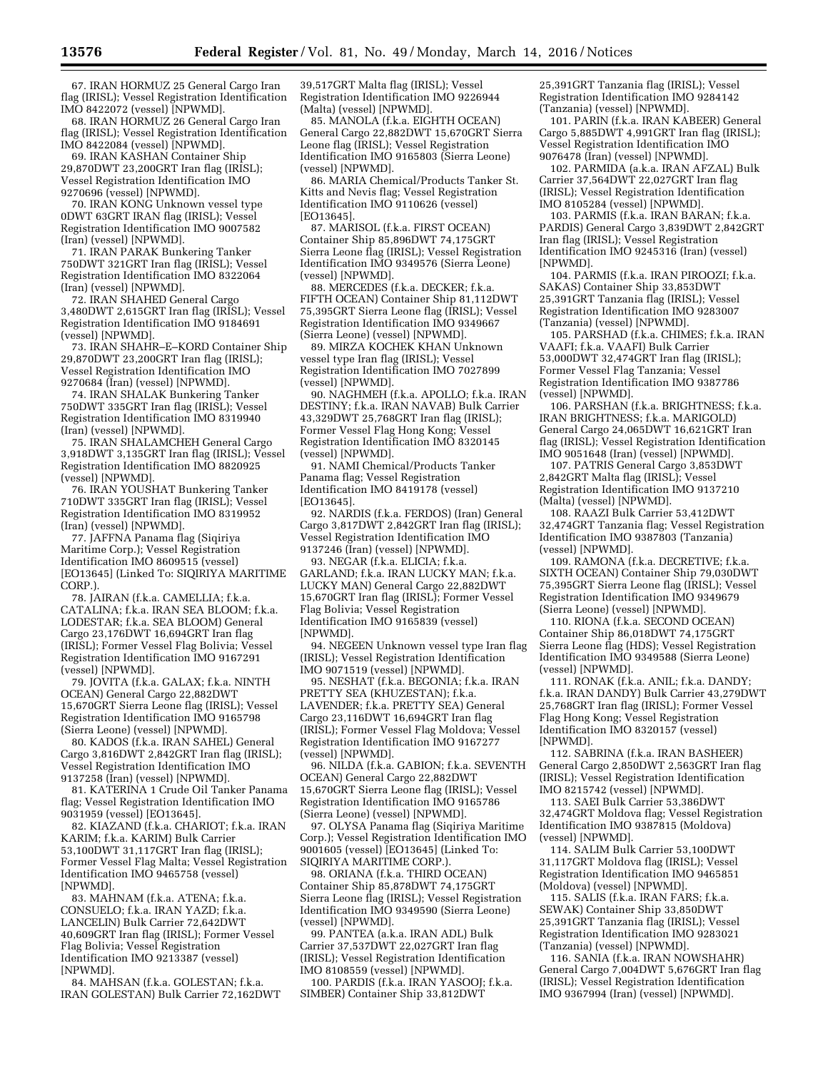67. IRAN HORMUZ 25 General Cargo Iran flag (IRISL); Vessel Registration Identification IMO 8422072 (vessel) [NPWMD].

68. IRAN HORMUZ 26 General Cargo Iran flag (IRISL); Vessel Registration Identification IMO 8422084 (vessel) [NPWMD].

69. IRAN KASHAN Container Ship 29,870DWT 23,200GRT Iran flag (IRISL); Vessel Registration Identification IMO 9270696 (vessel) [NPWMD].

70. IRAN KONG Unknown vessel type 0DWT 63GRT IRAN flag (IRISL); Vessel Registration Identification IMO 9007582 (Iran) (vessel) [NPWMD].

71. IRAN PARAK Bunkering Tanker 750DWT 321GRT Iran flag (IRISL); Vessel Registration Identification IMO 8322064 (Iran) (vessel) [NPWMD].

72. IRAN SHAHED General Cargo 3,480DWT 2,615GRT Iran flag (IRISL); Vessel Registration Identification IMO 9184691 (vessel) [NPWMD].

73. IRAN SHAHR–E–KORD Container Ship 29,870DWT 23,200GRT Iran flag (IRISL); Vessel Registration Identification IMO 9270684 (Iran) (vessel) [NPWMD].

74. IRAN SHALAK Bunkering Tanker 750DWT 335GRT Iran flag (IRISL); Vessel Registration Identification IMO 8319940 (Iran) (vessel) [NPWMD].

75. IRAN SHALAMCHEH General Cargo 3,918DWT 3,135GRT Iran flag (IRISL); Vessel Registration Identification IMO 8820925 (vessel) [NPWMD].

76. IRAN YOUSHAT Bunkering Tanker 710DWT 335GRT Iran flag (IRISL); Vessel Registration Identification IMO 8319952 (Iran) (vessel) [NPWMD].

77. JAFFNA Panama flag (Siqiriya Maritime Corp.); Vessel Registration Identification IMO 8609515 (vessel) [EO13645] (Linked To: SIQIRIYA MARITIME CORP.).

78. JAIRAN (f.k.a. CAMELLIA; f.k.a. CATALINA; f.k.a. IRAN SEA BLOOM; f.k.a. LODESTAR; f.k.a. SEA BLOOM) General Cargo 23,176DWT 16,694GRT Iran flag (IRISL); Former Vessel Flag Bolivia; Vessel Registration Identification IMO 9167291 (vessel) [NPWMD].

79. JOVITA (f.k.a. GALAX; f.k.a. NINTH OCEAN) General Cargo 22,882DWT 15,670GRT Sierra Leone flag (IRISL); Vessel Registration Identification IMO 9165798 (Sierra Leone) (vessel) [NPWMD].

80. KADOS (f.k.a. IRAN SAHEL) General Cargo 3,816DWT 2,842GRT Iran flag (IRISL); Vessel Registration Identification IMO 9137258 (Iran) (vessel) [NPWMD].

81. KATERINA 1 Crude Oil Tanker Panama flag; Vessel Registration Identification IMO 9031959 (vessel) [EO13645].

82. KIAZAND (f.k.a. CHARIOT; f.k.a. IRAN KARIM; f.k.a. KARIM) Bulk Carrier 53,100DWT 31,117GRT Iran flag (IRISL); Former Vessel Flag Malta; Vessel Registration Identification IMO 9465758 (vessel) [NPWMD].

83. MAHNAM (f.k.a. ATENA; f.k.a. CONSUELO; f.k.a. IRAN YAZD; f.k.a. LANCELIN) Bulk Carrier 72,642DWT 40,609GRT Iran flag (IRISL); Former Vessel Flag Bolivia; Vessel Registration Identification IMO 9213387 (vessel) [NPWMD].

84. MAHSAN (f.k.a. GOLESTAN; f.k.a. IRAN GOLESTAN) Bulk Carrier 72,162DWT 39,517GRT Malta flag (IRISL); Vessel Registration Identification IMO 9226944 (Malta) (vessel) [NPWMD].

85. MANOLA (f.k.a. EIGHTH OCEAN) General Cargo 22,882DWT 15,670GRT Sierra Leone flag (IRISL); Vessel Registration Identification IMO 9165803 (Sierra Leone) (vessel) [NPWMD].

86. MARIA Chemical/Products Tanker St. Kitts and Nevis flag; Vessel Registration Identification IMO 9110626 (vessel) [EO13645].

87. MARISOL (f.k.a. FIRST OCEAN) Container Ship 85,896DWT 74,175GRT Sierra Leone flag (IRISL); Vessel Registration Identification IMO 9349576 (Sierra Leone) (vessel) [NPWMD].

88. MERCEDES (f.k.a. DECKER; f.k.a. FIFTH OCEAN) Container Ship 81,112DWT 75,395GRT Sierra Leone flag (IRISL); Vessel Registration Identification IMO 9349667 (Sierra Leone) (vessel) [NPWMD].

89. MIRZA KOCHEK KHAN Unknown vessel type Iran flag (IRISL); Vessel Registration Identification IMO 7027899 (vessel) [NPWMD].

90. NAGHMEH (f.k.a. APOLLO; f.k.a. IRAN DESTINY; f.k.a. IRAN NAVAB) Bulk Carrier 43,329DWT 25,768GRT Iran flag (IRISL); Former Vessel Flag Hong Kong; Vessel Registration Identification IMO 8320145 (vessel) [NPWMD].

91. NAMI Chemical/Products Tanker Panama flag; Vessel Registration Identification IMO 8419178 (vessel) [EO13645].

92. NARDIS (f.k.a. FERDOS) (Iran) General Cargo 3,817DWT 2,842GRT Iran flag (IRISL); Vessel Registration Identification IMO 9137246 (Iran) (vessel) [NPWMD].

93. NEGAR (f.k.a. ELICIA; f.k.a. GARLAND; f.k.a. IRAN LUCKY MAN; f.k.a. LUCKY MAN) General Cargo 22,882DWT 15,670GRT Iran flag (IRISL); Former Vessel Flag Bolivia; Vessel Registration Identification IMO 9165839 (vessel) [NPWMD].

94. NEGEEN Unknown vessel type Iran flag (IRISL); Vessel Registration Identification IMO 9071519 (vessel) [NPWMD].

95. NESHAT (f.k.a. BEGONIA; f.k.a. IRAN PRETTY SEA (KHUZESTAN); f.k.a. LAVENDER; f.k.a. PRETTY SEA) General Cargo 23,116DWT 16,694GRT Iran flag (IRISL); Former Vessel Flag Moldova; Vessel Registration Identification IMO 9167277 (vessel) [NPWMD].

96. NILDA (f.k.a. GABION; f.k.a. SEVENTH OCEAN) General Cargo 22,882DWT 15,670GRT Sierra Leone flag (IRISL); Vessel Registration Identification IMO 9165786 (Sierra Leone) (vessel) [NPWMD].

97. OLYSA Panama flag (Siqiriya Maritime Corp.); Vessel Registration Identification IMO 9001605 (vessel) [EO13645] (Linked To: SIQIRIYA MARITIME CORP.).

98. ORIANA (f.k.a. THIRD OCEAN) Container Ship 85,878DWT 74,175GRT Sierra Leone flag (IRISL); Vessel Registration Identification IMO 9349590 (Sierra Leone) (vessel) [NPWMD].

99. PANTEA (a.k.a. IRAN ADL) Bulk Carrier 37,537DWT 22,027GRT Iran flag (IRISL); Vessel Registration Identification IMO 8108559 (vessel) [NPWMD].

100. PARDIS (f.k.a. IRAN YASOOJ; f.k.a. SIMBER) Container Ship 33,812DWT 25,391GRT Tanzania flag (IRISL); Vessel Registration Identification IMO 9284142 (Tanzania) (vessel) [NPWMD].

101. PARIN (f.k.a. IRAN KABEER) General Cargo 5,885DWT 4,991GRT Iran flag (IRISL); Vessel Registration Identification IMO 9076478 (Iran) (vessel) [NPWMD].

102. PARMIDA (a.k.a. IRAN AFZAL) Bulk Carrier 37,564DWT 22,027GRT Iran flag (IRISL); Vessel Registration Identification IMO 8105284 (vessel) [NPWMD].

103. PARMIS (f.k.a. IRAN BARAN; f.k.a. PARDIS) General Cargo 3,839DWT 2,842GRT Iran flag (IRISL); Vessel Registration Identification IMO 9245316 (Iran) (vessel) [NPWMD].

104. PARMIS (f.k.a. IRAN PIROOZI; f.k.a. SAKAS) Container Ship 33,853DWT 25,391GRT Tanzania flag (IRISL); Vessel Registration Identification IMO 9283007 (Tanzania) (vessel) [NPWMD].

105. PARSHAD (f.k.a. CHIMES; f.k.a. IRAN VAAFI; f.k.a. VAAFI) Bulk Carrier 53,000DWT 32,474GRT Iran flag (IRISL); Former Vessel Flag Tanzania; Vessel Registration Identification IMO 9387786 (vessel) [NPWMD].

106. PARSHAN (f.k.a. BRIGHTNESS; f.k.a. IRAN BRIGHTNESS; f.k.a. MARIGOLD) General Cargo 24,065DWT 16,621GRT Iran flag (IRISL); Vessel Registration Identification IMO 9051648 (Iran) (vessel) [NPWMD].

107. PATRIS General Cargo 3,853DWT 2,842GRT Malta flag (IRISL); Vessel Registration Identification IMO 9137210 (Malta) (vessel) [NPWMD].

108. RAAZI Bulk Carrier 53,412DWT 32,474GRT Tanzania flag; Vessel Registration Identification IMO 9387803 (Tanzania) (vessel) [NPWMD].

109. RAMONA (f.k.a. DECRETIVE; f.k.a. SIXTH OCEAN) Container Ship 79,030DWT 75,395GRT Sierra Leone flag (IRISL); Vessel Registration Identification IMO 9349679 (Sierra Leone) (vessel) [NPWMD].

110. RIONA (f.k.a. SECOND OCEAN) Container Ship 86,018DWT 74,175GRT Sierra Leone flag (HDS); Vessel Registration Identification IMO 9349588 (Sierra Leone) (vessel) [NPWMD].

111. RONAK (f.k.a. ANIL; f.k.a. DANDY; f.k.a. IRAN DANDY) Bulk Carrier 43,279DWT 25,768GRT Iran flag (IRISL); Former Vessel Flag Hong Kong; Vessel Registration Identification IMO 8320157 (vessel) [NPWMD].

112. SABRINA (f.k.a. IRAN BASHEER) General Cargo 2,850DWT 2,563GRT Iran flag (IRISL); Vessel Registration Identification IMO 8215742 (vessel) [NPWMD].

113. SAEI Bulk Carrier 53,386DWT 32,474GRT Moldova flag; Vessel Registration Identification IMO 9387815 (Moldova) (vessel) [NPWMD].

114. SALIM Bulk Carrier 53,100DWT 31,117GRT Moldova flag (IRISL); Vessel Registration Identification IMO 9465851 (Moldova) (vessel) [NPWMD].

115. SALIS (f.k.a. IRAN FARS; f.k.a. SEWAK) Container Ship 33,850DWT 25,391GRT Tanzania flag (IRISL); Vessel Registration Identification IMO 9283021 (Tanzania) (vessel) [NPWMD].

116. SANIA (f.k.a. IRAN NOWSHAHR) General Cargo 7,004DWT 5,676GRT Iran flag (IRISL); Vessel Registration Identification IMO 9367994 (Iran) (vessel) [NPWMD].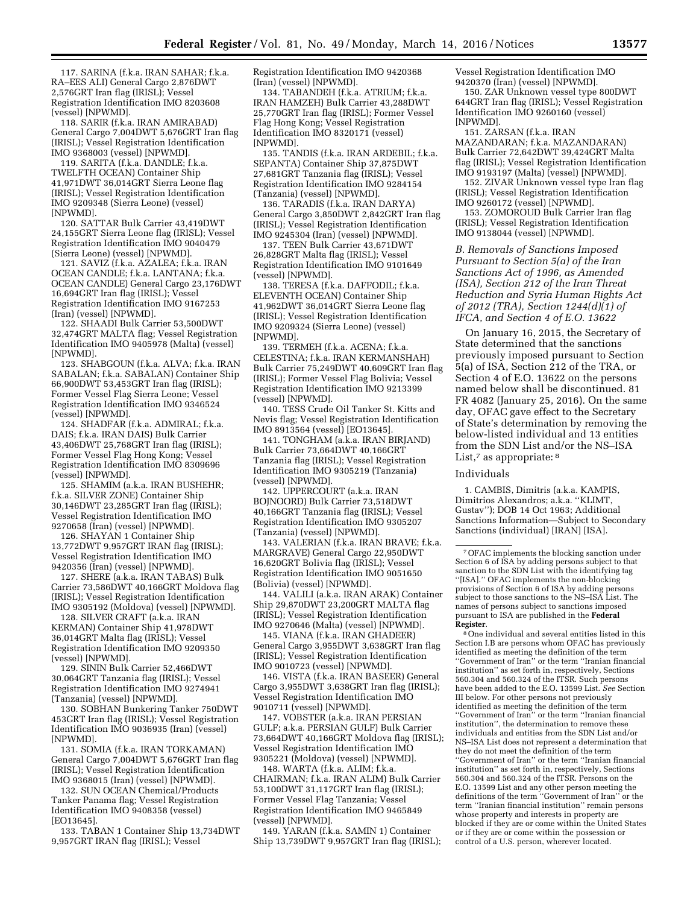117. SARINA (f.k.a. IRAN SAHAR; f.k.a. RA–EES ALI) General Cargo 2,876DWT 2,576GRT Iran flag (IRISL); Vessel Registration Identification IMO 8203608 (vessel) [NPWMD].

118. SARIR (f.k.a. IRAN AMIRABAD) General Cargo 7,004DWT 5,676GRT Iran flag (IRISL); Vessel Registration Identification IMO 9368003 (vessel) [NPWMD].

119. SARITA (f.k.a. DANDLE; f.k.a. TWELFTH OCEAN) Container Ship 41,971DWT 36,014GRT Sierra Leone flag (IRISL); Vessel Registration Identification IMO 9209348 (Sierra Leone) (vessel) [NPWMD].

120. SATTAR Bulk Carrier 43,419DWT 24,155GRT Sierra Leone flag (IRISL); Vessel Registration Identification IMO 9040479 (Sierra Leone) (vessel) [NPWMD].

121. SAVIZ (f.k.a. AZALEA; f.k.a. IRAN OCEAN CANDLE; f.k.a. LANTANA; f.k.a. OCEAN CANDLE) General Cargo 23,176DWT 16,694GRT Iran flag (IRISL); Vessel Registration Identification IMO 9167253 (Iran) (vessel) [NPWMD].

122. SHAADI Bulk Carrier 53,500DWT 32,474GRT MALTA flag; Vessel Registration Identification IMO 9405978 (Malta) (vessel) [NPWMD].

123. SHABGOUN (f.k.a. ALVA; f.k.a. IRAN SABALAN; f.k.a. SABALAN) Container Ship 66,900DWT 53,453GRT Iran flag (IRISL); Former Vessel Flag Sierra Leone; Vessel Registration Identification IMO 9346524 (vessel) [NPWMD].

124. SHADFAR (f.k.a. ADMIRAL; f.k.a. DAIS; f.k.a. IRAN DAIS) Bulk Carrier 43,406DWT 25,768GRT Iran flag (IRISL); Former Vessel Flag Hong Kong; Vessel Registration Identification IMO 8309696 (vessel) [NPWMD].

125. SHAMIM (a.k.a. IRAN BUSHEHR; f.k.a. SILVER ZONE) Container Ship 30,146DWT 23,285GRT Iran flag (IRISL); Vessel Registration Identification IMO 9270658 (Iran) (vessel) [NPWMD].

126. SHAYAN 1 Container Ship 13,772DWT 9,957GRT IRAN flag (IRISL); Vessel Registration Identification IMO 9420356 (Iran) (vessel) [NPWMD].

127. SHERE (a.k.a. IRAN TABAS) Bulk Carrier 73,586DWT 40,166GRT Moldova flag (IRISL); Vessel Registration Identification IMO 9305192 (Moldova) (vessel) [NPWMD].

128. SILVER CRAFT (a.k.a. IRAN KERMAN) Container Ship 41,978DWT 36,014GRT Malta flag (IRISL); Vessel Registration Identification IMO 9209350 (vessel) [NPWMD].

129. SININ Bulk Carrier 52,466DWT 30,064GRT Tanzania flag (IRISL); Vessel Registration Identification IMO 9274941 (Tanzania) (vessel) [NPWMD].

130. SOBHAN Bunkering Tanker 750DWT 453GRT Iran flag (IRISL); Vessel Registration Identification IMO 9036935 (Iran) (vessel) [NPWMD].

131. SOMIA (f.k.a. IRAN TORKAMAN) General Cargo 7,004DWT 5,676GRT Iran flag (IRISL); Vessel Registration Identification IMO 9368015 (Iran) (vessel) [NPWMD].

132. SUN OCEAN Chemical/Products Tanker Panama flag; Vessel Registration Identification IMO 9408358 (vessel) [EO13645].

133. TABAN 1 Container Ship 13,734DWT 9,957GRT IRAN flag (IRISL); Vessel Registration Identification IMO 9420368 (Iran) (vessel) [NPWMD].

134. TABANDEH (f.k.a. ATRIUM; f.k.a. IRAN HAMZEH) Bulk Carrier 43,288DWT 25,770GRT Iran flag (IRISL); Former Vessel Flag Hong Kong; Vessel Registration Identification IMO 8320171 (vessel) [NPWMD].

135. TANDIS (f.k.a. IRAN ARDEBIL; f.k.a. SEPANTA) Container Ship 37,875DWT 27,681GRT Tanzania flag (IRISL); Vessel Registration Identification IMO 9284154 (Tanzania) (vessel) [NPWMD].

136. TARADIS (f.k.a. IRAN DARYA) General Cargo 3,850DWT 2,842GRT Iran flag (IRISL); Vessel Registration Identification IMO 9245304 (Iran) (vessel) [NPWMD].

137. TEEN Bulk Carrier 43,671DWT 26,828GRT Malta flag (IRISL); Vessel Registration Identification IMO 9101649 (vessel) [NPWMD].

138. TERESA (f.k.a. DAFFODIL; f.k.a. ELEVENTH OCEAN) Container Ship 41,962DWT 36,014GRT Sierra Leone flag (IRISL); Vessel Registration Identification IMO 9209324 (Sierra Leone) (vessel) [NPWMD].

139. TERMEH (f.k.a. ACENA; f.k.a. CELESTINA; f.k.a. IRAN KERMANSHAH) Bulk Carrier 75,249DWT 40,609GRT Iran flag (IRISL); Former Vessel Flag Bolivia; Vessel Registration Identification IMO 9213399 (vessel) [NPWMD].

140. TESS Crude Oil Tanker St. Kitts and Nevis flag; Vessel Registration Identification IMO 8913564 (vessel) [EO13645].

141. TONGHAM (a.k.a. IRAN BIRJAND) Bulk Carrier 73,664DWT 40,166GRT Tanzania flag (IRISL); Vessel Registration Identification IMO 9305219 (Tanzania) (vessel) [NPWMD].

142. UPPERCOURT (a.k.a. IRAN BOJNOORD) Bulk Carrier 73,518DWT 40,166GRT Tanzania flag (IRISL); Vessel Registration Identification IMO 9305207 (Tanzania) (vessel) [NPWMD].

143. VALERIAN (f.k.a. IRAN BRAVE; f.k.a. MARGRAVE) General Cargo 22,950DWT 16,620GRT Bolivia flag (IRISL); Vessel Registration Identification IMO 9051650 (Bolivia) (vessel) [NPWMD].

144. VALILI (a.k.a. IRAN ARAK) Container Ship 29,870DWT 23,200GRT MALTA flag (IRISL); Vessel Registration Identification IMO 9270646 (Malta) (vessel) [NPWMD].

145. VIANA (f.k.a. IRAN GHADEER) General Cargo 3,955DWT 3,638GRT Iran flag (IRISL); Vessel Registration Identification IMO 9010723 (vessel) [NPWMD].

146. VISTA (f.k.a. IRAN BASEER) General Cargo 3,955DWT 3,638GRT Iran flag (IRISL); Vessel Registration Identification IMO 9010711 (vessel) [NPWMD].

147. VOBSTER (a.k.a. IRAN PERSIAN GULF; a.k.a. PERSIAN GULF) Bulk Carrier 73,664DWT 40,166GRT Moldova flag (IRISL); Vessel Registration Identification IMO 9305221 (Moldova) (vessel) [NPWMD].

148. WARTA (f.k.a. ALIM; f.k.a. CHAIRMAN; f.k.a. IRAN ALIM) Bulk Carrier 53,100DWT 31,117GRT Iran flag (IRISL); Former Vessel Flag Tanzania; Vessel Registration Identification IMO 9465849 (vessel) [NPWMD].

149. YARAN (f.k.a. SAMIN 1) Container Ship 13,739DWT 9,957GRT Iran flag (IRISL); Vessel Registration Identification IMO 9420370 (Iran) (vessel) [NPWMD].

150. ZAR Unknown vessel type 800DWT 644GRT Iran flag (IRISL); Vessel Registration Identification IMO 9260160 (vessel) [NPWMD].

151. ZARSAN (f.k.a. IRAN MAZANDARAN; f.k.a. MAZANDARAN) Bulk Carrier 72,642DWT 39,424GRT Malta flag (IRISL); Vessel Registration Identification IMO 9193197 (Malta) (vessel) [NPWMD].

152. ZIVAR Unknown vessel type Iran flag (IRISL); Vessel Registration Identification IMO 9260172 (vessel) [NPWMD].

153. ZOMOROUD Bulk Carrier Iran flag (IRISL); Vessel Registration Identification IMO 9138044 (vessel) [NPWMD].

*B. Removals of Sanctions Imposed Pursuant to Section 5(a) of the Iran Sanctions Act of 1996, as Amended (ISA), Section 212 of the Iran Threat Reduction and Syria Human Rights Act of 2012 (TRA), Section 1244(d)(1) of IFCA, and Section 4 of E.O. 13622*

On January 16, 2015, the Secretary of State determined that the sanctions previously imposed pursuant to Section 5(a) of ISA, Section 212 of the TRA, or Section 4 of E.O. 13622 on the persons named below shall be discontinued. 81 FR 4082 (January 25, 2016). On the same day, OFAC gave effect to the Secretary of State's determination by removing the below-listed individual and 13 entities from the SDN List and/or the NS–ISA List,[7] as appropriate: [8]

Individuals

1. CAMBIS, Dimitris (a.k.a. KAMPIS, Dimitrios Alexandros; a.k.a. ''KLIMT, Gustav''); DOB 14 Oct 1963; Additional Sanctions Information—Subject to Secondary Sanctions (individual) [IRAN] [ISA].

---

[7] OFAC implements the blocking sanction under Section 6 of ISA by adding persons subject to that sanction to the SDN List with the identifying tag ''[ISA].'' OFAC implements the non-blocking provisions of Section 6 of ISA by adding persons subject to those sanctions to the NS–ISA List. The names of persons subject to sanctions imposed pursuant to ISA are published in the **Federal Register**.

[8] One individual and several entities listed in this Section I.B are persons whom OFAC has previously identified as meeting the definition of the term ''Government of Iran'' or the term ''Iranian financial institution'' as set forth in, respectively, Sections 560.304 and 560.324 of the ITSR. Such persons have been added to the E.O. 13599 List. *See* Section III below. For other persons not previously identified as meeting the definition of the term ''Government of Iran'' or the term ''Iranian financial institution'', the determination to remove these individuals and entities from the SDN List and/or NS–ISA List does not represent a determination that they do not meet the definition of the term ''Government of Iran'' or the term ''Iranian financial institution'' as set forth in, respectively, Sections 560.304 and 560.324 of the ITSR. Persons on the E.O. 13599 List and any other person meeting the definitions of the term ''Government of Iran'' or the term ''Iranian financial institution'' remain persons whose property and interests in property are blocked if they are or come within the United States or if they are or come within the possession or control of a U.S. person, wherever located.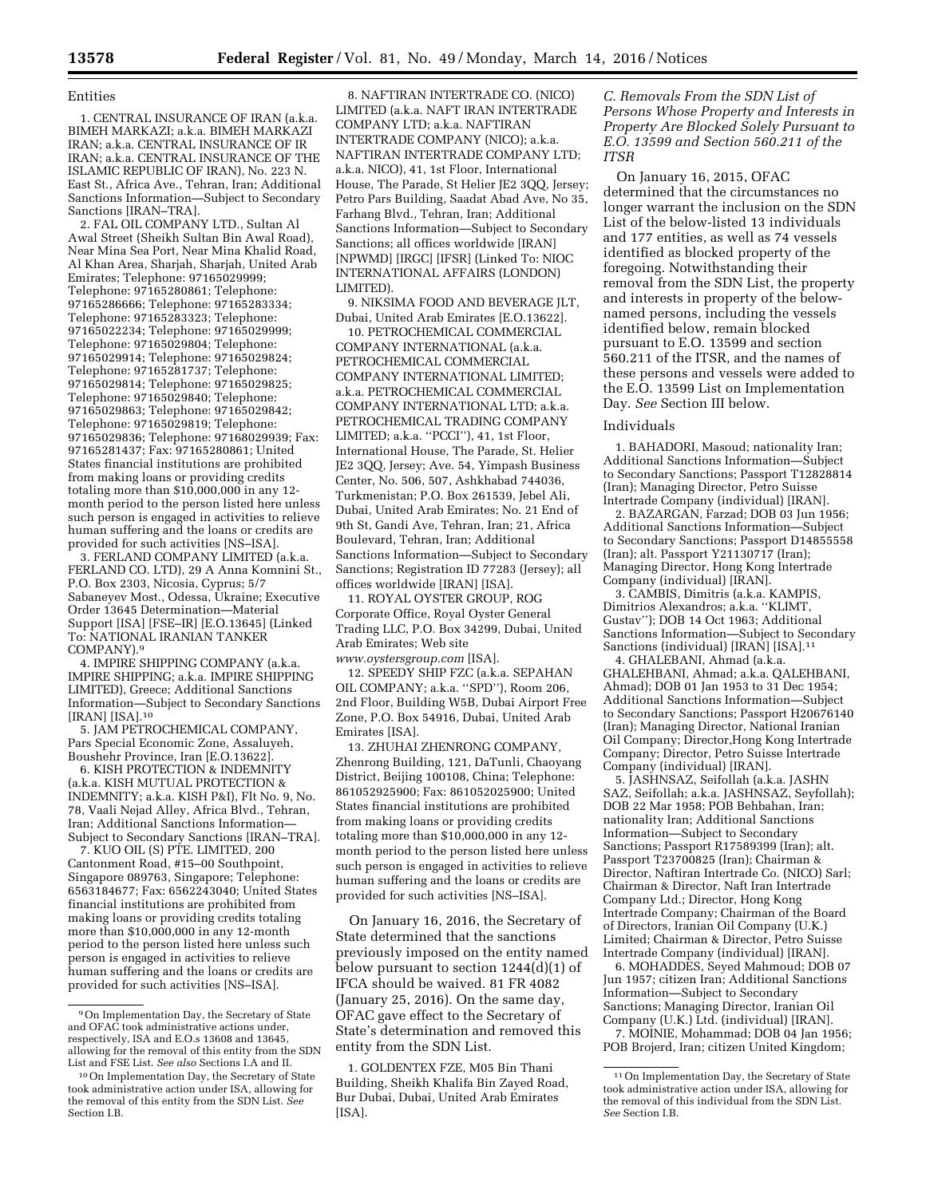### Entities

1. CENTRAL INSURANCE OF IRAN (a.k.a. BIMEH MARKAZI; a.k.a. BIMEH MARKAZI IRAN; a.k.a. CENTRAL INSURANCE OF IR IRAN; a.k.a. CENTRAL INSURANCE OF THE ISLAMIC REPUBLIC OF IRAN), No. 223 N. East St., Africa Ave., Tehran, Iran; Additional Sanctions Information—Subject to Secondary Sanctions [IRAN–TRA].

2. FAL OIL COMPANY LTD., Sultan Al Awal Street (Sheikh Sultan Bin Awal Road), Near Mina Sea Port, Near Mina Khalid Road, Al Khan Area, Sharjah, Sharjah, United Arab Emirates; Telephone: 97165029999; Telephone: 97165280861; Telephone: 97165286666; Telephone: 97165283334; Telephone: 97165283323; Telephone: 97165022234; Telephone: 97165029999; Telephone: 97165029804; Telephone: 97165029914; Telephone: 97165029824; Telephone: 97165281737; Telephone: 97165029814; Telephone: 97165029825; Telephone: 97165029840; Telephone: 97165029863; Telephone: 97165029842; Telephone: 97165029819; Telephone: 97165029836; Telephone: 97168029939; Fax: 97165281437; Fax: 97165280861; United States financial institutions are prohibited from making loans or providing credits totaling more than $10,000,000 in any 12-month period to the person listed here unless such person is engaged in activities to relieve human suffering and the loans or credits are provided for such activities [NS–ISA].

3. FERLAND COMPANY LIMITED (a.k.a. FERLAND CO. LTD), 29 A Anna Komnini St., P.O. Box 2303, Nicosia, Cyprus; 5/7 Sabaneyev Most., Odessa, Ukraine; Executive Order 13645 Determination—Material Support [ISA] [FSE–IR] [E.O.13645] (Linked To: NATIONAL IRANIAN TANKER COMPANY).[9]

4. IMPIRE SHIPPING COMPANY (a.k.a. IMPIRE SHIPPING; a.k.a. IMPIRE SHIPPING LIMITED), Greece; Additional Sanctions Information—Subject to Secondary Sanctions [IRAN] [ISA].[10]

5. JAM PETROCHEMICAL COMPANY, Pars Special Economic Zone, Assaluyeh, Boushehr Province, Iran [E.O.13622].

6. KISH PROTECTION & INDEMNITY (a.k.a. KISH MUTUAL PROTECTION & INDEMNITY; a.k.a. KISH P&I), Flt No. 9, No. 78, Vaali Nejad Alley, Africa Blvd., Tehran, Iran; Additional Sanctions Information—Subject to Secondary Sanctions [IRAN–TRA].

7. KUO OIL (S) PTE. LIMITED, 200 Cantonment Road, #15–00 Southpoint, Singapore 089763, Singapore; Telephone: 6563184677; Fax: 6562243040; United States financial institutions are prohibited from making loans or providing credits totaling more than $10,000,000 in any 12-month period to the person listed here unless such person is engaged in activities to relieve human suffering and the loans or credits are provided for such activities [NS–ISA].

8. NAFTIRAN INTERTRADE CO. (NICO) LIMITED (a.k.a. NAFT IRAN INTERTRADE COMPANY LTD; a.k.a. NAFTIRAN INTERTRADE COMPANY (NICO); a.k.a. NAFTIRAN INTERTRADE COMPANY LTD; a.k.a. NICO), 41, 1st Floor, International House, The Parade, St Helier JE2 3QQ, Jersey; Petro Pars Building, Saadat Abad Ave, No 35, Farhang Blvd., Tehran, Iran; Additional Sanctions Information—Subject to Secondary Sanctions; all offices worldwide [IRAN] [NPWMD] [IRGC] [IFSR] (Linked To: NIOC INTERNATIONAL AFFAIRS (LONDON) LIMITED).

9. NIKSIMA FOOD AND BEVERAGE JLT, Dubai, United Arab Emirates [E.O.13622].

10. PETROCHEMICAL COMMERCIAL COMPANY INTERNATIONAL (a.k.a. PETROCHEMICAL COMMERCIAL COMPANY INTERNATIONAL LIMITED; a.k.a. PETROCHEMICAL COMMERCIAL COMPANY INTERNATIONAL LTD; a.k.a. PETROCHEMICAL TRADING COMPANY LIMITED; a.k.a. ''PCCI''), 41, 1st Floor, International House, The Parade, St. Helier JE2 3QQ, Jersey; Ave. 54, Yimpash Business Center, No. 506, 507, Ashkhabad 744036, Turkmenistan; P.O. Box 261539, Jebel Ali, Dubai, United Arab Emirates; No. 21 End of 9th St, Gandi Ave, Tehran, Iran; 21, Africa Boulevard, Tehran, Iran; Additional Sanctions Information—Subject to Secondary Sanctions; Registration ID 77283 (Jersey); all offices worldwide [IRAN] [ISA].

11. ROYAL OYSTER GROUP, ROG Corporate Office, Royal Oyster General Trading LLC, P.O. Box 34299, Dubai, United Arab Emirates; Web site *www.oystersgroup.com* [ISA].

12. SPEEDY SHIP FZC (a.k.a. SEPAHAN OIL COMPANY; a.k.a. ''SPD''), Room 206, 2nd Floor, Building W5B, Dubai Airport Free Zone, P.O. Box 54916, Dubai, United Arab Emirates [ISA].

13. ZHUHAI ZHENRONG COMPANY, Zhenrong Building, 121, DaTunli, Chaoyang District, Beijing 100108, China; Telephone: 861052925900; Fax: 861052025900; United States financial institutions are prohibited from making loans or providing credits totaling more than $10,000,000 in any 12-month period to the person listed here unless such person is engaged in activities to relieve human suffering and the loans or credits are provided for such activities [NS–ISA].

On January 16, 2016, the Secretary of State determined that the sanctions previously imposed on the entity named below pursuant to section 1244(d)(1) of IFCA should be waived. 81 FR 4082 (January 25, 2016). On the same day, OFAC gave effect to the Secretary of State's determination and removed this entity from the SDN List.

1. GOLDENTEX FZE, M05 Bin Thani Building, Sheikh Khalifa Bin Zayed Road, Bur Dubai, Dubai, United Arab Emirates [ISA].

### *C. Removals From the SDN List of Persons Whose Property and Interests in Property Are Blocked Solely Pursuant to E.O. 13599 and Section 560.211 of the ITSR*

On January 16, 2015, OFAC determined that the circumstances no longer warrant the inclusion on the SDN List of the below-listed 13 individuals and 177 entities, as well as 74 vessels identified as blocked property of the foregoing. Notwithstanding their removal from the SDN List, the property and interests in property of the below-named persons, including the vessels identified below, remain blocked pursuant to E.O. 13599 and section 560.211 of the ITSR, and the names of these persons and vessels were added to the E.O. 13599 List on Implementation Day. *See* Section III below.

### Individuals

1. BAHADORI, Masoud; nationality Iran; Additional Sanctions Information—Subject to Secondary Sanctions; Passport T12828814 (Iran); Managing Director, Petro Suisse Intertrade Company (individual) [IRAN].

2. BAZARGAN, Farzad; DOB 03 Jun 1956; Additional Sanctions Information—Subject to Secondary Sanctions; Passport D14855558 (Iran); alt. Passport Y21130717 (Iran); Managing Director, Hong Kong Intertrade Company (individual) [IRAN].

3. CAMBIS, Dimitris (a.k.a. KAMPIS, Dimitrios Alexandros; a.k.a. ''KLIMT, Gustav''); DOB 14 Oct 1963; Additional Sanctions Information—Subject to Secondary Sanctions (individual) [IRAN] [ISA].[11]

4. GHALEBANI, Ahmad (a.k.a. GHALEHBANI, Ahmad; a.k.a. QALEHBANI, Ahmad); DOB 01 Jan 1953 to 31 Dec 1954; Additional Sanctions Information—Subject to Secondary Sanctions; Passport H20676140 (Iran); Managing Director, National Iranian Oil Company; Director,Hong Kong Intertrade Company; Director, Petro Suisse Intertrade Company (individual) [IRAN].

5. JASHNSAZ, Seifollah (a.k.a. JASHN SAZ, Seifollah; a.k.a. JASHNSAZ, Seyfollah); DOB 22 Mar 1958; POB Behbahan, Iran; nationality Iran; Additional Sanctions Information—Subject to Secondary Sanctions; Passport R17589399 (Iran); alt. Passport T23700825 (Iran); Chairman & Director, Naftiran Intertrade Co. (NICO) Sarl; Chairman & Director, Naft Iran Intertrade Company Ltd.; Director, Hong Kong Intertrade Company; Chairman of the Board of Directors, Iranian Oil Company (U.K.) Limited; Chairman & Director, Petro Suisse Intertrade Company (individual) [IRAN].

6. MOHADDES, Seyed Mahmoud; DOB 07 Jun 1957; citizen Iran; Additional Sanctions Information—Subject to Secondary Sanctions; Managing Director, Iranian Oil Company (U.K.) Ltd. (individual) [IRAN].

7. MOINIE, Mohammad; DOB 04 Jan 1956; POB Brojerd, Iran; citizen United Kingdom;

---

[9] On Implementation Day, the Secretary of State and OFAC took administrative actions under, respectively, ISA and E.O.s 13608 and 13645, allowing for the removal of this entity from the SDN List and FSE List. *See also* Sections I.A and II.

[10] On Implementation Day, the Secretary of State took administrative action under ISA, allowing for the removal of this entity from the SDN List. *See* Section I.B.

[11] On Implementation Day, the Secretary of State took administrative action under ISA, allowing for the removal of this individual from the SDN List. *See* Section I.B.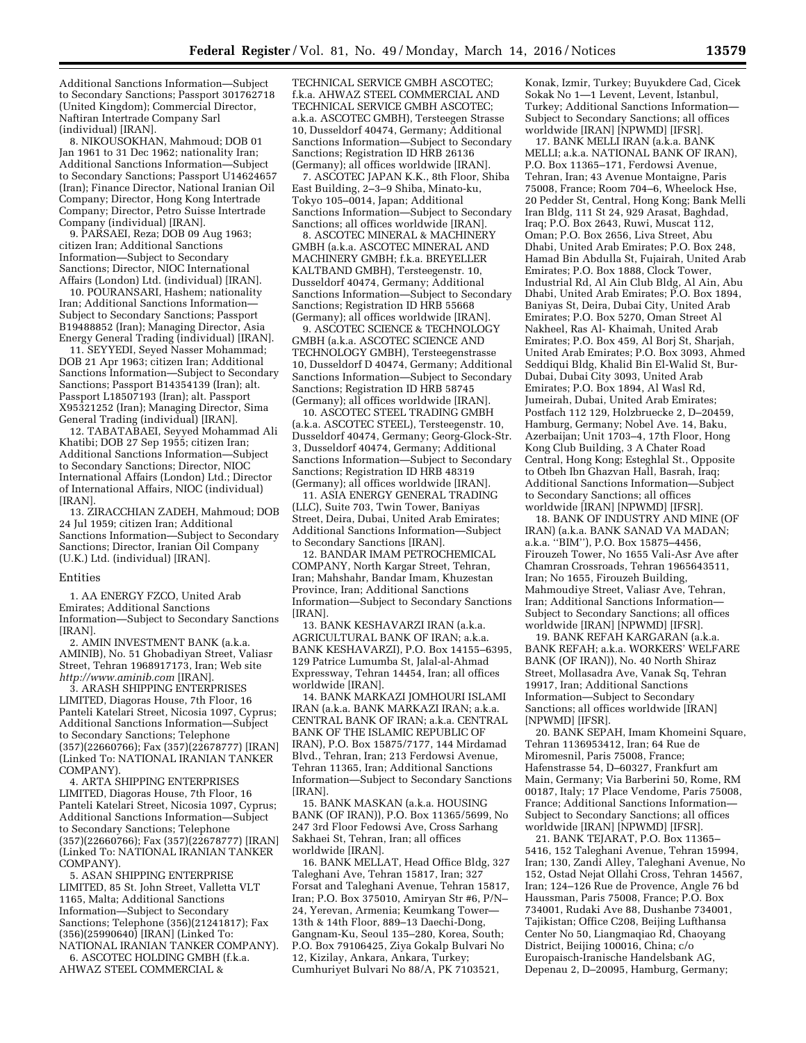Additional Sanctions Information—Subject to Secondary Sanctions; Passport 301762718 (United Kingdom); Commercial Director, Naftiran Intertrade Company Sarl (individual) [IRAN].

8. NIKOUSOKHAN, Mahmoud; DOB 01 Jan 1961 to 31 Dec 1962; nationality Iran; Additional Sanctions Information—Subject to Secondary Sanctions; Passport U14624657 (Iran); Finance Director, National Iranian Oil Company; Director, Hong Kong Intertrade Company; Director, Petro Suisse Intertrade Company (individual) [IRAN].

9. PARSAEI, Reza; DOB 09 Aug 1963; citizen Iran; Additional Sanctions Information—Subject to Secondary Sanctions; Director, NIOC International Affairs (London) Ltd. (individual) [IRAN].

10. POURANSARI, Hashem; nationality Iran; Additional Sanctions Information—Subject to Secondary Sanctions; Passport B19488852 (Iran); Managing Director, Asia Energy General Trading (individual) [IRAN].

11. SEYYEDI, Seyed Nasser Mohammad; DOB 21 Apr 1963; citizen Iran; Additional Sanctions Information—Subject to Secondary Sanctions; Passport B14354139 (Iran); alt. Passport L18507193 (Iran); alt. Passport X95321252 (Iran); Managing Director, Sima General Trading (individual) [IRAN].

12. TABATABAEI, Seyyed Mohammad Ali Khatibi; DOB 27 Sep 1955; citizen Iran; Additional Sanctions Information—Subject to Secondary Sanctions; Director, NIOC International Affairs (London) Ltd.; Director of International Affairs, NIOC (individual) [IRAN].

13. ZIRACCHIAN ZADEH, Mahmoud; DOB 24 Jul 1959; citizen Iran; Additional Sanctions Information—Subject to Secondary Sanctions; Director, Iranian Oil Company (U.K.) Ltd. (individual) [IRAN].

## Entities

1. AA ENERGY FZCO, United Arab Emirates; Additional Sanctions Information—Subject to Secondary Sanctions [IRAN].

2. AMIN INVESTMENT BANK (a.k.a. AMINIB), No. 51 Ghobadiyan Street, Valiasr Street, Tehran 1968917173, Iran; Web site *http://www.aminib.com* [IRAN].

3. ARASH SHIPPING ENTERPRISES LIMITED, Diagoras House, 7th Floor, 16 Panteli Katelari Street, Nicosia 1097, Cyprus; Additional Sanctions Information—Subject to Secondary Sanctions; Telephone (357)(22660766); Fax (357)(22678777) [IRAN] (Linked To: NATIONAL IRANIAN TANKER COMPANY).

4. ARTA SHIPPING ENTERPRISES LIMITED, Diagoras House, 7th Floor, 16 Panteli Katelari Street, Nicosia 1097, Cyprus; Additional Sanctions Information—Subject to Secondary Sanctions; Telephone (357)(22660766); Fax (357)(22678777) [IRAN] (Linked To: NATIONAL IRANIAN TANKER COMPANY).

5. ASAN SHIPPING ENTERPRISE LIMITED, 85 St. John Street, Valletta VLT 1165, Malta; Additional Sanctions Information—Subject to Secondary Sanctions; Telephone (356)(21241817); Fax (356)(25990640) [IRAN] (Linked To: NATIONAL IRANIAN TANKER COMPANY).

6. ASCOTEC HOLDING GMBH (f.k.a. AHWAZ STEEL COMMERCIAL & TECHNICAL SERVICE GMBH ASCOTEC; f.k.a. AHWAZ STEEL COMMERCIAL AND TECHNICAL SERVICE GMBH ASCOTEC; a.k.a. ASCOTEC GMBH), Tersteegen Strasse 10, Dusseldorf 40474, Germany; Additional Sanctions Information—Subject to Secondary Sanctions; Registration ID HRB 26136 (Germany); all offices worldwide [IRAN].

7. ASCOTEC JAPAN K.K., 8th Floor, Shiba East Building, 2–3–9 Shiba, Minato-ku, Tokyo 105–0014, Japan; Additional Sanctions Information—Subject to Secondary Sanctions; all offices worldwide [IRAN].

8. ASCOTEC MINERAL & MACHINERY GMBH (a.k.a. ASCOTEC MINERAL AND MACHINERY GMBH; f.k.a. BREYELLER KALTBAND GMBH), Tersteegenstr. 10, Dusseldorf 40474, Germany; Additional Sanctions Information—Subject to Secondary Sanctions; Registration ID HRB 55668 (Germany); all offices worldwide [IRAN].

9. ASCOTEC SCIENCE & TECHNOLOGY GMBH (a.k.a. ASCOTEC SCIENCE AND TECHNOLOGY GMBH), Tersteegenstrasse 10, Dusseldorf D 40474, Germany; Additional Sanctions Information—Subject to Secondary Sanctions; Registration ID HRB 58745 (Germany); all offices worldwide [IRAN].

10. ASCOTEC STEEL TRADING GMBH (a.k.a. ASCOTEC STEEL), Tersteegenstr. 10, Dusseldorf 40474, Germany; Georg-Glock-Str. 3, Dusseldorf 40474, Germany; Additional Sanctions Information—Subject to Secondary Sanctions; Registration ID HRB 48319 (Germany); all offices worldwide [IRAN].

11. ASIA ENERGY GENERAL TRADING (LLC), Suite 703, Twin Tower, Baniyas Street, Deira, Dubai, United Arab Emirates; Additional Sanctions Information—Subject to Secondary Sanctions [IRAN].

12. BANDAR IMAM PETROCHEMICAL COMPANY, North Kargar Street, Tehran, Iran; Mahshahr, Bandar Imam, Khuzestan Province, Iran; Additional Sanctions Information—Subject to Secondary Sanctions [IRAN].

13. BANK KESHAVARZI IRAN (a.k.a. AGRICULTURAL BANK OF IRAN; a.k.a. BANK KESHAVARZI), P.O. Box 14155–6395, 129 Patrice Lumumba St, Jalal-al-Ahmad Expressway, Tehran 14454, Iran; all offices worldwide [IRAN].

14. BANK MARKAZI JOMHOURI ISLAMI IRAN (a.k.a. BANK MARKAZI IRAN; a.k.a. CENTRAL BANK OF IRAN; a.k.a. CENTRAL BANK OF THE ISLAMIC REPUBLIC OF IRAN), P.O. Box 15875/7177, 144 Mirdamad Blvd., Tehran, Iran; 213 Ferdowsi Avenue, Tehran 11365, Iran; Additional Sanctions Information—Subject to Secondary Sanctions [IRAN].

15. BANK MASKAN (a.k.a. HOUSING BANK (OF IRAN)), P.O. Box 11365/5699, No 247 3rd Floor Fedowsi Ave, Cross Sarhang Sakhaei St, Tehran, Iran; all offices worldwide [IRAN].

16. BANK MELLAT, Head Office Bldg, 327 Taleghani Ave, Tehran 15817, Iran; 327 Forsat and Taleghani Avenue, Tehran 15817, Iran; P.O. Box 375010, Amiryan Str #6, P/N–24, Yerevan, Armenia; Keumkang Tower—13th & 14th Floor, 889–13 Daechi-Dong, Gangnam-Ku, Seoul 135–280, Korea, South; P.O. Box 79106425, Ziya Gokalp Bulvari No 12, Kizilay, Ankara, Ankara, Turkey; Cumhuriyet Bulvari No 88/A, PK 7103521, Konak, Izmir, Turkey; Buyukdere Cad, Cicek Sokak No 1—1 Levent, Levent, Istanbul, Turkey; Additional Sanctions Information—Subject to Secondary Sanctions; all offices worldwide [IRAN] [NPWMD] [IFSR].

17. BANK MELLI IRAN (a.k.a. BANK MELLI; a.k.a. NATIONAL BANK OF IRAN), P.O. Box 11365–171, Ferdowsi Avenue, Tehran, Iran; 43 Avenue Montaigne, Paris 75008, France; Room 704–6, Wheelock Hse, 20 Pedder St, Central, Hong Kong; Bank Melli Iran Bldg, 111 St 24, 929 Arasat, Baghdad, Iraq; P.O. Box 2643, Ruwi, Muscat 112, Oman; P.O. Box 2656, Liva Street, Abu Dhabi, United Arab Emirates; P.O. Box 248, Hamad Bin Abdulla St, Fujairah, United Arab Emirates; P.O. Box 1888, Clock Tower, Industrial Rd, Al Ain Club Bldg, Al Ain, Abu Dhabi, United Arab Emirates; P.O. Box 1894, Baniyas St, Deira, Dubai City, United Arab Emirates; P.O. Box 5270, Oman Street Al Nakheel, Ras Al- Khaimah, United Arab Emirates; P.O. Box 459, Al Borj St, Sharjah, United Arab Emirates; P.O. Box 3093, Ahmed Seddiqui Bldg, Khalid Bin El-Walid St, Bur-Dubai, Dubai City 3093, United Arab Emirates; P.O. Box 1894, Al Wasl Rd, Jumeirah, Dubai, United Arab Emirates; Postfach 112 129, Holzbruecke 2, D–20459, Hamburg, Germany; Nobel Ave. 14, Baku, Azerbaijan; Unit 1703–4, 17th Floor, Hong Kong Club Building, 3 A Chater Road Central, Hong Kong; Esteghlal St., Opposite to Otbeh Ibn Ghazvan Hall, Basrah, Iraq; Additional Sanctions Information—Subject to Secondary Sanctions; all offices worldwide [IRAN] [NPWMD] [IFSR].

18. BANK OF INDUSTRY AND MINE (OF IRAN) (a.k.a. BANK SANAD VA MADAN; a.k.a. ''BIM''), P.O. Box 15875–4456, Firouzeh Tower, No 1655 Vali-Asr Ave after Chamran Crossroads, Tehran 1965643511, Iran; No 1655, Firouzeh Building, Mahmoudiye Street, Valiasr Ave, Tehran, Iran; Additional Sanctions Information—Subject to Secondary Sanctions; all offices worldwide [IRAN] [NPWMD] [IFSR].

19. BANK REFAH KARGARAN (a.k.a. BANK REFAH; a.k.a. WORKERS' WELFARE BANK (OF IRAN)), No. 40 North Shiraz Street, Mollasadra Ave, Vanak Sq, Tehran 19917, Iran; Additional Sanctions Information—Subject to Secondary Sanctions; all offices worldwide [IRAN] [NPWMD] [IFSR].

20. BANK SEPAH, Imam Khomeini Square, Tehran 1136953412, Iran; 64 Rue de Miromesnil, Paris 75008, France; Hafenstrasse 54, D–60327, Frankfurt am Main, Germany; Via Barberini 50, Rome, RM 00187, Italy; 17 Place Vendome, Paris 75008, France; Additional Sanctions Information—Subject to Secondary Sanctions; all offices worldwide [IRAN] [NPWMD] [IFSR].

21. BANK TEJARAT, P.O. Box 11365–5416, 152 Taleghani Avenue, Tehran 15994, Iran; 130, Zandi Alley, Taleghani Avenue, No 152, Ostad Nejat Ollahi Cross, Tehran 14567, Iran; 124–126 Rue de Provence, Angle 76 bd Haussman, Paris 75008, France; P.O. Box 734001, Rudaki Ave 88, Dushanbe 734001, Tajikistan; Office C208, Beijing Lufthansa Center No 50, Liangmaqiao Rd, Chaoyang District, Beijing 100016, China; c/o Europaisch-Iranische Handelsbank AG, Depenau 2, D–20095, Hamburg, Germany;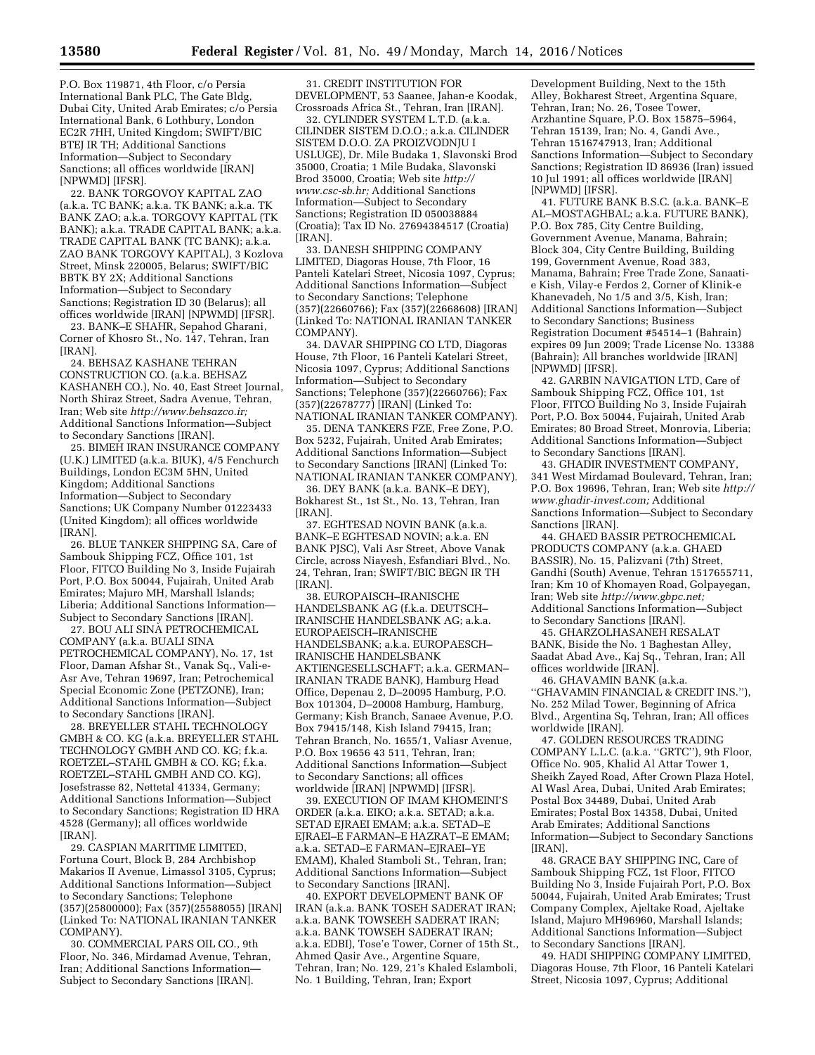P.O. Box 119871, 4th Floor, c/o Persia International Bank PLC, The Gate Bldg, Dubai City, United Arab Emirates; c/o Persia International Bank, 6 Lothbury, London EC2R 7HH, United Kingdom; SWIFT/BIC BTEJ IR TH; Additional Sanctions Information—Subject to Secondary Sanctions; all offices worldwide [IRAN] [NPWMD] [IFSR].

22. BANK TORGOVOY KAPITAL ZAO (a.k.a. TC BANK; a.k.a. TK BANK; a.k.a. TK BANK ZAO; a.k.a. TORGOVY KAPITAL (TK BANK); a.k.a. TRADE CAPITAL BANK; a.k.a. TRADE CAPITAL BANK (TC BANK); a.k.a. ZAO BANK TORGOVY KAPITAL), 3 Kozlova Street, Minsk 220005, Belarus; SWIFT/BIC BBTK BY 2X; Additional Sanctions Information—Subject to Secondary Sanctions; Registration ID 30 (Belarus); all offices worldwide [IRAN] [NPWMD] [IFSR].

23. BANK–E SHAHR, Sepahod Gharani, Corner of Khosro St., No. 147, Tehran, Iran [IRAN].

24. BEHSAZ KASHANE TEHRAN CONSTRUCTION CO. (a.k.a. BEHSAZ KASHANEH CO.), No. 40, East Street Journal, North Shiraz Street, Sadra Avenue, Tehran, Iran; Web site *http://www.behsazco.ir;* Additional Sanctions Information—Subject to Secondary Sanctions [IRAN].

25. BIMEH IRAN INSURANCE COMPANY (U.K.) LIMITED (a.k.a. BIUK), 4/5 Fenchurch Buildings, London EC3M 5HN, United Kingdom; Additional Sanctions Information—Subject to Secondary Sanctions; UK Company Number 01223433 (United Kingdom); all offices worldwide [IRAN].

26. BLUE TANKER SHIPPING SA, Care of Sambouk Shipping FCZ, Office 101, 1st Floor, FITCO Building No 3, Inside Fujairah Port, P.O. Box 50044, Fujairah, United Arab Emirates; Majuro MH, Marshall Islands; Liberia; Additional Sanctions Information—Subject to Secondary Sanctions [IRAN].

27. BOU ALI SINA PETROCHEMICAL COMPANY (a.k.a. BUALI SINA PETROCHEMICAL COMPANY), No. 17, 1st Floor, Daman Afshar St., Vanak Sq., Vali-e-Asr Ave, Tehran 19697, Iran; Petrochemical Special Economic Zone (PETZONE), Iran; Additional Sanctions Information—Subject to Secondary Sanctions [IRAN].

28. BREYELLER STAHL TECHNOLOGY GMBH & CO. KG (a.k.a. BREYELLER STAHL TECHNOLOGY GMBH AND CO. KG; f.k.a. ROETZEL–STAHL GMBH & CO. KG; f.k.a. ROETZEL–STAHL GMBH AND CO. KG), Josefstrasse 82, Nettetal 41334, Germany; Additional Sanctions Information—Subject to Secondary Sanctions; Registration ID HRA 4528 (Germany); all offices worldwide [IRAN].

29. CASPIAN MARITIME LIMITED, Fortuna Court, Block B, 284 Archbishop Makarios II Avenue, Limassol 3105, Cyprus; Additional Sanctions Information—Subject to Secondary Sanctions; Telephone (357)(25800000); Fax (357)(25588055) [IRAN] (Linked To: NATIONAL IRANIAN TANKER COMPANY).

30. COMMERCIAL PARS OIL CO., 9th Floor, No. 346, Mirdamad Avenue, Tehran, Iran; Additional Sanctions Information—Subject to Secondary Sanctions [IRAN].

31. CREDIT INSTITUTION FOR DEVELOPMENT, 53 Saanee, Jahan-e Koodak, Crossroads Africa St., Tehran, Iran [IRAN].

32. CYLINDER SYSTEM L.T.D. (a.k.a. CILINDER SISTEM D.O.O.; a.k.a. CILINDER SISTEM D.O.O. ZA PROIZVODNJU I USLUGE), Dr. Mile Budaka 1, Slavonski Brod 35000, Croatia; 1 Mile Budaka, Slavonski Brod 35000, Croatia; Web site *http://www.csc-sb.hr;* Additional Sanctions Information—Subject to Secondary Sanctions; Registration ID 050038884 (Croatia); Tax ID No. 27694384517 (Croatia) [IRAN].

33. DANESH SHIPPING COMPANY LIMITED, Diagoras House, 7th Floor, 16 Panteli Katelari Street, Nicosia 1097, Cyprus; Additional Sanctions Information—Subject to Secondary Sanctions; Telephone (357)(22660766); Fax (357)(22668608) [IRAN] (Linked To: NATIONAL IRANIAN TANKER COMPANY).

34. DAVAR SHIPPING CO LTD, Diagoras House, 7th Floor, 16 Panteli Katelari Street, Nicosia 1097, Cyprus; Additional Sanctions Information—Subject to Secondary Sanctions; Telephone (357)(22660766); Fax (357)(22678777) [IRAN] (Linked To: NATIONAL IRANIAN TANKER COMPANY).

35. DENA TANKERS FZE, Free Zone, P.O. Box 5232, Fujairah, United Arab Emirates; Additional Sanctions Information—Subject to Secondary Sanctions [IRAN] (Linked To: NATIONAL IRANIAN TANKER COMPANY).

36. DEY BANK (a.k.a. BANK–E DEY), Bokharest St., 1st St., No. 13, Tehran, Iran [IRAN].

37. EGHTESAD NOVIN BANK (a.k.a. BANK–E EGHTESAD NOVIN; a.k.a. EN BANK PJSC), Vali Asr Street, Above Vanak Circle, across Niayesh, Esfandiari Blvd., No. 24, Tehran, Iran; SWIFT/BIC BEGN IR TH [IRAN].

38. EUROPAISCH–IRANISCHE HANDELSBANK AG (f.k.a. DEUTSCH–IRANISCHE HANDELSBANK AG; a.k.a. EUROPAEISCH–IRANISCHE HANDELSBANK; a.k.a. EUROPAESCH–IRANISCHE HANDELSBANK AKTIENGESELLSCHAFT; a.k.a. GERMAN–IRANIAN TRADE BANK), Hamburg Head Office, Depenau 2, D–20095 Hamburg, P.O. Box 101304, D–20008 Hamburg, Hamburg, Germany; Kish Branch, Sanaee Avenue, P.O. Box 79415/148, Kish Island 79415, Iran; Tehran Branch, No. 1655/1, Valiasr Avenue, P.O. Box 19656 43 511, Tehran, Iran; Additional Sanctions Information—Subject to Secondary Sanctions; all offices worldwide [IRAN] [NPWMD] [IFSR].

39. EXECUTION OF IMAM KHOMEINI'S ORDER (a.k.a. EIKO; a.k.a. SETAD; a.k.a. SETAD EJRAEI EMAM; a.k.a. SETAD–E EJRAEI–E FARMAN–E HAZRAT–E EMAM; a.k.a. SETAD–E FARMAN–EJRAEI–YE EMAM), Khaled Stamboli St., Tehran, Iran; Additional Sanctions Information—Subject to Secondary Sanctions [IRAN].

40. EXPORT DEVELOPMENT BANK OF IRAN (a.k.a. BANK TOSEH SADERAT IRAN; a.k.a. BANK TOWSEEH SADERAT IRAN; a.k.a. BANK TOWSEH SADERAT IRAN; a.k.a. EDBI), Tose'e Tower, Corner of 15th St., Ahmed Qasir Ave., Argentine Square, Tehran, Iran; No. 129, 21's Khaled Eslamboli, No. 1 Building, Tehran, Iran; Export Development Building, Next to the 15th Alley, Bokharest Street, Argentina Square, Tehran, Iran; No. 26, Tosee Tower, Arzhantine Square, P.O. Box 15875–5964, Tehran 15139, Iran; No. 4, Gandi Ave., Tehran 1516747913, Iran; Additional Sanctions Information—Subject to Secondary Sanctions; Registration ID 86936 (Iran) issued 10 Jul 1991; all offices worldwide [IRAN] [NPWMD] [IFSR].

41. FUTURE BANK B.S.C. (a.k.a. BANK–E AL–MOSTAGHBAL; a.k.a. FUTURE BANK), P.O. Box 785, City Centre Building, Government Avenue, Manama, Bahrain; Block 304, City Centre Building, Building 199, Government Avenue, Road 383, Manama, Bahrain; Free Trade Zone, Sanaati-e Kish, Vilay-e Ferdos 2, Corner of Klinik-e Khanevadeh, No 1/5 and 3/5, Kish, Iran; Additional Sanctions Information—Subject to Secondary Sanctions; Business Registration Document #54514–1 (Bahrain) expires 09 Jun 2009; Trade License No. 13388 (Bahrain); All branches worldwide [IRAN] [NPWMD] [IFSR].

42. GARBIN NAVIGATION LTD, Care of Sambouk Shipping FCZ, Office 101, 1st Floor, FITCO Building No 3, Inside Fujairah Port, P.O. Box 50044, Fujairah, United Arab Emirates; 80 Broad Street, Monrovia, Liberia; Additional Sanctions Information—Subject to Secondary Sanctions [IRAN].

43. GHADIR INVESTMENT COMPANY, 341 West Mirdamad Boulevard, Tehran, Iran; P.O. Box 19696, Tehran, Iran; Web site *http://www.ghadir-invest.com;* Additional Sanctions Information—Subject to Secondary Sanctions [IRAN].

44. GHAED BASSIR PETROCHEMICAL PRODUCTS COMPANY (a.k.a. GHAED BASSIR), No. 15, Palizvani (7th) Street, Gandhi (South) Avenue, Tehran 1517655711, Iran; Km 10 of Khomayen Road, Golpayegan, Iran; Web site *http://www.gbpc.net;* Additional Sanctions Information—Subject to Secondary Sanctions [IRAN].

45. GHARZOLHASANEH RESALAT BANK, Biside the No. 1 Baghestan Alley, Saadat Abad Ave., Kaj Sq., Tehran, Iran; All offices worldwide [IRAN].

46. GHAVAMIN BANK (a.k.a. ''GHAVAMIN FINANCIAL & CREDIT INS.''), No. 252 Milad Tower, Beginning of Africa Blvd., Argentina Sq, Tehran, Iran; All offices worldwide [IRAN].

47. GOLDEN RESOURCES TRADING COMPANY L.L.C. (a.k.a. ''GRTC''), 9th Floor, Office No. 905, Khalid Al Attar Tower 1, Sheikh Zayed Road, After Crown Plaza Hotel, Al Wasl Area, Dubai, United Arab Emirates; Postal Box 34489, Dubai, United Arab Emirates; Postal Box 14358, Dubai, United Arab Emirates; Additional Sanctions Information—Subject to Secondary Sanctions [IRAN].

48. GRACE BAY SHIPPING INC, Care of Sambouk Shipping FCZ, 1st Floor, FITCO Building No 3, Inside Fujairah Port, P.O. Box 50044, Fujairah, United Arab Emirates; Trust Company Complex, Ajeltake Road, Ajeltake Island, Majuro MH96960, Marshall Islands; Additional Sanctions Information—Subject to Secondary Sanctions [IRAN].

49. HADI SHIPPING COMPANY LIMITED, Diagoras House, 7th Floor, 16 Panteli Katelari Street, Nicosia 1097, Cyprus; Additional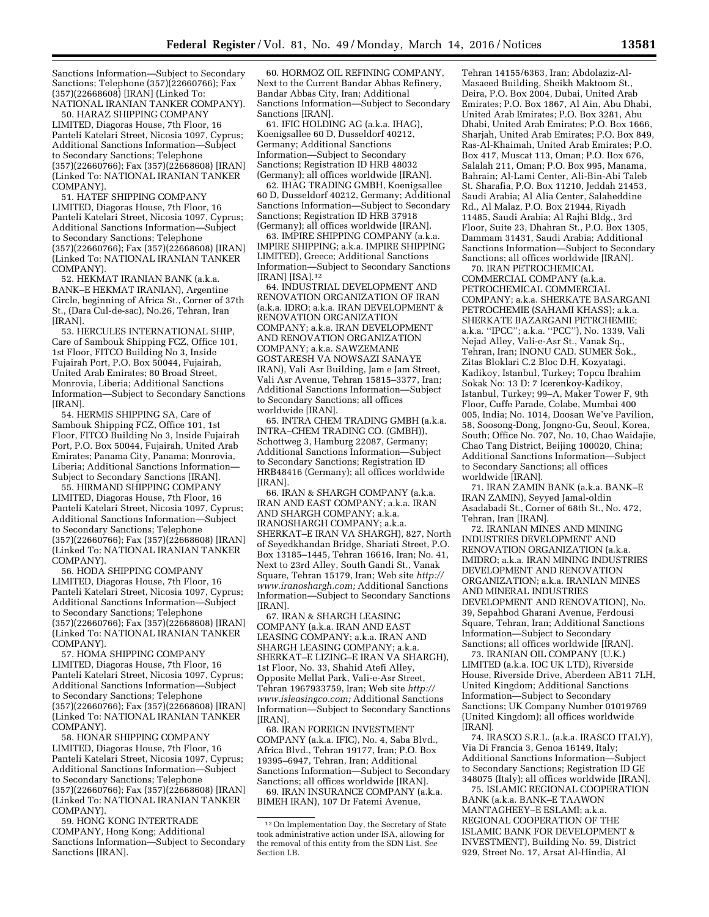Sanctions Information—Subject to Secondary Sanctions; Telephone (357)(22660766); Fax (357)(22668608) [IRAN] (Linked To: NATIONAL IRANIAN TANKER COMPANY).

50. HARAZ SHIPPING COMPANY LIMITED, Diagoras House, 7th Floor, 16 Panteli Katelari Street, Nicosia 1097, Cyprus; Additional Sanctions Information—Subject to Secondary Sanctions; Telephone (357)(22660766); Fax (357)(22668608) [IRAN] (Linked To: NATIONAL IRANIAN TANKER COMPANY).

51. HATEF SHIPPING COMPANY LIMITED, Diagoras House, 7th Floor, 16 Panteli Katelari Street, Nicosia 1097, Cyprus; Additional Sanctions Information—Subject to Secondary Sanctions; Telephone (357)(22660766); Fax (357)(22668608) [IRAN] (Linked To: NATIONAL IRANIAN TANKER COMPANY).

52. HEKMAT IRANIAN BANK (a.k.a. BANK–E HEKMAT IRANIAN), Argentine Circle, beginning of Africa St., Corner of 37th St., (Dara Cul-de-sac), No.26, Tehran, Iran [IRAN].

53. HERCULES INTERNATIONAL SHIP, Care of Sambouk Shipping FCZ, Office 101, 1st Floor, FITCO Building No 3, Inside Fujairah Port, P.O. Box 50044, Fujairah, United Arab Emirates; 80 Broad Street, Monrovia, Liberia; Additional Sanctions Information—Subject to Secondary Sanctions [IRAN].

54. HERMIS SHIPPING SA, Care of Sambouk Shipping FCZ, Office 101, 1st Floor, FITCO Building No 3, Inside Fujairah Port, P.O. Box 50044, Fujairah, United Arab Emirates; Panama City, Panama; Monrovia, Liberia; Additional Sanctions Information—Subject to Secondary Sanctions [IRAN].

55. HIRMAND SHIPPING COMPANY LIMITED, Diagoras House, 7th Floor, 16 Panteli Katelari Street, Nicosia 1097, Cyprus; Additional Sanctions Information—Subject to Secondary Sanctions; Telephone (357)(22660766); Fax (357)(22668608) [IRAN] (Linked To: NATIONAL IRANIAN TANKER COMPANY).

56. HODA SHIPPING COMPANY LIMITED, Diagoras House, 7th Floor, 16 Panteli Katelari Street, Nicosia 1097, Cyprus; Additional Sanctions Information—Subject to Secondary Sanctions; Telephone (357)(22660766); Fax (357)(22668608) [IRAN] (Linked To: NATIONAL IRANIAN TANKER COMPANY).

57. HOMA SHIPPING COMPANY LIMITED, Diagoras House, 7th Floor, 16 Panteli Katelari Street, Nicosia 1097, Cyprus; Additional Sanctions Information—Subject to Secondary Sanctions; Telephone (357)(22660766); Fax (357)(22668608) [IRAN] (Linked To: NATIONAL IRANIAN TANKER COMPANY).

58. HONAR SHIPPING COMPANY LIMITED, Diagoras House, 7th Floor, 16 Panteli Katelari Street, Nicosia 1097, Cyprus; Additional Sanctions Information—Subject to Secondary Sanctions; Telephone (357)(22660766); Fax (357)(22668608) [IRAN] (Linked To: NATIONAL IRANIAN TANKER COMPANY).

59. HONG KONG INTERTRADE COMPANY, Hong Kong; Additional Sanctions Information—Subject to Secondary Sanctions [IRAN].

60. HORMOZ OIL REFINING COMPANY, Next to the Current Bandar Abbas Refinery, Bandar Abbas City, Iran; Additional Sanctions Information—Subject to Secondary Sanctions [IRAN].

61. IFIC HOLDING AG (a.k.a. IHAG), Koenigsallee 60 D, Dusseldorf 40212, Germany; Additional Sanctions Information—Subject to Secondary Sanctions; Registration ID HRB 48032 (Germany); all offices worldwide [IRAN].

62. IHAG TRADING GMBH, Koenigsallee 60 D, Dusseldorf 40212, Germany; Additional Sanctions Information—Subject to Secondary Sanctions; Registration ID HRB 37918 (Germany); all offices worldwide [IRAN].

63. IMPIRE SHIPPING COMPANY (a.k.a. IMPIRE SHIPPING; a.k.a. IMPIRE SHIPPING LIMITED), Greece; Additional Sanctions Information—Subject to Secondary Sanctions [IRAN] [ISA].[12]

64. INDUSTRIAL DEVELOPMENT AND RENOVATION ORGANIZATION OF IRAN (a.k.a. IDRO; a.k.a. IRAN DEVELOPMENT & RENOVATION ORGANIZATION COMPANY; a.k.a. IRAN DEVELOPMENT AND RENOVATION ORGANIZATION COMPANY; a.k.a. SAWZEMANE GOSTARESH VA NOWSAZI SANAYE IRAN), Vali Asr Building, Jam e Jam Street, Vali Asr Avenue, Tehran 15815–3377, Iran; Additional Sanctions Information—Subject to Secondary Sanctions; all offices worldwide [IRAN].

65. INTRA CHEM TRADING GMBH (a.k.a. INTRA–CHEM TRADING CO. (GMBH)), Schottweg 3, Hamburg 22087, Germany; Additional Sanctions Information—Subject to Secondary Sanctions; Registration ID HRB48416 (Germany); all offices worldwide [IRAN].

66. IRAN & SHARGH COMPANY (a.k.a. IRAN AND EAST COMPANY; a.k.a. IRAN AND SHARGH COMPANY; a.k.a. IRANOSHARGH COMPANY; a.k.a. SHERKAT–E IRAN VA SHARGH), 827, North of Seyedkhandan Bridge, Shariati Street, P.O. Box 13185–1445, Tehran 16616, Iran; No. 41, Next to 23rd Alley, South Gandi St., Vanak Square, Tehran 15179, Iran; Web site *http://www.iranoshargh.com;* Additional Sanctions Information—Subject to Secondary Sanctions [IRAN].

67. IRAN & SHARGH LEASING COMPANY (a.k.a. IRAN AND EAST LEASING COMPANY; a.k.a. IRAN AND SHARGH LEASING COMPANY; a.k.a. SHERKAT–E LIZING–E IRAN VA SHARGH), 1st Floor, No. 33, Shahid Atefi Alley, Opposite Mellat Park, Vali-e-Asr Street, Tehran 1967933759, Iran; Web site *http://www.isleasingco.com;* Additional Sanctions Information—Subject to Secondary Sanctions [IRAN].

68. IRAN FOREIGN INVESTMENT COMPANY (a.k.a. IFIC), No. 4, Saba Blvd., Africa Blvd., Tehran 19177, Iran; P.O. Box 19395–6947, Tehran, Iran; Additional Sanctions Information—Subject to Secondary Sanctions; all offices worldwide [IRAN].

69. IRAN INSURANCE COMPANY (a.k.a. BIMEH IRAN), 107 Dr Fatemi Avenue, Tehran 14155/6363, Iran; Abdolaziz-Al-Masaeed Building, Sheikh Maktoom St., Deira, P.O. Box 2004, Dubai, United Arab Emirates; P.O. Box 1867, Al Ain, Abu Dhabi, United Arab Emirates; P.O. Box 3281, Abu Dhabi, United Arab Emirates; P.O. Box 1666, Sharjah, United Arab Emirates; P.O. Box 849, Ras-Al-Khaimah, United Arab Emirates; P.O. Box 417, Muscat 113, Oman; P.O. Box 676, Salalah 211, Oman; P.O. Box 995, Manama, Bahrain; Al-Lami Center, Ali-Bin-Abi Taleb St. Sharafia, P.O. Box 11210, Jeddah 21453, Saudi Arabia; Al Alia Center, Salaheddine Rd., Al Malaz, P.O. Box 21944, Riyadh 11485, Saudi Arabia; Al Rajhi Bldg., 3rd Floor, Suite 23, Dhahran St., P.O. Box 1305, Dammam 31431, Saudi Arabia; Additional Sanctions Information—Subject to Secondary Sanctions; all offices worldwide [IRAN].

70. IRAN PETROCHEMICAL COMMERCIAL COMPANY (a.k.a. PETROCHEMICAL COMMERCIAL COMPANY; a.k.a. SHERKATE BASARGANI PETROCHEMIE (SAHAMI KHASS); a.k.a. SHERKATE BAZARGANI PETRCHEMIE; a.k.a. ''IPCC''; a.k.a. ''PCC''), No. 1339, Vali Nejad Alley, Vali-e-Asr St., Vanak Sq., Tehran, Iran; INONU CAD. SUMER Sok., Zitas Bloklari C.2 Bloc D.H, Kozyatagi, Kadikoy, Istanbul, Turkey; Topcu Ibrahim Sokak No: 13 D: 7 Icerenkoy-Kadikoy, Istanbul, Turkey; 99–A, Maker Tower F, 9th Floor, Cuffe Parade, Colabe, Mumbai 400 005, India; No. 1014, Doosan We've Pavilion, 58, Soosong-Dong, Jongno-Gu, Seoul, Korea, South; Office No. 707, No. 10, Chao Waidajie, Chao Tang District, Beijing 100020, China; Additional Sanctions Information—Subject to Secondary Sanctions; all offices worldwide [IRAN].

71. IRAN ZAMIN BANK (a.k.a. BANK–E IRAN ZAMIN), Seyyed Jamal-oldin Asadabadi St., Corner of 68th St., No. 472, Tehran, Iran [IRAN].

72. IRANIAN MINES AND MINING INDUSTRIES DEVELOPMENT AND RENOVATION ORGANIZATION (a.k.a. IMIDRO; a.k.a. IRAN MINING INDUSTRIES DEVELOPMENT AND RENOVATION ORGANIZATION; a.k.a. IRANIAN MINES AND MINERAL INDUSTRIES DEVELOPMENT AND RENOVATION), No. 39, Sepahbod Gharani Avenue, Ferdousi Square, Tehran, Iran; Additional Sanctions Information—Subject to Secondary Sanctions; all offices worldwide [IRAN].

73. IRANIAN OIL COMPANY (U.K.) LIMITED (a.k.a. IOC UK LTD), Riverside House, Riverside Drive, Aberdeen AB11 7LH, United Kingdom; Additional Sanctions Information—Subject to Secondary Sanctions; UK Company Number 01019769 (United Kingdom); all offices worldwide [IRAN].

74. IRASCO S.R.L. (a.k.a. IRASCO ITALY), Via Di Francia 3, Genoa 16149, Italy; Additional Sanctions Information—Subject to Secondary Sanctions; Registration ID GE 348075 (Italy); all offices worldwide [IRAN].

75. ISLAMIC REGIONAL COOPERATION BANK (a.k.a. BANK–E TAAWON MANTAGHEEY–E ESLAMI; a.k.a. REGIONAL COOPERATION OF THE ISLAMIC BANK FOR DEVELOPMENT & INVESTMENT), Building No. 59, District 929, Street No. 17, Arsat Al-Hindia, Al

[12] On Implementation Day, the Secretary of State took administrative action under ISA, allowing for the removal of this entity from the SDN List. *See* Section I.B.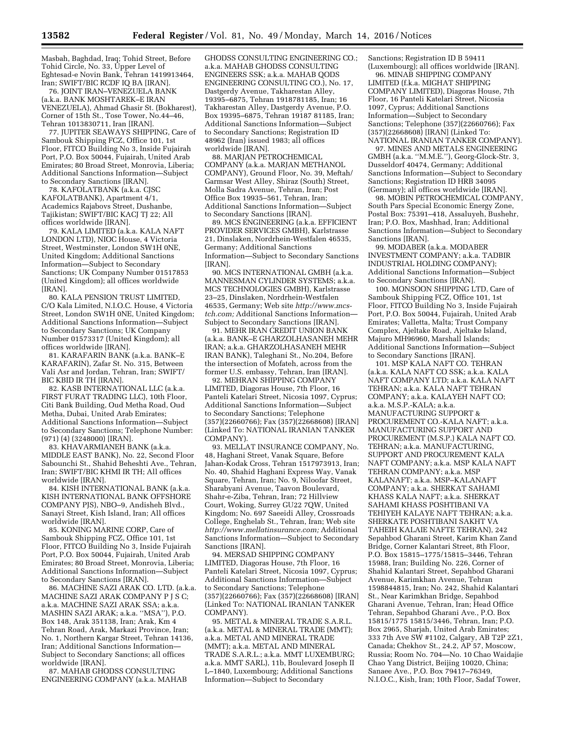Masbah, Baghdad, Iraq; Tohid Street, Before Tohid Circle, No. 33, Upper Level of Eghtesad-e Novin Bank, Tehran 1419913464, Iran; SWIFT/BIC RCDF IQ BA [IRAN].

76. JOINT IRAN–VENEZUELA BANK (a.k.a. BANK MOSHTAREK–E IRAN VENEZUELA), Ahmad Ghasir St. (Bokharest), Corner of 15th St., Tose Tower, No.44–46, Tehran 1013830711, Iran [IRAN].

77. JUPITER SEAWAYS SHIPPING, Care of Sambouk Shipping FCZ, Office 101, 1st Floor, FITCO Building No 3, Inside Fujairah Port, P.O. Box 50044, Fujairah, United Arab Emirates; 80 Broad Street, Monrovia, Liberia; Additional Sanctions Information—Subject to Secondary Sanctions [IRAN].

78. KAFOLATBANK (a.k.a. CJSC KAFOLATBANK), Apartment 4/1, Academics Rajabovs Street, Dushanbe, Tajikistan; SWIFT/BIC KACJ TJ 22; All offices worldwide [IRAN].

79. KALA LIMITED (a.k.a. KALA NAFT LONDON LTD), NIOC House, 4 Victoria Street, Westminster, London SW1H 0NE, United Kingdom; Additional Sanctions Information—Subject to Secondary Sanctions; UK Company Number 01517853 (United Kingdom); all offices worldwide [IRAN].

80. KALA PENSION TRUST LIMITED, C/O Kala Limited, N.I.O.C. House, 4 Victoria Street, London SW1H 0NE, United Kingdom; Additional Sanctions Information—Subject to Secondary Sanctions; UK Company Number 01573317 (United Kingdom); all offices worldwide [IRAN].

81. KARAFARIN BANK (a.k.a. BANK–E KARAFARIN), Zafar St. No. 315, Between Vali Asr and Jordan, Tehran, Iran; SWIFT/BIC KBID IR TH [IRAN].

82. KASB INTERNATIONAL LLC (a.k.a. FIRST FURAT TRADING LLC), 10th Floor, Citi Bank Building, Oud Metha Road, Oud Metha, Dubai, United Arab Emirates; Additional Sanctions Information—Subject to Secondary Sanctions; Telephone Number: (971) (4) (3248000) [IRAN].

83. KHAVARMIANEH BANK (a.k.a. MIDDLE EAST BANK), No. 22, Second Floor Sabounchi St., Shahid Beheshti Ave., Tehran, Iran; SWIFT/BIC KHMI IR TH; All offices worldwide [IRAN].

84. KISH INTERNATIONAL BANK (a.k.a. KISH INTERNATIONAL BANK OFFSHORE COMPANY PJS), NBO–9, Andisheh Blvd., Sanayi Street, Kish Island, Iran; All offices worldwide [IRAN].

85. KONING MARINE CORP, Care of Sambouk Shipping FCZ, Office 101, 1st Floor, FITCO Building No 3, Inside Fujairah Port, P.O. Box 50044, Fujairah, United Arab Emirates; 80 Broad Street, Monrovia, Liberia; Additional Sanctions Information—Subject to Secondary Sanctions [IRAN].

86. MACHINE SAZI ARAK CO. LTD. (a.k.a. MACHINE SAZI ARAK COMPANY P J S C; a.k.a. MACHINE SAZI ARAK SSA; a.k.a. MASHIN SAZI ARAK; a.k.a. ''MSA''), P.O. Box 148, Arak 351138, Iran; Arak, Km 4 Tehran Road, Arak, Markazi Province, Iran; No. 1, Northern Kargar Street, Tehran 14136, Iran; Additional Sanctions Information—Subject to Secondary Sanctions; all offices worldwide [IRAN].

87. MAHAB GHODSS CONSULTING ENGINEERING COMPANY (a.k.a. MAHAB GHODSS CONSULTING ENGINEERING CO.; a.k.a. MAHAB GHODSS CONSULTING ENGINEERS SSK; a.k.a. MAHAB QODS ENGINEERING CONSULTING CO.), No. 17, Dastgerdy Avenue, Takharestan Alley, 19395–6875, Tehran 1918781185, Iran; 16 Takharestan Alley, Dastgerdy Avenue, P.O. Box 19395–6875, Tehran 19187 81185, Iran; Additional Sanctions Information—Subject to Secondary Sanctions; Registration ID 48962 (Iran) issued 1983; all offices worldwide [IRAN].

88. MARJAN PETROCHEMICAL COMPANY (a.k.a. MARJAN METHANOL COMPANY), Ground Floor, No. 39, Meftah/Garmsar West Alley, Shiraz (South) Street, Molla Sadra Avenue, Tehran, Iran; Post Office Box 19935–561, Tehran, Iran; Additional Sanctions Information—Subject to Secondary Sanctions [IRAN].

89. MCS ENGINEERING (a.k.a. EFFICIENT PROVIDER SERVICES GMBH), Karlstrasse 21, Dinslaken, Nordrhein-Westfalen 46535, Germany; Additional Sanctions Information—Subject to Secondary Sanctions [IRAN].

90. MCS INTERNATIONAL GMBH (a.k.a. MANNESMAN CYLINDER SYSTEMS; a.k.a. MCS TECHNOLOGIES GMBH), Karlstrasse 23–25, Dinslaken, Nordrhein-Westfalen 46535, Germany; Web site *http://www.mcs-tch.com;* Additional Sanctions Information—Subject to Secondary Sanctions [IRAN].

91. MEHR IRAN CREDIT UNION BANK (a.k.a. BANK–E GHARZOLHASANEH MEHR IRAN; a.k.a. GHARZOLHASANEH MEHR IRAN BANK), Taleghani St., No.204, Before the intersection of Mofateh, across from the former U.S. embassy, Tehran, Iran [IRAN].

92. MEHRAN SHIPPING COMPANY LIMITED, Diagoras House, 7th Floor, 16 Panteli Katelari Street, Nicosia 1097, Cyprus; Additional Sanctions Information—Subject to Secondary Sanctions; Telephone (357)(22660766); Fax (357)(22668608) [IRAN] (Linked To: NATIONAL IRANIAN TANKER COMPANY).

93. MELLAT INSURANCE COMPANY, No. 48, Haghani Street, Vanak Square, Before Jahan-Kodak Cross, Tehran 1517973913, Iran; No. 40, Shahid Haghani Express Way, Vanak Square, Tehran, Iran; No. 9, Niloofar Street, Sharabyani Avenue, Taavon Boulevard, Shahr-e-Ziba, Tehran, Iran; 72 Hillview Court, Woking, Surrey GU22 7QW, United Kingdom; No. 697 Saeeidi Alley, Crossroads College, Enghelab St., Tehran, Iran; Web site *http://www.mellatinsurance.com;* Additional Sanctions Information—Subject to Secondary Sanctions [IRAN].

94. MERSAD SHIPPING COMPANY LIMITED, Diagoras House, 7th Floor, 16 Panteli Katelari Street, Nicosia 1097, Cyprus; Additional Sanctions Information—Subject to Secondary Sanctions; Telephone (357)(22660766); Fax (357)(22668608) [IRAN] (Linked To: NATIONAL IRANIAN TANKER COMPANY).

95. METAL & MINERAL TRADE S.A.R.L. (a.k.a. METAL & MINERAL TRADE (MMT); a.k.a. METAL AND MINERAL TRADE (MMT); a.k.a. METAL AND MINERAL TRADE S.A.R.L.; a.k.a. MMT LUXEMBURG; a.k.a. MMT SARL), 11b, Boulevard Joseph II L–1840, Luxembourg; Additional Sanctions Information—Subject to Secondary Sanctions; Registration ID B 59411 (Luxembourg); all offices worldwide [IRAN].

96. MINAB SHIPPING COMPANY LIMITED (f.k.a. MIGHAT SHIPPING COMPANY LIMITED), Diagoras House, 7th Floor, 16 Panteli Katelari Street, Nicosia 1097, Cyprus; Additional Sanctions Information—Subject to Secondary Sanctions; Telephone (357)(22660766); Fax (357)(22668608) [IRAN] (Linked To: NATIONAL IRANIAN TANKER COMPANY).

97. MINES AND METALS ENGINEERING GMBH (a.k.a. ''M.M.E.''), Georg-Glock-Str. 3, Dusseldorf 40474, Germany; Additional Sanctions Information—Subject to Secondary Sanctions; Registration ID HRB 34095 (Germany); all offices worldwide [IRAN].

98. MOBIN PETROCHEMICAL COMPANY, South Pars Special Economic Energy Zone, Postal Box: 75391–418, Assaluyeh, Bushehr, Iran; P.O. Box, Mashhad, Iran; Additional Sanctions Information—Subject to Secondary Sanctions [IRAN].

99. MODABER (a.k.a. MODABER INVESTMENT COMPANY; a.k.a. TADBIR INDUSTRIAL HOLDING COMPANY); Additional Sanctions Information—Subject to Secondary Sanctions [IRAN].

100. MONSOON SHIPPING LTD, Care of Sambouk Shipping FCZ, Office 101, 1st Floor, FITCO Building No 3, Inside Fujairah Port, P.O. Box 50044, Fujairah, United Arab Emirates; Valletta, Malta; Trust Company Complex, Ajeltake Road, Ajeltake Island, Majuro MH96960, Marshall Islands; Additional Sanctions Information—Subject to Secondary Sanctions [IRAN].

101. MSP KALA NAFT CO. TEHRAN (a.k.a. KALA NAFT CO SSK; a.k.a. KALA NAFT COMPANY LTD; a.k.a. KALA NAFT TEHRAN; a.k.a. KALA NAFT TEHRAN COMPANY; a.k.a. KALAYEH NAFT CO; a.k.a. M.S.P.-KALA; a.k.a. MANUFACTURING SUPPORT & PROCUREMENT CO.-KALA NAFT; a.k.a. MANUFACTURING SUPPORT AND PROCUREMENT (M.S.P.) KALA NAFT CO. TEHRAN; a.k.a. MANUFACTURING, SUPPORT AND PROCUREMENT KALA NAFT COMPANY; a.k.a. MSP KALA NAFT TEHRAN COMPANY; a.k.a. MSP KALANAFT; a.k.a. MSP–KALANAFT COMPANY; a.k.a. SHERKAT SAHAMI KHASS KALA NAFT; a.k.a. SHERKAT SAHAMI KHASS POSHTIBANI VA TEHIYEH KALAYE NAFT TEHRAN; a.k.a. SHERKATE POSHTIBANI SAKHT VA TAHEIH KALAIE NAFTE TEHRAN), 242 Sepahbod Gharani Street, Karim Khan Zand Bridge, Corner Kalantari Street, 8th Floor, P.O. Box 15815–1775/15815–3446, Tehran 15988, Iran; Building No. 226, Corner of Shahid Kalantari Street, Sepahbod Gharani Avenue, Karimkhan Avenue, Tehran 1598844815, Iran; No. 242, Shahid Kalantari St., Near Karimkhan Bridge, Sepahbod Gharani Avenue, Tehran, Iran; Head Office Tehran, Sepahbod Gharani Ave., P.O. Box 15815/1775 15815/3446, Tehran, Iran; P.O. Box 2965, Sharjah, United Arab Emirates; 333 7th Ave SW #1102, Calgary, AB T2P 2Z1, Canada; Chekhov St., 24.2, AP 57, Moscow, Russia; Room No. 704—No. 10 Chao Waidajie Chao Yang District, Beijing 10020, China; Sanaee Ave., P.O. Box 79417–76349, N.I.O.C., Kish, Iran; 10th Floor, Sadaf Tower,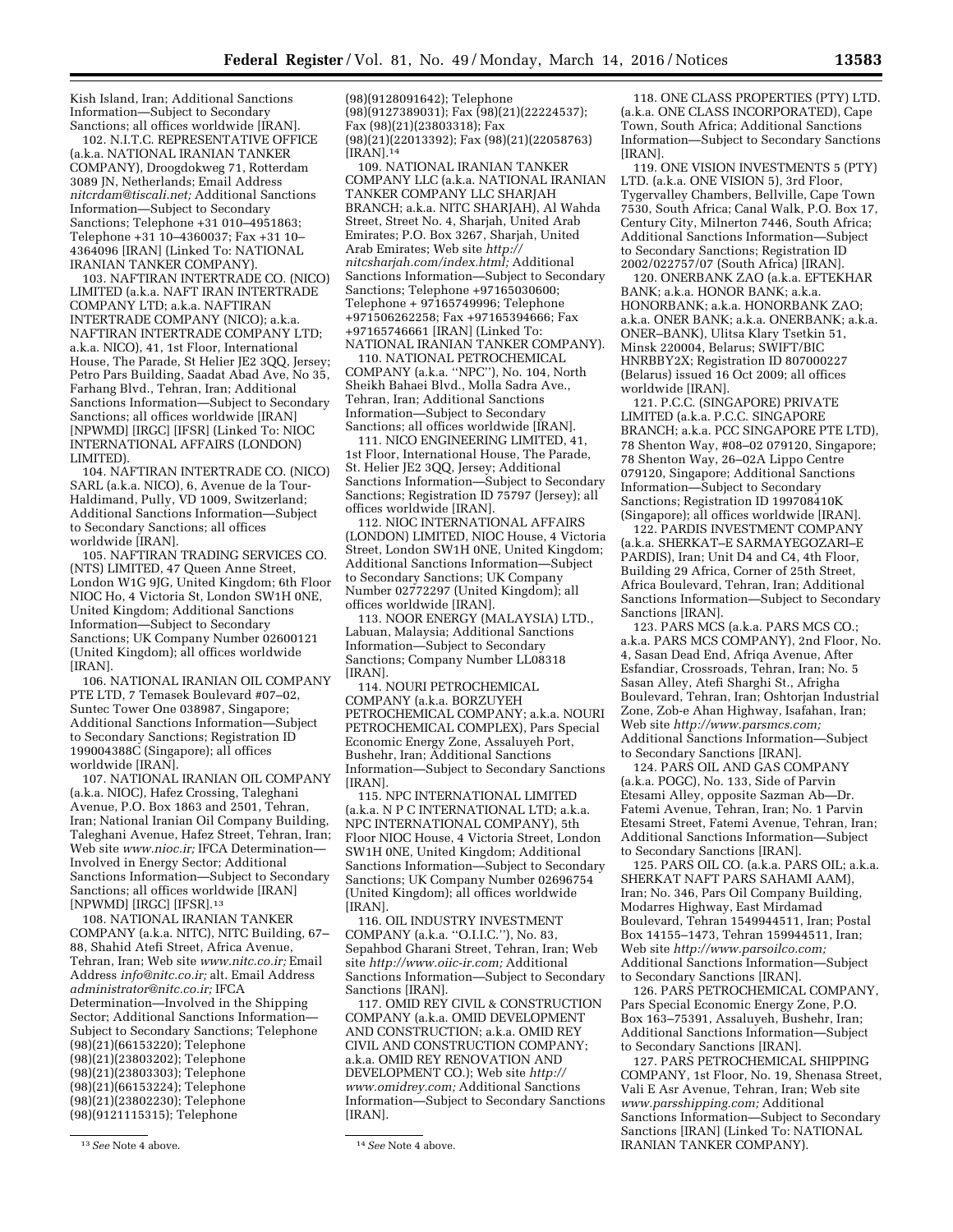Kish Island, Iran; Additional Sanctions Information—Subject to Secondary Sanctions; all offices worldwide [IRAN].

102. N.I.T.C. REPRESENTATIVE OFFICE (a.k.a. NATIONAL IRANIAN TANKER COMPANY), Droogdokweg 71, Rotterdam 3089 JN, Netherlands; Email Address *nitcrdam@tiscali.net;* Additional Sanctions Information—Subject to Secondary Sanctions; Telephone +31 010–4951863; Telephone +31 10–4360037; Fax +31 10–4364096 [IRAN] (Linked To: NATIONAL IRANIAN TANKER COMPANY).

103. NAFTIRAN INTERTRADE CO. (NICO) LIMITED (a.k.a. NAFT IRAN INTERTRADE COMPANY LTD; a.k.a. NAFTIRAN INTERTRADE COMPANY (NICO); a.k.a. NAFTIRAN INTERTRADE COMPANY LTD; a.k.a. NICO), 41, 1st Floor, International House, The Parade, St Helier JE2 3QQ, Jersey; Petro Pars Building, Saadat Abad Ave, No 35, Farhang Blvd., Tehran, Iran; Additional Sanctions Information—Subject to Secondary Sanctions; all offices worldwide [IRAN] [NPWMD] [IRGC] [IFSR] (Linked To: NIOC INTERNATIONAL AFFAIRS (LONDON) LIMITED).

104. NAFTIRAN INTERTRADE CO. (NICO) SARL (a.k.a. NICO), 6, Avenue de la Tour-Haldimand, Pully, VD 1009, Switzerland; Additional Sanctions Information—Subject to Secondary Sanctions; all offices worldwide [IRAN].

105. NAFTIRAN TRADING SERVICES CO. (NTS) LIMITED, 47 Queen Anne Street, London W1G 9JG, United Kingdom; 6th Floor NIOC Ho, 4 Victoria St, London SW1H 0NE, United Kingdom; Additional Sanctions Information—Subject to Secondary Sanctions; UK Company Number 02600121 (United Kingdom); all offices worldwide [IRAN].

106. NATIONAL IRANIAN OIL COMPANY PTE LTD, 7 Temasek Boulevard #07–02, Suntec Tower One 038987, Singapore; Additional Sanctions Information—Subject to Secondary Sanctions; Registration ID 199004388C (Singapore); all offices worldwide [IRAN].

107. NATIONAL IRANIAN OIL COMPANY (a.k.a. NIOC), Hafez Crossing, Taleghani Avenue, P.O. Box 1863 and 2501, Tehran, Iran; National Iranian Oil Company Building, Taleghani Avenue, Hafez Street, Tehran, Iran; Web site *www.nioc.ir;* IFCA Determination—Involved in Energy Sector; Additional Sanctions Information—Subject to Secondary Sanctions; all offices worldwide [IRAN] [NPWMD] [IRGC] [IFSR].[13]

108. NATIONAL IRANIAN TANKER COMPANY (a.k.a. NITC), NITC Building, 67–88, Shahid Atefi Street, Africa Avenue, Tehran, Iran; Web site *www.nitc.co.ir;* Email Address *info@nitc.co.ir;* alt. Email Address *administrator@nitc.co.ir;* IFCA Determination—Involved in the Shipping Sector; Additional Sanctions Information—Subject to Secondary Sanctions; Telephone (98)(21)(66153220); Telephone (98)(21)(23803202); Telephone (98)(21)(23803303); Telephone (98)(21)(66153224); Telephone (98)(21)(23802230); Telephone (98)(9121115315); Telephone (98)(9128091642); Telephone (98)(9127389031); Fax (98)(21)(22224537); Fax (98)(21)(23803318); Fax (98)(21)(22013392); Fax (98)(21)(22058763) [IRAN].[14]

109. NATIONAL IRANIAN TANKER COMPANY LLC (a.k.a. NATIONAL IRANIAN TANKER COMPANY LLC SHARJAH BRANCH; a.k.a. NITC SHARJAH), Al Wahda Street, Street No. 4, Sharjah, United Arab Emirates; P.O. Box 3267, Sharjah, United Arab Emirates; Web site *http://nitcsharjah.com/index.html;* Additional Sanctions Information—Subject to Secondary Sanctions; Telephone +97165030600; Telephone + 97165749996; Telephone +971506262258; Fax +97165394666; Fax +97165746661 [IRAN] (Linked To: NATIONAL IRANIAN TANKER COMPANY).

110. NATIONAL PETROCHEMICAL COMPANY (a.k.a. ''NPC''), No. 104, North Sheikh Bahaei Blvd., Molla Sadra Ave., Tehran, Iran; Additional Sanctions Information—Subject to Secondary Sanctions; all offices worldwide [IRAN].

111. NICO ENGINEERING LIMITED, 41, 1st Floor, International House, The Parade, St. Helier JE2 3QQ, Jersey; Additional Sanctions Information—Subject to Secondary Sanctions; Registration ID 75797 (Jersey); all offices worldwide [IRAN].

112. NIOC INTERNATIONAL AFFAIRS (LONDON) LIMITED, NIOC House, 4 Victoria Street, London SW1H 0NE, United Kingdom; Additional Sanctions Information—Subject to Secondary Sanctions; UK Company Number 02772297 (United Kingdom); all offices worldwide [IRAN].

113. NOOR ENERGY (MALAYSIA) LTD., Labuan, Malaysia; Additional Sanctions Information—Subject to Secondary Sanctions; Company Number LL08318 [IRAN].

114. NOURI PETROCHEMICAL COMPANY (a.k.a. BORZUYEH PETROCHEMICAL COMPANY; a.k.a. NOURI PETROCHEMICAL COMPLEX), Pars Special Economic Energy Zone, Assaluyeh Port, Bushehr, Iran; Additional Sanctions Information—Subject to Secondary Sanctions [IRAN].

115. NPC INTERNATIONAL LIMITED (a.k.a. N P C INTERNATIONAL LTD; a.k.a. NPC INTERNATIONAL COMPANY), 5th Floor NIOC House, 4 Victoria Street, London SW1H 0NE, United Kingdom; Additional Sanctions Information—Subject to Secondary Sanctions; UK Company Number 02696754 (United Kingdom); all offices worldwide [IRAN].

116. OIL INDUSTRY INVESTMENT COMPANY (a.k.a. ''O.I.I.C.''), No. 83, Sepahbod Gharani Street, Tehran, Iran; Web site *http://www.oiic-ir.com;* Additional Sanctions Information—Subject to Secondary Sanctions [IRAN].

117. OMID REY CIVIL & CONSTRUCTION COMPANY (a.k.a. OMID DEVELOPMENT AND CONSTRUCTION; a.k.a. OMID REY CIVIL AND CONSTRUCTION COMPANY; a.k.a. OMID REY RENOVATION AND DEVELOPMENT CO.); Web site *http://www.omidrey.com;* Additional Sanctions Information—Subject to Secondary Sanctions [IRAN].

118. ONE CLASS PROPERTIES (PTY) LTD. (a.k.a. ONE CLASS INCORPORATED), Cape Town, South Africa; Additional Sanctions Information—Subject to Secondary Sanctions [IRAN].

119. ONE VISION INVESTMENTS 5 (PTY) LTD. (a.k.a. ONE VISION 5), 3rd Floor, Tygervalley Chambers, Bellville, Cape Town 7530, South Africa; Canal Walk, P.O. Box 17, Century City, Milnerton 7446, South Africa; Additional Sanctions Information—Subject to Secondary Sanctions; Registration ID 2002/022757/07 (South Africa) [IRAN].

120. ONERBANK ZAO (a.k.a. EFTEKHAR BANK; a.k.a. HONOR BANK; a.k.a. HONORBANK; a.k.a. HONORBANK ZAO; a.k.a. ONER BANK; a.k.a. ONERBANK; a.k.a. ONER–BANK), Ulitsa Klary Tsetkin 51, Minsk 220004, Belarus; SWIFT/BIC HNRBBY2X; Registration ID 807000227 (Belarus) issued 16 Oct 2009; all offices worldwide [IRAN].

121. P.C.C. (SINGAPORE) PRIVATE LIMITED (a.k.a. P.C.C. SINGAPORE BRANCH; a.k.a. PCC SINGAPORE PTE LTD), 78 Shenton Way, #08–02 079120, Singapore; 78 Shenton Way, 26–02A Lippo Centre 079120, Singapore; Additional Sanctions Information—Subject to Secondary Sanctions; Registration ID 199708410K (Singapore); all offices worldwide [IRAN].

122. PARDIS INVESTMENT COMPANY (a.k.a. SHERKAT–E SARMAYEGOZARI–E PARDIS), Iran; Unit D4 and C4, 4th Floor, Building 29 Africa, Corner of 25th Street, Africa Boulevard, Tehran, Iran; Additional Sanctions Information—Subject to Secondary Sanctions [IRAN].

123. PARS MCS (a.k.a. PARS MCS CO.; a.k.a. PARS MCS COMPANY), 2nd Floor, No. 4, Sasan Dead End, Afriqa Avenue, After Esfandiar, Crossroads, Tehran, Iran; No. 5 Sasan Alley, Atefi Sharghi St., Afrigha Boulevard, Tehran, Iran; Oshtorjan Industrial Zone, Zob-e Ahan Highway, Isafahan, Iran; Web site *http://www.parsmcs.com;* Additional Sanctions Information—Subject to Secondary Sanctions [IRAN].

124. PARS OIL AND GAS COMPANY (a.k.a. POGC), No. 133, Side of Parvin Etesami Alley, opposite Sazman Ab—Dr. Fatemi Avenue, Tehran, Iran; No. 1 Parvin Etesami Street, Fatemi Avenue, Tehran, Iran; Additional Sanctions Information—Subject to Secondary Sanctions [IRAN].

125. PARS OIL CO. (a.k.a. PARS OIL; a.k.a. SHERKAT NAFT PARS SAHAMI AAM), Iran; No. 346, Pars Oil Company Building, Modarres Highway, East Mirdamad Boulevard, Tehran 1549944511, Iran; Postal Box 14155–1473, Tehran 159944511, Iran; Web site *http://www.parsoilco.com;* Additional Sanctions Information—Subject to Secondary Sanctions [IRAN].

126. PARS PETROCHEMICAL COMPANY, Pars Special Economic Energy Zone, P.O. Box 163–75391, Assaluyeh, Bushehr, Iran; Additional Sanctions Information—Subject to Secondary Sanctions [IRAN].

127. PARS PETROCHEMICAL SHIPPING COMPANY, 1st Floor, No. 19, Shenasa Street, Vali E Asr Avenue, Tehran, Iran; Web site *www.parsshipping.com;* Additional Sanctions Information—Subject to Secondary Sanctions [IRAN] (Linked To: NATIONAL IRANIAN TANKER COMPANY).

---

[13] *See* Note 4 above.

[14] *See* Note 4 above.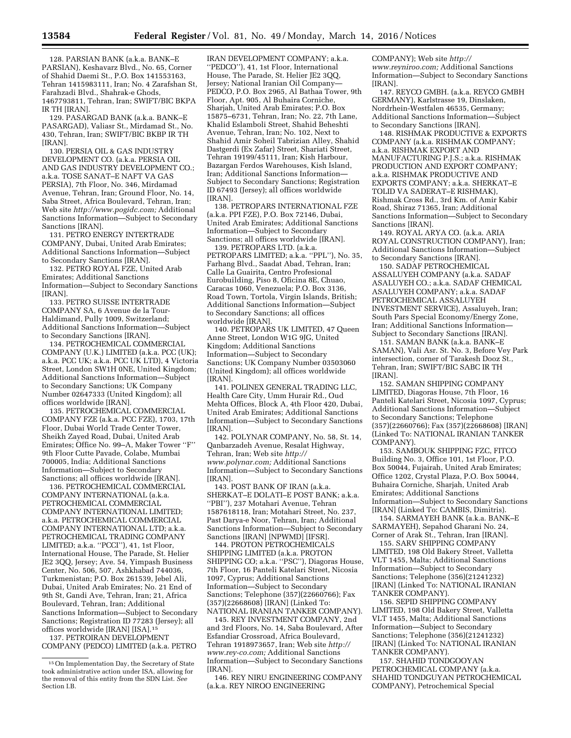128. PARSIAN BANK (a.k.a. BANK–E PARSIAN), Keshavarz Blvd., No. 65, Corner of Shahid Daemi St., P.O. Box 141553163, Tehran 1415983111, Iran; No. 4 Zarafshan St, Farahzadi Blvd., Shahrak-e Ghods, 1467793811, Tehran, Iran; SWIFT/BIC BKPA IR TH [IRAN].

129. PASARGAD BANK (a.k.a. BANK–E PASARGAD), Valiasr St., Mirdamad St., No. 430, Tehran, Iran; SWIFT/BIC BKBP IR TH [IRAN].

130. PERSIA OIL & GAS INDUSTRY DEVELOPMENT CO. (a.k.a. PERSIA OIL AND GAS INDUSTRY DEVELOPMENT CO.; a.k.a. TOSE SANAT–E NAFT VA GAS PERSIA), 7th Floor, No. 346, Mirdamad Avenue, Tehran, Iran; Ground Floor, No. 14, Saba Street, Africa Boulevard, Tehran, Iran; Web site *http://www.pogidc.com;* Additional Sanctions Information—Subject to Secondary Sanctions [IRAN].

131. PETRO ENERGY INTERTRADE COMPANY, Dubai, United Arab Emirates; Additional Sanctions Information—Subject to Secondary Sanctions [IRAN].

132. PETRO ROYAL FZE, United Arab Emirates; Additional Sanctions Information—Subject to Secondary Sanctions [IRAN].

133. PETRO SUISSE INTERTRADE COMPANY SA, 6 Avenue de la Tour-Haldimand, Pully 1009, Switzerland; Additional Sanctions Information—Subject to Secondary Sanctions [IRAN].

134. PETROCHEMICAL COMMERCIAL COMPANY (U.K.) LIMITED (a.k.a. PCC (UK); a.k.a. PCC UK; a.k.a. PCC UK LTD), 4 Victoria Street, London SW1H 0NE, United Kingdom; Additional Sanctions Information—Subject to Secondary Sanctions; UK Company Number 02647333 (United Kingdom); all offices worldwide [IRAN].

135. PETROCHEMICAL COMMERCIAL COMPANY FZE (a.k.a. PCC FZE), 1703, 17th Floor, Dubai World Trade Center Tower, Sheikh Zayed Road, Dubai, United Arab Emirates; Office No. 99–A, Maker Tower ''F'' 9th Floor Cutte Pavade, Colabe, Mumbai 700005, India; Additional Sanctions Information—Subject to Secondary Sanctions; all offices worldwide [IRAN].

136. PETROCHEMICAL COMMERCIAL COMPANY INTERNATIONAL (a.k.a. PETROCHEMICAL COMMERCIAL COMPANY INTERNATIONAL LIMITED; a.k.a. PETROCHEMICAL COMMERCIAL COMPANY INTERNATIONAL LTD; a.k.a. PETROCHEMICAL TRADING COMPANY LIMITED; a.k.a. ''PCCI''), 41, 1st Floor, International House, The Parade, St. Helier JE2 3QQ, Jersey; Ave. 54, Yimpash Business Center, No. 506, 507, Ashkhabad 744036, Turkmenistan; P.O. Box 261539, Jebel Ali, Dubai, United Arab Emirates; No. 21 End of 9th St, Gandi Ave, Tehran, Iran; 21, Africa Boulevard, Tehran, Iran; Additional Sanctions Information—Subject to Secondary Sanctions; Registration ID 77283 (Jersey); all offices worldwide [IRAN] [ISA].[15]

137. PETROIRAN DEVELOPMENT COMPANY (PEDCO) LIMITED (a.k.a. PETRO IRAN DEVELOPMENT COMPANY; a.k.a. ''PEDCO''), 41, 1st Floor, International House, The Parade, St. Helier JE2 3QQ, Jersey; National Iranian Oil Company—PEDCO, P.O. Box 2965, Al Bathaa Tower, 9th Floor, Apt. 905, Al Buhaira Corniche, Sharjah, United Arab Emirates; P.O. Box 15875–6731, Tehran, Iran; No. 22, 7th Lane, Khalid Eslamboli Street, Shahid Beheshti Avenue, Tehran, Iran; No. 102, Next to Shahid Amir Soheil Tabrizian Alley, Shahid Dastgerdi (Ex Zafar) Street, Shariati Street, Tehran 19199/45111, Iran; Kish Harbour, Bazargan Ferdos Warehouses, Kish Island, Iran; Additional Sanctions Information—Subject to Secondary Sanctions; Registration ID 67493 (Jersey); all offices worldwide [IRAN].

138. PETROPARS INTERNATIONAL FZE (a.k.a. PPI FZE), P.O. Box 72146, Dubai, United Arab Emirates; Additional Sanctions Information—Subject to Secondary Sanctions; all offices worldwide [IRAN].

139. PETROPARS LTD. (a.k.a. PETROPARS LIMITED; a.k.a. ''PPL''), No. 35, Farhang Blvd., Saadat Abad, Tehran, Iran; Calle La Guairita, Centro Profesional Eurobuilding, Piso 8, Oficina 8E, Chuao, Caracas 1060, Venezuela; P.O. Box 3136, Road Town, Tortola, Virgin Islands, British; Additional Sanctions Information—Subject to Secondary Sanctions; all offices worldwide [IRAN].

140. PETROPARS UK LIMITED, 47 Queen Anne Street, London W1G 9JG, United Kingdom; Additional Sanctions Information—Subject to Secondary Sanctions; UK Company Number 03503060 (United Kingdom); all offices worldwide [IRAN].

141. POLINEX GENERAL TRADING LLC, Health Care City, Umm Hurair Rd., Oud Mehta Offices, Block A, 4th Floor 420, Dubai, United Arab Emirates; Additional Sanctions Information—Subject to Secondary Sanctions [IRAN].

142. POLYNAR COMPANY, No. 58, St. 14, Qanbarzadeh Avenue, Resalat Highway, Tehran, Iran; Web site *http://www.polynar.com;* Additional Sanctions Information—Subject to Secondary Sanctions [IRAN].

143. POST BANK OF IRAN (a.k.a. SHERKAT–E DOLATI–E POST BANK; a.k.a. ''PBI''), 237 Motahari Avenue, Tehran 1587618118, Iran; Motahari Street, No. 237, Past Darya-e Noor, Tehran, Iran; Additional Sanctions Information—Subject to Secondary Sanctions [IRAN] [NPWMD] [IFSR].

144. PROTON PETROCHEMICALS SHIPPING LIMITED (a.k.a. PROTON SHIPPING CO; a.k.a. ''PSC''), Diagoras House, 7th Floor, 16 Panteli Katelari Street, Nicosia 1097, Cyprus; Additional Sanctions Information—Subject to Secondary Sanctions; Telephone (357)(22660766); Fax (357)(22668608) [IRAN] (Linked To: NATIONAL IRANIAN TANKER COMPANY).

145. REY INVESTMENT COMPANY, 2nd and 3rd Floors, No. 14, Saba Boulevard, After Esfandiar Crossroad, Africa Boulevard, Tehran 1918973657, Iran; Web site *http://www.rey-co.com;* Additional Sanctions Information—Subject to Secondary Sanctions [IRAN].

146. REY NIRU ENGINEERING COMPANY (a.k.a. REY NIROO ENGINEERING COMPANY); Web site *http://www.reyniroo.com;* Additional Sanctions Information—Subject to Secondary Sanctions [IRAN].

147. REYCO GMBH. (a.k.a. REYCO GMBH GERMANY), Karlstrasse 19, Dinslaken, Nordrhein-Westfalen 46535, Germany; Additional Sanctions Information—Subject to Secondary Sanctions [IRAN].

148. RISHMAK PRODUCTIVE & EXPORTS COMPANY (a.k.a. RISHMAK COMPANY; a.k.a. RISHMAK EXPORT AND MANUFACTURING P.J.S.; a.k.a. RISHMAK PRODUCTION AND EXPORT COMPANY; a.k.a. RISHMAK PRODUCTIVE AND EXPORTS COMPANY; a.k.a. SHERKAT–E TOLID VA SADERAT–E RISHMAK), Rishmak Cross Rd., 3rd Km. of Amir Kabir Road, Shiraz 71365, Iran; Additional Sanctions Information—Subject to Secondary Sanctions [IRAN].

149. ROYAL ARYA CO. (a.k.a. ARIA ROYAL CONSTRUCTION COMPANY), Iran; Additional Sanctions Information—Subject to Secondary Sanctions [IRAN].

150. SADAF PETROCHEMICAL ASSALUYEH COMPANY (a.k.a. SADAF ASALUYEH CO.; a.k.a. SADAF CHEMICAL ASALUYEH COMPANY; a.k.a. SADAF PETROCHEMICAL ASSALUYEH INVESTMENT SERVICE), Assaluyeh, Iran; South Pars Special Economy/Energy Zone, Iran; Additional Sanctions Information—Subject to Secondary Sanctions [IRAN].

151. SAMAN BANK (a.k.a. BANK–E SAMAN), Vali Asr. St. No. 3, Before Vey Park intersection, corner of Tarakesh Dooz St., Tehran, Iran; SWIFT/BIC SABC IR TH [IRAN].

152. SAMAN SHIPPING COMPANY LIMITED, Diagoras House, 7th Floor, 16 Panteli Katelari Street, Nicosia 1097, Cyprus; Additional Sanctions Information—Subject to Secondary Sanctions; Telephone (357)(22660766); Fax (357)(22668608) [IRAN] (Linked To: NATIONAL IRANIAN TANKER COMPANY).

153. SAMBOUK SHIPPING FZC, FITCO Building No. 3, Office 101, 1st Floor, P.O. Box 50044, Fujairah, United Arab Emirates; Office 1202, Crystal Plaza, P.O. Box 50044, Buhaira Corniche, Sharjah, United Arab Emirates; Additional Sanctions Information—Subject to Secondary Sanctions [IRAN] (Linked To: CAMBIS, Dimitris).

154. SARMAYEH BANK (a.k.a. BANK–E SARMAYEH), Sepahod Gharani No. 24, Corner of Arak St., Tehran, Iran [IRAN].

155. SARV SHIPPING COMPANY LIMITED, 198 Old Bakery Street, Valletta VLT 1455, Malta; Additional Sanctions Information—Subject to Secondary Sanctions; Telephone (356)(21241232) [IRAN] (Linked To: NATIONAL IRANIAN TANKER COMPANY).

156. SEPID SHIPPING COMPANY LIMITED, 198 Old Bakery Street, Valletta VLT 1455, Malta; Additional Sanctions Information—Subject to Secondary Sanctions; Telephone (356)(21241232) [IRAN] (Linked To: NATIONAL IRANIAN TANKER COMPANY).

157. SHAHID TONDGOOYAN PETROCHEMICAL COMPANY (a.k.a. SHAHID TONDGUYAN PETROCHEMICAL COMPANY), Petrochemical Special

[15] On Implementation Day, the Secretary of State took administrative action under ISA, allowing for the removal of this entity from the SDN List. *See* Section I.B.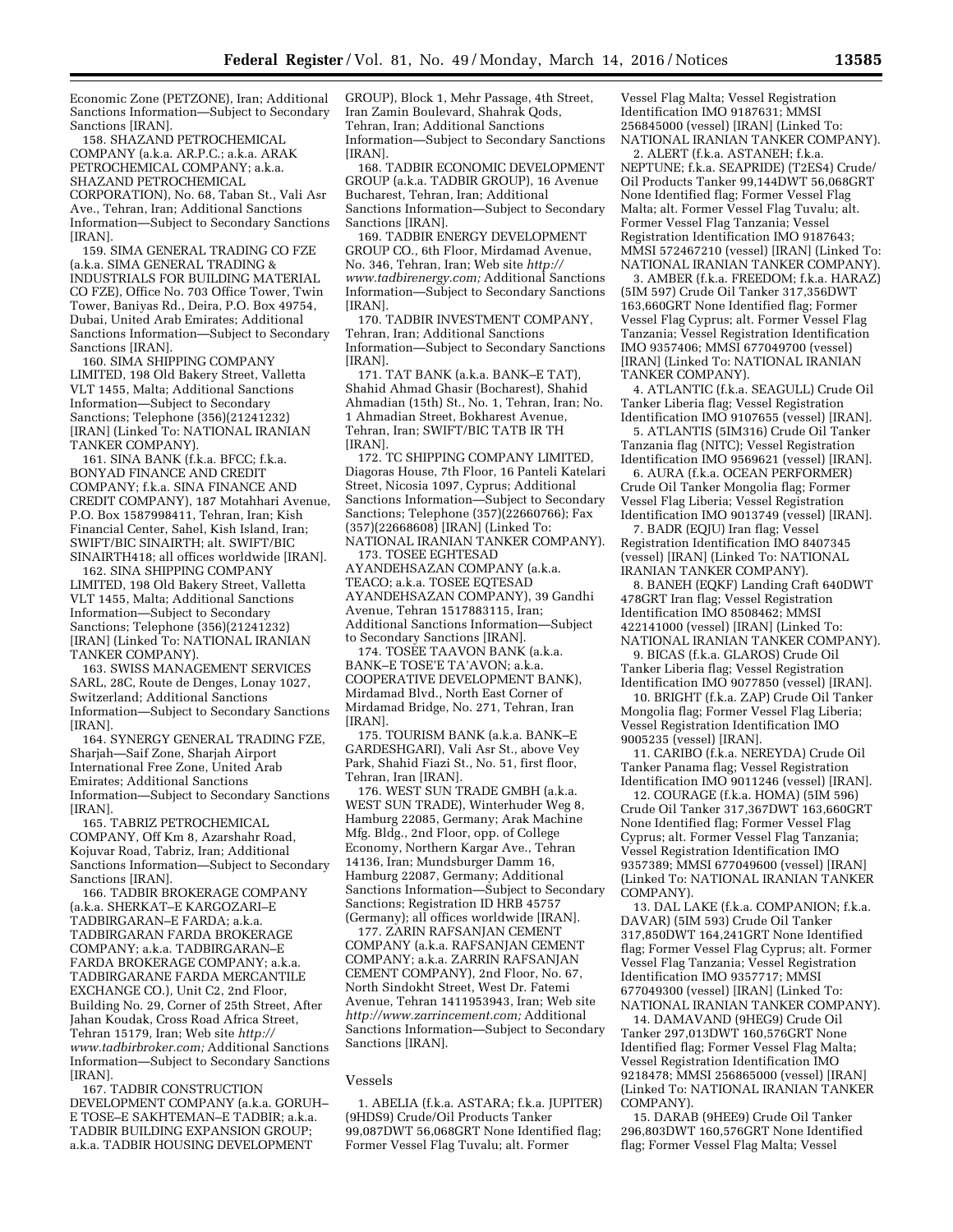Economic Zone (PETZONE), Iran; Additional Sanctions Information—Subject to Secondary Sanctions [IRAN].

158. SHAZAND PETROCHEMICAL COMPANY (a.k.a. AR.P.C.; a.k.a. ARAK PETROCHEMICAL COMPANY; a.k.a. SHAZAND PETROCHEMICAL CORPORATION), No. 68, Taban St., Vali Asr Ave., Tehran, Iran; Additional Sanctions Information—Subject to Secondary Sanctions [IRAN].

159. SIMA GENERAL TRADING CO FZE (a.k.a. SIMA GENERAL TRADING & INDUSTRIALS FOR BUILDING MATERIAL CO FZE), Office No. 703 Office Tower, Twin Tower, Baniyas Rd., Deira, P.O. Box 49754, Dubai, United Arab Emirates; Additional Sanctions Information—Subject to Secondary Sanctions [IRAN].

160. SIMA SHIPPING COMPANY LIMITED, 198 Old Bakery Street, Valletta VLT 1455, Malta; Additional Sanctions Information—Subject to Secondary Sanctions; Telephone (356)(21241232) [IRAN] (Linked To: NATIONAL IRANIAN TANKER COMPANY).

161. SINA BANK (f.k.a. BFCC; f.k.a. BONYAD FINANCE AND CREDIT COMPANY; f.k.a. SINA FINANCE AND CREDIT COMPANY), 187 Motahhari Avenue, P.O. Box 1587998411, Tehran, Iran; Kish Financial Center, Sahel, Kish Island, Iran; SWIFT/BIC SINAIRTH; alt. SWIFT/BIC SINAIRTH418; all offices worldwide [IRAN].

162. SINA SHIPPING COMPANY LIMITED, 198 Old Bakery Street, Valletta VLT 1455, Malta; Additional Sanctions Information—Subject to Secondary Sanctions; Telephone (356)(21241232) [IRAN] (Linked To: NATIONAL IRANIAN TANKER COMPANY).

163. SWISS MANAGEMENT SERVICES SARL, 28C, Route de Denges, Lonay 1027, Switzerland; Additional Sanctions Information—Subject to Secondary Sanctions [IRAN].

164. SYNERGY GENERAL TRADING FZE, Sharjah—Saif Zone, Sharjah Airport International Free Zone, United Arab Emirates; Additional Sanctions Information—Subject to Secondary Sanctions [IRAN].

165. TABRIZ PETROCHEMICAL COMPANY, Off Km 8, Azarshahr Road, Kojuvar Road, Tabriz, Iran; Additional Sanctions Information—Subject to Secondary Sanctions [IRAN].

166. TADBIR BROKERAGE COMPANY (a.k.a. SHERKAT–E KARGOZARI–E TADBIRGARAN–E FARDA; a.k.a. TADBIRGARAN FARDA BROKERAGE COMPANY; a.k.a. TADBIRGARAN–E FARDA BROKERAGE COMPANY; a.k.a. TADBIRGARANE FARDA MERCANTILE EXCHANGE CO.), Unit C2, 2nd Floor, Building No. 29, Corner of 25th Street, After Jahan Koudak, Cross Road Africa Street, Tehran 15179, Iran; Web site *http://www.tadbirbroker.com;* Additional Sanctions Information—Subject to Secondary Sanctions [IRAN].

167. TADBIR CONSTRUCTION DEVELOPMENT COMPANY (a.k.a. GORUH–E TOSE–E SAKHTEMAN–E TADBIR; a.k.a. TADBIR BUILDING EXPANSION GROUP; a.k.a. TADBIR HOUSING DEVELOPMENT GROUP), Block 1, Mehr Passage, 4th Street, Iran Zamin Boulevard, Shahrak Qods, Tehran, Iran; Additional Sanctions Information—Subject to Secondary Sanctions [IRAN].

168. TADBIR ECONOMIC DEVELOPMENT GROUP (a.k.a. TADBIR GROUP), 16 Avenue Bucharest, Tehran, Iran; Additional Sanctions Information—Subject to Secondary Sanctions [IRAN].

169. TADBIR ENERGY DEVELOPMENT GROUP CO., 6th Floor, Mirdamad Avenue, No. 346, Tehran, Iran; Web site *http://www.tadbirenergy.com;* Additional Sanctions Information—Subject to Secondary Sanctions [IRAN].

170. TADBIR INVESTMENT COMPANY, Tehran, Iran; Additional Sanctions Information—Subject to Secondary Sanctions [IRAN].

171. TAT BANK (a.k.a. BANK–E TAT), Shahid Ahmad Ghasir (Bocharest), Shahid Ahmadian (15th) St., No. 1, Tehran, Iran; No. 1 Ahmadian Street, Bokharest Avenue, Tehran, Iran; SWIFT/BIC TATB IR TH [IRAN].

172. TC SHIPPING COMPANY LIMITED, Diagoras House, 7th Floor, 16 Panteli Kateleri Street, Nicosia 1097, Cyprus; Additional Sanctions Information—Subject to Secondary Sanctions; Telephone (357)(22660766); Fax (357)(22668608) [IRAN] (Linked To: NATIONAL IRANIAN TANKER COMPANY).

173. TOSEE EGHTESAD AYANDEHSAZAN COMPANY (a.k.a. TEACO; a.k.a. TOSEE EQTESAD AYANDEHSAZAN COMPANY), 39 Gandhi Avenue, Tehran 1517883115, Iran; Additional Sanctions Information—Subject to Secondary Sanctions [IRAN].

174. TOSEE TAAVON BANK (a.k.a. BANK–E TOSE'E TA'AVON; a.k.a. COOPERATIVE DEVELOPMENT BANK), Mirdamad Blvd., North East Corner of Mirdamad Bridge, No. 271, Tehran, Iran [IRAN].

175. TOURISM BANK (a.k.a. BANK–E GARDESHGARI), Vali Asr St., above Vey Park, Shahid Fiazi St., No. 51, first floor, Tehran, Iran [IRAN].

176. WEST SUN TRADE GMBH (a.k.a. WEST SUN TRADE), Winterhuder Weg 8, Hamburg 22085, Germany; Arak Machine Mfg. Bldg., 2nd Floor, opp. of College Economy, Northern Kargar Ave., Tehran 14136, Iran; Mundsburger Damm 16, Hamburg 22087, Germany; Additional Sanctions Information—Subject to Secondary Sanctions; Registration ID HRB 45757 (Germany); all offices worldwide [IRAN].

177. ZARIN RAFSANJAN CEMENT COMPANY (a.k.a. RAFSANJAN CEMENT COMPANY; a.k.a. ZARRIN RAFSANJAN CEMENT COMPANY), 2nd Floor, No. 67, North Sindokht Street, West Dr. Fatemi Avenue, Tehran 1411953943, Iran; Web site *http://www.zarrincement.com;* Additional Sanctions Information—Subject to Secondary Sanctions [IRAN].

## Vessels

1. ABELIA (f.k.a. ASTARA; f.k.a. JUPITER) (9HDS9) Crude/Oil Products Tanker 99,087DWT 56,068GRT None Identified flag; Former Vessel Flag Tuvalu; alt. Former Vessel Flag Malta; Vessel Registration Identification IMO 9187631; MMSI 256845000 (vessel) [IRAN] (Linked To: NATIONAL IRANIAN TANKER COMPANY).

2. ALERT (f.k.a. ASTANEH; f.k.a. NEPTUNE; f.k.a. SEAPRIDE) (T2ES4) Crude/Oil Products Tanker 99,144DWT 56,068GRT None Identified flag; Former Vessel Flag Malta; alt. Former Vessel Flag Tuvalu; alt. Former Vessel Flag Tanzania; Vessel Registration Identification IMO 9187643; MMSI 572467210 (vessel) [IRAN] (Linked To: NATIONAL IRANIAN TANKER COMPANY).

3. AMBER (f.k.a. FREEDOM; f.k.a. HARAZ) (5IM 597) Crude Oil Tanker 317,356DWT 163,660GRT None Identified flag; Former Vessel Flag Cyprus; alt. Former Vessel Flag Tanzania; Vessel Registration Identification IMO 9357406; MMSI 677049700 (vessel) [IRAN] (Linked To: NATIONAL IRANIAN TANKER COMPANY).

4. ATLANTIC (f.k.a. SEAGULL) Crude Oil Tanker Liberia flag; Vessel Registration Identification IMO 9107655 (vessel) [IRAN].

5. ATLANTIS (5IM316) Crude Oil Tanker Tanzania flag (NITC); Vessel Registration Identification IMO 9569621 (vessel) [IRAN].

6. AURA (f.k.a. OCEAN PERFORMER) Crude Oil Tanker Mongolia flag; Former Vessel Flag Liberia; Vessel Registration Identification IMO 9013749 (vessel) [IRAN].

7. BADR (EQJU) Iran flag; Vessel Registration Identification IMO 8407345 (vessel) [IRAN] (Linked To: NATIONAL IRANIAN TANKER COMPANY).

8. BANEH (EQKF) Landing Craft 640DWT 478GRT Iran flag; Vessel Registration Identification IMO 8508462; MMSI 422141000 (vessel) [IRAN] (Linked To: NATIONAL IRANIAN TANKER COMPANY).

9. BICAS (f.k.a. GLAROS) Crude Oil Tanker Liberia flag; Vessel Registration Identification IMO 9077850 (vessel) [IRAN].

10. BRIGHT (f.k.a. ZAP) Crude Oil Tanker Mongolia flag; Former Vessel Flag Liberia; Vessel Registration Identification IMO 9005235 (vessel) [IRAN].

11. CARIBO (f.k.a. NEREYDA) Crude Oil Tanker Panama flag; Vessel Registration Identification IMO 9011246 (vessel) [IRAN].

12. COURAGE (f.k.a. HOMA) (5IM 596) Crude Oil Tanker 317,367DWT 163,660GRT None Identified flag; Former Vessel Flag Cyprus; alt. Former Vessel Flag Tanzania; Vessel Registration Identification IMO 9357389; MMSI 677049600 (vessel) [IRAN] (Linked To: NATIONAL IRANIAN TANKER COMPANY).

13. DAL LAKE (f.k.a. COMPANION; f.k.a. DAVAR) (5IM 593) Crude Oil Tanker 317,850DWT 164,241GRT None Identified flag; Former Vessel Flag Cyprus; alt. Former Vessel Flag Tanzania; Vessel Registration Identification IMO 9357717; MMSI 677049300 (vessel) [IRAN] (Linked To: NATIONAL IRANIAN TANKER COMPANY).

14. DAMAVAND (9HEG9) Crude Oil Tanker 297,013DWT 160,576GRT None Identified flag; Former Vessel Flag Malta; Vessel Registration Identification IMO 9218478; MMSI 256865000 (vessel) [IRAN] (Linked To: NATIONAL IRANIAN TANKER COMPANY).

15. DARAB (9HEE9) Crude Oil Tanker 296,803DWT 160,576GRT None Identified flag; Former Vessel Flag Malta; Vessel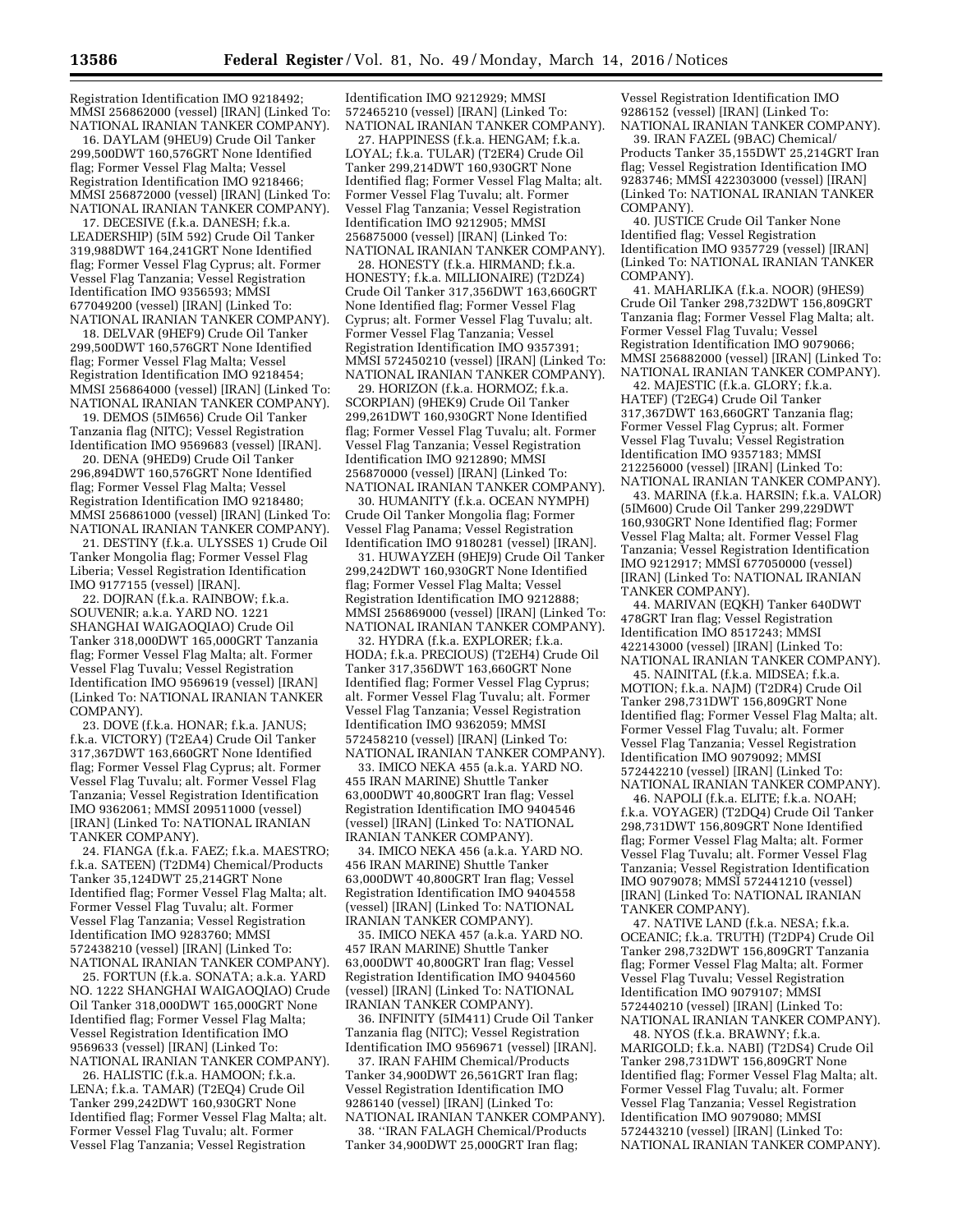Registration Identification IMO 9218492; MMSI 256862000 (vessel) [IRAN] (Linked To: NATIONAL IRANIAN TANKER COMPANY).

16. DAYLAM (9HEU9) Crude Oil Tanker 299,500DWT 160,576GRT None Identified flag; Former Vessel Flag Malta; Vessel Registration Identification IMO 9218466; MMSI 256872000 (vessel) [IRAN] (Linked To: NATIONAL IRANIAN TANKER COMPANY).

17. DECESIVE (f.k.a. DANESH; f.k.a. LEADERSHIP) (5IM 592) Crude Oil Tanker 319,988DWT 164,241GRT None Identified flag; Former Vessel Flag Cyprus; alt. Former Vessel Flag Tanzania; Vessel Registration Identification IMO 9356593; MMSI 677049200 (vessel) [IRAN] (Linked To: NATIONAL IRANIAN TANKER COMPANY).

18. DELVAR (9HEF9) Crude Oil Tanker 299,500DWT 160,576GRT None Identified flag; Former Vessel Flag Malta; Vessel Registration Identification IMO 9218454; MMSI 256864000 (vessel) [IRAN] (Linked To: NATIONAL IRANIAN TANKER COMPANY).

19. DEMOS (5IM656) Crude Oil Tanker Tanzania flag (NITC); Vessel Registration Identification IMO 9569683 (vessel) [IRAN].

20. DENA (9HED9) Crude Oil Tanker 296,894DWT 160,576GRT None Identified flag; Former Vessel Flag Malta; Vessel Registration Identification IMO 9218480; MMSI 256861000 (vessel) [IRAN] (Linked To: NATIONAL IRANIAN TANKER COMPANY).

21. DESTINY (f.k.a. ULYSSES 1) Crude Oil Tanker Mongolia flag; Former Vessel Flag Liberia; Vessel Registration Identification IMO 9177155 (vessel) [IRAN].

22. DOJRAN (f.k.a. RAINBOW; f.k.a. SOUVENIR; a.k.a. YARD NO. 1221 SHANGHAI WAIGAOQIAO) Crude Oil Tanker 318,000DWT 165,000GRT Tanzania flag; Former Vessel Flag Malta; alt. Former Vessel Flag Tuvalu; Vessel Registration Identification IMO 9569619 (vessel) [IRAN] (Linked To: NATIONAL IRANIAN TANKER COMPANY).

23. DOVE (f.k.a. HONAR; f.k.a. JANUS; f.k.a. VICTORY) (T2EA4) Crude Oil Tanker 317,367DWT 163,660GRT None Identified flag; Former Vessel Flag Cyprus; alt. Former Vessel Flag Tuvalu; alt. Former Vessel Flag Tanzania; Vessel Registration Identification IMO 9362061; MMSI 209511000 (vessel) [IRAN] (Linked To: NATIONAL IRANIAN TANKER COMPANY).

24. FIANGA (f.k.a. FAEZ; f.k.a. MAESTRO; f.k.a. SATEEN) (T2DM4) Chemical/Products Tanker 35,124DWT 25,214GRT None Identified flag; Former Vessel Flag Malta; alt. Former Vessel Flag Tuvalu; alt. Former Vessel Flag Tanzania; Vessel Registration Identification IMO 9283760; MMSI 572438210 (vessel) [IRAN] (Linked To: NATIONAL IRANIAN TANKER COMPANY).

25. FORTUN (f.k.a. SONATA; a.k.a. YARD NO. 1222 SHANGHAI WAIGAOQIAO) Crude Oil Tanker 318,000DWT 165,000GRT None Identified flag; Former Vessel Flag Malta; Vessel Registration Identification IMO 9569633 (vessel) [IRAN] (Linked To: NATIONAL IRANIAN TANKER COMPANY).

26. HALISTIC (f.k.a. HAMOON; f.k.a. LENA; f.k.a. TAMAR) (T2EQ4) Crude Oil Tanker 299,242DWT 160,930GRT None Identified flag; Former Vessel Flag Malta; alt. Former Vessel Flag Tuvalu; alt. Former Vessel Flag Tanzania; Vessel Registration Identification IMO 9212929; MMSI 572465210 (vessel) [IRAN] (Linked To: NATIONAL IRANIAN TANKER COMPANY).

27. HAPPINESS (f.k.a. HENGAM; f.k.a. LOYAL; f.k.a. TULAR) (T2ER4) Crude Oil Tanker 299,214DWT 160,930GRT None Identified flag; Former Vessel Flag Malta; alt. Former Vessel Flag Tuvalu; alt. Former Vessel Flag Tanzania; Vessel Registration Identification IMO 9212905; MMSI 256875000 (vessel) [IRAN] (Linked To: NATIONAL IRANIAN TANKER COMPANY).

28. HONESTY (f.k.a. HIRMAND; f.k.a. HONESTY; f.k.a. MILLIONAIRE) (T2DZ4) Crude Oil Tanker 317,356DWT 163,660GRT None Identified flag; Former Vessel Flag Cyprus; alt. Former Vessel Flag Tuvalu; alt. Former Vessel Flag Tanzania; Vessel Registration Identification IMO 9357391; MMSI 572450210 (vessel) [IRAN] (Linked To: NATIONAL IRANIAN TANKER COMPANY).

29. HORIZON (f.k.a. HORMOZ; f.k.a. SCORPIAN) (9HEK9) Crude Oil Tanker 299,261DWT 160,930GRT None Identified flag; Former Vessel Flag Tuvalu; alt. Former Vessel Flag Tanzania; Vessel Registration Identification IMO 9212890; MMSI 256870000 (vessel) [IRAN] (Linked To: NATIONAL IRANIAN TANKER COMPANY).

30. HUMANITY (f.k.a. OCEAN NYMPH) Crude Oil Tanker Mongolia flag; Former Vessel Flag Panama; Vessel Registration Identification IMO 9180281 (vessel) [IRAN].

31. HUWAYZEH (9HEJ9) Crude Oil Tanker 299,242DWT 160,930GRT None Identified flag; Former Vessel Flag Malta; Vessel Registration Identification IMO 9212888; MMSI 256869000 (vessel) [IRAN] (Linked To: NATIONAL IRANIAN TANKER COMPANY).

32. HYDRA (f.k.a. EXPLORER; f.k.a. HODA; f.k.a. PRECIOUS) (T2EH4) Crude Oil Tanker 317,356DWT 163,660GRT None Identified flag; Former Vessel Flag Cyprus; alt. Former Vessel Flag Tuvalu; alt. Former Vessel Flag Tanzania; Vessel Registration Identification IMO 9362059; MMSI 572458210 (vessel) [IRAN] (Linked To: NATIONAL IRANIAN TANKER COMPANY).

33. IMICO NEKA 455 (a.k.a. YARD NO. 455 IRAN MARINE) Shuttle Tanker 63,000DWT 40,800GRT Iran flag; Vessel Registration Identification IMO 9404546 (vessel) [IRAN] (Linked To: NATIONAL IRANIAN TANKER COMPANY).

34. IMICO NEKA 456 (a.k.a. YARD NO. 456 IRAN MARINE) Shuttle Tanker 63,000DWT 40,800GRT Iran flag; Vessel Registration Identification IMO 9404558 (vessel) [IRAN] (Linked To: NATIONAL IRANIAN TANKER COMPANY).

35. IMICO NEKA 457 (a.k.a. YARD NO. 457 IRAN MARINE) Shuttle Tanker 63,000DWT 40,800GRT Iran flag; Vessel Registration Identification IMO 9404560 (vessel) [IRAN] (Linked To: NATIONAL IRANIAN TANKER COMPANY).

36. INFINITY (5IM411) Crude Oil Tanker Tanzania flag (NITC); Vessel Registration Identification IMO 9569671 (vessel) [IRAN].

37. IRAN FAHIM Chemical/Products Tanker 34,900DWT 26,561GRT Iran flag; Vessel Registration Identification IMO 9286140 (vessel) [IRAN] (Linked To: NATIONAL IRANIAN TANKER COMPANY).

38. ''IRAN FALAGH Chemical/Products Tanker 34,900DWT 25,000GRT Iran flag; Vessel Registration Identification IMO 9286152 (vessel) [IRAN] (Linked To: NATIONAL IRANIAN TANKER COMPANY).

39. IRAN FAZEL (9BAC) Chemical/Products Tanker 35,155DWT 25,214GRT Iran flag; Vessel Registration Identification IMO 9283746; MMSI 422303000 (vessel) [IRAN] (Linked To: NATIONAL IRANIAN TANKER COMPANY).

40. JUSTICE Crude Oil Tanker None Identified flag; Vessel Registration Identification IMO 9357729 (vessel) [IRAN] (Linked To: NATIONAL IRANIAN TANKER COMPANY).

41. MAHARLIKA (f.k.a. NOOR) (9HES9) Crude Oil Tanker 298,732DWT 156,809GRT Tanzania flag; Former Vessel Flag Malta; alt. Former Vessel Flag Tuvalu; Vessel Registration Identification IMO 9079066; MMSI 256882000 (vessel) [IRAN] (Linked To: NATIONAL IRANIAN TANKER COMPANY).

42. MAJESTIC (f.k.a. GLORY; f.k.a. HATEF) (T2EG4) Crude Oil Tanker 317,367DWT 163,660GRT Tanzania flag; Former Vessel Flag Cyprus; alt. Former Vessel Flag Tuvalu; Vessel Registration Identification IMO 9357183; MMSI 212256000 (vessel) [IRAN] (Linked To: NATIONAL IRANIAN TANKER COMPANY).

43. MARINA (f.k.a. HARSIN; f.k.a. VALOR) (5IM600) Crude Oil Tanker 299,229DWT 160,930GRT None Identified flag; Former Vessel Flag Malta; alt. Former Vessel Flag Tanzania; Vessel Registration Identification IMO 9212917; MMSI 677050000 (vessel) [IRAN] (Linked To: NATIONAL IRANIAN TANKER COMPANY).

44. MARIVAN (EQKH) Tanker 640DWT 478GRT Iran flag; Vessel Registration Identification IMO 8517243; MMSI 422143000 (vessel) [IRAN] (Linked To: NATIONAL IRANIAN TANKER COMPANY).

45. NAINITAL (f.k.a. MIDSEA; f.k.a. MOTION; f.k.a. NAJM) (T2DR4) Crude Oil Tanker 298,731DWT 156,809GRT None Identified flag; Former Vessel Flag Malta; alt. Former Vessel Flag Tuvalu; alt. Former Vessel Flag Tanzania; Vessel Registration Identification IMO 9079092; MMSI 572442210 (vessel) [IRAN] (Linked To: NATIONAL IRANIAN TANKER COMPANY).

46. NAPOLI (f.k.a. ELITE; f.k.a. NOAH; f.k.a. VOYAGER) (T2DQ4) Crude Oil Tanker 298,731DWT 156,809GRT None Identified flag; Former Vessel Flag Malta; alt. Former Vessel Flag Tuvalu; alt. Former Vessel Flag Tanzania; Vessel Registration Identification IMO 9079078; MMSI 572441210 (vessel) [IRAN] (Linked To: NATIONAL IRANIAN TANKER COMPANY).

47. NATIVE LAND (f.k.a. NESA; f.k.a. OCEANIC; f.k.a. TRUTH) (T2DP4) Crude Oil Tanker 298,732DWT 156,809GRT Tanzania flag; Former Vessel Flag Malta; alt. Former Vessel Flag Tuvalu; Vessel Registration Identification IMO 9079107; MMSI 572440210 (vessel) [IRAN] (Linked To: NATIONAL IRANIAN TANKER COMPANY).

48. NYOS (f.k.a. BRAWNY; f.k.a. MARIGOLD; f.k.a. NABI) (T2DS4) Crude Oil Tanker 298,731DWT 156,809GRT None Identified flag; Former Vessel Flag Malta; alt. Former Vessel Flag Tuvalu; alt. Former Vessel Flag Tanzania; Vessel Registration Identification IMO 9079080; MMSI 572443210 (vessel) [IRAN] (Linked To: NATIONAL IRANIAN TANKER COMPANY).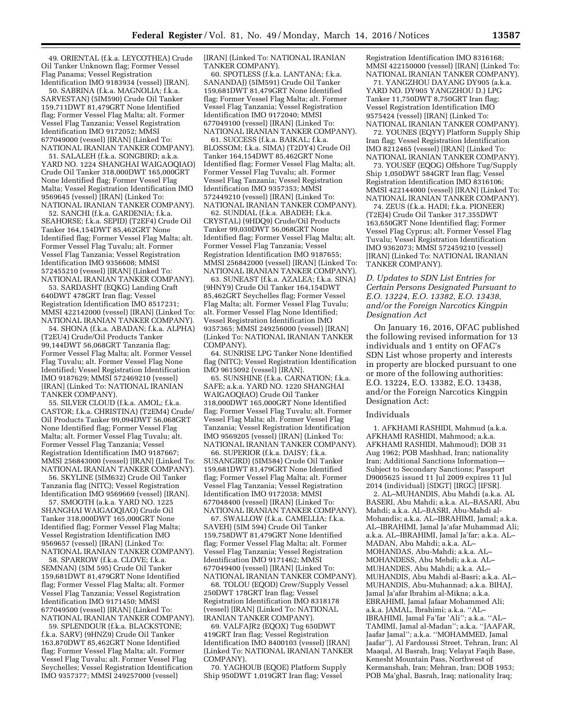49. ORIENTAL (f.k.a. LEYCOTHEA) Crude Oil Tanker Unknown flag; Former Vessel Flag Panama; Vessel Registration Identification IMO 9183934 (vessel) [IRAN].

50. SABRINA (f.k.a. MAGNOLIA; f.k.a. SARVESTAN) (5IM590) Crude Oil Tanker 159,711DWT 81,479GRT None Identified flag; Former Vessel Flag Malta; alt. Former Vessel Flag Tanzania; Vessel Registration Identification IMO 9172052; MMSI 677049000 (vessel) [IRAN] (Linked To: NATIONAL IRANIAN TANKER COMPANY).

51. SALALEH (f.k.a. SONGBIRD; a.k.a. YARD NO. 1224 SHANGHAI WAIGAOQIAO) Crude Oil Tanker 318,000DWT 165,000GRT None Identified flag; Former Vessel Flag Malta; Vessel Registration Identification IMO 9569645 (vessel) [IRAN] (Linked To: NATIONAL IRANIAN TANKER COMPANY).

52. SANCHI (f.k.a. GARDENIA; f.k.a. SEAHORSE; f.k.a. SEPID) (T2EF4) Crude Oil Tanker 164,154DWT 85,462GRT None Identified flag; Former Vessel Flag Malta; alt. Former Vessel Flag Tuvalu; alt. Former Vessel Flag Tanzania; Vessel Registration Identification IMO 9356608; MMSI 572455210 (vessel) [IRAN] (Linked To: NATIONAL IRANIAN TANKER COMPANY).

53. SARDASHT (EQKG) Landing Craft 640DWT 478GRT Iran flag; Vessel Registration Identification IMO 8517231; MMSI 422142000 (vessel) [IRAN] (Linked To: NATIONAL IRANIAN TANKER COMPANY).

54. SHONA (f.k.a. ABADAN; f.k.a. ALPHA) (T2EU4) Crude/Oil Products Tanker 99,144DWT 56,068GRT Tanzania flag; Former Vessel Flag Malta; alt. Former Vessel Flag Tuvalu; alt. Former Vessel Flag None Identified; Vessel Registration Identification IMO 9187629; MMSI 572469210 (vessel) [IRAN] (Linked To: NATIONAL IRANIAN TANKER COMPANY).

55. SILVER CLOUD (f.k.a. AMOL; f.k.a. CASTOR; f.k.a. CHRISTINA) (T2EM4) Crude/Oil Products Tanker 99,094DWT 56,068GRT None Identified flag; Former Vessel Flag Malta; alt. Former Vessel Flag Tuvalu; alt. Former Vessel Flag Tanzania; Vessel Registration Identification IMO 9187667; MMSI 256843000 (vessel) [IRAN] (Linked To: NATIONAL IRANIAN TANKER COMPANY).

56. SKYLINE (5IM632) Crude Oil Tanker Tanzania flag (NITC); Vessel Registration Identification IMO 9569669 (vessel) [IRAN].

57. SMOOTH (a.k.a. YARD NO. 1225 SHANGHAI WAIGAOQIAO) Crude Oil Tanker 318,000DWT 165,000GRT None Identified flag; Former Vessel Flag Malta; Vessel Registration Identification IMO 9569657 (vessel) [IRAN] (Linked To: NATIONAL IRANIAN TANKER COMPANY).

58. SPARROW (f.k.a. CLOVE; f.k.a. SEMNAN) (5IM 595) Crude Oil Tanker 159,681DWT 81,479GRT None Identified flag; Former Vessel Flag Malta; alt. Former Vessel Flag Tanzania; Vessel Registration Identification IMO 9171450; MMSI 677049500 (vessel) [IRAN] (Linked To: NATIONAL IRANIAN TANKER COMPANY).

59. SPLENDOUR (f.k.a. BLACKSTONE; f.k.a. SARV) (9HNZ9) Crude Oil Tanker 163,870DWT 85,462GRT None Identified flag; Former Vessel Flag Malta; alt. Former Vessel Flag Tuvalu; alt. Former Vessel Flag Seychelles; Vessel Registration Identification IMO 9357377; MMSI 249257000 (vessel) [IRAN] (Linked To: NATIONAL IRANIAN TANKER COMPANY).

60. SPOTLESS (f.k.a. LANTANA; f.k.a. SANANDAJ) (5IM591) Crude Oil Tanker 159,681DWT 81,479GRT None Identified flag; Former Vessel Flag Malta; alt. Former Vessel Flag Tanzania; Vessel Registration Identification IMO 9172040; MMSI 677049100 (vessel) [IRAN] (Linked To: NATIONAL IRANIAN TANKER COMPANY).

61. SUCCESS (f.k.a. BAIKAL; f.k.a. BLOSSOM; f.k.a. SIMA) (T2DY4) Crude Oil Tanker 164,154DWT 85,462GRT None Identified flag; Former Vessel Flag Malta; alt. Former Vessel Flag Tuvalu; alt. Former Vessel Flag Tanzania; Vessel Registration Identification IMO 9357353; MMSI 572449210 (vessel) [IRAN] (Linked To: NATIONAL IRANIAN TANKER COMPANY).

62. SUNDIAL (f.k.a. ABADEH; f.k.a. CRYSTAL) (9HDQ9) Crude/Oil Products Tanker 99,030DWT 56,068GRT None Identified flag; Former Vessel Flag Malta; alt. Former Vessel Flag Tanzania; Vessel Registration Identification IMO 9187655; MMSI 256842000 (vessel) [IRAN] (Linked To: NATIONAL IRANIAN TANKER COMPANY).

63. SUNEAST (f.k.a. AZALEA; f.k.a. SINA) (9HNY9) Crude Oil Tanker 164,154DWT 85,462GRT Seychelles flag; Former Vessel Flag Malta; alt. Former Vessel Flag Tuvalu; alt. Former Vessel Flag None Identified; Vessel Registration Identification IMO 9357365; MMSI 249256000 (vessel) [IRAN] (Linked To: NATIONAL IRANIAN TANKER COMPANY).

64. SUNRISE LPG Tanker None Identified flag (NITC); Vessel Registration Identification IMO 9615092 (vessel) [IRAN].

65. SUNSHINE (f.k.a. CARNATION; f.k.a. SAFE; a.k.a. YARD NO. 1220 SHANGHAI WAIGAOQIAO) Crude Oil Tanker 318,000DWT 165,000GRT None Identified flag; Former Vessel Flag Tuvalu; alt. Former Vessel Flag Malta; alt. Former Vessel Flag Tanzania; Vessel Registration Identification IMO 9569205 (vessel) [IRAN] (Linked To: NATIONAL IRANIAN TANKER COMPANY).

66. SUPERIOR (f.k.a. DAISY; f.k.a. SUSANGIRD) (5IM584) Crude Oil Tanker 159,681DWT 81,479GRT None Identified flag; Former Vessel Flag Malta; alt. Former Vessel Flag Tanzania; Vessel Registration Identification IMO 9172038; MMSI 677048400 (vessel) [IRAN] (Linked To: NATIONAL IRANIAN TANKER COMPANY).

67. SWALLOW (f.k.a. CAMELLIA; f.k.a. SAVEH) (5IM 594) Crude Oil Tanker 159,758DWT 81,479GRT None Identified flag; Former Vessel Flag Malta; alt. Former Vessel Flag Tanzania; Vessel Registration Identification IMO 9171462; MMSI 677049400 (vessel) [IRAN] (Linked To: NATIONAL IRANIAN TANKER COMPANY).

68. TOLOU (EQOD) Crew/Supply Vessel 250DWT 178GRT Iran flag; Vessel Registration Identification IMO 8318178 (vessel) [IRAN] (Linked To: NATIONAL IRANIAN TANKER COMPANY).

69. VALFAJR2 (EQOX) Tug 650DWT 419GRT Iran flag; Vessel Registration Identification IMO 8400103 (vessel) [IRAN] (Linked To: NATIONAL IRANIAN TANKER COMPANY).

70. YAGHOUB (EQOE) Platform Supply Ship 950DWT 1,019GRT Iran flag; Vessel Registration Identification IMO 8316168; MMSI 422150000 (vessel) [IRAN] (Linked To: NATIONAL IRANIAN TANKER COMPANY).

71. YANGZHOU DAYANG DY905 (a.k.a. YARD NO. DY905 YANGZHOU D.) LPG Tanker 11,750DWT 8,750GRT Iran flag; Vessel Registration Identification IMO 9575424 (vessel) [IRAN] (Linked To: NATIONAL IRANIAN TANKER COMPANY).

72. YOUNES (EQYY) Platform Supply Ship Iran flag; Vessel Registration Identification IMO 8212465 (vessel) [IRAN] (Linked To: NATIONAL IRANIAN TANKER COMPANY).

73. YOUSEF (EQOG) Offshore Tug/Supply Ship 1,050DWT 584GRT Iran flag; Vessel Registration Identification IMO 8316106; MMSI 422144000 (vessel) [IRAN] (Linked To: NATIONAL IRANIAN TANKER COMPANY).

74. ZEUS (f.k.a. HADI; f.k.a. PIONEER) (T2EJ4) Crude Oil Tanker 317,355DWT 163,650GRT None Identified flag; Former Vessel Flag Cyprus; alt. Former Vessel Flag Tuvalu; Vessel Registration Identification IMO 9362073; MMSI 572459210 (vessel) [IRAN] (Linked To: NATIONAL IRANIAN TANKER COMPANY).

### *D. Updates to SDN List Entries for Certain Persons Designated Pursuant to E.O. 13224, E.O. 13382, E.O. 13438, and/or the Foreign Narcotics Kingpin Designation Act*

On January 16, 2016, OFAC published the following revised information for 13 individuals and 1 entity on OFAC's SDN List whose property and interests in property are blocked pursuant to one or more of the following authorities: E.O. 13224, E.O. 13382, E.O. 13438, and/or the Foreign Narcotics Kingpin Designation Act:

#### Individuals

1. AFKHAMI RASHIDI, Mahmud (a.k.a. AFKHAMI RASHIDI, Mahmood; a.k.a. AFKHAMI RASHIDI, Mahmoud); DOB 31 Aug 1962; POB Mashhad, Iran; nationality Iran; Additional Sanctions Information—Subject to Secondary Sanctions; Passport D9005625 issued 11 Jul 2009 expires 11 Jul 2014 (individual) [SDGT] [IRGC] [IFSR].

2. AL–MUHANDIS, Abu Mahdi (a.k.a. AL BASERI, Abu Mahdi; a.k.a. AL–BASARI, Abu Mahdi; a.k.a. AL–BASRI, Abu-Mahdi al-Mohandis; a.k.a. AL–IBRAHIMI, Jamal; a.k.a. AL–IBRAHIMI, Jamal Ja'afar Muhammad Ali; a.k.a. AL–IBRAHIMI, Jamal Ja'far; a.k.a. AL–MADAN, Abu Mahdi; a.k.a. AL–MOHANDAS, Abu-Mahdi; a.k.a. AL–MOHANDESS, Abu Mehdi; a.k.a. AL–MUHANDES, Abu Mahdi; a.k.a. AL–MUHANDIS, Abu Mahdi al-Basri; a.k.a. AL–MUHANDIS, Abu-Muhannad; a.k.a. BIHAJ, Jamal Ja'afar Ibrahim al-Mikna; a.k.a. EBRAHIMI, Jamal Jafaar Mohammed Ali; a.k.a. JAMAL, Ibrahimi; a.k.a. ''AL–IBRAHIMI, Jamal Fa'far 'Ali''; a.k.a. ''AL–TAMIMI, Jamal al-Madan''; a.k.a. ''JAAFAR, Jaafar Jamal''; a.k.a. ''MOHAMMED, Jamal Jaafar''), Al Fardoussi Street, Tehran, Iran; Al Maaqal, Al Basrah, Iraq; Velayat Faqih Base, Kenesht Mountain Pass, Northwest of Kermanshah, Iran; Mehran, Iran; DOB 1953; POB Ma'ghal, Basrah, Iraq; nationality Iraq;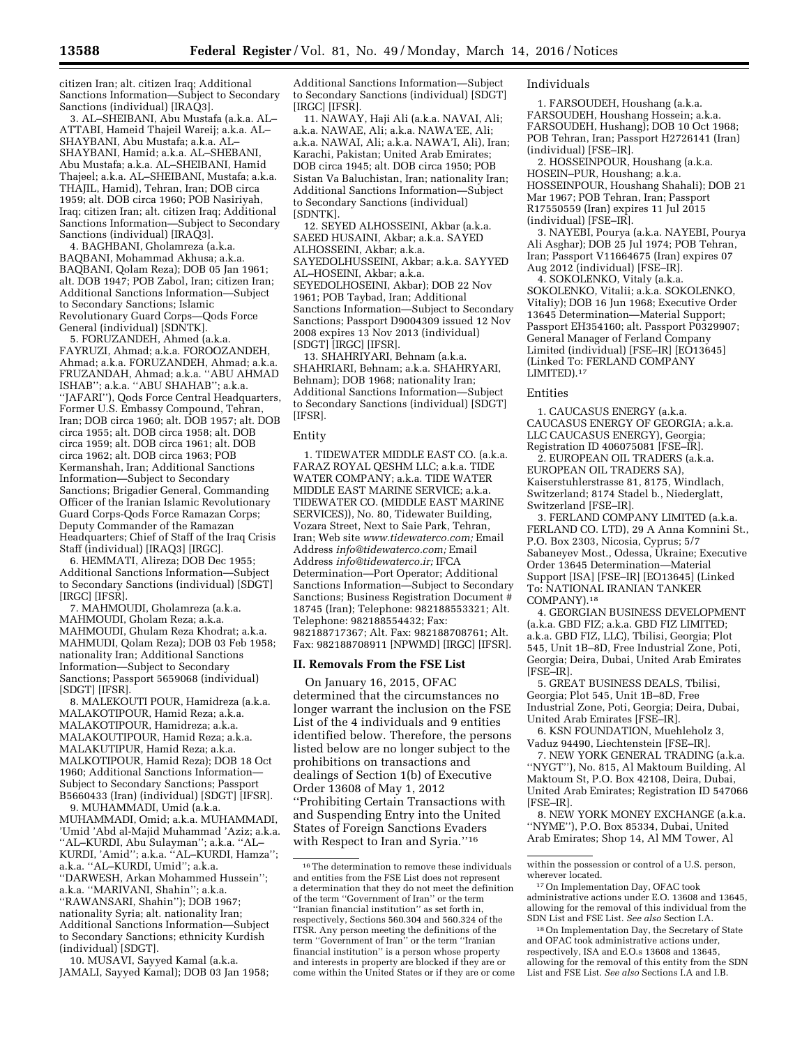citizen Iran; alt. citizen Iraq; Additional Sanctions Information—Subject to Secondary Sanctions (individual) [IRAQ3].

3. AL–SHEIBANI, Abu Mustafa (a.k.a. AL–ATTABI, Hameid Thajeil Wareij; a.k.a. AL–SHAYBANI, Abu Mustafa; a.k.a. AL–SHAYBANI, Hamid; a.k.a. AL–SHEBANI, Abu Mustafa; a.k.a. AL–SHEIBANI, Hamid Thajeel; a.k.a. AL–SHEIBANI, Mustafa; a.k.a. THAJIL, Hamid), Tehran, Iran; DOB circa 1959; alt. DOB circa 1960; POB Nasiriyah, Iraq; citizen Iran; alt. citizen Iraq; Additional Sanctions Information—Subject to Secondary Sanctions (individual) [IRAQ3].

4. BAGHBANI, Gholamreza (a.k.a. BAQBANI, Mohammad Akhusa; a.k.a. BAQBANI, Qolam Reza); DOB 05 Jan 1961; alt. DOB 1947; POB Zabol, Iran; citizen Iran; Additional Sanctions Information—Subject to Secondary Sanctions; Islamic Revolutionary Guard Corps—Qods Force General (individual) [SDNTK].

5. FORUZANDEH, Ahmed (a.k.a. FAYRUZI, Ahmad; a.k.a. FOROOZANDEH, Ahmad; a.k.a. FORUZANDEH, Ahmad; a.k.a. FRUZANDAH, Ahmad; a.k.a. ''ABU AHMAD ISHAB''; a.k.a. ''ABU SHAHAB''; a.k.a. ''JAFARI''), Qods Force Central Headquarters, Former U.S. Embassy Compound, Tehran, Iran; DOB circa 1960; alt. DOB 1957; alt. DOB circa 1955; alt. DOB circa 1958; alt. DOB circa 1959; alt. DOB circa 1961; alt. DOB circa 1962; alt. DOB circa 1963; POB Kermanshah, Iran; Additional Sanctions Information—Subject to Secondary Sanctions; Brigadier General, Commanding Officer of the Iranian Islamic Revolutionary Guard Corps-Qods Force Ramazan Corps; Deputy Commander of the Ramazan Headquarters; Chief of Staff of the Iraq Crisis Staff (individual) [IRAQ3] [IRGC].

6. HEMMATI, Alireza; DOB Dec 1955; Additional Sanctions Information—Subject to Secondary Sanctions (individual) [SDGT] [IRGC] [IFSR].

7. MAHMOUDI, Gholamreza (a.k.a. MAHMOUDI, Gholam Reza; a.k.a. MAHMOUDI, Ghulam Reza Khodrat; a.k.a. MAHMUDI, Qolam Reza); DOB 03 Feb 1958; nationality Iran; Additional Sanctions Information—Subject to Secondary Sanctions; Passport 5659068 (individual) [SDGT] [IFSR].

8. MALEKOUTI POUR, Hamidreza (a.k.a. MALAKOTIPOUR, Hamid Reza; a.k.a. MALAKOTIPOUR, Hamidreza; a.k.a. MALAKOUTIPOUR, Hamid Reza; a.k.a. MALAKUTIPUR, Hamid Reza; a.k.a. MALKOTIPOUR, Hamid Reza); DOB 18 Oct 1960; Additional Sanctions Information—Subject to Secondary Sanctions; Passport B5660433 (Iran) (individual) [SDGT] [IFSR].

9. MUHAMMADI, Umid (a.k.a. MUHAMMADI, Omid; a.k.a. MUHAMMADI, 'Umid 'Abd al-Majid Muhammad 'Aziz; a.k.a. ''AL–KURDI, Abu Sulayman''; a.k.a. ''AL–KURDI, 'Amid''; a.k.a. ''AL–KURDI, Hamza''; a.k.a. ''AL–KURDI, Umid''; a.k.a. ''DARWESH, Arkan Mohammed Hussein''; a.k.a. ''MARIVANI, Shahin''; a.k.a. ''RAWANSARI, Shahin''); DOB 1967; nationality Syria; alt. nationality Iran; Additional Sanctions Information—Subject to Secondary Sanctions; ethnicity Kurdish (individual) [SDGT].

10. MUSAVI, Sayyed Kamal (a.k.a. JAMALI, Sayyed Kamal); DOB 03 Jan 1958; Additional Sanctions Information—Subject to Secondary Sanctions (individual) [SDGT] [IRGC] [IFSR].

11. NAWAY, Haji Ali (a.k.a. NAVAI, Ali; a.k.a. NAWAE, Ali; a.k.a. NAWA'EE, Ali; a.k.a. NAWAI, Ali; a.k.a. NAWA'I, Ali), Iran; Karachi, Pakistan; United Arab Emirates; DOB circa 1945; alt. DOB circa 1950; POB Sistan Va Baluchistan, Iran; nationality Iran; Additional Sanctions Information—Subject to Secondary Sanctions (individual) [SDNTK].

12. SEYED ALHOSSEINI, Akbar (a.k.a. SAEED HUSAINI, Akbar; a.k.a. SAYED ALHOSSEINI, Akbar; a.k.a. SAYEDOLHUSSEINI, Akbar; a.k.a. SAYYED AL–HOSEINI, Akbar; a.k.a. SEYEDOLHOSEINI, Akbar); DOB 22 Nov 1961; POB Taybad, Iran; Additional Sanctions Information—Subject to Secondary Sanctions; Passport D9004309 issued 12 Nov 2008 expires 13 Nov 2013 (individual) [SDGT] [IRGC] [IFSR].

13. SHAHRIYARI, Behnam (a.k.a. SHAHRIARI, Behnam; a.k.a. SHAHRYARI, Behnam); DOB 1968; nationality Iran; Additional Sanctions Information—Subject to Secondary Sanctions (individual) [SDGT] [IFSR].

### Entity

1. TIDEWATER MIDDLE EAST CO. (a.k.a. FARAZ ROYAL QESHM LLC; a.k.a. TIDE WATER COMPANY; a.k.a. TIDE WATER MIDDLE EAST MARINE SERVICE; a.k.a. TIDEWATER CO. (MIDDLE EAST MARINE SERVICES)), No. 80, Tidewater Building, Vozara Street, Next to Saie Park, Tehran, Iran; Web site *www.tidewaterco.com;* Email Address *info@tidewaterco.com;* Email Address *info@tidewaterco.ir;* IFCA Determination—Port Operator; Additional Sanctions Information—Subject to Secondary Sanctions; Business Registration Document # 18745 (Iran); Telephone: 982188553321; Alt. Telephone: 982188554432; Fax: 982188717367; Alt. Fax: 982188708761; Alt. Fax: 982188708911 [NPWMD] [IRGC] [IFSR].

## II. Removals From the FSE List

On January 16, 2015, OFAC determined that the circumstances no longer warrant the inclusion on the FSE List of the 4 individuals and 9 entities identified below. Therefore, the persons listed below are no longer subject to the prohibitions on transactions and dealings of Section 1(b) of Executive Order 13608 of May 1, 2012 ''Prohibiting Certain Transactions with and Suspending Entry into the United States of Foreign Sanctions Evaders with Respect to Iran and Syria.''[16]

### Individuals

1. FARSOUDEH, Houshang (a.k.a. FARSOUDEH, Houshang Hossein; a.k.a. FARSOUDEH, Hushang); DOB 10 Oct 1968; POB Tehran, Iran; Passport H2726141 (Iran) (individual) [FSE–IR].

2. HOSSEINPOUR, Houshang (a.k.a. HOSEIN–PUR, Houshang; a.k.a. HOSSEINPOUR, Houshang Shahali); DOB 21 Mar 1967; POB Tehran, Iran; Passport R17550559 (Iran) expires 11 Jul 2015 (individual) [FSE–IR].

3. NAYEBI, Pourya (a.k.a. NAYEBI, Pourya Ali Asghar); DOB 25 Jul 1974; POB Tehran, Iran; Passport V11664675 (Iran) expires 07 Aug 2012 (individual) [FSE–IR].

4. SOKOLENKO, Vitaly (a.k.a. SOKOLENKO, Vitalii; a.k.a. SOKOLENKO, Vitaliy); DOB 16 Jun 1968; Executive Order 13645 Determination—Material Support; Passport EH354160; alt. Passport P0329907; General Manager of Ferland Company Limited (individual) [FSE–IR] [EO13645] (Linked To: FERLAND COMPANY LIMITED).[17]

### Entities

1. CAUCASUS ENERGY (a.k.a. CAUCASUS ENERGY OF GEORGIA; a.k.a. LLC CAUCASUS ENERGY), Georgia; Registration ID 406075081 [FSE–IR].

2. EUROPEAN OIL TRADERS (a.k.a. EUROPEAN OIL TRADERS SA), Kaiserstuhlerstrasse 81, 8175, Windlach, Switzerland; 8174 Stadel b., Niederglatt, Switzerland [FSE–IR].

3. FERLAND COMPANY LIMITED (a.k.a. FERLAND CO. LTD), 29 A Anna Komnini St., P.O. Box 2303, Nicosia, Cyprus; 5/7 Sabaneyev Most., Odessa, Ukraine; Executive Order 13645 Determination—Material Support [ISA] [FSE–IR] [EO13645] (Linked To: NATIONAL IRANIAN TANKER COMPANY).[18]

4. GEORGIAN BUSINESS DEVELOPMENT (a.k.a. GBD FIZ; a.k.a. GBD FIZ LIMITED; a.k.a. GBD FIZ, LLC), Tbilisi, Georgia; Plot 545, Unit 1B–8D, Free Industrial Zone, Poti, Georgia; Deira, Dubai, United Arab Emirates [FSE–IR].

5. GREAT BUSINESS DEALS, Tbilisi, Georgia; Plot 545, Unit 1B–8D, Free Industrial Zone, Poti, Georgia; Deira, Dubai, United Arab Emirates [FSE–IR].

6. KSN FOUNDATION, Muehleholz 3, Vaduz 94490, Liechtenstein [FSE–IR].

7. NEW YORK GENERAL TRADING (a.k.a. ''NYGT''), No. 815, Al Maktoum Building, Al Maktoum St, P.O. Box 42108, Deira, Dubai, United Arab Emirates; Registration ID 547066 [FSE–IR].

8. NEW YORK MONEY EXCHANGE (a.k.a. ''NYME''), P.O. Box 85334, Dubai, United Arab Emirates; Shop 14, Al MM Tower, Al

---

[16] The determination to remove these individuals and entities from the FSE List does not represent a determination that they do not meet the definition of the term ''Government of Iran'' or the term ''Iranian financial institution'' as set forth in, respectively, Sections 560.304 and 560.324 of the ITSR. Any person meeting the definitions of the term ''Government of Iran'' or the term ''Iranian financial institution'' is a person whose property and interests in property are blocked if they are or come within the United States or if they are or come within the possession or control of a U.S. person, wherever located.

[17] On Implementation Day, OFAC took administrative actions under E.O. 13608 and 13645, allowing for the removal of this individual from the SDN List and FSE List. *See also* Section I.A.

[18] On Implementation Day, the Secretary of State and OFAC took administrative actions under, respectively, ISA and E.O.s 13608 and 13645, allowing for the removal of this entity from the SDN List and FSE List. *See also* Sections I.A and I.B.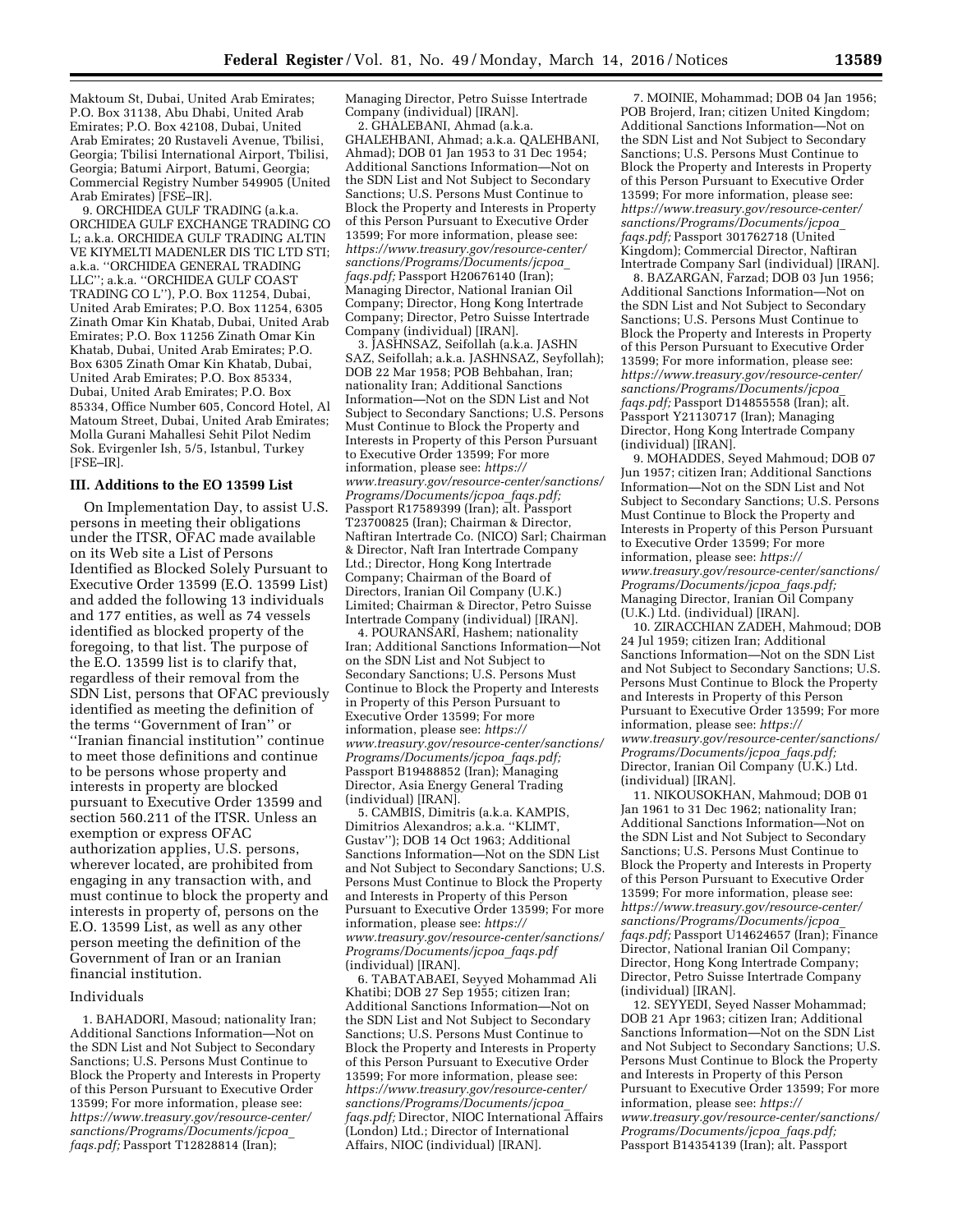Maktoum St, Dubai, United Arab Emirates; P.O. Box 31138, Abu Dhabi, United Arab Emirates; P.O. Box 42108, Dubai, United Arab Emirates; 20 Rustaveli Avenue, Tbilisi, Georgia; Tbilisi International Airport, Tbilisi, Georgia; Batumi Airport, Batumi, Georgia; Commercial Registry Number 549905 (United Arab Emirates) [FSE–IR].

9. ORCHIDEA GULF TRADING (a.k.a. ORCHIDEA GULF EXCHANGE TRADING CO L; a.k.a. ORCHIDEA GULF TRADING ALTIN VE KIYMELTI MADENLER DIS TIC LTD STI; a.k.a. ''ORCHIDEA GENERAL TRADING LLC''; a.k.a. ''ORCHIDEA GULF COAST TRADING CO L''), P.O. Box 11254, Dubai, United Arab Emirates; P.O. Box 11254, 6305 Zinath Omar Kin Khatab, Dubai, United Arab Emirates; P.O. Box 11256 Zinath Omar Kin Khatab, Dubai, United Arab Emirates; P.O. Box 6305 Zinath Omar Kin Khatab, Dubai, United Arab Emirates; P.O. Box 85334, Dubai, United Arab Emirates; P.O. Box 85334, Office Number 605, Concord Hotel, Al Matoum Street, Dubai, United Arab Emirates; Molla Gurani Mahallesi Sehit Pilot Nedim Sok. Evirgenler Ish, 5/5, Istanbul, Turkey [FSE–IR].

### III. Additions to the EO 13599 List

On Implementation Day, to assist U.S. persons in meeting their obligations under the ITSR, OFAC made available on its Web site a List of Persons Identified as Blocked Solely Pursuant to Executive Order 13599 (E.O. 13599 List) and added the following 13 individuals and 177 entities, as well as 74 vessels identified as blocked property of the foregoing, to that list. The purpose of the E.O. 13599 list is to clarify that, regardless of their removal from the SDN List, persons that OFAC previously identified as meeting the definition of the terms ''Government of Iran'' or ''Iranian financial institution'' continue to meet those definitions and continue to be persons whose property and interests in property are blocked pursuant to Executive Order 13599 and section 560.211 of the ITSR. Unless an exemption or express OFAC authorization applies, U.S. persons, wherever located, are prohibited from engaging in any transaction with, and must continue to block the property and interests in property of, persons on the E.O. 13599 List, as well as any other person meeting the definition of the Government of Iran or an Iranian financial institution.

#### Individuals

1. BAHADORI, Masoud; nationality Iran; Additional Sanctions Information—Not on the SDN List and Not Subject to Secondary Sanctions; U.S. Persons Must Continue to Block the Property and Interests in Property of this Person Pursuant to Executive Order 13599; For more information, please see: *https://www.treasury.gov/resource-center/sanctions/Programs/Documents/jcpoa_faqs.pdf;* Passport T12828814 (Iran); Managing Director, Petro Suisse Intertrade Company (individual) [IRAN].

2. GHALEBANI, Ahmad (a.k.a. GHALEHBANI, Ahmad; a.k.a. QALEHBANI, Ahmad); DOB 01 Jan 1953 to 31 Dec 1954; Additional Sanctions Information—Not on the SDN List and Not Subject to Secondary Sanctions; U.S. Persons Must Continue to Block the Property and Interests in Property of this Person Pursuant to Executive Order 13599; For more information, please see: *https://www.treasury.gov/resource-center/sanctions/Programs/Documents/jcpoa_faqs.pdf;* Passport H20676140 (Iran); Managing Director, National Iranian Oil Company; Director, Hong Kong Intertrade Company; Director, Petro Suisse Intertrade Company (individual) [IRAN].

3. JASHNSAZ, Seifollah (a.k.a. JASHN SAZ, Seifollah; a.k.a. JASHNSAZ, Seyfollah); DOB 22 Mar 1958; POB Behbahan, Iran; nationality Iran; Additional Sanctions Information—Not on the SDN List and Not Subject to Secondary Sanctions; U.S. Persons Must Continue to Block the Property and Interests in Property of this Person Pursuant to Executive Order 13599; For more information, please see: *https://www.treasury.gov/resource-center/sanctions/Programs/Documents/jcpoa_faqs.pdf;* Passport R17589399 (Iran); alt. Passport T23700825 (Iran); Chairman & Director, Naftiran Intertrade Co. (NICO) Sarl; Chairman & Director, Naft Iran Intertrade Company Ltd.; Director, Hong Kong Intertrade Company; Chairman of the Board of Directors, Iranian Oil Company (U.K.) Limited; Chairman & Director, Petro Suisse Intertrade Company (individual) [IRAN].

4. POURANSARI, Hashem; nationality Iran; Additional Sanctions Information—Not on the SDN List and Not Subject to Secondary Sanctions; U.S. Persons Must Continue to Block the Property and Interests in Property of this Person Pursuant to Executive Order 13599; For more information, please see: *https://www.treasury.gov/resource-center/sanctions/Programs/Documents/jcpoa_faqs.pdf;* Passport B19488852 (Iran); Managing Director, Asia Energy General Trading (individual) [IRAN].

5. CAMBIS, Dimitris (a.k.a. KAMPIS, Dimitrios Alexandros; a.k.a. ''KLIMT, Gustav''); DOB 14 Oct 1963; Additional Sanctions Information—Not on the SDN List and Not Subject to Secondary Sanctions; U.S. Persons Must Continue to Block the Property and Interests in Property of this Person Pursuant to Executive Order 13599; For more information, please see: *https://www.treasury.gov/resource-center/sanctions/Programs/Documents/jcpoa_faqs.pdf* (individual) [IRAN].

6. TABATABAEI, Seyyed Mohammad Ali Khatibi; DOB 27 Sep 1955; citizen Iran; Additional Sanctions Information—Not on the SDN List and Not Subject to Secondary Sanctions; U.S. Persons Must Continue to Block the Property and Interests in Property of this Person Pursuant to Executive Order 13599; For more information, please see: *https://www.treasury.gov/resource-center/sanctions/Programs/Documents/jcpoa_faqs.pdf;* Director, NIOC International Affairs (London) Ltd.; Director of International Affairs, NIOC (individual) [IRAN].

7. MOINIE, Mohammad; DOB 04 Jan 1956; POB Brojerd, Iran; citizen United Kingdom; Additional Sanctions Information—Not on the SDN List and Not Subject to Secondary Sanctions; U.S. Persons Must Continue to Block the Property and Interests in Property of this Person Pursuant to Executive Order 13599; For more information, please see: *https://www.treasury.gov/resource-center/sanctions/Programs/Documents/jcpoa_faqs.pdf;* Passport 301762718 (United Kingdom); Commercial Director, Naftiran Intertrade Company Sarl (individual) [IRAN].

8. BAZARGAN, Farzad; DOB 03 Jun 1956; Additional Sanctions Information—Not on the SDN List and Not Subject to Secondary Sanctions; U.S. Persons Must Continue to Block the Property and Interests in Property of this Person Pursuant to Executive Order 13599; For more information, please see: *https://www.treasury.gov/resource-center/sanctions/Programs/Documents/jcpoa_faqs.pdf;* Passport D14855558 (Iran); alt. Passport Y21130717 (Iran); Managing Director, Hong Kong Intertrade Company (individual) [IRAN].

9. MOHADDES, Seyed Mahmoud; DOB 07 Jun 1957; citizen Iran; Additional Sanctions Information—Not on the SDN List and Not Subject to Secondary Sanctions; U.S. Persons Must Continue to Block the Property and Interests in Property of this Person Pursuant to Executive Order 13599; For more information, please see: *https://www.treasury.gov/resource-center/sanctions/Programs/Documents/jcpoa_faqs.pdf;* Managing Director, Iranian Oil Company (U.K.) Ltd. (individual) [IRAN].

10. ZIRACCHIAN ZADEH, Mahmoud; DOB 24 Jul 1959; citizen Iran; Additional Sanctions Information—Not on the SDN List and Not Subject to Secondary Sanctions; U.S. Persons Must Continue to Block the Property and Interests in Property of this Person Pursuant to Executive Order 13599; For more information, please see: *https://www.treasury.gov/resource-center/sanctions/Programs/Documents/jcpoa_faqs.pdf;* Director, Iranian Oil Company (U.K.) Ltd. (individual) [IRAN].

11. NIKOUSOKHAN, Mahmoud; DOB 01 Jan 1961 to 31 Dec 1962; nationality Iran; Additional Sanctions Information—Not on the SDN List and Not Subject to Secondary Sanctions; U.S. Persons Must Continue to Block the Property and Interests in Property of this Person Pursuant to Executive Order 13599; For more information, please see: *https://www.treasury.gov/resource-center/sanctions/Programs/Documents/jcpoa_faqs.pdf;* Passport U14624657 (Iran); Finance Director, National Iranian Oil Company; Director, Hong Kong Intertrade Company; Director, Petro Suisse Intertrade Company (individual) [IRAN].

12. SEYYEDI, Seyed Nasser Mohammad; DOB 21 Apr 1963; citizen Iran; Additional Sanctions Information—Not on the SDN List and Not Subject to Secondary Sanctions; U.S. Persons Must Continue to Block the Property and Interests in Property of this Person Pursuant to Executive Order 13599; For more information, please see: *https://www.treasury.gov/resource-center/sanctions/Programs/Documents/jcpoa_faqs.pdf;* Passport B14354139 (Iran); alt. Passport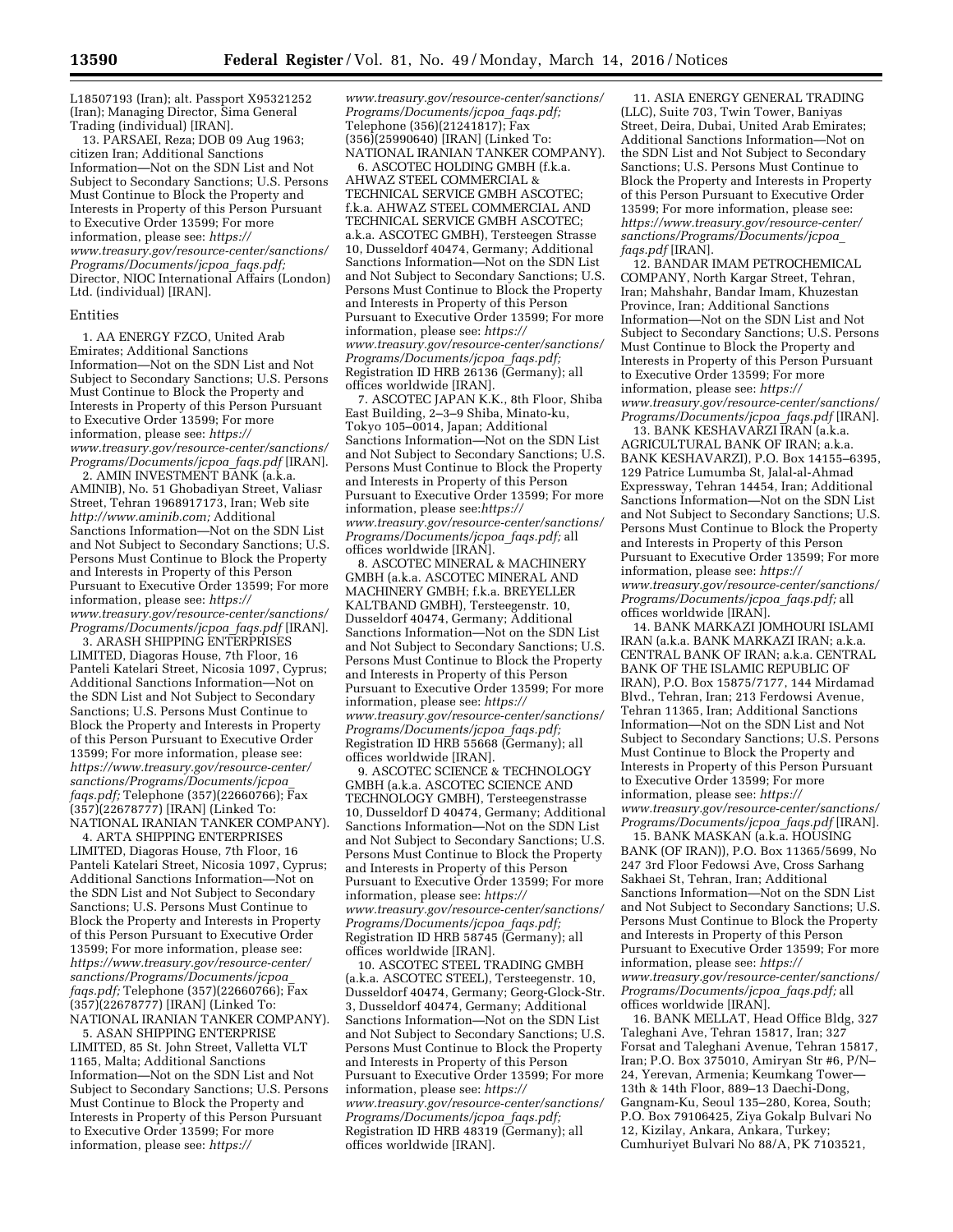L18507193 (Iran); alt. Passport X95321252 (Iran); Managing Director, Sima General Trading (individual) [IRAN].

13. PARSAEI, Reza; DOB 09 Aug 1963; citizen Iran; Additional Sanctions Information—Not on the SDN List and Not Subject to Secondary Sanctions; U.S. Persons Must Continue to Block the Property and Interests in Property of this Person Pursuant to Executive Order 13599; For more information, please see: *https://www.treasury.gov/resource-center/sanctions/Programs/Documents/jcpoa_faqs.pdf;* Director, NIOC International Affairs (London) Ltd. (individual) [IRAN].

## Entities

1. AA ENERGY FZCO, United Arab Emirates; Additional Sanctions Information—Not on the SDN List and Not Subject to Secondary Sanctions; U.S. Persons Must Continue to Block the Property and Interests in Property of this Person Pursuant to Executive Order 13599; For more information, please see: *https://www.treasury.gov/resource-center/sanctions/Programs/Documents/jcpoa_faqs.pdf* [IRAN].

2. AMIN INVESTMENT BANK (a.k.a. AMINIB), No. 51 Ghobadiyan Street, Valiasr Street, Tehran 1968917173, Iran; Web site *http://www.aminib.com;* Additional Sanctions Information—Not on the SDN List and Not Subject to Secondary Sanctions; U.S. Persons Must Continue to Block the Property and Interests in Property of this Person Pursuant to Executive Order 13599; For more information, please see: *https://www.treasury.gov/resource-center/sanctions/Programs/Documents/jcpoa_faqs.pdf* [IRAN].

3. ARASH SHIPPING ENTERPRISES LIMITED, Diagoras House, 7th Floor, 16 Panteli Katelari Street, Nicosia 1097, Cyprus; Additional Sanctions Information—Not on the SDN List and Not Subject to Secondary Sanctions; U.S. Persons Must Continue to Block the Property and Interests in Property of this Person Pursuant to Executive Order 13599; For more information, please see: *https://www.treasury.gov/resource-center/sanctions/Programs/Documents/jcpoa_faqs.pdf;* Telephone (357)(22660766); Fax (357)(22678777) [IRAN] (Linked To: NATIONAL IRANIAN TANKER COMPANY).

4. ARTA SHIPPING ENTERPRISES LIMITED, Diagoras House, 7th Floor, 16 Panteli Katelari Street, Nicosia 1097, Cyprus; Additional Sanctions Information—Not on the SDN List and Not Subject to Secondary Sanctions; U.S. Persons Must Continue to Block the Property and Interests in Property of this Person Pursuant to Executive Order 13599; For more information, please see: *https://www.treasury.gov/resource-center/sanctions/Programs/Documents/jcpoa_faqs.pdf;* Telephone (357)(22660766); Fax (357)(22678777) [IRAN] (Linked To: NATIONAL IRANIAN TANKER COMPANY).

5. ASAN SHIPPING ENTERPRISE LIMITED, 85 St. John Street, Valletta VLT 1165, Malta; Additional Sanctions Information—Not on the SDN List and Not Subject to Secondary Sanctions; U.S. Persons Must Continue to Block the Property and Interests in Property of this Person Pursuant to Executive Order 13599; For more information, please see: *https://www.treasury.gov/resource-center/sanctions/Programs/Documents/jcpoa_faqs.pdf;* Telephone (356)(21241817); Fax (356)(25990640) [IRAN] (Linked To: NATIONAL IRANIAN TANKER COMPANY).

6. ASCOTEC HOLDING GMBH (f.k.a. AHWAZ STEEL COMMERCIAL & TECHNICAL SERVICE GMBH ASCOTEC; f.k.a. AHWAZ STEEL COMMERCIAL AND TECHNICAL SERVICE GMBH ASCOTEC; a.k.a. ASCOTEC GMBH), Tersteegen Strasse 10, Dusseldorf 40474, Germany; Additional Sanctions Information—Not on the SDN List and Not Subject to Secondary Sanctions; U.S. Persons Must Continue to Block the Property and Interests in Property of this Person Pursuant to Executive Order 13599; For more information, please see: *https://www.treasury.gov/resource-center/sanctions/Programs/Documents/jcpoa_faqs.pdf;* Registration ID HRB 26136 (Germany); all offices worldwide [IRAN].

7. ASCOTEC JAPAN K.K., 8th Floor, Shiba East Building, 2–3–9 Shiba, Minato-ku, Tokyo 105–0014, Japan; Additional Sanctions Information—Not on the SDN List and Not Subject to Secondary Sanctions; U.S. Persons Must Continue to Block the Property and Interests in Property of this Person Pursuant to Executive Order 13599; For more information, please see:*https://www.treasury.gov/resource-center/sanctions/Programs/Documents/jcpoa_faqs.pdf;* all offices worldwide [IRAN].

8. ASCOTEC MINERAL & MACHINERY GMBH (a.k.a. ASCOTEC MINERAL AND MACHINERY GMBH; f.k.a. BREYELLER KALTBAND GMBH), Tersteegenstr. 10, Dusseldorf 40474, Germany; Additional Sanctions Information—Not on the SDN List and Not Subject to Secondary Sanctions; U.S. Persons Must Continue to Block the Property and Interests in Property of this Person Pursuant to Executive Order 13599; For more information, please see: *https://www.treasury.gov/resource-center/sanctions/Programs/Documents/jcpoa_faqs.pdf;* Registration ID HRB 55668 (Germany); all offices worldwide [IRAN].

9. ASCOTEC SCIENCE & TECHNOLOGY GMBH (a.k.a. ASCOTEC SCIENCE AND TECHNOLOGY GMBH), Tersteegenstrasse 10, Dusseldorf D 40474, Germany; Additional Sanctions Information—Not on the SDN List and Not Subject to Secondary Sanctions; U.S. Persons Must Continue to Block the Property and Interests in Property of this Person Pursuant to Executive Order 13599; For more information, please see: *https://www.treasury.gov/resource-center/sanctions/Programs/Documents/jcpoa_faqs.pdf;* Registration ID HRB 58745 (Germany); all offices worldwide [IRAN].

10. ASCOTEC STEEL TRADING GMBH (a.k.a. ASCOTEC STEEL), Tersteegenstr. 10, Dusseldorf 40474, Germany; Georg-Glock-Str. 3, Dusseldorf 40474, Germany; Additional Sanctions Information—Not on the SDN List and Not Subject to Secondary Sanctions; U.S. Persons Must Continue to Block the Property and Interests in Property of this Person Pursuant to Executive Order 13599; For more information, please see: *https://www.treasury.gov/resource-center/sanctions/Programs/Documents/jcpoa_faqs.pdf;* Registration ID HRB 48319 (Germany); all offices worldwide [IRAN].

11. ASIA ENERGY GENERAL TRADING (LLC), Suite 703, Twin Tower, Baniyas Street, Deira, Dubai, United Arab Emirates; Additional Sanctions Information—Not on the SDN List and Not Subject to Secondary Sanctions; U.S. Persons Must Continue to Block the Property and Interests in Property of this Person Pursuant to Executive Order 13599; For more information, please see: *https://www.treasury.gov/resource-center/sanctions/Programs/Documents/jcpoa_faqs.pdf* [IRAN].

12. BANDAR IMAM PETROCHEMICAL COMPANY, North Kargar Street, Tehran, Iran; Mahshahr, Bandar Imam, Khuzestan Province, Iran; Additional Sanctions Information—Not on the SDN List and Not Subject to Secondary Sanctions; U.S. Persons Must Continue to Block the Property and Interests in Property of this Person Pursuant to Executive Order 13599; For more information, please see: *https://www.treasury.gov/resource-center/sanctions/Programs/Documents/jcpoa_faqs.pdf* [IRAN].

13. BANK KESHAVARZI IRAN (a.k.a. AGRICULTURAL BANK OF IRAN; a.k.a. BANK KESHAVARZI), P.O. Box 14155–6395, 129 Patrice Lumumba St, Jalal-al-Ahmad Expressway, Tehran 14454, Iran; Additional Sanctions Information—Not on the SDN List and Not Subject to Secondary Sanctions; U.S. Persons Must Continue to Block the Property and Interests in Property of this Person Pursuant to Executive Order 13599; For more information, please see: *https://www.treasury.gov/resource-center/sanctions/Programs/Documents/jcpoa_faqs.pdf;* all offices worldwide [IRAN].

14. BANK MARKAZI JOMHOURI ISLAMI IRAN (a.k.a. BANK MARKAZI IRAN; a.k.a. CENTRAL BANK OF IRAN; a.k.a. CENTRAL BANK OF THE ISLAMIC REPUBLIC OF IRAN), P.O. Box 15875/7177, 144 Mirdamad Blvd., Tehran, Iran; 213 Ferdowsi Avenue, Tehran 11365, Iran; Additional Sanctions Information—Not on the SDN List and Not Subject to Secondary Sanctions; U.S. Persons Must Continue to Block the Property and Interests in Property of this Person Pursuant to Executive Order 13599; For more information, please see: *https://www.treasury.gov/resource-center/sanctions/Programs/Documents/jcpoa_faqs.pdf* [IRAN].

15. BANK MASKAN (a.k.a. HOUSING BANK (OF IRAN)), P.O. Box 11365/5699, No 247 3rd Floor Fedowsi Ave, Cross Sarhang Sakhaei St, Tehran, Iran; Additional Sanctions Information—Not on the SDN List and Not Subject to Secondary Sanctions; U.S. Persons Must Continue to Block the Property and Interests in Property of this Person Pursuant to Executive Order 13599; For more information, please see: *https://www.treasury.gov/resource-center/sanctions/Programs/Documents/jcpoa_faqs.pdf;* all offices worldwide [IRAN].

16. BANK MELLAT, Head Office Bldg, 327 Taleghani Ave, Tehran 15817, Iran; 327 Forsat and Taleghani Avenue, Tehran 15817, Iran; P.O. Box 375010, Amiryan Str #6, P/N–24, Yerevan, Armenia; Keumkang Tower—13th & 14th Floor, 889–13 Daechi-Dong, Gangnam-Ku, Seoul 135–280, Korea, South; P.O. Box 79106425, Ziya Gokalp Bulvari No 12, Kizilay, Ankara, Ankara, Turkey; Cumhuriyet Bulvari No 88/A, PK 7103521,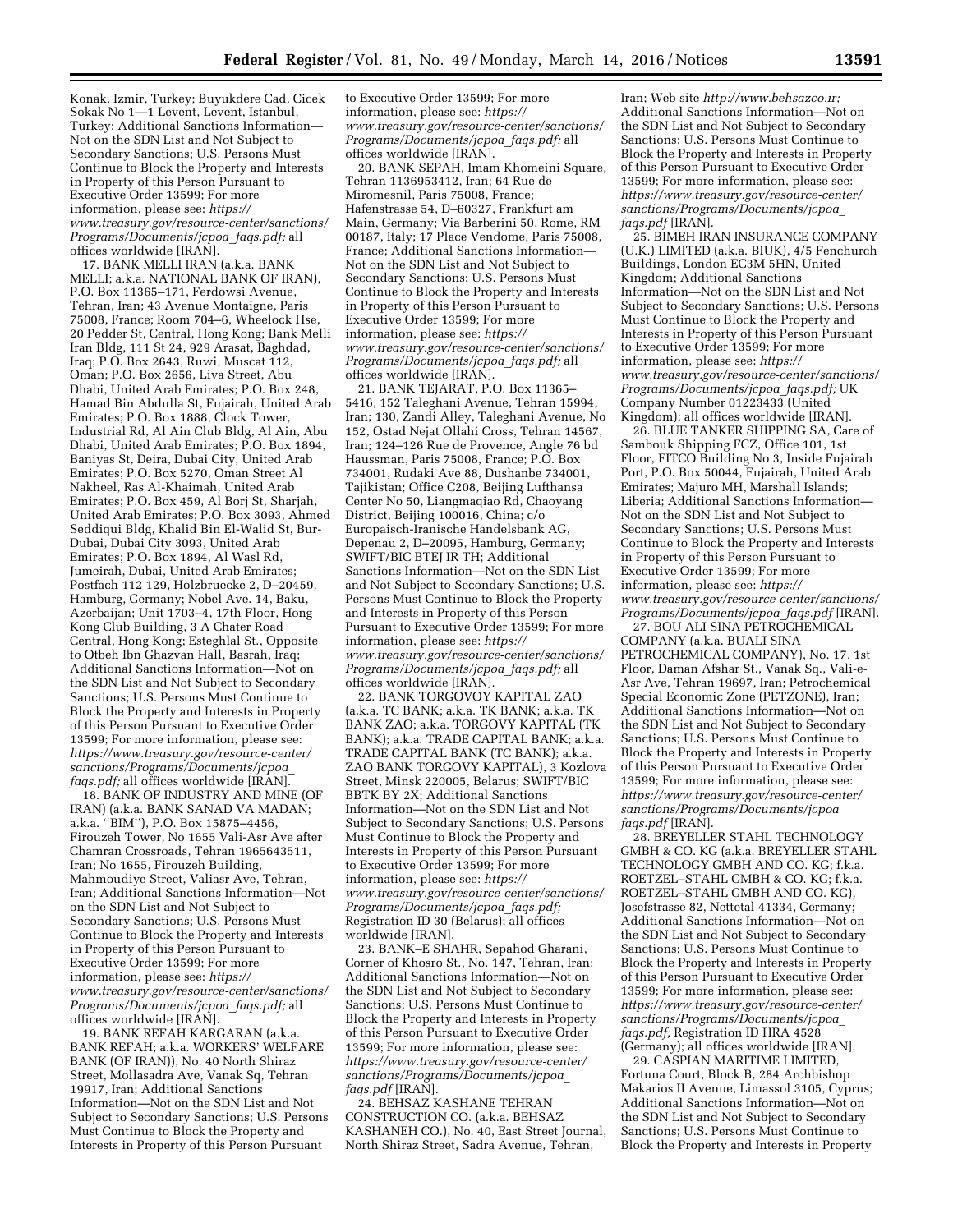Konak, Izmir, Turkey; Buyukdere Cad, Cicek Sokak No 1—1 Levent, Levent, Istanbul, Turkey; Additional Sanctions Information—Not on the SDN List and Not Subject to Secondary Sanctions; U.S. Persons Must Continue to Block the Property and Interests in Property of this Person Pursuant to Executive Order 13599; For more information, please see: *https://www.treasury.gov/resource-center/sanctions/Programs/Documents/jcpoa_faqs.pdf;* all offices worldwide [IRAN].

17. BANK MELLI IRAN (a.k.a. BANK MELLI; a.k.a. NATIONAL BANK OF IRAN), P.O. Box 11365–171, Ferdowsi Avenue, Tehran, Iran; 43 Avenue Montaigne, Paris 75008, France; Room 704–6, Wheelock Hse, 20 Pedder St, Central, Hong Kong; Bank Melli Iran Bldg, 111 St 24, 929 Arasat, Baghdad, Iraq; P.O. Box 2643, Ruwi, Muscat 112, Oman; P.O. Box 2656, Liva Street, Abu Dhabi, United Arab Emirates; P.O. Box 248, Hamad Bin Abdulla St, Fujairah, United Arab Emirates; P.O. Box 1888, Clock Tower, Industrial Rd, Al Ain Club Bldg, Al Ain, Abu Dhabi, United Arab Emirates; P.O. Box 1894, Baniyas St, Deira, Dubai City, United Arab Emirates; P.O. Box 5270, Oman Street Al Nakheel, Ras Al-Khaimah, United Arab Emirates; P.O. Box 459, Al Borj St, Sharjah, United Arab Emirates; P.O. Box 3093, Ahmed Seddiqui Bldg, Khalid Bin El-Walid St, Bur-Dubai, Dubai City 3093, United Arab Emirates; P.O. Box 1894, Al Wasl Rd, Jumeirah, Dubai, United Arab Emirates; Postfach 112 129, Holzbruecke 2, D–20459, Hamburg, Germany; Nobel Ave. 14, Baku, Azerbaijan; Unit 1703–4, 17th Floor, Hong Kong Club Building, 3 A Chater Road Central, Hong Kong; Esteghlal St., Opposite to Otbeh Ibn Ghazvan Hall, Basrah, Iraq; Additional Sanctions Information—Not on the SDN List and Not Subject to Secondary Sanctions; U.S. Persons Must Continue to Block the Property and Interests in Property of this Person Pursuant to Executive Order 13599; For more information, please see: *https://www.treasury.gov/resource-center/sanctions/Programs/Documents/jcpoa_faqs.pdf;* all offices worldwide [IRAN].

18. BANK OF INDUSTRY AND MINE (OF IRAN) (a.k.a. BANK SANAD VA MADAN; a.k.a. ''BIM''), P.O. Box 15875–4456, Firouzeh Tower, No 1655 Vali-Asr Ave after Chamran Crossroads, Tehran 1965643511, Iran; No 1655, Firouzeh Building, Mahmoudiye Street, Valiasr Ave, Tehran, Iran; Additional Sanctions Information—Not on the SDN List and Not Subject to Secondary Sanctions; U.S. Persons Must Continue to Block the Property and Interests in Property of this Person Pursuant to Executive Order 13599; For more information, please see: *https://www.treasury.gov/resource-center/sanctions/Programs/Documents/jcpoa_faqs.pdf;* all offices worldwide [IRAN].

19. BANK REFAH KARGARAN (a.k.a. BANK REFAH; a.k.a. WORKERS' WELFARE BANK (OF IRAN)), No. 40 North Shiraz Street, Mollasadra Ave, Vanak Sq, Tehran 19917, Iran; Additional Sanctions Information—Not on the SDN List and Not Subject to Secondary Sanctions; U.S. Persons Must Continue to Block the Property and Interests in Property of this Person Pursuant to Executive Order 13599; For more information, please see: *https://www.treasury.gov/resource-center/sanctions/Programs/Documents/jcpoa_faqs.pdf;* all offices worldwide [IRAN].

20. BANK SEPAH, Imam Khomeini Square, Tehran 1136953412, Iran; 64 Rue de Miromesnil, Paris 75008, France; Hafenstrasse 54, D–60327, Frankfurt am Main, Germany; Via Barberini 50, Rome, RM 00187, Italy; 17 Place Vendome, Paris 75008, France; Additional Sanctions Information—Not on the SDN List and Not Subject to Secondary Sanctions; U.S. Persons Must Continue to Block the Property and Interests in Property of this Person Pursuant to Executive Order 13599; For more information, please see: *https://www.treasury.gov/resource-center/sanctions/Programs/Documents/jcpoa_faqs.pdf;* all offices worldwide [IRAN].

21. BANK TEJARAT, P.O. Box 11365–5416, 152 Taleghani Avenue, Tehran 15994, Iran; 130, Zandi Alley, Taleghani Avenue, No 152, Ostad Nejat Ollahi Cross, Tehran 14567, Iran; 124–126 Rue de Provence, Angle 76 bd Haussman, Paris 75008, France; P.O. Box 734001, Rudaki Ave 88, Dushanbe 734001, Tajikistan; Office C208, Beijing Lufthansa Center No 50, Liangmaqiao Rd, Chaoyang District, Beijing 100016, China; c/o Europaisch-Iranische Handelsbank AG, Depenau 2, D–20095, Hamburg, Germany; SWIFT/BIC BTEJ IR TH; Additional Sanctions Information—Not on the SDN List and Not Subject to Secondary Sanctions; U.S. Persons Must Continue to Block the Property and Interests in Property of this Person Pursuant to Executive Order 13599; For more information, please see: *https://www.treasury.gov/resource-center/sanctions/Programs/Documents/jcpoa_faqs.pdf;* all offices worldwide [IRAN].

22. BANK TORGOVOY KAPITAL ZAO (a.k.a. TC BANK; a.k.a. TK BANK; a.k.a. TK BANK ZAO; a.k.a. TORGOVY KAPITAL (TK BANK); a.k.a. TRADE CAPITAL BANK; a.k.a. TRADE CAPITAL BANK (TC BANK); a.k.a. ZAO BANK TORGOVY KAPITAL), 3 Kozlova Street, Minsk 220005, Belarus; SWIFT/BIC BBTK BY 2X; Additional Sanctions Information—Not on the SDN List and Not Subject to Secondary Sanctions; U.S. Persons Must Continue to Block the Property and Interests in Property of this Person Pursuant to Executive Order 13599; For more information, please see: *https://www.treasury.gov/resource-center/sanctions/Programs/Documents/jcpoa_faqs.pdf;* Registration ID 30 (Belarus); all offices worldwide [IRAN].

23. BANK–E SHAHR, Sepahod Gharani, Corner of Khosro St., No. 147, Tehran, Iran; Additional Sanctions Information—Not on the SDN List and Not Subject to Secondary Sanctions; U.S. Persons Must Continue to Block the Property and Interests in Property of this Person Pursuant to Executive Order 13599; For more information, please see: *https://www.treasury.gov/resource-center/sanctions/Programs/Documents/jcpoa_faqs.pdf* [IRAN].

24. BEHSAZ KASHANE TEHRAN CONSTRUCTION CO. (a.k.a. BEHSAZ KASHANEH CO.), No. 40, East Street Journal, North Shiraz Street, Sadra Avenue, Tehran, Iran; Web site *http://www.behsazco.ir;* Additional Sanctions Information—Not on the SDN List and Not Subject to Secondary Sanctions; U.S. Persons Must Continue to Block the Property and Interests in Property of this Person Pursuant to Executive Order 13599; For more information, please see: *https://www.treasury.gov/resource-center/sanctions/Programs/Documents/jcpoa_faqs.pdf* [IRAN].

25. BIMEH IRAN INSURANCE COMPANY (U.K.) LIMITED (a.k.a. BIUK), 4/5 Fenchurch Buildings, London EC3M 5HN, United Kingdom; Additional Sanctions Information—Not on the SDN List and Not Subject to Secondary Sanctions; U.S. Persons Must Continue to Block the Property and Interests in Property of this Person Pursuant to Executive Order 13599; For more information, please see: *https://www.treasury.gov/resource-center/sanctions/Programs/Documents/jcpoa_faqs.pdf;* UK Company Number 01223433 (United Kingdom); all offices worldwide [IRAN].

26. BLUE TANKER SHIPPING SA, Care of Sambouk Shipping FCZ, Office 101, 1st Floor, FITCO Building No 3, Inside Fujairah Port, P.O. Box 50044, Fujairah, United Arab Emirates; Majuro MH, Marshall Islands; Liberia; Additional Sanctions Information—Not on the SDN List and Not Subject to Secondary Sanctions; U.S. Persons Must Continue to Block the Property and Interests in Property of this Person Pursuant to Executive Order 13599; For more information, please see: *https://www.treasury.gov/resource-center/sanctions/Programs/Documents/jcpoa_faqs.pdf* [IRAN].

27. BOU ALI SINA PETROCHEMICAL COMPANY (a.k.a. BUALI SINA PETROCHEMICAL COMPANY), No. 17, 1st Floor, Daman Afshar St., Vanak Sq., Vali-e-Asr Ave, Tehran 19697, Iran; Petrochemical Special Economic Zone (PETZONE), Iran; Additional Sanctions Information—Not on the SDN List and Not Subject to Secondary Sanctions; U.S. Persons Must Continue to Block the Property and Interests in Property of this Person Pursuant to Executive Order 13599; For more information, please see: *https://www.treasury.gov/resource-center/sanctions/Programs/Documents/jcpoa_faqs.pdf* [IRAN].

28. BREYELLER STAHL TECHNOLOGY GMBH & CO. KG (a.k.a. BREYELLER STAHL TECHNOLOGY GMBH AND CO. KG; f.k.a. ROETZEL–STAHL GMBH & CO. KG; f.k.a. ROETZEL–STAHL GMBH AND CO. KG), Josefstrasse 82, Nettetal 41334, Germany; Additional Sanctions Information—Not on the SDN List and Not Subject to Secondary Sanctions; U.S. Persons Must Continue to Block the Property and Interests in Property of this Person Pursuant to Executive Order 13599; For more information, please see: *https://www.treasury.gov/resource-center/sanctions/Programs/Documents/jcpoa_faqs.pdf;* Registration ID HRA 4528 (Germany); all offices worldwide [IRAN].

29. CASPIAN MARITIME LIMITED, Fortuna Court, Block B, 284 Archbishop Makarios II Avenue, Limassol 3105, Cyprus; Additional Sanctions Information—Not on the SDN List and Not Subject to Secondary Sanctions; U.S. Persons Must Continue to Block the Property and Interests in Property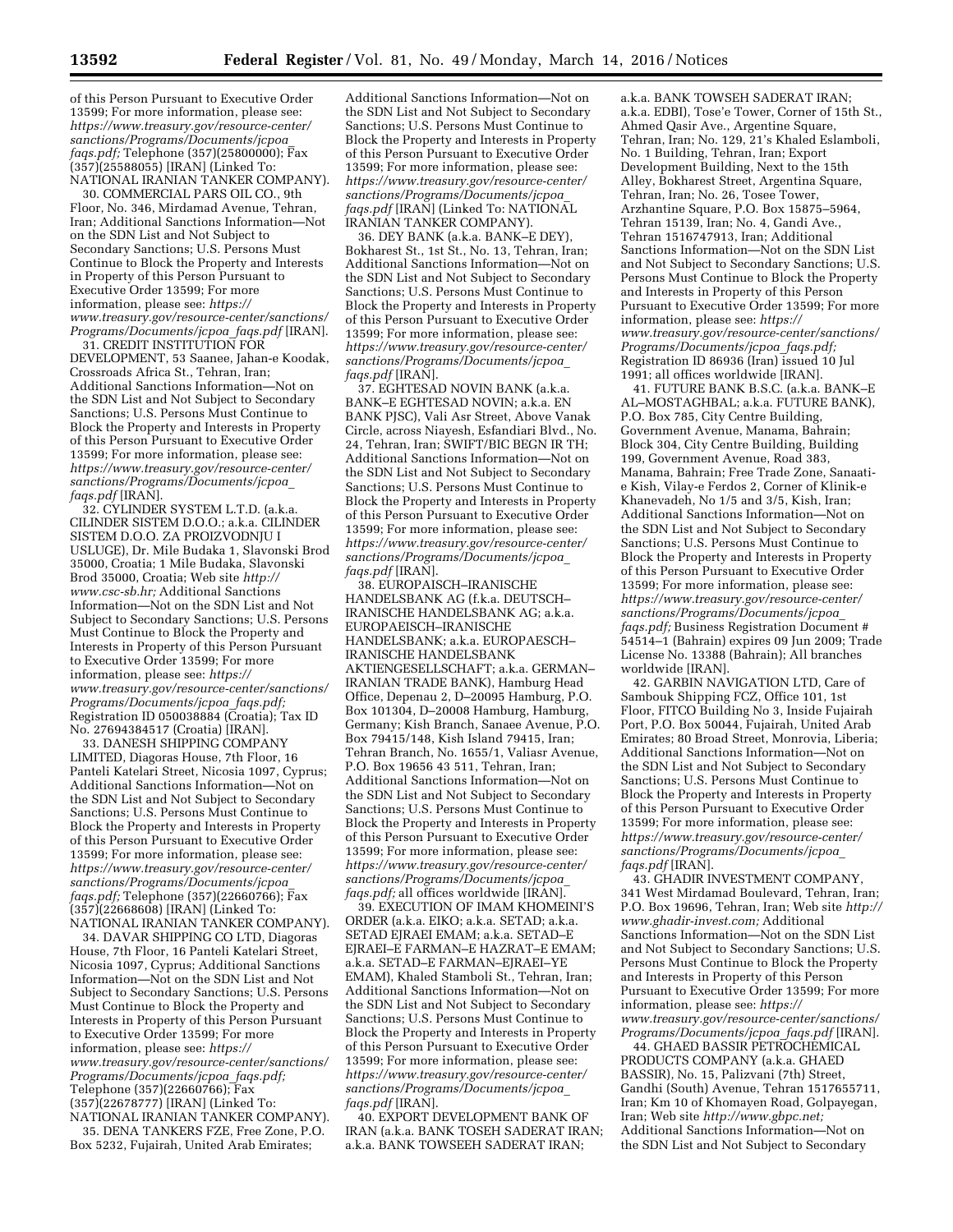of this Person Pursuant to Executive Order 13599; For more information, please see: *https://www.treasury.gov/resource-center/sanctions/Programs/Documents/jcpoa_faqs.pdf;* Telephone (357)(25800000); Fax (357)(25588055) [IRAN] (Linked To: NATIONAL IRANIAN TANKER COMPANY).

30. COMMERCIAL PARS OIL CO., 9th Floor, No. 346, Mirdamad Avenue, Tehran, Iran; Additional Sanctions Information—Not on the SDN List and Not Subject to Secondary Sanctions; U.S. Persons Must Continue to Block the Property and Interests in Property of this Person Pursuant to Executive Order 13599; For more information, please see: *https://www.treasury.gov/resource-center/sanctions/Programs/Documents/jcpoa_faqs.pdf* [IRAN].

31. CREDIT INSTITUTION FOR DEVELOPMENT, 53 Saanee, Jahan-e Koodak, Crossroads Africa St., Tehran, Iran; Additional Sanctions Information—Not on the SDN List and Not Subject to Secondary Sanctions; U.S. Persons Must Continue to Block the Property and Interests in Property of this Person Pursuant to Executive Order 13599; For more information, please see: *https://www.treasury.gov/resource-center/sanctions/Programs/Documents/jcpoa_faqs.pdf* [IRAN].

32. CYLINDER SYSTEM L.T.D. (a.k.a. CILINDER SISTEM D.O.O.; a.k.a. CILINDER SISTEM D.O.O. ZA PROIZVODNJU I USLUGE), Dr. Mile Budaka 1, Slavonski Brod 35000, Croatia; 1 Mile Budaka, Slavonski Brod 35000, Croatia; Web site *http://www.csc-sb.hr;* Additional Sanctions Information—Not on the SDN List and Not Subject to Secondary Sanctions; U.S. Persons Must Continue to Block the Property and Interests in Property of this Person Pursuant to Executive Order 13599; For more information, please see: *https://www.treasury.gov/resource-center/sanctions/Programs/Documents/jcpoa_faqs.pdf;* Registration ID 050038884 (Croatia); Tax ID No. 27694384517 (Croatia) [IRAN].

33. DANESH SHIPPING COMPANY LIMITED, Diagoras House, 7th Floor, 16 Panteli Katelari Street, Nicosia 1097, Cyprus; Additional Sanctions Information—Not on the SDN List and Not Subject to Secondary Sanctions; U.S. Persons Must Continue to Block the Property and Interests in Property of this Person Pursuant to Executive Order 13599; For more information, please see: *https://www.treasury.gov/resource-center/sanctions/Programs/Documents/jcpoa_faqs.pdf;* Telephone (357)(22660766); Fax (357)(22668608) [IRAN] (Linked To: NATIONAL IRANIAN TANKER COMPANY).

34. DAVAR SHIPPING CO LTD, Diagoras House, 7th Floor, 16 Panteli Katelari Street, Nicosia 1097, Cyprus; Additional Sanctions Information—Not on the SDN List and Not Subject to Secondary Sanctions; U.S. Persons Must Continue to Block the Property and Interests in Property of this Person Pursuant to Executive Order 13599; For more information, please see: *https://www.treasury.gov/resource-center/sanctions/Programs/Documents/jcpoa_faqs.pdf;* Telephone (357)(22660766); Fax (357)(22678777) [IRAN] (Linked To: NATIONAL IRANIAN TANKER COMPANY).

35. DENA TANKERS FZE, Free Zone, P.O. Box 5232, Fujairah, United Arab Emirates; Additional Sanctions Information—Not on the SDN List and Not Subject to Secondary Sanctions; U.S. Persons Must Continue to Block the Property and Interests in Property of this Person Pursuant to Executive Order 13599; For more information, please see: *https://www.treasury.gov/resource-center/sanctions/Programs/Documents/jcpoa_faqs.pdf* [IRAN] (Linked To: NATIONAL IRANIAN TANKER COMPANY).

36. DEY BANK (a.k.a. BANK–E DEY), Bokharest St., 1st St., No. 13, Tehran, Iran; Additional Sanctions Information—Not on the SDN List and Not Subject to Secondary Sanctions; U.S. Persons Must Continue to Block the Property and Interests in Property of this Person Pursuant to Executive Order 13599; For more information, please see: *https://www.treasury.gov/resource-center/sanctions/Programs/Documents/jcpoa_faqs.pdf* [IRAN].

37. EGHTESAD NOVIN BANK (a.k.a. BANK–E EGHTESAD NOVIN; a.k.a. EN BANK PJSC), Vali Asr Street, Above Vanak Circle, across Niayesh, Esfandiari Blvd., No. 24, Tehran, Iran; SWIFT/BIC BEGN IR TH; Additional Sanctions Information—Not on the SDN List and Not Subject to Secondary Sanctions; U.S. Persons Must Continue to Block the Property and Interests in Property of this Person Pursuant to Executive Order 13599; For more information, please see: *https://www.treasury.gov/resource-center/sanctions/Programs/Documents/jcpoa_faqs.pdf* [IRAN].

38. EUROPAISCH–IRANISCHE HANDELSBANK AG (f.k.a. DEUTSCH–IRANISCHE HANDELSBANK AG; a.k.a. EUROPAEISCH–IRANISCHE HANDELSBANK; a.k.a. EUROPAESCH–IRANISCHE HANDELSBANK AKTIENGESELLSCHAFT; a.k.a. GERMAN–IRANIAN TRADE BANK), Hamburg Head Office, Depenau 2, D–20095 Hamburg, P.O. Box 101304, D–20008 Hamburg, Hamburg, Germany; Kish Branch, Sanaee Avenue, P.O. Box 79415/148, Kish Island 79415, Iran; Tehran Branch, No. 1655/1, Valiasr Avenue, P.O. Box 19656 43 511, Tehran, Iran; Additional Sanctions Information—Not on the SDN List and Not Subject to Secondary Sanctions; U.S. Persons Must Continue to Block the Property and Interests in Property of this Person Pursuant to Executive Order 13599; For more information, please see: *https://www.treasury.gov/resource-center/sanctions/Programs/Documents/jcpoa_faqs.pdf;* all offices worldwide [IRAN].

39. EXECUTION OF IMAM KHOMEINI'S ORDER (a.k.a. EIKO; a.k.a. SETAD; a.k.a. SETAD EJRAEI EMAM; a.k.a. SETAD–E EJRAEI–E FARMAN–E HAZRAT–E EMAM; a.k.a. SETAD–E FARMAN–EJRAEI–YE EMAM), Khaled Stamboli St., Tehran, Iran; Additional Sanctions Information—Not on the SDN List and Not Subject to Secondary Sanctions; U.S. Persons Must Continue to Block the Property and Interests in Property of this Person Pursuant to Executive Order 13599; For more information, please see: *https://www.treasury.gov/resource-center/sanctions/Programs/Documents/jcpoa_faqs.pdf* [IRAN].

40. EXPORT DEVELOPMENT BANK OF IRAN (a.k.a. BANK TOSEH SADERAT IRAN; a.k.a. BANK TOWSEEH SADERAT IRAN; a.k.a. BANK TOWSEH SADERAT IRAN; a.k.a. EDBI), Tose'e Tower, Corner of 15th St., Ahmed Qasir Ave., Argentine Square, Tehran, Iran; No. 129, 21's Khaled Eslamboli, No. 1 Building, Tehran, Iran; Export Development Building, Next to the 15th Alley, Bokharest Street, Argentina Square, Tehran, Iran; No. 26, Tosee Tower, Arzhantine Square, P.O. Box 15875–5964, Tehran 15139, Iran; No. 4, Gandi Ave., Tehran 1516747913, Iran; Additional Sanctions Information—Not on the SDN List and Not Subject to Secondary Sanctions; U.S. Persons Must Continue to Block the Property and Interests in Property of this Person Pursuant to Executive Order 13599; For more information, please see: *https://www.treasury.gov/resource-center/sanctions/Programs/Documents/jcpoa_faqs.pdf;* Registration ID 86936 (Iran) issued 10 Jul 1991; all offices worldwide [IRAN].

41. FUTURE BANK B.S.C. (a.k.a. BANK–E AL–MOSTAGHBAL; a.k.a. FUTURE BANK), P.O. Box 785, City Centre Building, Government Avenue, Manama, Bahrain; Block 304, City Centre Building, Building 199, Government Avenue, Road 383, Manama, Bahrain; Free Trade Zone, Sanaati-e Kish, Vilay-e Ferdos 2, Corner of Klinik-e Khanevadeh, No 1/5 and 3/5, Kish, Iran; Additional Sanctions Information—Not on the SDN List and Not Subject to Secondary Sanctions; U.S. Persons Must Continue to Block the Property and Interests in Property of this Person Pursuant to Executive Order 13599; For more information, please see: *https://www.treasury.gov/resource-center/sanctions/Programs/Documents/jcpoa_faqs.pdf;* Business Registration Document # 54514–1 (Bahrain) expires 09 Jun 2009; Trade License No. 13388 (Bahrain); All branches worldwide [IRAN].

42. GARBIN NAVIGATION LTD, Care of Sambouk Shipping FCZ, Office 101, 1st Floor, FITCO Building No 3, Inside Fujairah Port, P.O. Box 50044, Fujairah, United Arab Emirates; 80 Broad Street, Monrovia, Liberia; Additional Sanctions Information—Not on the SDN List and Not Subject to Secondary Sanctions; U.S. Persons Must Continue to Block the Property and Interests in Property of this Person Pursuant to Executive Order 13599; For more information, please see: *https://www.treasury.gov/resource-center/sanctions/Programs/Documents/jcpoa_faqs.pdf* [IRAN].

43. GHADIR INVESTMENT COMPANY, 341 West Mirdamad Boulevard, Tehran, Iran; P.O. Box 19696, Tehran, Iran; Web site *http://www.ghadir-invest.com;* Additional Sanctions Information—Not on the SDN List and Not Subject to Secondary Sanctions; U.S. Persons Must Continue to Block the Property and Interests in Property of this Person Pursuant to Executive Order 13599; For more information, please see: *https://www.treasury.gov/resource-center/sanctions/Programs/Documents/jcpoa_faqs.pdf* [IRAN].

44. GHAED BASSIR PETROCHEMICAL PRODUCTS COMPANY (a.k.a. GHAED BASSIR), No. 15, Palizvani (7th) Street, Gandhi (South) Avenue, Tehran 1517655711, Iran; Km 10 of Khomayen Road, Golpayegan, Iran; Web site *http://www.gbpc.net;* Additional Sanctions Information—Not on the SDN List and Not Subject to Secondary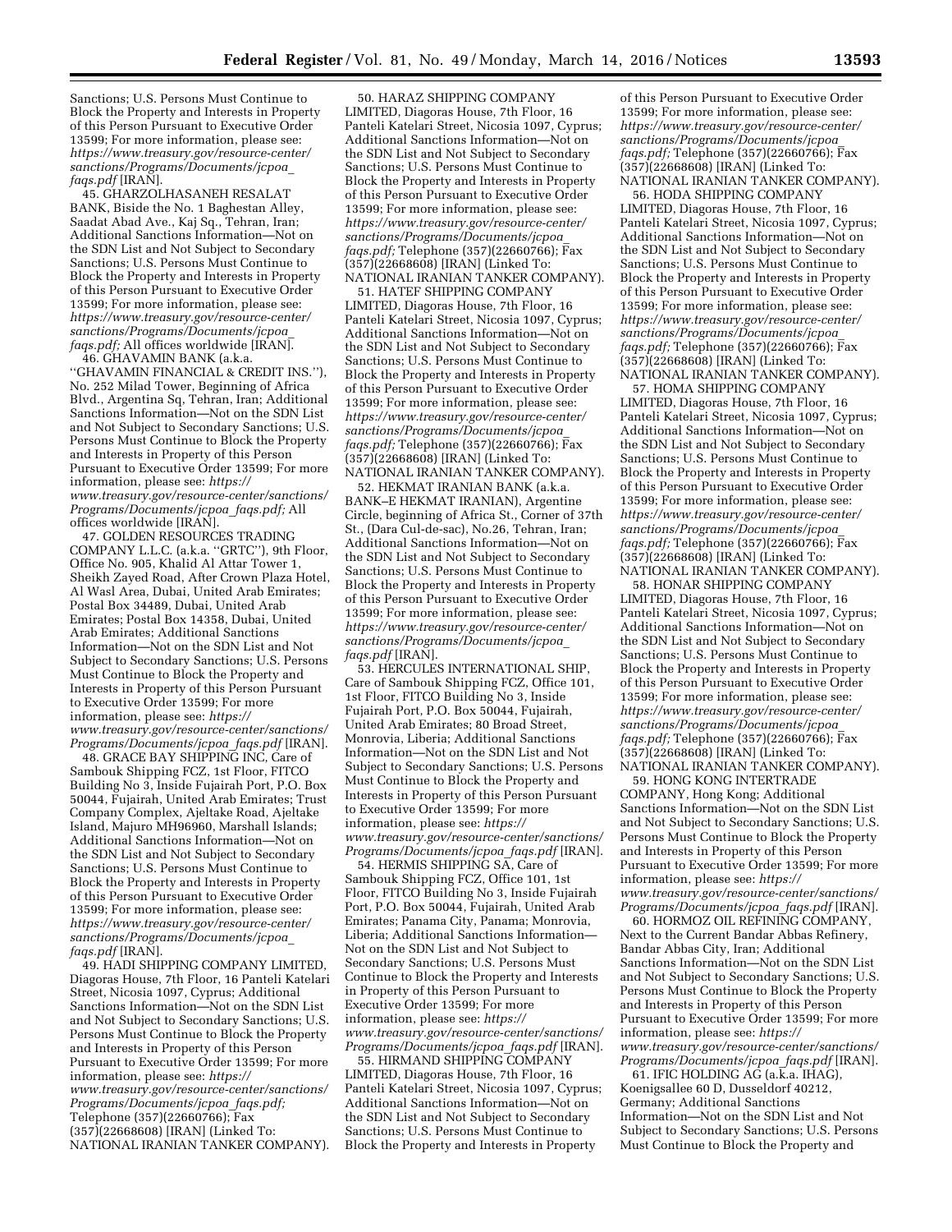Sanctions; U.S. Persons Must Continue to Block the Property and Interests in Property of this Person Pursuant to Executive Order 13599; For more information, please see: *https://www.treasury.gov/resource-center/sanctions/Programs/Documents/jcpoa_faqs.pdf* [IRAN].

45. GHARZOLHASANEH RESALAT BANK, Biside the No. 1 Baghestan Alley, Saadat Abad Ave., Kaj Sq., Tehran, Iran; Additional Sanctions Information—Not on the SDN List and Not Subject to Secondary Sanctions; U.S. Persons Must Continue to Block the Property and Interests in Property of this Person Pursuant to Executive Order 13599; For more information, please see: *https://www.treasury.gov/resource-center/sanctions/Programs/Documents/jcpoa_faqs.pdf;* All offices worldwide [IRAN].

46. GHAVAMIN BANK (a.k.a. ''GHAVAMIN FINANCIAL & CREDIT INS.''), No. 252 Milad Tower, Beginning of Africa Blvd., Argentina Sq, Tehran, Iran; Additional Sanctions Information—Not on the SDN List and Not Subject to Secondary Sanctions; U.S. Persons Must Continue to Block the Property and Interests in Property of this Person Pursuant to Executive Order 13599; For more information, please see: *https://www.treasury.gov/resource-center/sanctions/Programs/Documents/jcpoa_faqs.pdf;* All offices worldwide [IRAN].

47. GOLDEN RESOURCES TRADING COMPANY L.L.C. (a.k.a. ''GRTC''), 9th Floor, Office No. 905, Khalid Al Attar Tower 1, Sheikh Zayed Road, After Crown Plaza Hotel, Al Wasl Area, Dubai, United Arab Emirates; Postal Box 34489, Dubai, United Arab Emirates; Postal Box 14358, Dubai, United Arab Emirates; Additional Sanctions Information—Not on the SDN List and Not Subject to Secondary Sanctions; U.S. Persons Must Continue to Block the Property and Interests in Property of this Person Pursuant to Executive Order 13599; For more information, please see: *https://www.treasury.gov/resource-center/sanctions/Programs/Documents/jcpoa_faqs.pdf* [IRAN].

48. GRACE BAY SHIPPING INC, Care of Sambouk Shipping FCZ, 1st Floor, FITCO Building No 3, Inside Fujairah Port, P.O. Box 50044, Fujairah, United Arab Emirates; Trust Company Complex, Ajeltake Road, Ajeltake Island, Majuro MH96960, Marshall Islands; Additional Sanctions Information—Not on the SDN List and Not Subject to Secondary Sanctions; U.S. Persons Must Continue to Block the Property and Interests in Property of this Person Pursuant to Executive Order 13599; For more information, please see: *https://www.treasury.gov/resource-center/sanctions/Programs/Documents/jcpoa_faqs.pdf* [IRAN].

49. HADI SHIPPING COMPANY LIMITED, Diagoras House, 7th Floor, 16 Panteli Katelari Street, Nicosia 1097, Cyprus; Additional Sanctions Information—Not on the SDN List and Not Subject to Secondary Sanctions; U.S. Persons Must Continue to Block the Property and Interests in Property of this Person Pursuant to Executive Order 13599; For more information, please see: *https://www.treasury.gov/resource-center/sanctions/Programs/Documents/jcpoa_faqs.pdf;* Telephone (357)(22660766); Fax (357)(22668608) [IRAN] (Linked To: NATIONAL IRANIAN TANKER COMPANY).

50. HARAZ SHIPPING COMPANY LIMITED, Diagoras House, 7th Floor, 16 Panteli Katelari Street, Nicosia 1097, Cyprus; Additional Sanctions Information—Not on the SDN List and Not Subject to Secondary Sanctions; U.S. Persons Must Continue to Block the Property and Interests in Property of this Person Pursuant to Executive Order 13599; For more information, please see: *https://www.treasury.gov/resource-center/sanctions/Programs/Documents/jcpoa_faqs.pdf;* Telephone (357)(22660766); Fax (357)(22668608) [IRAN] (Linked To: NATIONAL IRANIAN TANKER COMPANY).

51. HATEF SHIPPING COMPANY LIMITED, Diagoras House, 7th Floor, 16 Panteli Katelari Street, Nicosia 1097, Cyprus; Additional Sanctions Information—Not on the SDN List and Not Subject to Secondary Sanctions; U.S. Persons Must Continue to Block the Property and Interests in Property of this Person Pursuant to Executive Order 13599; For more information, please see: *https://www.treasury.gov/resource-center/sanctions/Programs/Documents/jcpoa_faqs.pdf;* Telephone (357)(22660766); Fax (357)(22668608) [IRAN] (Linked To: NATIONAL IRANIAN TANKER COMPANY).

52. HEKMAT IRANIAN BANK (a.k.a. BANK–E HEKMAT IRANIAN), Argentine Circle, beginning of Africa St., Corner of 37th St., (Dara Cul-de-sac), No.26, Tehran, Iran; Additional Sanctions Information—Not on the SDN List and Not Subject to Secondary Sanctions; U.S. Persons Must Continue to Block the Property and Interests in Property of this Person Pursuant to Executive Order 13599; For more information, please see: *https://www.treasury.gov/resource-center/sanctions/Programs/Documents/jcpoa_faqs.pdf* [IRAN].

53. HERCULES INTERNATIONAL SHIP, Care of Sambouk Shipping FCZ, Office 101, 1st Floor, FITCO Building No 3, Inside Fujairah Port, P.O. Box 50044, Fujairah, United Arab Emirates; 80 Broad Street, Monrovia, Liberia; Additional Sanctions Information—Not on the SDN List and Not Subject to Secondary Sanctions; U.S. Persons Must Continue to Block the Property and Interests in Property of this Person Pursuant to Executive Order 13599; For more information, please see: *https://www.treasury.gov/resource-center/sanctions/Programs/Documents/jcpoa_faqs.pdf* [IRAN].

54. HERMIS SHIPPING SA, Care of Sambouk Shipping FCZ, Office 101, 1st Floor, FITCO Building No 3, Inside Fujairah Port, P.O. Box 50044, Fujairah, United Arab Emirates; Panama City, Panama; Monrovia, Liberia; Additional Sanctions Information—Not on the SDN List and Not Subject to Secondary Sanctions; U.S. Persons Must Continue to Block the Property and Interests in Property of this Person Pursuant to Executive Order 13599; For more information, please see: *https://www.treasury.gov/resource-center/sanctions/Programs/Documents/jcpoa_faqs.pdf* [IRAN].

55. HIRMAND SHIPPING COMPANY LIMITED, Diagoras House, 7th Floor, 16 Panteli Katelari Street, Nicosia 1097, Cyprus; Additional Sanctions Information—Not on the SDN List and Not Subject to Secondary Sanctions; U.S. Persons Must Continue to Block the Property and Interests in Property of this Person Pursuant to Executive Order 13599; For more information, please see: *https://www.treasury.gov/resource-center/sanctions/Programs/Documents/jcpoa_faqs.pdf;* Telephone (357)(22660766); Fax (357)(22668608) [IRAN] (Linked To: NATIONAL IRANIAN TANKER COMPANY).

56. HODA SHIPPING COMPANY LIMITED, Diagoras House, 7th Floor, 16 Panteli Katelari Street, Nicosia 1097, Cyprus; Additional Sanctions Information—Not on the SDN List and Not Subject to Secondary Sanctions; U.S. Persons Must Continue to Block the Property and Interests in Property of this Person Pursuant to Executive Order 13599; For more information, please see: *https://www.treasury.gov/resource-center/sanctions/Programs/Documents/jcpoa_faqs.pdf;* Telephone (357)(22660766); Fax (357)(22668608) [IRAN] (Linked To: NATIONAL IRANIAN TANKER COMPANY).

57. HOMA SHIPPING COMPANY LIMITED, Diagoras House, 7th Floor, 16 Panteli Katelari Street, Nicosia 1097, Cyprus; Additional Sanctions Information—Not on the SDN List and Not Subject to Secondary Sanctions; U.S. Persons Must Continue to Block the Property and Interests in Property of this Person Pursuant to Executive Order 13599; For more information, please see: *https://www.treasury.gov/resource-center/sanctions/Programs/Documents/jcpoa_faqs.pdf;* Telephone (357)(22660766); Fax (357)(22668608) [IRAN] (Linked To: NATIONAL IRANIAN TANKER COMPANY).

58. HONAR SHIPPING COMPANY LIMITED, Diagoras House, 7th Floor, 16 Panteli Katelari Street, Nicosia 1097, Cyprus; Additional Sanctions Information—Not on the SDN List and Not Subject to Secondary Sanctions; U.S. Persons Must Continue to Block the Property and Interests in Property of this Person Pursuant to Executive Order 13599; For more information, please see: *https://www.treasury.gov/resource-center/sanctions/Programs/Documents/jcpoa_faqs.pdf;* Telephone (357)(22660766); Fax (357)(22668608) [IRAN] (Linked To: NATIONAL IRANIAN TANKER COMPANY).

59. HONG KONG INTERTRADE COMPANY, Hong Kong; Additional Sanctions Information—Not on the SDN List and Not Subject to Secondary Sanctions; U.S. Persons Must Continue to Block the Property and Interests in Property of this Person Pursuant to Executive Order 13599; For more information, please see: *https://www.treasury.gov/resource-center/sanctions/Programs/Documents/jcpoa_faqs.pdf* [IRAN].

60. HORMOZ OIL REFINING COMPANY, Next to the Current Bandar Abbas Refinery, Bandar Abbas City, Iran; Additional Sanctions Information—Not on the SDN List and Not Subject to Secondary Sanctions; U.S. Persons Must Continue to Block the Property and Interests in Property of this Person Pursuant to Executive Order 13599; For more information, please see: *https://www.treasury.gov/resource-center/sanctions/Programs/Documents/jcpoa_faqs.pdf* [IRAN].

61. IFIC HOLDING AG (a.k.a. IHAG), Koenigsallee 60 D, Dusseldorf 40212, Germany; Additional Sanctions Information—Not on the SDN List and Not Subject to Secondary Sanctions; U.S. Persons Must Continue to Block the Property and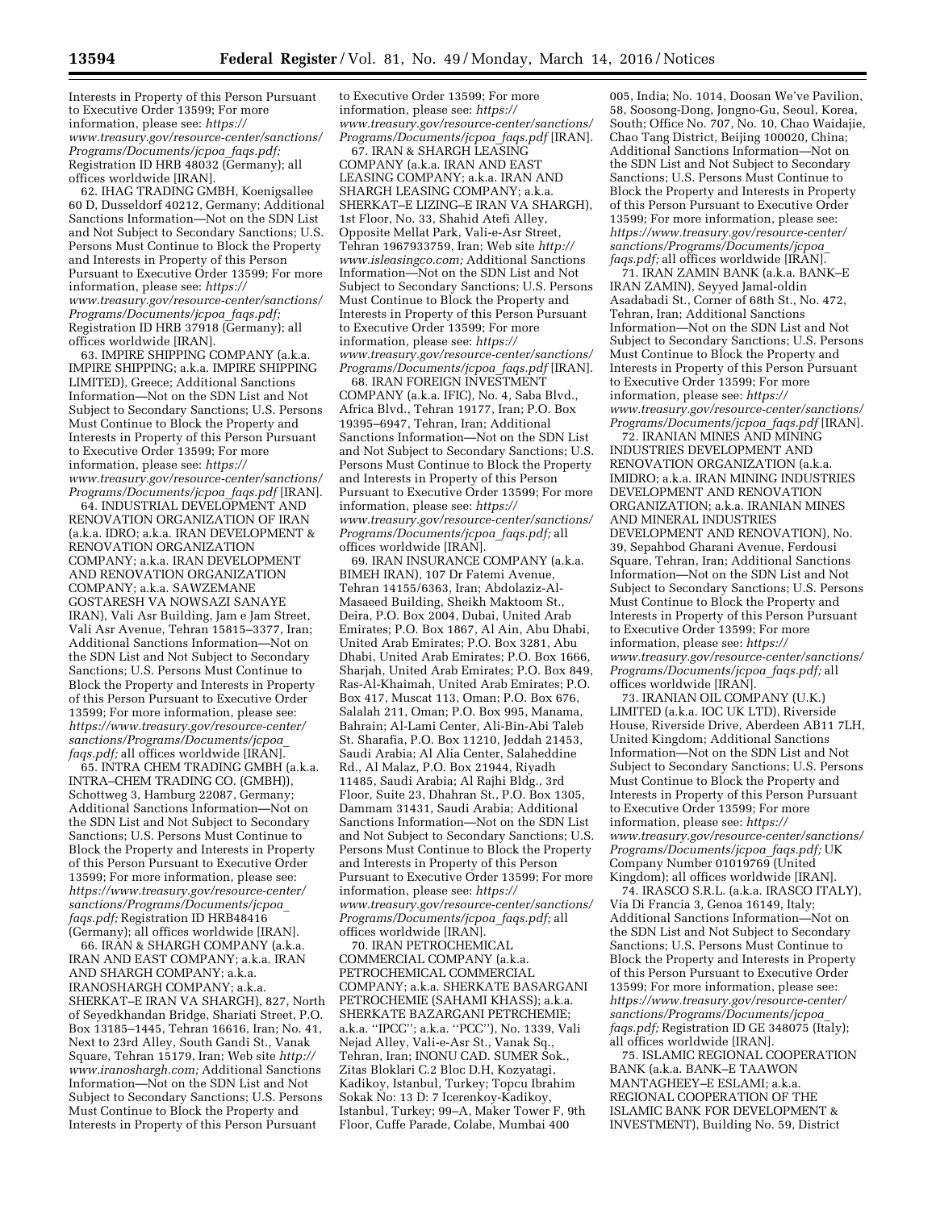Interests in Property of this Person Pursuant to Executive Order 13599; For more information, please see: *https://www.treasury.gov/resource-center/sanctions/Programs/Documents/jcpoa_faqs.pdf;* Registration ID HRB 48032 (Germany); all offices worldwide [IRAN].

62. IHAG TRADING GMBH, Koenigsallee 60 D, Dusseldorf 40212, Germany; Additional Sanctions Information—Not on the SDN List and Not Subject to Secondary Sanctions; U.S. Persons Must Continue to Block the Property and Interests in Property of this Person Pursuant to Executive Order 13599; For more information, please see: *https://www.treasury.gov/resource-center/sanctions/Programs/Documents/jcpoa_faqs.pdf;* Registration ID HRB 37918 (Germany); all offices worldwide [IRAN].

63. IMPIRE SHIPPING COMPANY (a.k.a. IMPIRE SHIPPING; a.k.a. IMPIRE SHIPPING LIMITED), Greece; Additional Sanctions Information—Not on the SDN List and Not Subject to Secondary Sanctions; U.S. Persons Must Continue to Block the Property and Interests in Property of this Person Pursuant to Executive Order 13599; For more information, please see: *https://www.treasury.gov/resource-center/sanctions/Programs/Documents/jcpoa_faqs.pdf* [IRAN].

64. INDUSTRIAL DEVELOPMENT AND RENOVATION ORGANIZATION OF IRAN (a.k.a. IDRO; a.k.a. IRAN DEVELOPMENT & RENOVATION ORGANIZATION COMPANY; a.k.a. IRAN DEVELOPMENT AND RENOVATION ORGANIZATION COMPANY; a.k.a. SAWZEMANE GOSTARESH VA NOWSAZI SANAYE IRAN), Vali Asr Building, Jam e Jam Street, Vali Asr Avenue, Tehran 15815–3377, Iran; Additional Sanctions Information—Not on the SDN List and Not Subject to Secondary Sanctions; U.S. Persons Must Continue to Block the Property and Interests in Property of this Person Pursuant to Executive Order 13599; For more information, please see: *https://www.treasury.gov/resource-center/sanctions/Programs/Documents/jcpoa_faqs.pdf;* all offices worldwide [IRAN].

65. INTRA CHEM TRADING GMBH (a.k.a. INTRA–CHEM TRADING CO. (GMBH)), Schottweg 3, Hamburg 22087, Germany; Additional Sanctions Information—Not on the SDN List and Not Subject to Secondary Sanctions; U.S. Persons Must Continue to Block the Property and Interests in Property of this Person Pursuant to Executive Order 13599; For more information, please see: *https://www.treasury.gov/resource-center/sanctions/Programs/Documents/jcpoa_faqs.pdf;* Registration ID HRB48416 (Germany); all offices worldwide [IRAN].

66. IRAN & SHARGH COMPANY (a.k.a. IRAN AND EAST COMPANY; a.k.a. IRAN AND SHARGH COMPANY; a.k.a. IRANOSHARGH COMPANY; a.k.a. SHERKAT–E IRAN VA SHARGH), 827, North of Seyedkhandan Bridge, Shariati Street, P.O. Box 13185–1445, Tehran 16616, Iran; No. 41, Next to 23rd Alley, South Gandi St., Vanak Square, Tehran 15179, Iran; Web site *http://www.iranoshargh.com;* Additional Sanctions Information—Not on the SDN List and Not Subject to Secondary Sanctions; U.S. Persons Must Continue to Block the Property and Interests in Property of this Person Pursuant to Executive Order 13599; For more information, please see: *https://www.treasury.gov/resource-center/sanctions/Programs/Documents/jcpoa_faqs.pdf* [IRAN].

67. IRAN & SHARGH LEASING COMPANY (a.k.a. IRAN AND EAST LEASING COMPANY; a.k.a. IRAN AND SHARGH LEASING COMPANY; a.k.a. SHERKAT–E LIZING–E IRAN VA SHARGH), 1st Floor, No. 33, Shahid Atefi Alley, Opposite Mellat Park, Vali-e-Asr Street, Tehran 1967933759, Iran; Web site *http://www.isleasingco.com;* Additional Sanctions Information—Not on the SDN List and Not Subject to Secondary Sanctions; U.S. Persons Must Continue to Block the Property and Interests in Property of this Person Pursuant to Executive Order 13599; For more information, please see: *https://www.treasury.gov/resource-center/sanctions/Programs/Documents/jcpoa_faqs.pdf* [IRAN].

68. IRAN FOREIGN INVESTMENT COMPANY (a.k.a. IFIC), No. 4, Saba Blvd., Africa Blvd., Tehran 19177, Iran; P.O. Box 19395–6947, Tehran, Iran; Additional Sanctions Information—Not on the SDN List and Not Subject to Secondary Sanctions; U.S. Persons Must Continue to Block the Property and Interests in Property of this Person Pursuant to Executive Order 13599; For more information, please see: *https://www.treasury.gov/resource-center/sanctions/Programs/Documents/jcpoa_faqs.pdf;* all offices worldwide [IRAN].

69. IRAN INSURANCE COMPANY (a.k.a. BIMEH IRAN), 107 Dr Fatemi Avenue, Tehran 14155/6363, Iran; Abdolaziz-Al-Masaeed Building, Sheikh Maktoom St., Deira, P.O. Box 2004, Dubai, United Arab Emirates; P.O. Box 1867, Al Ain, Abu Dhabi, United Arab Emirates; P.O. Box 3281, Abu Dhabi, United Arab Emirates; P.O. Box 1666, Sharjah, United Arab Emirates; P.O. Box 849, Ras-Al-Khaimah, United Arab Emirates; P.O. Box 417, Muscat 113, Oman; P.O. Box 676, Salalah 211, Oman; P.O. Box 995, Manama, Bahrain; Al-Lami Center, Ali-Bin-Abi Taleb St. Sharafia, P.O. Box 11210, Jeddah 21453, Saudi Arabia; Al Alia Center, Salaheddine Rd., Al Malaz, P.O. Box 21944, Riyadh 11485, Saudi Arabia; Al Rajhi Bldg., 3rd Floor, Suite 23, Dhahran St., P.O. Box 1305, Dammam 31431, Saudi Arabia; Additional Sanctions Information—Not on the SDN List and Not Subject to Secondary Sanctions; U.S. Persons Must Continue to Block the Property and Interests in Property of this Person Pursuant to Executive Order 13599; For more information, please see: *https://www.treasury.gov/resource-center/sanctions/Programs/Documents/jcpoa_faqs.pdf;* all offices worldwide [IRAN].

70. IRAN PETROCHEMICAL COMMERCIAL COMPANY (a.k.a. PETROCHEMICAL COMMERCIAL COMPANY; a.k.a. SHERKATE BASARGANI PETROCHEMIE (SAHAMI KHASS); a.k.a. SHERKATE BAZARGANI PETRCHEMIE; a.k.a. ''IPCC''; a.k.a. ''PCC''), No. 1339, Vali Nejad Alley, Vali-e-Asr St., Vanak Sq., Tehran, Iran; INONU CAD. SUMER Sok., Zitas Bloklari C.2 Bloc D.H, Kozyatagi, Kadikoy, Istanbul, Turkey; Topcu Ibrahim Sokak No: 13 D: 7 Icerenkoy-Kadikoy, Istanbul, Turkey; 99–A, Maker Tower F, 9th Floor, Cuffe Parade, Colabe, Mumbai 400 005, India; No. 1014, Doosan We've Pavilion, 58, Soosong-Dong, Jongno-Gu, Seoul, Korea, South; Office No. 707, No. 10, Chao Waidajie, Chao Tang District, Beijing 100020, China; Additional Sanctions Information—Not on the SDN List and Not Subject to Secondary Sanctions; U.S. Persons Must Continue to Block the Property and Interests in Property of this Person Pursuant to Executive Order 13599; For more information, please see: *https://www.treasury.gov/resource-center/sanctions/Programs/Documents/jcpoa_faqs.pdf;* all offices worldwide [IRAN].

71. IRAN ZAMIN BANK (a.k.a. BANK–E IRAN ZAMIN), Seyyed Jamal-oldin Asadabadi St., Corner of 68th St., No. 472, Tehran, Iran; Additional Sanctions Information—Not on the SDN List and Not Subject to Secondary Sanctions; U.S. Persons Must Continue to Block the Property and Interests in Property of this Person Pursuant to Executive Order 13599; For more information, please see: *https://www.treasury.gov/resource-center/sanctions/Programs/Documents/jcpoa_faqs.pdf* [IRAN].

72. IRANIAN MINES AND MINING INDUSTRIES DEVELOPMENT AND RENOVATION ORGANIZATION (a.k.a. IMIDRO; a.k.a. IRAN MINING INDUSTRIES DEVELOPMENT AND RENOVATION ORGANIZATION; a.k.a. IRANIAN MINES AND MINERAL INDUSTRIES DEVELOPMENT AND RENOVATION), No. 39, Sepahbod Gharani Avenue, Ferdousi Square, Tehran, Iran; Additional Sanctions Information—Not on the SDN List and Not Subject to Secondary Sanctions; U.S. Persons Must Continue to Block the Property and Interests in Property of this Person Pursuant to Executive Order 13599; For more information, please see: *https://www.treasury.gov/resource-center/sanctions/Programs/Documents/jcpoa_faqs.pdf;* all offices worldwide [IRAN].

73. IRANIAN OIL COMPANY (U.K.) LIMITED (a.k.a. IOC UK LTD), Riverside House, Riverside Drive, Aberdeen AB11 7LH, United Kingdom; Additional Sanctions Information—Not on the SDN List and Not Subject to Secondary Sanctions; U.S. Persons Must Continue to Block the Property and Interests in Property of this Person Pursuant to Executive Order 13599; For more information, please see: *https://www.treasury.gov/resource-center/sanctions/Programs/Documents/jcpoa_faqs.pdf;* UK Company Number 01019769 (United Kingdom); all offices worldwide [IRAN].

74. IRASCO S.R.L. (a.k.a. IRASCO ITALY), Via Di Francia 3, Genoa 16149, Italy; Additional Sanctions Information—Not on the SDN List and Not Subject to Secondary Sanctions; U.S. Persons Must Continue to Block the Property and Interests in Property of this Person Pursuant to Executive Order 13599; For more information, please see: *https://www.treasury.gov/resource-center/sanctions/Programs/Documents/jcpoa_faqs.pdf;* Registration ID GE 348075 (Italy); all offices worldwide [IRAN].

75. ISLAMIC REGIONAL COOPERATION BANK (a.k.a. BANK–E TAAWON MANTAGHEEY–E ESLAMI; a.k.a. REGIONAL COOPERATION OF THE ISLAMIC BANK FOR DEVELOPMENT & INVESTMENT), Building No. 59, District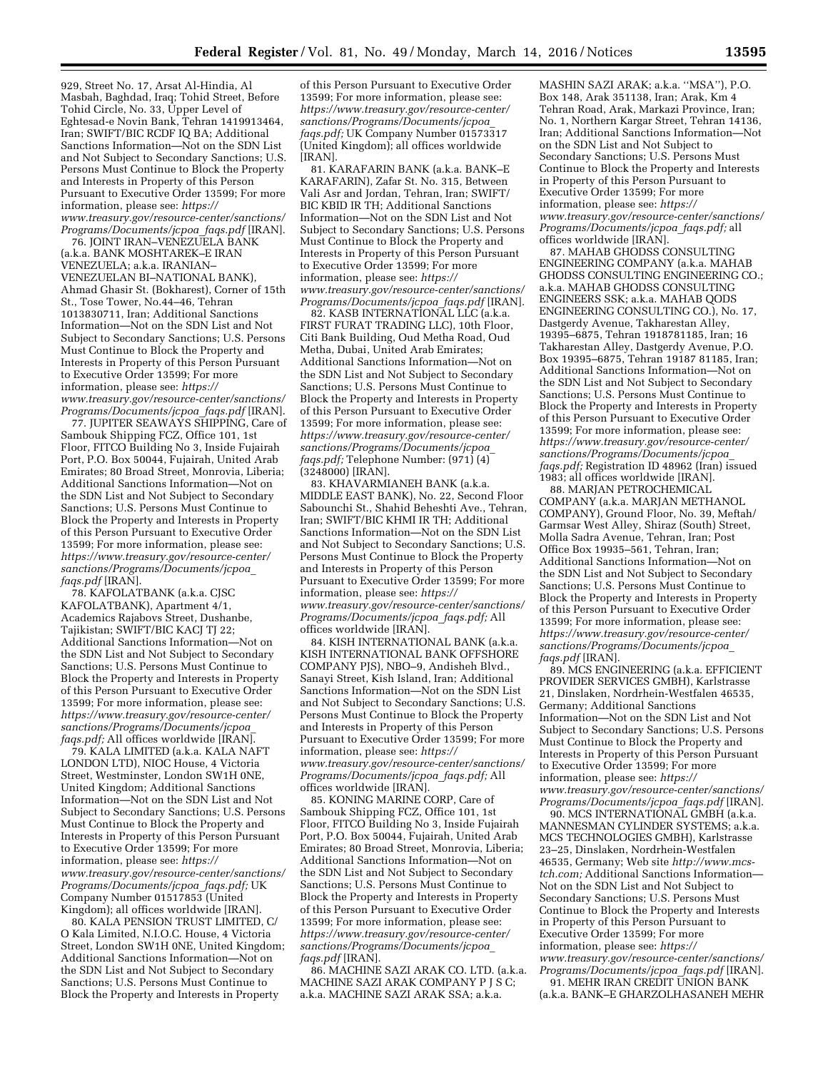929, Street No. 17, Arsat Al-Hindia, Al Masbah, Baghdad, Iraq; Tohid Street, Before Tohid Circle, No. 33, Upper Level of Eghtesad-e Novin Bank, Tehran 1419913464, Iran; SWIFT/BIC RCDF IQ BA; Additional Sanctions Information—Not on the SDN List and Not Subject to Secondary Sanctions; U.S. Persons Must Continue to Block the Property and Interests in Property of this Person Pursuant to Executive Order 13599; For more information, please see: *https://www.treasury.gov/resource-center/sanctions/Programs/Documents/jcpoa_faqs.pdf* [IRAN].

76. JOINT IRAN–VENEZUELA BANK (a.k.a. BANK MOSHTAREK–E IRAN VENEZUELA; a.k.a. IRANIAN–VENEZUELAN BI–NATIONAL BANK), Ahmad Ghasir St. (Bokharest), Corner of 15th St., Tose Tower, No.44–46, Tehran 1013830711, Iran; Additional Sanctions Information—Not on the SDN List and Not Subject to Secondary Sanctions; U.S. Persons Must Continue to Block the Property and Interests in Property of this Person Pursuant to Executive Order 13599; For more information, please see: *https://www.treasury.gov/resource-center/sanctions/Programs/Documents/jcpoa_faqs.pdf* [IRAN].

77. JUPITER SEAWAYS SHIPPING, Care of Sambouk Shipping FCZ, Office 101, 1st Floor, FITCO Building No 3, Inside Fujairah Port, P.O. Box 50044, Fujairah, United Arab Emirates; 80 Broad Street, Monrovia, Liberia; Additional Sanctions Information—Not on the SDN List and Not Subject to Secondary Sanctions; U.S. Persons Must Continue to Block the Property and Interests in Property of this Person Pursuant to Executive Order 13599; For more information, please see: *https://www.treasury.gov/resource-center/sanctions/Programs/Documents/jcpoa_faqs.pdf* [IRAN].

78. KAFOLATBANK (a.k.a. CJSC KAFOLATBANK), Apartment 4/1, Academics Rajabovs Street, Dushanbe, Tajikistan; SWIFT/BIC KACJ TJ 22; Additional Sanctions Information—Not on the SDN List and Not Subject to Secondary Sanctions; U.S. Persons Must Continue to Block the Property and Interests in Property of this Person Pursuant to Executive Order 13599; For more information, please see: *https://www.treasury.gov/resource-center/sanctions/Programs/Documents/jcpoa_faqs.pdf;* All offices worldwide [IRAN].

79. KALA LIMITED (a.k.a. KALA NAFT LONDON LTD), NIOC House, 4 Victoria Street, Westminster, London SW1H 0NE, United Kingdom; Additional Sanctions Information—Not on the SDN List and Not Subject to Secondary Sanctions; U.S. Persons Must Continue to Block the Property and Interests in Property of this Person Pursuant to Executive Order 13599; For more information, please see: *https://www.treasury.gov/resource-center/sanctions/Programs/Documents/jcpoa_faqs.pdf;* UK Company Number 01517853 (United Kingdom); all offices worldwide [IRAN].

80. KALA PENSION TRUST LIMITED, C/O Kala Limited, N.I.O.C. House, 4 Victoria Street, London SW1H 0NE, United Kingdom; Additional Sanctions Information—Not on the SDN List and Not Subject to Secondary Sanctions; U.S. Persons Must Continue to Block the Property and Interests in Property of this Person Pursuant to Executive Order 13599; For more information, please see: *https://www.treasury.gov/resource-center/sanctions/Programs/Documents/jcpoa_faqs.pdf;* UK Company Number 01573317 (United Kingdom); all offices worldwide [IRAN].

81. KARAFARIN BANK (a.k.a. BANK–E KARAFARIN), Zafar St. No. 315, Between Vali Asr and Jordan, Tehran, Iran; SWIFT/BIC KBID IR TH; Additional Sanctions Information—Not on the SDN List and Not Subject to Secondary Sanctions; U.S. Persons Must Continue to Block the Property and Interests in Property of this Person Pursuant to Executive Order 13599; For more information, please see: *https://www.treasury.gov/resource-center/sanctions/Programs/Documents/jcpoa_faqs.pdf* [IRAN].

82. KASB INTERNATIONAL LLC (a.k.a. FIRST FURAT TRADING LLC), 10th Floor, Citi Bank Building, Oud Metha Road, Oud Metha, Dubai, United Arab Emirates; Additional Sanctions Information—Not on the SDN List and Not Subject to Secondary Sanctions; U.S. Persons Must Continue to Block the Property and Interests in Property of this Person Pursuant to Executive Order 13599; For more information, please see: *https://www.treasury.gov/resource-center/sanctions/Programs/Documents/jcpoa_faqs.pdf;* Telephone Number: (971) (4) (3248000) [IRAN].

83. KHAVARMIANEH BANK (a.k.a. MIDDLE EAST BANK), No. 22, Second Floor Sabounchi St., Shahid Beheshti Ave., Tehran, Iran; SWIFT/BIC KHMI IR TH; Additional Sanctions Information—Not on the SDN List and Not Subject to Secondary Sanctions; U.S. Persons Must Continue to Block the Property and Interests in Property of this Person Pursuant to Executive Order 13599; For more information, please see: *https://www.treasury.gov/resource-center/sanctions/Programs/Documents/jcpoa_faqs.pdf;* All offices worldwide [IRAN].

84. KISH INTERNATIONAL BANK (a.k.a. KISH INTERNATIONAL BANK OFFSHORE COMPANY PJS), NBO–9, Andisheh Blvd., Sanayi Street, Kish Island, Iran; Additional Sanctions Information—Not on the SDN List and Not Subject to Secondary Sanctions; U.S. Persons Must Continue to Block the Property and Interests in Property of this Person Pursuant to Executive Order 13599; For more information, please see: *https://www.treasury.gov/resource-center/sanctions/Programs/Documents/jcpoa_faqs.pdf;* All offices worldwide [IRAN].

85. KONING MARINE CORP, Care of Sambouk Shipping FCZ, Office 101, 1st Floor, FITCO Building No 3, Inside Fujairah Port, P.O. Box 50044, Fujairah, United Arab Emirates; 80 Broad Street, Monrovia, Liberia; Additional Sanctions Information—Not on the SDN List and Not Subject to Secondary Sanctions; U.S. Persons Must Continue to Block the Property and Interests in Property of this Person Pursuant to Executive Order 13599; For more information, please see: *https://www.treasury.gov/resource-center/sanctions/Programs/Documents/jcpoa_faqs.pdf* [IRAN].

86. MACHINE SAZI ARAK CO. LTD. (a.k.a. MACHINE SAZI ARAK COMPANY P J S C; a.k.a. MACHINE SAZI ARAK SSA; a.k.a. MASHIN SAZI ARAK; a.k.a. ''MSA''), P.O. Box 148, Arak 351138, Iran; Arak, Km 4 Tehran Road, Arak, Markazi Province, Iran; No. 1, Northern Kargar Street, Tehran 14136, Iran; Additional Sanctions Information—Not on the SDN List and Not Subject to Secondary Sanctions; U.S. Persons Must Continue to Block the Property and Interests in Property of this Person Pursuant to Executive Order 13599; For more information, please see: *https://www.treasury.gov/resource-center/sanctions/Programs/Documents/jcpoa_faqs.pdf;* all offices worldwide [IRAN].

87. MAHAB GHODSS CONSULTING ENGINEERING COMPANY (a.k.a. MAHAB GHODSS CONSULTING ENGINEERING CO.; a.k.a. MAHAB GHODSS CONSULTING ENGINEERS SSK; a.k.a. MAHAB QODS ENGINEERING CONSULTING CO.), No. 17, Dastgerdy Avenue, Takharestan Alley, 19395–6875, Tehran 1918781185, Iran; 16 Takharestan Alley, Dastgerdy Avenue, P.O. Box 19395–6875, Tehran 19187 81185, Iran; Additional Sanctions Information—Not on the SDN List and Not Subject to Secondary Sanctions; U.S. Persons Must Continue to Block the Property and Interests in Property of this Person Pursuant to Executive Order 13599; For more information, please see: *https://www.treasury.gov/resource-center/sanctions/Programs/Documents/jcpoa_faqs.pdf;* Registration ID 48962 (Iran) issued 1983; all offices worldwide [IRAN].

88. MARJAN PETROCHEMICAL COMPANY (a.k.a. MARJAN METHANOL COMPANY), Ground Floor, No. 39, Meftah/Garmsar West Alley, Shiraz (South) Street, Molla Sadra Avenue, Tehran, Iran; Post Office Box 19935–561, Tehran, Iran; Additional Sanctions Information—Not on the SDN List and Not Subject to Secondary Sanctions; U.S. Persons Must Continue to Block the Property and Interests in Property of this Person Pursuant to Executive Order 13599; For more information, please see: *https://www.treasury.gov/resource-center/sanctions/Programs/Documents/jcpoa_faqs.pdf* [IRAN].

89. MCS ENGINEERING (a.k.a. EFFICIENT PROVIDER SERVICES GMBH), Karlstrasse 21, Dinslaken, Nordrhein-Westfalen 46535, Germany; Additional Sanctions Information—Not on the SDN List and Not Subject to Secondary Sanctions; U.S. Persons Must Continue to Block the Property and Interests in Property of this Person Pursuant to Executive Order 13599; For more information, please see: *https://www.treasury.gov/resource-center/sanctions/Programs/Documents/jcpoa_faqs.pdf* [IRAN].

90. MCS INTERNATIONAL GMBH (a.k.a. MANNESMAN CYLINDER SYSTEMS; a.k.a. MCS TECHNOLOGIES GMBH), Karlstrasse 23–25, Dinslaken, Nordrhein-Westfalen 46535, Germany; Web site *http://www.mcs-tch.com;* Additional Sanctions Information—Not on the SDN List and Not Subject to Secondary Sanctions; U.S. Persons Must Continue to Block the Property and Interests in Property of this Person Pursuant to Executive Order 13599; For more information, please see: *https://www.treasury.gov/resource-center/sanctions/Programs/Documents/jcpoa_faqs.pdf* [IRAN].

91. MEHR IRAN CREDIT UNION BANK (a.k.a. BANK–E GHARZOLHASANEH MEHR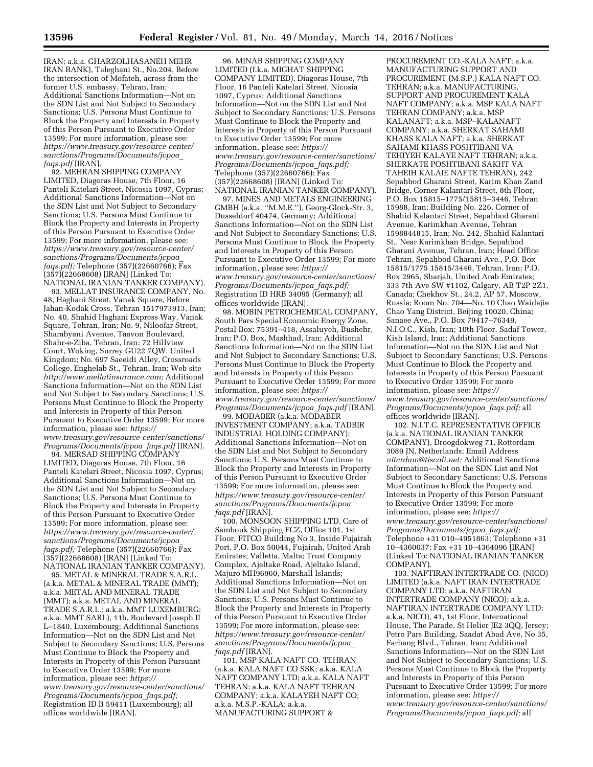IRAN; a.k.a. GHARZOLHASANEH MEHR IRAN BANK), Taleghani St., No.204, Before the intersection of Mofateh, across from the former U.S. embassy, Tehran, Iran; Additional Sanctions Information—Not on the SDN List and Not Subject to Secondary Sanctions; U.S. Persons Must Continue to Block the Property and Interests in Property of this Person Pursuant to Executive Order 13599; For more information, please see: *https://www.treasury.gov/resource-center/sanctions/Programs/Documents/jcpoa_faqs.pdf* [IRAN].

92. MEHRAN SHIPPING COMPANY LIMITED, Diagoras House, 7th Floor, 16 Panteli Katelari Street, Nicosia 1097, Cyprus; Additional Sanctions Information—Not on the SDN List and Not Subject to Secondary Sanctions; U.S. Persons Must Continue to Block the Property and Interests in Property of this Person Pursuant to Executive Order 13599; For more information, please see: *https://www.treasury.gov/resource-center/sanctions/Programs/Documents/jcpoa_faqs.pdf;* Telephone (357)(22660766); Fax (357)(22668608) [IRAN] (Linked To: NATIONAL IRANIAN TANKER COMPANY).

93. MELLAT INSURANCE COMPANY, No. 48, Haghani Street, Vanak Square, Before Jahan-Kodak Cross, Tehran 1517973913, Iran; No. 40, Shahid Haghani Express Way, Vanak Square, Tehran, Iran; No. 9, Niloofar Street, Sharabyani Avenue, Taavon Boulevard, Shahr-e-Ziba, Tehran, Iran; 72 Hillview Court, Woking, Surrey GU22 7QW, United Kingdom; No. 697 Saeeidi Alley, Crossroads College, Enghelab St., Tehran, Iran; Web site *http://www.mellatinsurance.com;* Additional Sanctions Information—Not on the SDN List and Not Subject to Secondary Sanctions; U.S. Persons Must Continue to Block the Property and Interests in Property of this Person Pursuant to Executive Order 13599; For more information, please see: *https://www.treasury.gov/resource-center/sanctions/Programs/Documents/jcpoa_faqs.pdf* [IRAN].

94. MERSAD SHIPPING COMPANY LIMITED, Diagoras House, 7th Floor, 16 Panteli Katelari Street, Nicosia 1097, Cyprus; Additional Sanctions Information—Not on the SDN List and Not Subject to Secondary Sanctions; U.S. Persons Must Continue to Block the Property and Interests in Property of this Person Pursuant to Executive Order 13599; For more information, please see: *https://www.treasury.gov/resource-center/sanctions/Programs/Documents/jcpoa_faqs.pdf;* Telephone (357)(22660766); Fax (357)(22668608) [IRAN] (Linked To: NATIONAL IRANIAN TANKER COMPANY).

95. METAL & MINERAL TRADE S.A.R.L. (a.k.a. METAL & MINERAL TRADE (MMT); a.k.a. METAL AND MINERAL TRADE (MMT); a.k.a. METAL AND MINERAL TRADE S.A.R.L.; a.k.a. MMT LUXEMBURG; a.k.a. MMT SARL), 11b, Boulevard Joseph II L–1840, Luxembourg; Additional Sanctions Information—Not on the SDN List and Not Subject to Secondary Sanctions; U.S. Persons Must Continue to Block the Property and Interests in Property of this Person Pursuant to Executive Order 13599; For more information, please see: *https://www.treasury.gov/resource-center/sanctions/Programs/Documents/jcpoa_faqs.pdf;* Registration ID B 59411 (Luxembourg); all offices worldwide [IRAN].

96. MINAB SHIPPING COMPANY LIMITED (f.k.a. MIGHAT SHIPPING COMPANY LIMITED), Diagoras House, 7th Floor, 16 Panteli Katelari Street, Nicosia 1097, Cyprus; Additional Sanctions Information—Not on the SDN List and Not Subject to Secondary Sanctions; U.S. Persons Must Continue to Block the Property and Interests in Property of this Person Pursuant to Executive Order 13599; For more information, please see: *https://www.treasury.gov/resource-center/sanctions/Programs/Documents/jcpoa_faqs.pdf;* Telephone (357)(22660766); Fax (357)(22668608) [IRAN] (Linked To: NATIONAL IRANIAN TANKER COMPANY).

97. MINES AND METALS ENGINEERING GMBH (a.k.a. ''M.M.E.''), Georg-Glock-Str. 3, Dusseldorf 40474, Germany; Additional Sanctions Information—Not on the SDN List and Not Subject to Secondary Sanctions; U.S. Persons Must Continue to Block the Property and Interests in Property of this Person Pursuant to Executive Order 13599; For more information, please see: *https://www.treasury.gov/resource-center/sanctions/Programs/Documents/jcpoa_faqs.pdf;* Registration ID HRB 34095 (Germany); all offices worldwide [IRAN].

98. MOBIN PETROCHEMICAL COMPANY, South Pars Special Economic Energy Zone, Postal Box: 75391–418, Assaluyeh, Bushehr, Iran; P.O. Box, Mashhad, Iran; Additional Sanctions Information—Not on the SDN List and Not Subject to Secondary Sanctions; U.S. Persons Must Continue to Block the Property and Interests in Property of this Person Pursuant to Executive Order 13599; For more information, please see: *https://www.treasury.gov/resource-center/sanctions/Programs/Documents/jcpoa_faqs.pdf* [IRAN].

99. MODABER (a.k.a. MODABER INVESTMENT COMPANY; a.k.a. TADBIR INDUSTRIAL HOLDING COMPANY); Additional Sanctions Information—Not on the SDN List and Not Subject to Secondary Sanctions; U.S. Persons Must Continue to Block the Property and Interests in Property of this Person Pursuant to Executive Order 13599; For more information, please see: *https://www.treasury.gov/resource-center/sanctions/Programs/Documents/jcpoa_faqs.pdf* [IRAN].

100. MONSOON SHIPPING LTD, Care of Sambouk Shipping FCZ, Office 101, 1st Floor, FITCO Building No 3, Inside Fujairah Port, P.O. Box 50044, Fujairah, United Arab Emirates; Valletta, Malta; Trust Company Complex, Ajeltake Road, Ajeltake Island, Majuro MH96960, Marshall Islands; Additional Sanctions Information—Not on the SDN List and Not Subject to Secondary Sanctions; U.S. Persons Must Continue to Block the Property and Interests in Property of this Person Pursuant to Executive Order 13599; For more information, please see: *https://www.treasury.gov/resource-center/sanctions/Programs/Documents/jcpoa_faqs.pdf* [IRAN].

101. MSP KALA NAFT CO. TEHRAN (a.k.a. KALA NAFT CO SSK; a.k.a. KALA NAFT COMPANY LTD; a.k.a. KALA NAFT TEHRAN; a.k.a. KALA NAFT TEHRAN COMPANY; a.k.a. KALAYEH NAFT CO; a.k.a. M.S.P.-KALA; a.k.a. MANUFACTURING SUPPORT & PROCUREMENT CO.-KALA NAFT; a.k.a. MANUFACTURING SUPPORT AND PROCUREMENT (M.S.P.) KALA NAFT CO. TEHRAN; a.k.a. MANUFACTURING, SUPPORT AND PROCUREMENT KALA NAFT COMPANY; a.k.a. MSP KALA NAFT TEHRAN COMPANY; a.k.a. MSP KALANAFT; a.k.a. MSP–KALANAFT COMPANY; a.k.a. SHERKAT SAHAMI KHASS KALA NAFT; a.k.a. SHERKAT SAHAMI KHASS POSHTIBANI VA TEHIYEH KALAYE NAFT TEHRAN; a.k.a. SHERKATE POSHTIBANI SAKHT VA TAHEIH KALAIE NAFTE TEHRAN), 242 Sepahbod Gharani Street, Karim Khan Zand Bridge, Corner Kalantari Street, 8th Floor, P.O. Box 15815–1775/15815–3446, Tehran 15988, Iran; Building No. 226, Corner of Shahid Kalantari Street, Sepahbod Gharani Avenue, Karimkhan Avenue, Tehran 1598844815, Iran; No. 242, Shahid Kalantari St., Near Karimkhan Bridge, Sepahbod Gharani Avenue, Tehran, Iran; Head Office Tehran, Sepahbod Gharani Ave., P.O. Box 15815/1775 15815/3446, Tehran, Iran; P.O. Box 2965, Sharjah, United Arab Emirates; 333 7th Ave SW #1102, Calgary, AB T2P 2Z1, Canada; Chekhov St., 24.2, AP 57, Moscow, Russia; Room No. 704—No. 10 Chao Waidajie Chao Yang District, Beijing 10020, China; Sanaee Ave., P.O. Box 79417–76349, N.I.O.C., Kish, Iran; 10th Floor, Sadaf Tower, Kish Island, Iran; Additional Sanctions Information—Not on the SDN List and Not Subject to Secondary Sanctions; U.S. Persons Must Continue to Block the Property and Interests in Property of this Person Pursuant to Executive Order 13599; For more information, please see: *https://www.treasury.gov/resource-center/sanctions/Programs/Documents/jcpoa_faqs.pdf;* all offices worldwide [IRAN].

102. N.I.T.C. REPRESENTATIVE OFFICE (a.k.a. NATIONAL IRANIAN TANKER COMPANY), Droogdokweg 71, Rotterdam 3089 JN, Netherlands; Email Address *nitcrdam@tiscali.net;* Additional Sanctions Information—Not on the SDN List and Not Subject to Secondary Sanctions; U.S. Persons Must Continue to Block the Property and Interests in Property of this Person Pursuant to Executive Order 13599; For more information, please see: *https://www.treasury.gov/resource-center/sanctions/Programs/Documents/jcpoa_faqs.pdf;* Telephone +31 010–4951863; Telephone +31 10–4360037; Fax +31 10–4364096 [IRAN] (Linked To: NATIONAL IRANIAN TANKER COMPANY).

103. NAFTIRAN INTERTRADE CO. (NICO) LIMITED (a.k.a. NAFT IRAN INTERTRADE COMPANY LTD; a.k.a. NAFTIRAN INTERTRADE COMPANY (NICO); a.k.a. NAFTIRAN INTERTRADE COMPANY LTD; a.k.a. NICO), 41, 1st Floor, International House, The Parade, St Helier JE2 3QQ, Jersey; Petro Pars Building, Saadat Abad Ave, No 35, Farhang Blvd., Tehran, Iran; Additional Sanctions Information—Not on the SDN List and Not Subject to Secondary Sanctions; U.S. Persons Must Continue to Block the Property and Interests in Property of this Person Pursuant to Executive Order 13599; For more information, please see: *https://www.treasury.gov/resource-center/sanctions/Programs/Documents/jcpoa_faqs.pdf;* all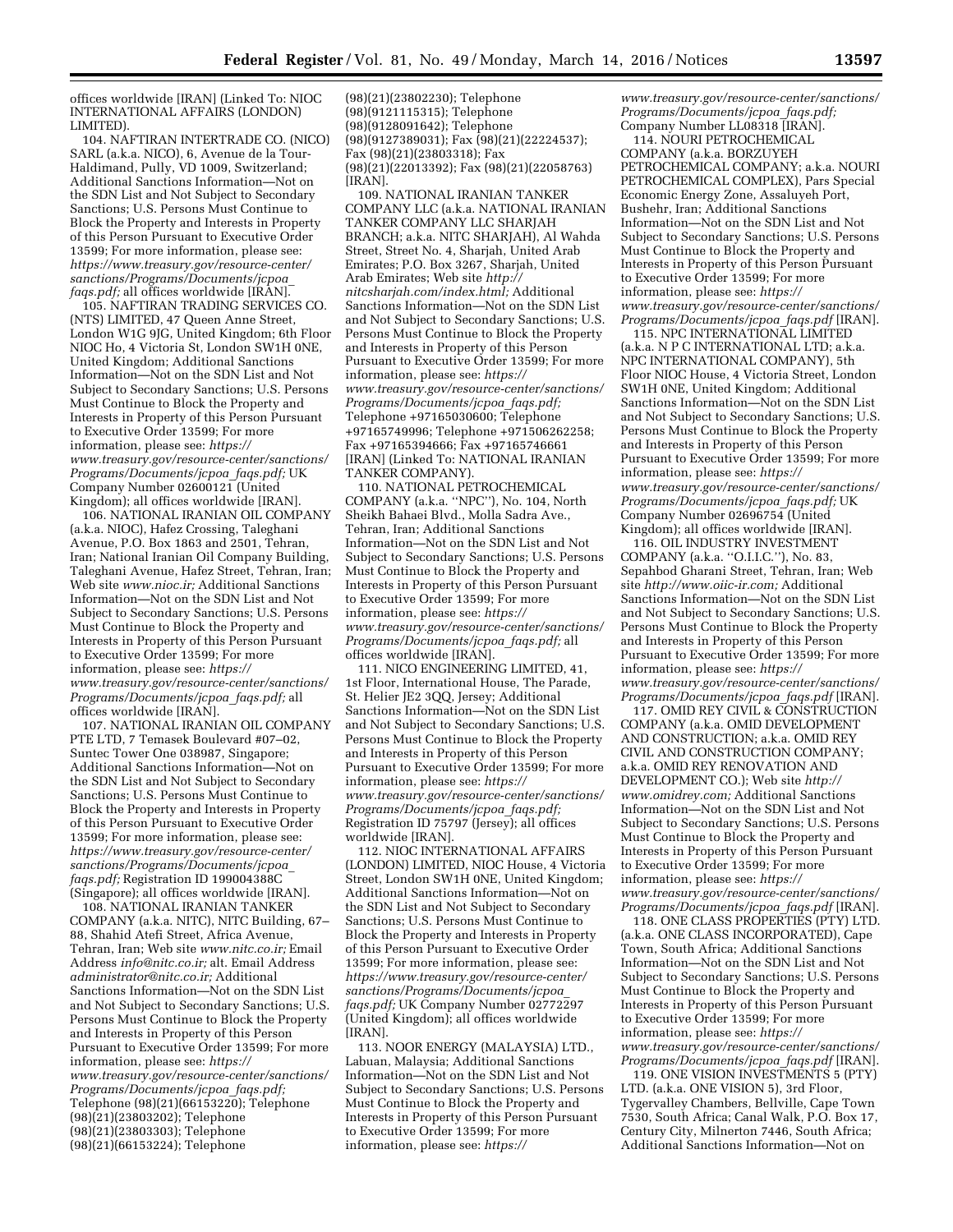offices worldwide [IRAN] (Linked To: NIOC INTERNATIONAL AFFAIRS (LONDON) LIMITED).

104. NAFTIRAN INTERTRADE CO. (NICO) SARL (a.k.a. NICO), 6, Avenue de la Tour-Haldimand, Pully, VD 1009, Switzerland; Additional Sanctions Information—Not on the SDN List and Not Subject to Secondary Sanctions; U.S. Persons Must Continue to Block the Property and Interests in Property of this Person Pursuant to Executive Order 13599; For more information, please see: *https://www.treasury.gov/resource-center/sanctions/Programs/Documents/jcpoa_faqs.pdf;* all offices worldwide [IRAN].

105. NAFTIRAN TRADING SERVICES CO. (NTS) LIMITED, 47 Queen Anne Street, London W1G 9JG, United Kingdom; 6th Floor NIOC Ho, 4 Victoria St, London SW1H 0NE, United Kingdom; Additional Sanctions Information—Not on the SDN List and Not Subject to Secondary Sanctions; U.S. Persons Must Continue to Block the Property and Interests in Property of this Person Pursuant to Executive Order 13599; For more information, please see: *https://www.treasury.gov/resource-center/sanctions/Programs/Documents/jcpoa_faqs.pdf;* UK Company Number 02600121 (United Kingdom); all offices worldwide [IRAN].

106. NATIONAL IRANIAN OIL COMPANY (a.k.a. NIOC), Hafez Crossing, Taleghani Avenue, P.O. Box 1863 and 2501, Tehran, Iran; National Iranian Oil Company Building, Taleghani Avenue, Hafez Street, Tehran, Iran; Web site *www.nioc.ir;* Additional Sanctions Information—Not on the SDN List and Not Subject to Secondary Sanctions; U.S. Persons Must Continue to Block the Property and Interests in Property of this Person Pursuant to Executive Order 13599; For more information, please see: *https://www.treasury.gov/resource-center/sanctions/Programs/Documents/jcpoa_faqs.pdf;* all offices worldwide [IRAN].

107. NATIONAL IRANIAN OIL COMPANY PTE LTD, 7 Temasek Boulevard #07–02, Suntec Tower One 038987, Singapore; Additional Sanctions Information—Not on the SDN List and Not Subject to Secondary Sanctions; U.S. Persons Must Continue to Block the Property and Interests in Property of this Person Pursuant to Executive Order 13599; For more information, please see: *https://www.treasury.gov/resource-center/sanctions/Programs/Documents/jcpoa_faqs.pdf;* Registration ID 199004388C (Singapore); all offices worldwide [IRAN].

108. NATIONAL IRANIAN TANKER COMPANY (a.k.a. NITC), NITC Building, 67–88, Shahid Atefi Street, Africa Avenue, Tehran, Iran; Web site *www.nitc.co.ir;* Email Address *info@nitc.co.ir;* alt. Email Address *administrator@nitc.co.ir;* Additional Sanctions Information—Not on the SDN List and Not Subject to Secondary Sanctions; U.S. Persons Must Continue to Block the Property and Interests in Property of this Person Pursuant to Executive Order 13599; For more information, please see: *https://www.treasury.gov/resource-center/sanctions/Programs/Documents/jcpoa_faqs.pdf;* Telephone (98)(21)(66153220); Telephone (98)(21)(23803202); Telephone (98)(21)(23803303); Telephone (98)(21)(66153224); Telephone (98)(21)(23802230); Telephone (98)(9121115315); Telephone (98)(9128091642); Telephone (98)(9127389031); Fax (98)(21)(22224537); Fax (98)(21)(23803318); Fax (98)(21)(22013392); Fax (98)(21)(22058763) [IRAN].

109. NATIONAL IRANIAN TANKER COMPANY LLC (a.k.a. NATIONAL IRANIAN TANKER COMPANY LLC SHARJAH BRANCH; a.k.a. NITC SHARJAH), Al Wahda Street, Street No. 4, Sharjah, United Arab Emirates; P.O. Box 3267, Sharjah, United Arab Emirates; Web site *http://nitcsharjah.com/index.html;* Additional Sanctions Information—Not on the SDN List and Not Subject to Secondary Sanctions; U.S. Persons Must Continue to Block the Property and Interests in Property of this Person Pursuant to Executive Order 13599; For more information, please see: *https://www.treasury.gov/resource-center/sanctions/Programs/Documents/jcpoa_faqs.pdf;* Telephone +97165030600; Telephone +97165749996; Telephone +971506262258; Fax +97165394666; Fax +97165746661 [IRAN] (Linked To: NATIONAL IRANIAN TANKER COMPANY).

110. NATIONAL PETROCHEMICAL COMPANY (a.k.a. ''NPC''), No. 104, North Sheikh Bahaei Blvd., Molla Sadra Ave., Tehran, Iran; Additional Sanctions Information—Not on the SDN List and Not Subject to Secondary Sanctions; U.S. Persons Must Continue to Block the Property and Interests in Property of this Person Pursuant to Executive Order 13599; For more information, please see: *https://www.treasury.gov/resource-center/sanctions/Programs/Documents/jcpoa_faqs.pdf;* all offices worldwide [IRAN].

111. NICO ENGINEERING LIMITED, 41, 1st Floor, International House, The Parade, St. Helier JE2 3QQ, Jersey; Additional Sanctions Information—Not on the SDN List and Not Subject to Secondary Sanctions; U.S. Persons Must Continue to Block the Property and Interests in Property of this Person Pursuant to Executive Order 13599; For more information, please see: *https://www.treasury.gov/resource-center/sanctions/Programs/Documents/jcpoa_faqs.pdf;* Registration ID 75797 (Jersey); all offices worldwide [IRAN].

112. NIOC INTERNATIONAL AFFAIRS (LONDON) LIMITED, NIOC House, 4 Victoria Street, London SW1H 0NE, United Kingdom; Additional Sanctions Information—Not on the SDN List and Not Subject to Secondary Sanctions; U.S. Persons Must Continue to Block the Property and Interests in Property of this Person Pursuant to Executive Order 13599; For more information, please see: *https://www.treasury.gov/resource-center/sanctions/Programs/Documents/jcpoa_faqs.pdf;* UK Company Number 02772297 (United Kingdom); all offices worldwide [IRAN].

113. NOOR ENERGY (MALAYSIA) LTD., Labuan, Malaysia; Additional Sanctions Information—Not on the SDN List and Not Subject to Secondary Sanctions; U.S. Persons Must Continue to Block the Property and Interests in Property of this Person Pursuant to Executive Order 13599; For more information, please see: *https://www.treasury.gov/resource-center/sanctions/Programs/Documents/jcpoa_faqs.pdf;* Company Number LL08318 [IRAN].

114. NOURI PETROCHEMICAL COMPANY (a.k.a. BORZUYEH PETROCHEMICAL COMPANY; a.k.a. NOURI PETROCHEMICAL COMPLEX), Pars Special Economic Energy Zone, Assaluyeh Port, Bushehr, Iran; Additional Sanctions Information—Not on the SDN List and Not Subject to Secondary Sanctions; U.S. Persons Must Continue to Block the Property and Interests in Property of this Person Pursuant to Executive Order 13599; For more information, please see: *https://www.treasury.gov/resource-center/sanctions/Programs/Documents/jcpoa_faqs.pdf* [IRAN].

115. NPC INTERNATIONAL LIMITED (a.k.a. N P C INTERNATIONAL LTD; a.k.a. NPC INTERNATIONAL COMPANY), 5th Floor NIOC House, 4 Victoria Street, London SW1H 0NE, United Kingdom; Additional Sanctions Information—Not on the SDN List and Not Subject to Secondary Sanctions; U.S. Persons Must Continue to Block the Property and Interests in Property of this Person Pursuant to Executive Order 13599; For more information, please see: *https://www.treasury.gov/resource-center/sanctions/Programs/Documents/jcpoa_faqs.pdf;* UK Company Number 02696754 (United Kingdom); all offices worldwide [IRAN].

116. OIL INDUSTRY INVESTMENT COMPANY (a.k.a. ''O.I.I.C.''), No. 83, Sepahbod Gharani Street, Tehran, Iran; Web site *http://www.oiic-ir.com;* Additional Sanctions Information—Not on the SDN List and Not Subject to Secondary Sanctions; U.S. Persons Must Continue to Block the Property and Interests in Property of this Person Pursuant to Executive Order 13599; For more information, please see: *https://www.treasury.gov/resource-center/sanctions/Programs/Documents/jcpoa_faqs.pdf* [IRAN].

117. OMID REY CIVIL & CONSTRUCTION COMPANY (a.k.a. OMID DEVELOPMENT AND CONSTRUCTION; a.k.a. OMID REY CIVIL AND CONSTRUCTION COMPANY; a.k.a. OMID REY RENOVATION AND DEVELOPMENT CO.); Web site *http://www.omidrey.com;* Additional Sanctions Information—Not on the SDN List and Not Subject to Secondary Sanctions; U.S. Persons Must Continue to Block the Property and Interests in Property of this Person Pursuant to Executive Order 13599; For more information, please see: *https://www.treasury.gov/resource-center/sanctions/Programs/Documents/jcpoa_faqs.pdf* [IRAN].

118. ONE CLASS PROPERTIES (PTY) LTD. (a.k.a. ONE CLASS INCORPORATED), Cape Town, South Africa; Additional Sanctions Information—Not on the SDN List and Not Subject to Secondary Sanctions; U.S. Persons Must Continue to Block the Property and Interests in Property of this Person Pursuant to Executive Order 13599; For more information, please see: *https://www.treasury.gov/resource-center/sanctions/Programs/Documents/jcpoa_faqs.pdf* [IRAN].

119. ONE VISION INVESTMENTS 5 (PTY) LTD. (a.k.a. ONE VISION 5), 3rd Floor, Tygervalley Chambers, Bellville, Cape Town 7530, South Africa; Canal Walk, P.O. Box 17, Century City, Milnerton 7446, South Africa; Additional Sanctions Information—Not on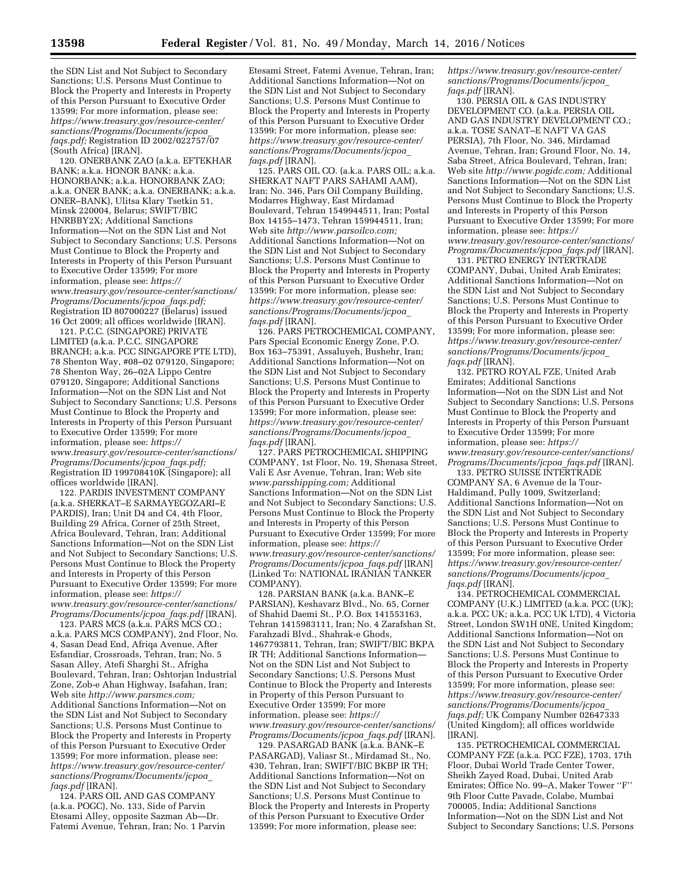the SDN List and Not Subject to Secondary Sanctions; U.S. Persons Must Continue to Block the Property and Interests in Property of this Person Pursuant to Executive Order 13599; For more information, please see: *https://www.treasury.gov/resource-center/sanctions/Programs/Documents/jcpoa_faqs.pdf;* Registration ID 2002/022757/07 (South Africa) [IRAN].

120. ONERBANK ZAO (a.k.a. EFTEKHAR BANK; a.k.a. HONOR BANK; a.k.a. HONORBANK; a.k.a. HONORBANK ZAO; a.k.a. ONER BANK; a.k.a. ONERBANK; a.k.a. ONER–BANK), Ulitsa Klary Tsetkin 51, Minsk 220004, Belarus; SWIFT/BIC HNRBBY2X; Additional Sanctions Information—Not on the SDN List and Not Subject to Secondary Sanctions; U.S. Persons Must Continue to Block the Property and Interests in Property of this Person Pursuant to Executive Order 13599; For more information, please see: *https://www.treasury.gov/resource-center/sanctions/Programs/Documents/jcpoa_faqs.pdf;* Registration ID 807000227 (Belarus) issued 16 Oct 2009; all offices worldwide [IRAN].

121. P.C.C. (SINGAPORE) PRIVATE LIMITED (a.k.a. P.C.C. SINGAPORE BRANCH; a.k.a. PCC SINGAPORE PTE LTD), 78 Shenton Way, #08–02 079120, Singapore; 78 Shenton Way, 26–02A Lippo Centre 079120, Singapore; Additional Sanctions Information—Not on the SDN List and Not Subject to Secondary Sanctions; U.S. Persons Must Continue to Block the Property and Interests in Property of this Person Pursuant to Executive Order 13599; For more information, please see: *https://www.treasury.gov/resource-center/sanctions/Programs/Documents/jcpoa_faqs.pdf;* Registration ID 199708410K (Singapore); all offices worldwide [IRAN].

122. PARDIS INVESTMENT COMPANY (a.k.a. SHERKAT–E SARMAYEGOZARI–E PARDIS), Iran; Unit D4 and C4, 4th Floor, Building 29 Africa, Corner of 25th Street, Africa Boulevard, Tehran, Iran; Additional Sanctions Information—Not on the SDN List and Not Subject to Secondary Sanctions; U.S. Persons Must Continue to Block the Property and Interests in Property of this Person Pursuant to Executive Order 13599; For more information, please see: *https://www.treasury.gov/resource-center/sanctions/Programs/Documents/jcpoa_faqs.pdf* [IRAN].

123. PARS MCS (a.k.a. PARS MCS CO.; a.k.a. PARS MCS COMPANY), 2nd Floor, No. 4, Sasan Dead End, Afriqa Avenue, After Esfandiar, Crossroads, Tehran, Iran; No. 5 Sasan Alley, Atefi Sharghi St., Afrigha Boulevard, Tehran, Iran; Oshtorjan Industrial Zone, Zob-e Ahan Highway, Isafahan, Iran; Web site *http://www.parsmcs.com;* Additional Sanctions Information—Not on the SDN List and Not Subject to Secondary Sanctions; U.S. Persons Must Continue to Block the Property and Interests in Property of this Person Pursuant to Executive Order 13599; For more information, please see: *https://www.treasury.gov/resource-center/sanctions/Programs/Documents/jcpoa_faqs.pdf* [IRAN].

124. PARS OIL AND GAS COMPANY (a.k.a. POGC), No. 133, Side of Parvin Etesami Alley, opposite Sazman Ab—Dr. Fatemi Avenue, Tehran, Iran; No. 1 Parvin Etesami Street, Fatemi Avenue, Tehran, Iran; Additional Sanctions Information—Not on the SDN List and Not Subject to Secondary Sanctions; U.S. Persons Must Continue to Block the Property and Interests in Property of this Person Pursuant to Executive Order 13599; For more information, please see: *https://www.treasury.gov/resource-center/sanctions/Programs/Documents/jcpoa_faqs.pdf* [IRAN].

125. PARS OIL CO. (a.k.a. PARS OIL; a.k.a. SHERKAT NAFT PARS SAHAMI AAM), Iran; No. 346, Pars Oil Company Building, Modarres Highway, East Mirdamad Boulevard, Tehran 1549944511, Iran; Postal Box 14155–1473, Tehran 159944511, Iran; Web site *http://www.parsoilco.com;* Additional Sanctions Information—Not on the SDN List and Not Subject to Secondary Sanctions; U.S. Persons Must Continue to Block the Property and Interests in Property of this Person Pursuant to Executive Order 13599; For more information, please see: *https://www.treasury.gov/resource-center/sanctions/Programs/Documents/jcpoa_faqs.pdf* [IRAN].

126. PARS PETROCHEMICAL COMPANY, Pars Special Economic Energy Zone, P.O. Box 163–75391, Assaluyeh, Bushehr, Iran; Additional Sanctions Information—Not on the SDN List and Not Subject to Secondary Sanctions; U.S. Persons Must Continue to Block the Property and Interests in Property of this Person Pursuant to Executive Order 13599; For more information, please see: *https://www.treasury.gov/resource-center/sanctions/Programs/Documents/jcpoa_faqs.pdf* [IRAN].

127. PARS PETROCHEMICAL SHIPPING COMPANY, 1st Floor, No. 19, Shenasa Street, Vali E Asr Avenue, Tehran, Iran; Web site *www.parsshipping.com;* Additional Sanctions Information—Not on the SDN List and Not Subject to Secondary Sanctions; U.S. Persons Must Continue to Block the Property and Interests in Property of this Person Pursuant to Executive Order 13599; For more information, please see: *https://www.treasury.gov/resource-center/sanctions/Programs/Documents/jcpoa_faqs.pdf* [IRAN] (Linked To: NATIONAL IRANIAN TANKER COMPANY).

128. PARSIAN BANK (a.k.a. BANK–E PARSIAN), Keshavarz Blvd., No. 65, Corner of Shahid Daemi St., P.O. Box 141553163, Tehran 1415983111, Iran; No. 4 Zarafshan St, Farahzadi Blvd., Shahrak-e Ghods, 1467793811, Tehran, Iran; SWIFT/BIC BKPA IR TH; Additional Sanctions Information—Not on the SDN List and Not Subject to Secondary Sanctions; U.S. Persons Must Continue to Block the Property and Interests in Property of this Person Pursuant to Executive Order 13599; For more information, please see: *https://www.treasury.gov/resource-center/sanctions/Programs/Documents/jcpoa_faqs.pdf* [IRAN].

129. PASARGAD BANK (a.k.a. BANK–E PASARGAD), Valiasr St., Mirdamad St., No. 430, Tehran, Iran; SWIFT/BIC BKBP IR TH; Additional Sanctions Information—Not on the SDN List and Not Subject to Secondary Sanctions; U.S. Persons Must Continue to Block the Property and Interests in Property of this Person Pursuant to Executive Order 13599; For more information, please see: *https://www.treasury.gov/resource-center/sanctions/Programs/Documents/jcpoa_faqs.pdf* [IRAN].

130. PERSIA OIL & GAS INDUSTRY DEVELOPMENT CO. (a.k.a. PERSIA OIL AND GAS INDUSTRY DEVELOPMENT CO.; a.k.a. TOSE SANAT–E NAFT VA GAS PERSIA), 7th Floor, No. 346, Mirdamad Avenue, Tehran, Iran; Ground Floor, No. 14, Saba Street, Africa Boulevard, Tehran, Iran; Web site *http://www.pogidc.com;* Additional Sanctions Information—Not on the SDN List and Not Subject to Secondary Sanctions; U.S. Persons Must Continue to Block the Property and Interests in Property of this Person Pursuant to Executive Order 13599; For more information, please see: *https://www.treasury.gov/resource-center/sanctions/Programs/Documents/jcpoa_faqs.pdf* [IRAN].

131. PETRO ENERGY INTERTRADE COMPANY, Dubai, United Arab Emirates; Additional Sanctions Information—Not on the SDN List and Not Subject to Secondary Sanctions; U.S. Persons Must Continue to Block the Property and Interests in Property of this Person Pursuant to Executive Order 13599; For more information, please see: *https://www.treasury.gov/resource-center/sanctions/Programs/Documents/jcpoa_faqs.pdf* [IRAN].

132. PETRO ROYAL FZE, United Arab Emirates; Additional Sanctions Information—Not on the SDN List and Not Subject to Secondary Sanctions; U.S. Persons Must Continue to Block the Property and Interests in Property of this Person Pursuant to Executive Order 13599; For more information, please see: *https://www.treasury.gov/resource-center/sanctions/Programs/Documents/jcpoa_faqs.pdf* [IRAN].

133. PETRO SUISSE INTERTRADE COMPANY SA, 6 Avenue de la Tour-Haldimand, Pully 1009, Switzerland; Additional Sanctions Information—Not on the SDN List and Not Subject to Secondary Sanctions; U.S. Persons Must Continue to Block the Property and Interests in Property of this Person Pursuant to Executive Order 13599; For more information, please see: *https://www.treasury.gov/resource-center/sanctions/Programs/Documents/jcpoa_faqs.pdf* [IRAN].

134. PETROCHEMICAL COMMERCIAL COMPANY (U.K.) LIMITED (a.k.a. PCC (UK); a.k.a. PCC UK; a.k.a. PCC UK LTD), 4 Victoria Street, London SW1H 0NE, United Kingdom; Additional Sanctions Information—Not on the SDN List and Not Subject to Secondary Sanctions; U.S. Persons Must Continue to Block the Property and Interests in Property of this Person Pursuant to Executive Order 13599; For more information, please see: *https://www.treasury.gov/resource-center/sanctions/Programs/Documents/jcpoa_faqs.pdf;* UK Company Number 02647333 (United Kingdom); all offices worldwide [IRAN].

135. PETROCHEMICAL COMMERCIAL COMPANY FZE (a.k.a. PCC FZE), 1703, 17th Floor, Dubai World Trade Center Tower, Sheikh Zayed Road, Dubai, United Arab Emirates; Office No. 99–A, Maker Tower ''F'' 9th Floor Cutte Pavade, Colabe, Mumbai 700005, India; Additional Sanctions Information—Not on the SDN List and Not Subject to Secondary Sanctions; U.S. Persons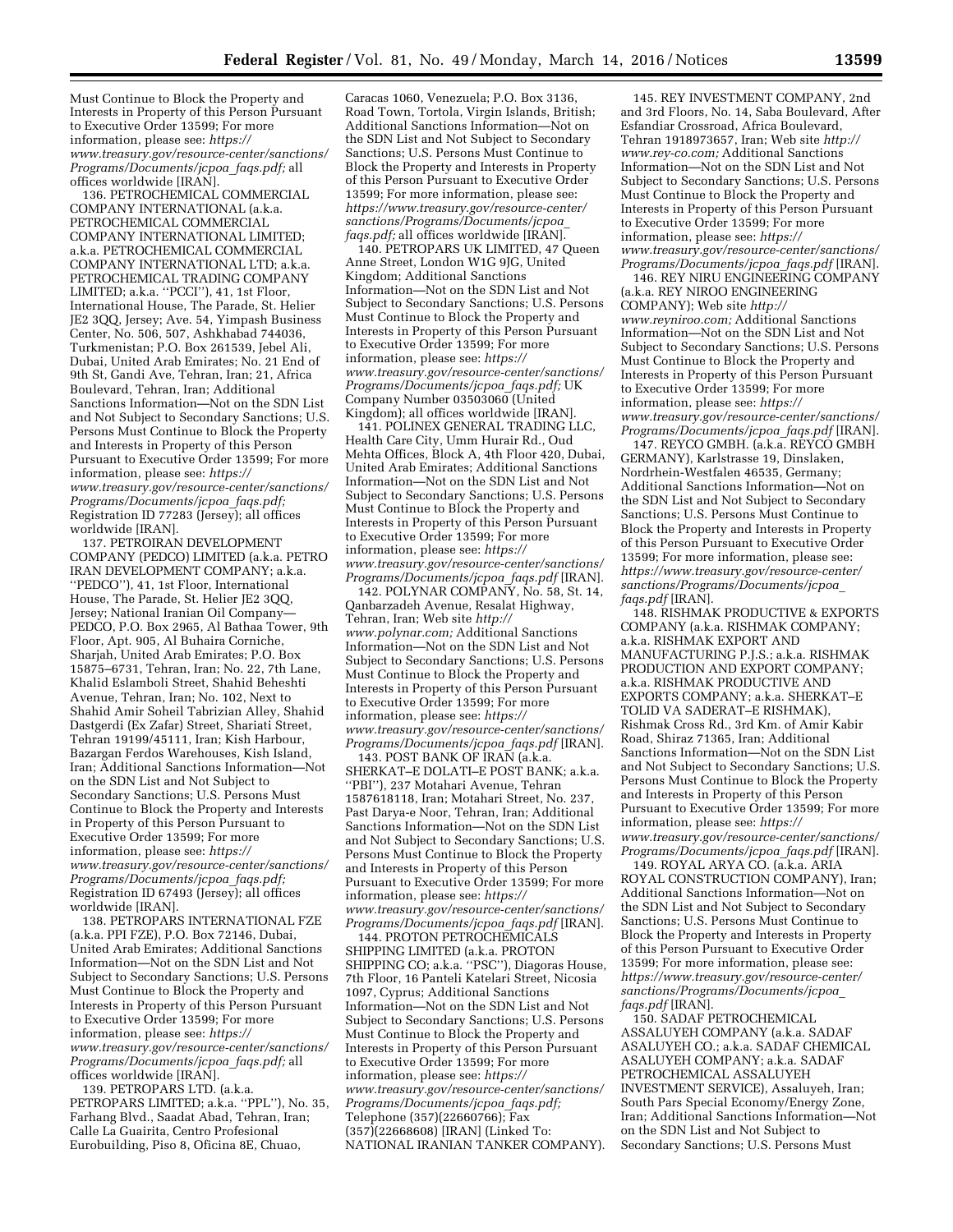Must Continue to Block the Property and Interests in Property of this Person Pursuant to Executive Order 13599; For more information, please see: *https://www.treasury.gov/resource-center/sanctions/Programs/Documents/jcpoa_faqs.pdf;* all offices worldwide [IRAN].

136. PETROCHEMICAL COMMERCIAL COMPANY INTERNATIONAL (a.k.a. PETROCHEMICAL COMMERCIAL COMPANY INTERNATIONAL LIMITED; a.k.a. PETROCHEMICAL COMMERCIAL COMPANY INTERNATIONAL LTD; a.k.a. PETROCHEMICAL TRADING COMPANY LIMITED; a.k.a. ''PCCI''), 41, 1st Floor, International House, The Parade, St. Helier JE2 3QQ, Jersey; Ave. 54, Yimpash Business Center, No. 506, 507, Ashkhabad 744036, Turkmenistan; P.O. Box 261539, Jebel Ali, Dubai, United Arab Emirates; No. 21 End of 9th St, Gandi Ave, Tehran, Iran; 21, Africa Boulevard, Tehran, Iran; Additional Sanctions Information—Not on the SDN List and Not Subject to Secondary Sanctions; U.S. Persons Must Continue to Block the Property and Interests in Property of this Person Pursuant to Executive Order 13599; For more information, please see: *https://www.treasury.gov/resource-center/sanctions/Programs/Documents/jcpoa_faqs.pdf;* Registration ID 77283 (Jersey); all offices worldwide [IRAN].

137. PETROIRAN DEVELOPMENT COMPANY (PEDCO) LIMITED (a.k.a. PETRO IRAN DEVELOPMENT COMPANY; a.k.a. ''PEDCO''), 41, 1st Floor, International House, The Parade, St. Helier JE2 3QQ, Jersey; National Iranian Oil Company—PEDCO, P.O. Box 2965, Al Bathaa Tower, 9th Floor, Apt. 905, Al Buhaira Corniche, Sharjah, United Arab Emirates; P.O. Box 15875–6731, Tehran, Iran; No. 22, 7th Lane, Khalid Eslamboli Street, Shahid Beheshti Avenue, Tehran, Iran; No. 102, Next to Shahid Amir Soheil Tabrizian Alley, Shahid Dastgerdi (Ex Zafar) Street, Shariati Street, Tehran 19199/45111, Iran; Kish Harbour, Bazargan Ferdos Warehouses, Kish Island, Iran; Additional Sanctions Information—Not on the SDN List and Not Subject to Secondary Sanctions; U.S. Persons Must Continue to Block the Property and Interests in Property of this Person Pursuant to Executive Order 13599; For more information, please see: *https://www.treasury.gov/resource-center/sanctions/Programs/Documents/jcpoa_faqs.pdf;* Registration ID 67493 (Jersey); all offices worldwide [IRAN].

138. PETROPARS INTERNATIONAL FZE (a.k.a. PPI FZE), P.O. Box 72146, Dubai, United Arab Emirates; Additional Sanctions Information—Not on the SDN List and Not Subject to Secondary Sanctions; U.S. Persons Must Continue to Block the Property and Interests in Property of this Person Pursuant to Executive Order 13599; For more information, please see: *https://www.treasury.gov/resource-center/sanctions/Programs/Documents/jcpoa_faqs.pdf;* all offices worldwide [IRAN].

139. PETROPARS LTD. (a.k.a. PETROPARS LIMITED; a.k.a. ''PPL''), No. 35, Farhang Blvd., Saadat Abad, Tehran, Iran; Calle La Guairita, Centro Profesional Eurobuilding, Piso 8, Oficina 8E, Chuao, Caracas 1060, Venezuela; P.O. Box 3136, Road Town, Tortola, Virgin Islands, British; Additional Sanctions Information—Not on the SDN List and Not Subject to Secondary Sanctions; U.S. Persons Must Continue to Block the Property and Interests in Property of this Person Pursuant to Executive Order 13599; For more information, please see: *https://www.treasury.gov/resource-center/sanctions/Programs/Documents/jcpoa_faqs.pdf;* all offices worldwide [IRAN].

140. PETROPARS UK LIMITED, 47 Queen Anne Street, London W1G 9JG, United Kingdom; Additional Sanctions Information—Not on the SDN List and Not Subject to Secondary Sanctions; U.S. Persons Must Continue to Block the Property and Interests in Property of this Person Pursuant to Executive Order 13599; For more information, please see: *https://www.treasury.gov/resource-center/sanctions/Programs/Documents/jcpoa_faqs.pdf;* UK Company Number 03503060 (United Kingdom); all offices worldwide [IRAN].

141. POLINEX GENERAL TRADING LLC, Health Care City, Umm Hurair Rd., Oud Mehta Offices, Block A, 4th Floor 420, Dubai, United Arab Emirates; Additional Sanctions Information—Not on the SDN List and Not Subject to Secondary Sanctions; U.S. Persons Must Continue to Block the Property and Interests in Property of this Person Pursuant to Executive Order 13599; For more information, please see: *https://www.treasury.gov/resource-center/sanctions/Programs/Documents/jcpoa_faqs.pdf* [IRAN].

142. POLYNAR COMPANY, No. 58, St. 14, Qanbarzadeh Avenue, Resalat Highway, Tehran, Iran; Web site *http://www.polynar.com;* Additional Sanctions Information—Not on the SDN List and Not Subject to Secondary Sanctions; U.S. Persons Must Continue to Block the Property and Interests in Property of this Person Pursuant to Executive Order 13599; For more information, please see: *https://www.treasury.gov/resource-center/sanctions/Programs/Documents/jcpoa_faqs.pdf* [IRAN].

143. POST BANK OF IRAN (a.k.a. SHERKAT–E DOLATI–E POST BANK; a.k.a. ''PBI''), 237 Motahari Avenue, Tehran 1587618118, Iran; Motahari Street, No. 237, Past Darya-e Noor, Tehran, Iran; Additional Sanctions Information—Not on the SDN List and Not Subject to Secondary Sanctions; U.S. Persons Must Continue to Block the Property and Interests in Property of this Person Pursuant to Executive Order 13599; For more information, please see: *https://www.treasury.gov/resource-center/sanctions/Programs/Documents/jcpoa_faqs.pdf* [IRAN].

144. PROTON PETROCHEMICALS SHIPPING LIMITED (a.k.a. PROTON SHIPPING CO; a.k.a. ''PSC''), Diagoras House, 7th Floor, 16 Panteli Katelari Street, Nicosia 1097, Cyprus; Additional Sanctions Information—Not on the SDN List and Not Subject to Secondary Sanctions; U.S. Persons Must Continue to Block the Property and Interests in Property of this Person Pursuant to Executive Order 13599; For more information, please see: *https://www.treasury.gov/resource-center/sanctions/Programs/Documents/jcpoa_faqs.pdf;* Telephone (357)(22660766); Fax (357)(22668608) [IRAN] (Linked To: NATIONAL IRANIAN TANKER COMPANY).

145. REY INVESTMENT COMPANY, 2nd and 3rd Floors, No. 14, Saba Boulevard, After Esfandiar Crossroad, Africa Boulevard, Tehran 1918973657, Iran; Web site *http://www.rey-co.com;* Additional Sanctions Information—Not on the SDN List and Not Subject to Secondary Sanctions; U.S. Persons Must Continue to Block the Property and Interests in Property of this Person Pursuant to Executive Order 13599; For more information, please see: *https://www.treasury.gov/resource-center/sanctions/Programs/Documents/jcpoa_faqs.pdf* [IRAN].

146. REY NIRU ENGINEERING COMPANY (a.k.a. REY NIROO ENGINEERING COMPANY); Web site *http://www.reyniroo.com;* Additional Sanctions Information—Not on the SDN List and Not Subject to Secondary Sanctions; U.S. Persons Must Continue to Block the Property and Interests in Property of this Person Pursuant to Executive Order 13599; For more information, please see: *https://www.treasury.gov/resource-center/sanctions/Programs/Documents/jcpoa_faqs.pdf* [IRAN].

147. REYCO GMBH. (a.k.a. REYCO GMBH GERMANY), Karlstrasse 19, Dinslaken, Nordrhein-Westfalen 46535, Germany; Additional Sanctions Information—Not on the SDN List and Not Subject to Secondary Sanctions; U.S. Persons Must Continue to Block the Property and Interests in Property of this Person Pursuant to Executive Order 13599; For more information, please see: *https://www.treasury.gov/resource-center/sanctions/Programs/Documents/jcpoa_faqs.pdf* [IRAN].

148. RISHMAK PRODUCTIVE & EXPORTS COMPANY (a.k.a. RISHMAK COMPANY; a.k.a. RISHMAK EXPORT AND MANUFACTURING P.J.S.; a.k.a. RISHMAK PRODUCTION AND EXPORT COMPANY; a.k.a. RISHMAK PRODUCTIVE AND EXPORTS COMPANY; a.k.a. SHERKAT–E TOLID VA SADERAT–E RISHMAK), Rishmak Cross Rd., 3rd Km. of Amir Kabir Road, Shiraz 71365, Iran; Additional Sanctions Information—Not on the SDN List and Not Subject to Secondary Sanctions; U.S. Persons Must Continue to Block the Property and Interests in Property of this Person Pursuant to Executive Order 13599; For more information, please see: *https://www.treasury.gov/resource-center/sanctions/Programs/Documents/jcpoa_faqs.pdf* [IRAN].

149. ROYAL ARYA CO. (a.k.a. ARIA ROYAL CONSTRUCTION COMPANY), Iran; Additional Sanctions Information—Not on the SDN List and Not Subject to Secondary Sanctions; U.S. Persons Must Continue to Block the Property and Interests in Property of this Person Pursuant to Executive Order 13599; For more information, please see: *https://www.treasury.gov/resource-center/sanctions/Programs/Documents/jcpoa_faqs.pdf* [IRAN].

150. SADAF PETROCHEMICAL ASSALUYEH COMPANY (a.k.a. SADAF ASSALUYEH CO.; a.k.a. SADAF CHEMICAL ASSALUYEH COMPANY; a.k.a. SADAF PETROCHEMICAL ASSALUYEH INVESTMENT SERVICE), Assaluyeh, Iran; South Pars Special Economy/Energy Zone, Iran; Additional Sanctions Information—Not on the SDN List and Not Subject to Secondary Sanctions; U.S. Persons Must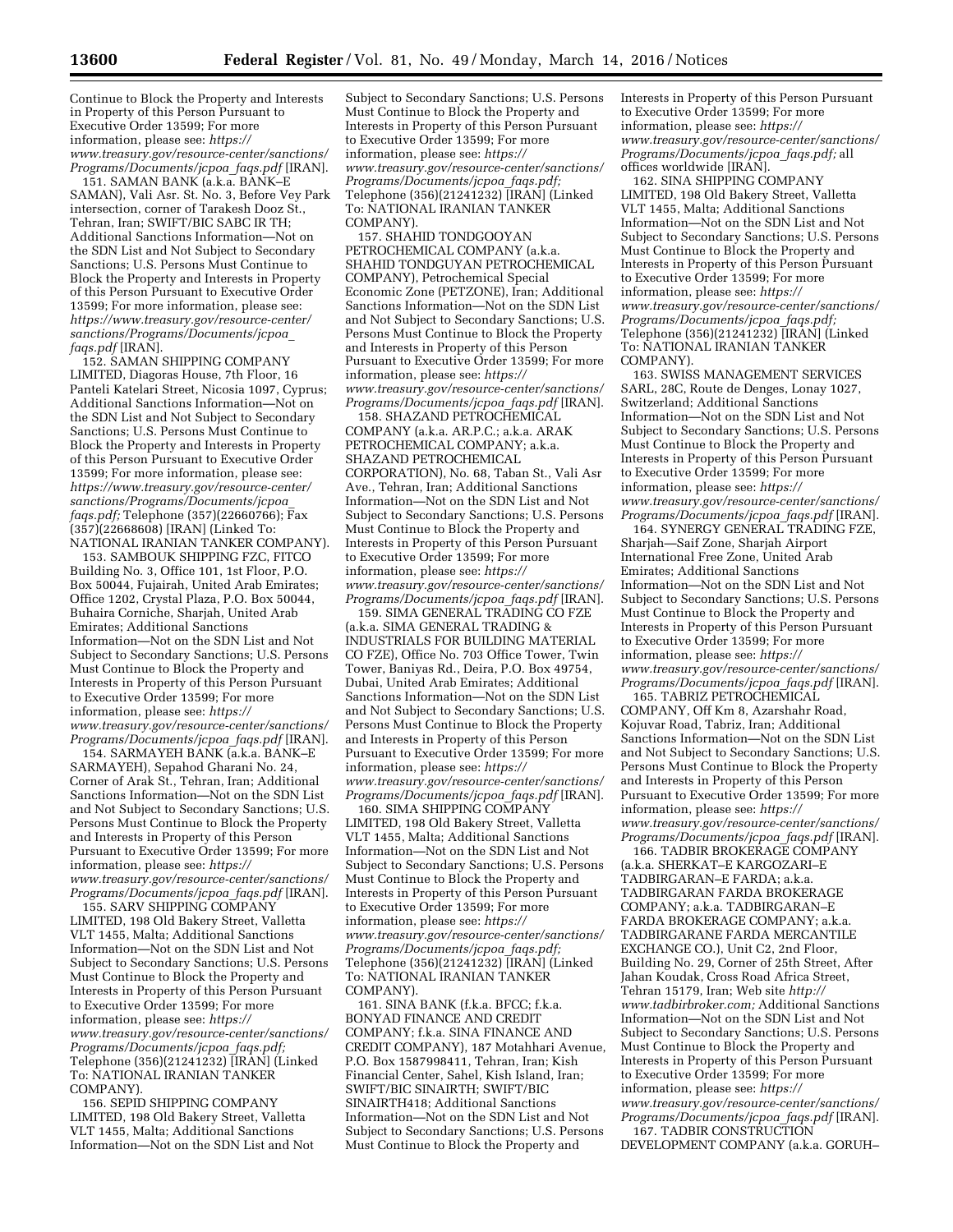Continue to Block the Property and Interests in Property of this Person Pursuant to Executive Order 13599; For more information, please see: *https://www.treasury.gov/resource-center/sanctions/Programs/Documents/jcpoa_faqs.pdf* [IRAN].

151. SAMAN BANK (a.k.a. BANK–E SAMAN), Vali Asr. St. No. 3, Before Vey Park intersection, corner of Tarakesh Dooz St., Tehran, Iran; SWIFT/BIC SABC IR TH; Additional Sanctions Information—Not on the SDN List and Not Subject to Secondary Sanctions; U.S. Persons Must Continue to Block the Property and Interests in Property of this Person Pursuant to Executive Order 13599; For more information, please see: *https://www.treasury.gov/resource-center/sanctions/Programs/Documents/jcpoa_faqs.pdf* [IRAN].

152. SAMAN SHIPPING COMPANY LIMITED, Diagoras House, 7th Floor, 16 Panteli Katelari Street, Nicosia 1097, Cyprus; Additional Sanctions Information—Not on the SDN List and Not Subject to Secondary Sanctions; U.S. Persons Must Continue to Block the Property and Interests in Property of this Person Pursuant to Executive Order 13599; For more information, please see: *https://www.treasury.gov/resource-center/sanctions/Programs/Documents/jcpoa_faqs.pdf;* Telephone (357)(22660766); Fax (357)(22668608) [IRAN] (Linked To: NATIONAL IRANIAN TANKER COMPANY).

153. SAMBOUK SHIPPING FZC, FITCO Building No. 3, Office 101, 1st Floor, P.O. Box 50044, Fujairah, United Arab Emirates; Office 1202, Crystal Plaza, P.O. Box 50044, Buhaira Corniche, Sharjah, United Arab Emirates; Additional Sanctions Information—Not on the SDN List and Not Subject to Secondary Sanctions; U.S. Persons Must Continue to Block the Property and Interests in Property of this Person Pursuant to Executive Order 13599; For more information, please see: *https://www.treasury.gov/resource-center/sanctions/Programs/Documents/jcpoa_faqs.pdf* [IRAN].

154. SARMAYEH BANK (a.k.a. BANK–E SARMAYEH), Sepahod Gharani No. 24, Corner of Arak St., Tehran, Iran; Additional Sanctions Information—Not on the SDN List and Not Subject to Secondary Sanctions; U.S. Persons Must Continue to Block the Property and Interests in Property of this Person Pursuant to Executive Order 13599; For more information, please see: *https://www.treasury.gov/resource-center/sanctions/Programs/Documents/jcpoa_faqs.pdf* [IRAN].

155. SARV SHIPPING COMPANY LIMITED, 198 Old Bakery Street, Valletta VLT 1455, Malta; Additional Sanctions Information—Not on the SDN List and Not Subject to Secondary Sanctions; U.S. Persons Must Continue to Block the Property and Interests in Property of this Person Pursuant to Executive Order 13599; For more information, please see: *https://www.treasury.gov/resource-center/sanctions/Programs/Documents/jcpoa_faqs.pdf;* Telephone (356)(21241232) [IRAN] (Linked To: NATIONAL IRANIAN TANKER COMPANY).

156. SEPID SHIPPING COMPANY LIMITED, 198 Old Bakery Street, Valletta VLT 1455, Malta; Additional Sanctions Information—Not on the SDN List and Not Subject to Secondary Sanctions; U.S. Persons Must Continue to Block the Property and Interests in Property of this Person Pursuant to Executive Order 13599; For more information, please see: *https://www.treasury.gov/resource-center/sanctions/Programs/Documents/jcpoa_faqs.pdf;* Telephone (356)(21241232) [IRAN] (Linked To: NATIONAL IRANIAN TANKER COMPANY).

157. SHAHID TONDGOOYAN PETROCHEMICAL COMPANY (a.k.a. SHAHID TONDGUYAN PETROCHEMICAL COMPANY), Petrochemical Special Economic Zone (PETZONE), Iran; Additional Sanctions Information—Not on the SDN List and Not Subject to Secondary Sanctions; U.S. Persons Must Continue to Block the Property and Interests in Property of this Person Pursuant to Executive Order 13599; For more information, please see: *https://www.treasury.gov/resource-center/sanctions/Programs/Documents/jcpoa_faqs.pdf* [IRAN].

158. SHAZAND PETROCHEMICAL COMPANY (a.k.a. AR.P.C.; a.k.a. ARAK PETROCHEMICAL COMPANY; a.k.a. SHAZAND PETROCHEMICAL CORPORATION), No. 68, Taban St., Vali Asr Ave., Tehran, Iran; Additional Sanctions Information—Not on the SDN List and Not Subject to Secondary Sanctions; U.S. Persons Must Continue to Block the Property and Interests in Property of this Person Pursuant to Executive Order 13599; For more information, please see: *https://www.treasury.gov/resource-center/sanctions/Programs/Documents/jcpoa_faqs.pdf* [IRAN].

159. SIMA GENERAL TRADING CO FZE (a.k.a. SIMA GENERAL TRADING & INDUSTRIALS FOR BUILDING MATERIAL CO FZE), Office No. 703 Office Tower, Twin Tower, Baniyas Rd., Deira, P.O. Box 49754, Dubai, United Arab Emirates; Additional Sanctions Information—Not on the SDN List and Not Subject to Secondary Sanctions; U.S. Persons Must Continue to Block the Property and Interests in Property of this Person Pursuant to Executive Order 13599; For more information, please see: *https://www.treasury.gov/resource-center/sanctions/Programs/Documents/jcpoa_faqs.pdf* [IRAN].

160. SIMA SHIPPING COMPANY LIMITED, 198 Old Bakery Street, Valletta VLT 1455, Malta; Additional Sanctions Information—Not on the SDN List and Not Subject to Secondary Sanctions; U.S. Persons Must Continue to Block the Property and Interests in Property of this Person Pursuant to Executive Order 13599; For more information, please see: *https://www.treasury.gov/resource-center/sanctions/Programs/Documents/jcpoa_faqs.pdf;* Telephone (356)(21241232) [IRAN] (Linked To: NATIONAL IRANIAN TANKER COMPANY).

161. SINA BANK (f.k.a. BFCC; f.k.a. BONYAD FINANCE AND CREDIT COMPANY; f.k.a. SINA FINANCE AND CREDIT COMPANY), 187 Motahhari Avenue, P.O. Box 1587998411, Tehran, Iran; Kish Financial Center, Sahel, Kish Island, Iran; SWIFT/BIC SINAIRTH; SWIFT/BIC SINAIRTH418; Additional Sanctions Information—Not on the SDN List and Not Subject to Secondary Sanctions; U.S. Persons Must Continue to Block the Property and Interests in Property of this Person Pursuant to Executive Order 13599; For more information, please see: *https://www.treasury.gov/resource-center/sanctions/Programs/Documents/jcpoa_faqs.pdf;* all offices worldwide [IRAN].

162. SINA SHIPPING COMPANY LIMITED, 198 Old Bakery Street, Valletta VLT 1455, Malta; Additional Sanctions Information—Not on the SDN List and Not Subject to Secondary Sanctions; U.S. Persons Must Continue to Block the Property and Interests in Property of this Person Pursuant to Executive Order 13599; For more information, please see: *https://www.treasury.gov/resource-center/sanctions/Programs/Documents/jcpoa_faqs.pdf;* Telephone (356)(21241232) [IRAN] (Linked To: NATIONAL IRANIAN TANKER COMPANY).

163. SWISS MANAGEMENT SERVICES SARL, 28C, Route de Denges, Lonay 1027, Switzerland; Additional Sanctions Information—Not on the SDN List and Not Subject to Secondary Sanctions; U.S. Persons Must Continue to Block the Property and Interests in Property of this Person Pursuant to Executive Order 13599; For more information, please see: *https://www.treasury.gov/resource-center/sanctions/Programs/Documents/jcpoa_faqs.pdf* [IRAN].

164. SYNERGY GENERAL TRADING FZE, Sharjah—Saif Zone, Sharjah Airport International Free Zone, United Arab Emirates; Additional Sanctions Information—Not on the SDN List and Not Subject to Secondary Sanctions; U.S. Persons Must Continue to Block the Property and Interests in Property of this Person Pursuant to Executive Order 13599; For more information, please see: *https://www.treasury.gov/resource-center/sanctions/Programs/Documents/jcpoa_faqs.pdf* [IRAN].

165. TABRIZ PETROCHEMICAL COMPANY, Off Km 8, Azarshahr Road, Kojuvar Road, Tabriz, Iran; Additional Sanctions Information—Not on the SDN List and Not Subject to Secondary Sanctions; U.S. Persons Must Continue to Block the Property and Interests in Property of this Person Pursuant to Executive Order 13599; For more information, please see: *https://www.treasury.gov/resource-center/sanctions/Programs/Documents/jcpoa_faqs.pdf* [IRAN].

166. TADBIR BROKERAGE COMPANY (a.k.a. SHERKAT–E KARGOZARI–E TADBIRGARAN–E FARDA; a.k.a. TADBIRGARAN FARDA BROKERAGE COMPANY; a.k.a. TADBIRGARAN–E FARDA BROKERAGE COMPANY; a.k.a. TADBIRGARANE FARDA MERCANTILE EXCHANGE CO.), Unit C2, 2nd Floor, Building No. 29, Corner of 25th Street, After Jahan Koudak, Cross Road Africa Street, Tehran 15179, Iran; Web site *http://www.tadbirbroker.com;* Additional Sanctions Information—Not on the SDN List and Not Subject to Secondary Sanctions; U.S. Persons Must Continue to Block the Property and Interests in Property of this Person Pursuant to Executive Order 13599; For more information, please see: *https://www.treasury.gov/resource-center/sanctions/Programs/Documents/jcpoa_faqs.pdf* [IRAN].

167. TADBIR CONSTRUCTION DEVELOPMENT COMPANY (a.k.a. GORUH–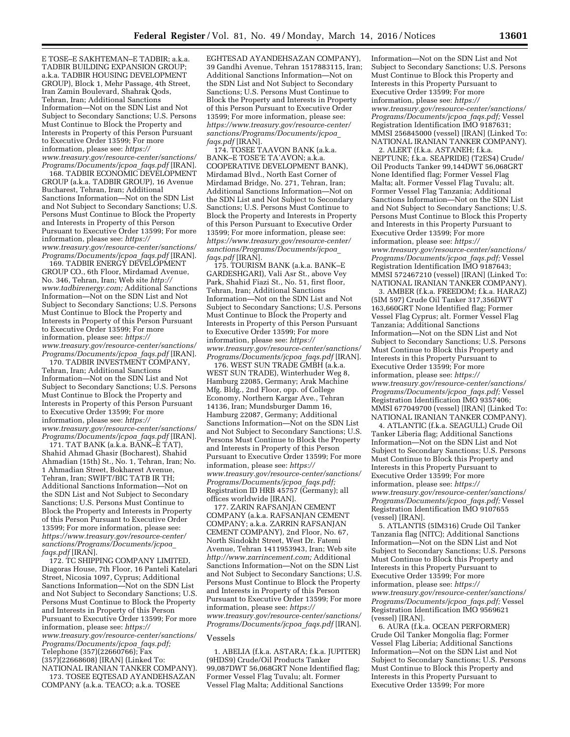E TOSE–E SAKHTEMAN–E TADBIR; a.k.a. TADBIR BUILDING EXPANSION GROUP; a.k.a. TADBIR HOUSING DEVELOPMENT GROUP), Block 1, Mehr Passage, 4th Street, Iran Zamin Boulevard, Shahrak Qods, Tehran, Iran; Additional Sanctions Information—Not on the SDN List and Not Subject to Secondary Sanctions; U.S. Persons Must Continue to Block the Property and Interests in Property of this Person Pursuant to Executive Order 13599; For more information, please see: *https://www.treasury.gov/resource-center/sanctions/Programs/Documents/jcpoa_faqs.pdf* [IRAN].

168. TADBIR ECONOMIC DEVELOPMENT GROUP (a.k.a. TADBIR GROUP), 16 Avenue Bucharest, Tehran, Iran; Additional Sanctions Information—Not on the SDN List and Not Subject to Secondary Sanctions; U.S. Persons Must Continue to Block the Property and Interests in Property of this Person Pursuant to Executive Order 13599; For more information, please see: *https://www.treasury.gov/resource-center/sanctions/Programs/Documents/jcpoa_faqs.pdf* [IRAN].

169. TADBIR ENERGY DEVELOPMENT GROUP CO., 6th Floor, Mirdamad Avenue, No. 346, Tehran, Iran; Web site *http://www.tadbirenergy.com;* Additional Sanctions Information—Not on the SDN List and Not Subject to Secondary Sanctions; U.S. Persons Must Continue to Block the Property and Interests in Property of this Person Pursuant to Executive Order 13599; For more information, please see: *https://www.treasury.gov/resource-center/sanctions/Programs/Documents/jcpoa_faqs.pdf* [IRAN].

170. TADBIR INVESTMENT COMPANY, Tehran, Iran; Additional Sanctions Information—Not on the SDN List and Not Subject to Secondary Sanctions; U.S. Persons Must Continue to Block the Property and Interests in Property of this Person Pursuant to Executive Order 13599; For more information, please see: *https://www.treasury.gov/resource-center/sanctions/Programs/Documents/jcpoa_faqs.pdf* [IRAN].

171. TAT BANK (a.k.a. BANK–E TAT), Shahid Ahmad Ghasir (Bocharest), Shahid Ahmadian (15th) St., No. 1, Tehran, Iran; No. 1 Ahmadian Street, Bokharest Avenue, Tehran, Iran; SWIFT/BIC TATB IR TH; Additional Sanctions Information—Not on the SDN List and Not Subject to Secondary Sanctions; U.S. Persons Must Continue to Block the Property and Interests in Property of this Person Pursuant to Executive Order 13599; For more information, please see: *https://www.treasury.gov/resource-center/sanctions/Programs/Documents/jcpoa_faqs.pdf* [IRAN].

172. TC SHIPPING COMPANY LIMITED, Diagoras House, 7th Floor, 16 Panteli Katelari Street, Nicosia 1097, Cyprus; Additional Sanctions Information—Not on the SDN List and Not Subject to Secondary Sanctions; U.S. Persons Must Continue to Block the Property and Interests in Property of this Person Pursuant to Executive Order 13599; For more information, please see: *https://www.treasury.gov/resource-center/sanctions/Programs/Documents/jcpoa_faqs.pdf;* Telephone (357)(22660766); Fax (357)(22668608) [IRAN] (Linked To: NATIONAL IRANIAN TANKER COMPANY).

173. TOSEE EQTESAD AYANDEHSAZAN COMPANY (a.k.a. TEACO; a.k.a. TOSEE EGHTESAD AYANDEHSAZAN COMPANY), 39 Gandhi Avenue, Tehran 1517883115, Iran; Additional Sanctions Information—Not on the SDN List and Not Subject to Secondary Sanctions; U.S. Persons Must Continue to Block the Property and Interests in Property of this Person Pursuant to Executive Order 13599; For more information, please see: *https://www.treasury.gov/resource-center/sanctions/Programs/Documents/jcpoa_faqs.pdf* [IRAN].

174. TOSEE TAAVON BANK (a.k.a. BANK–E TOSE'E TA'AVON; a.k.a. COOPERATIVE DEVELOPMENT BANK), Mirdamad Blvd., North East Corner of Mirdamad Bridge, No. 271, Tehran, Iran; Additional Sanctions Information—Not on the SDN List and Not Subject to Secondary Sanctions; U.S. Persons Must Continue to Block the Property and Interests in Property of this Person Pursuant to Executive Order 13599; For more information, please see: *https://www.treasury.gov/resource-center/sanctions/Programs/Documents/jcpoa_faqs.pdf* [IRAN].

175. TOURISM BANK (a.k.a. BANK–E GARDESHGARI), Vali Asr St., above Vey Park, Shahid Fiazi St., No. 51, first floor, Tehran, Iran; Additional Sanctions Information—Not on the SDN List and Not Subject to Secondary Sanctions; U.S. Persons Must Continue to Block the Property and Interests in Property of this Person Pursuant to Executive Order 13599; For more information, please see: *https://www.treasury.gov/resource-center/sanctions/Programs/Documents/jcpoa_faqs.pdf* [IRAN].

176. WEST SUN TRADE GMBH (a.k.a. WEST SUN TRADE), Winterhuder Weg 8, Hamburg 22085, Germany; Arak Machine Mfg. Bldg., 2nd Floor, opp. of College Economy, Northern Kargar Ave., Tehran 14136, Iran; Mundsburger Damm 16, Hamburg 22087, Germany; Additional Sanctions Information—Not on the SDN List and Not Subject to Secondary Sanctions; U.S. Persons Must Continue to Block the Property and Interests in Property of this Person Pursuant to Executive Order 13599; For more information, please see: *https://www.treasury.gov/resource-center/sanctions/Programs/Documents/jcpoa_faqs.pdf;* Registration ID HRB 45757 (Germany); all offices worldwide [IRAN].

177. ZARIN RAFSANJAN CEMENT COMPANY (a.k.a. RAFSANJAN CEMENT COMPANY; a.k.a. ZARRIN RAFSANJAN CEMENT COMPANY), 2nd Floor, No. 67, North Sindokht Street, West Dr. Fatemi Avenue, Tehran 1411953943, Iran; Web site *http://www.zarrincement.com;* Additional Sanctions Information—Not on the SDN List and Not Subject to Secondary Sanctions; U.S. Persons Must Continue to Block the Property and Interests in Property of this Person Pursuant to Executive Order 13599; For more information, please see: *https://www.treasury.gov/resource-center/sanctions/Programs/Documents/jcpoa_faqs.pdf* [IRAN].

## Vessels

1. ABELIA (f.k.a. ASTARA; f.k.a. JUPITER) (9HDS9) Crude/Oil Products Tanker 99,087DWT 56,068GRT None Identified flag; Former Vessel Flag Tuvalu; alt. Former Vessel Flag Malta; Additional Sanctions Information—Not on the SDN List and Not Subject to Secondary Sanctions; U.S. Persons Must Continue to Block this Property and Interests in this Property Pursuant to Executive Order 13599; For more information, please see: *https://www.treasury.gov/resource-center/sanctions/Programs/Documents/jcpoa_faqs.pdf;* Vessel Registration Identification IMO 9187631; MMSI 256845000 (vessel) [IRAN] (Linked To: NATIONAL IRANIAN TANKER COMPANY).

2. ALERT (f.k.a. ASTANEH; f.k.a. NEPTUNE; f.k.a. SEAPRIDE) (T2ES4) Crude/Oil Products Tanker 99,144DWT 56,068GRT None Identified flag; Former Vessel Flag Malta; alt. Former Vessel Flag Tuvalu; alt. Former Vessel Flag Tanzania; Additional Sanctions Information—Not on the SDN List and Not Subject to Secondary Sanctions; U.S. Persons Must Continue to Block this Property and Interests in this Property Pursuant to Executive Order 13599; For more information, please see: *https://www.treasury.gov/resource-center/sanctions/Programs/Documents/jcpoa_faqs.pdf;* Vessel Registration Identification IMO 9187643; MMSI 572467210 (vessel) [IRAN] (Linked To: NATIONAL IRANIAN TANKER COMPANY).

3. AMBER (f.k.a. FREEDOM; f.k.a. HARAZ) (5IM 597) Crude Oil Tanker 317,356DWT 163,660GRT None Identified flag; Former Vessel Flag Cyprus; alt. Former Vessel Flag Tanzania; Additional Sanctions Information—Not on the SDN List and Not Subject to Secondary Sanctions; U.S. Persons Must Continue to Block this Property and Interests in this Property Pursuant to Executive Order 13599; For more information, please see: *https://www.treasury.gov/resource-center/sanctions/Programs/Documents/jcpoa_faqs.pdf;* Vessel Registration Identification IMO 9357406; MMSI 677049700 (vessel) [IRAN] (Linked To: NATIONAL IRANIAN TANKER COMPANY).

4. ATLANTIC (f.k.a. SEAGULL) Crude Oil Tanker Liberia flag; Additional Sanctions Information—Not on the SDN List and Not Subject to Secondary Sanctions; U.S. Persons Must Continue to Block this Property and Interests in this Property Pursuant to Executive Order 13599; For more information, please see: *https://www.treasury.gov/resource-center/sanctions/Programs/Documents/jcpoa_faqs.pdf;* Vessel Registration Identification IMO 9107655 (vessel) [IRAN].

5. ATLANTIS (5IM316) Crude Oil Tanker Tanzania flag (NITC); Additional Sanctions Information—Not on the SDN List and Not Subject to Secondary Sanctions; U.S. Persons Must Continue to Block this Property and Interests in this Property Pursuant to Executive Order 13599; For more information, please see: *https://www.treasury.gov/resource-center/sanctions/Programs/Documents/jcpoa_faqs.pdf;* Vessel Registration Identification IMO 9569621 (vessel) [IRAN].

6. AURA (f.k.a. OCEAN PERFORMER) Crude Oil Tanker Mongolia flag; Former Vessel Flag Liberia; Additional Sanctions Information—Not on the SDN List and Not Subject to Secondary Sanctions; U.S. Persons Must Continue to Block this Property and Interests in this Property Pursuant to Executive Order 13599; For more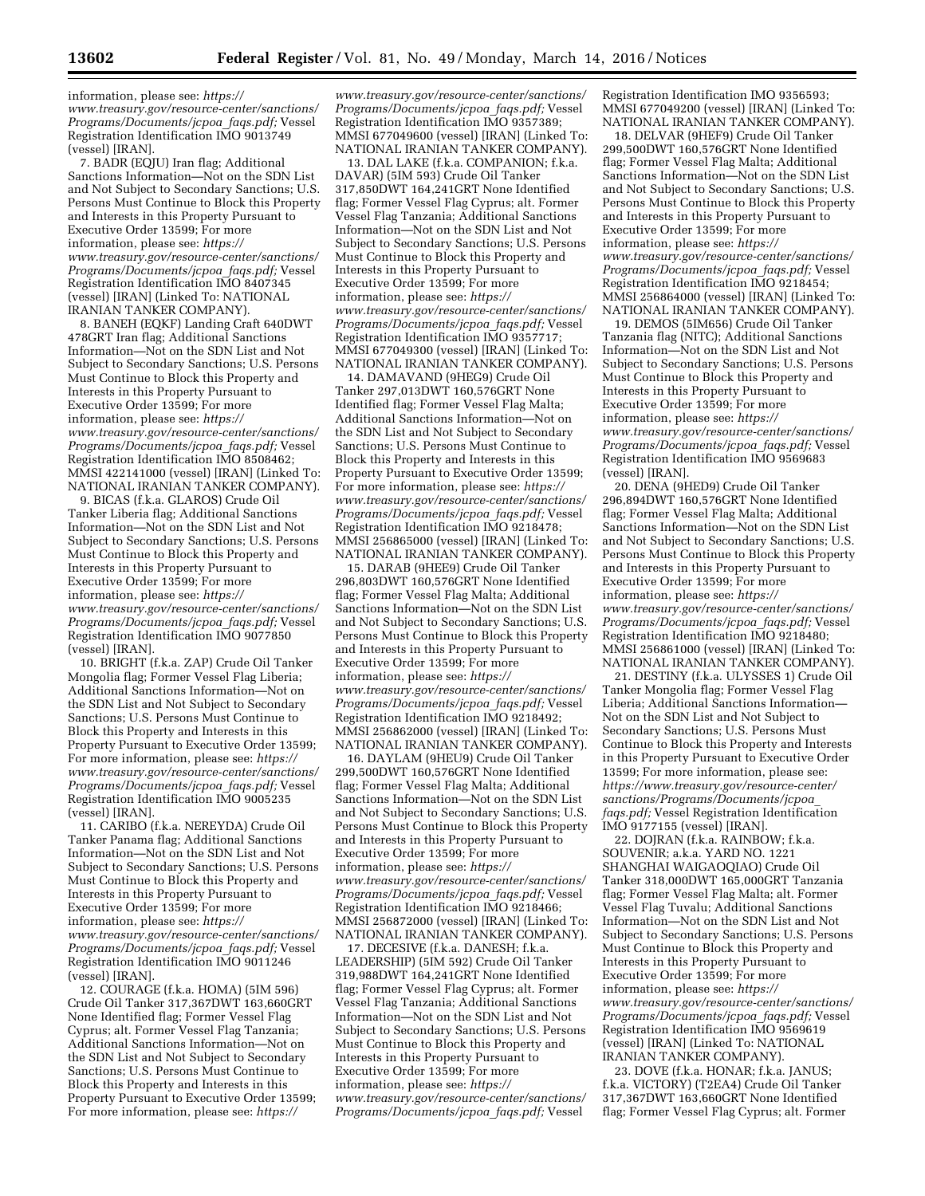information, please see: *https://www.treasury.gov/resource-center/sanctions/Programs/Documents/jcpoa_faqs.pdf;* Vessel Registration Identification IMO 9013749 (vessel) [IRAN].

7. BADR (EQJU) Iran flag; Additional Sanctions Information—Not on the SDN List and Not Subject to Secondary Sanctions; U.S. Persons Must Continue to Block this Property and Interests in this Property Pursuant to Executive Order 13599; For more information, please see: *https://www.treasury.gov/resource-center/sanctions/Programs/Documents/jcpoa_faqs.pdf;* Vessel Registration Identification IMO 8407345 (vessel) [IRAN] (Linked To: NATIONAL IRANIAN TANKER COMPANY).

8. BANEH (EQKF) Landing Craft 640DWT 478GRT Iran flag; Additional Sanctions Information—Not on the SDN List and Not Subject to Secondary Sanctions; U.S. Persons Must Continue to Block this Property and Interests in this Property Pursuant to Executive Order 13599; For more information, please see: *https://www.treasury.gov/resource-center/sanctions/Programs/Documents/jcpoa_faqs.pdf;* Vessel Registration Identification IMO 8508462; MMSI 422141000 (vessel) [IRAN] (Linked To: NATIONAL IRANIAN TANKER COMPANY).

9. BICAS (f.k.a. GLAROS) Crude Oil Tanker Liberia flag; Additional Sanctions Information—Not on the SDN List and Not Subject to Secondary Sanctions; U.S. Persons Must Continue to Block this Property and Interests in this Property Pursuant to Executive Order 13599; For more information, please see: *https://www.treasury.gov/resource-center/sanctions/Programs/Documents/jcpoa_faqs.pdf;* Vessel Registration Identification IMO 9077850 (vessel) [IRAN].

10. BRIGHT (f.k.a. ZAP) Crude Oil Tanker Mongolia flag; Former Vessel Flag Liberia; Additional Sanctions Information—Not on the SDN List and Not Subject to Secondary Sanctions; U.S. Persons Must Continue to Block this Property and Interests in this Property Pursuant to Executive Order 13599; For more information, please see: *https://www.treasury.gov/resource-center/sanctions/Programs/Documents/jcpoa_faqs.pdf;* Vessel Registration Identification IMO 9005235 (vessel) [IRAN].

11. CARIBO (f.k.a. NEREYDA) Crude Oil Tanker Panama flag; Additional Sanctions Information—Not on the SDN List and Not Subject to Secondary Sanctions; U.S. Persons Must Continue to Block this Property and Interests in this Property Pursuant to Executive Order 13599; For more information, please see: *https://www.treasury.gov/resource-center/sanctions/Programs/Documents/jcpoa_faqs.pdf;* Vessel Registration Identification IMO 9011246 (vessel) [IRAN].

12. COURAGE (f.k.a. HOMA) (5IM 596) Crude Oil Tanker 317,367DWT 163,660GRT None Identified flag; Former Vessel Flag Cyprus; alt. Former Vessel Flag Tanzania; Additional Sanctions Information—Not on the SDN List and Not Subject to Secondary Sanctions; U.S. Persons Must Continue to Block this Property and Interests in this Property Pursuant to Executive Order 13599; For more information, please see: *https://www.treasury.gov/resource-center/sanctions/Programs/Documents/jcpoa_faqs.pdf;* Vessel Registration Identification IMO 9357389; MMSI 677049600 (vessel) [IRAN] (Linked To: NATIONAL IRANIAN TANKER COMPANY).

13. DAL LAKE (f.k.a. COMPANION; f.k.a. DAVAR) (5IM 593) Crude Oil Tanker 317,850DWT 164,241GRT None Identified flag; Former Vessel Flag Cyprus; alt. Former Vessel Flag Tanzania; Additional Sanctions Information—Not on the SDN List and Not Subject to Secondary Sanctions; U.S. Persons Must Continue to Block this Property and Interests in this Property Pursuant to Executive Order 13599; For more information, please see: *https://www.treasury.gov/resource-center/sanctions/Programs/Documents/jcpoa_faqs.pdf;* Vessel Registration Identification IMO 9357717; MMSI 677049300 (vessel) [IRAN] (Linked To: NATIONAL IRANIAN TANKER COMPANY).

14. DAMAVAND (9HEG9) Crude Oil Tanker 297,013DWT 160,576GRT None Identified flag; Former Vessel Flag Malta; Additional Sanctions Information—Not on the SDN List and Not Subject to Secondary Sanctions; U.S. Persons Must Continue to Block this Property and Interests in this Property Pursuant to Executive Order 13599; For more information, please see: *https://www.treasury.gov/resource-center/sanctions/Programs/Documents/jcpoa_faqs.pdf;* Vessel Registration Identification IMO 9218478; MMSI 256865000 (vessel) [IRAN] (Linked To: NATIONAL IRANIAN TANKER COMPANY).

15. DARAB (9HEE9) Crude Oil Tanker 296,803DWT 160,576GRT None Identified flag; Former Vessel Flag Malta; Additional Sanctions Information—Not on the SDN List and Not Subject to Secondary Sanctions; U.S. Persons Must Continue to Block this Property and Interests in this Property Pursuant to Executive Order 13599; For more information, please see: *https://www.treasury.gov/resource-center/sanctions/Programs/Documents/jcpoa_faqs.pdf;* Vessel Registration Identification IMO 9218492; MMSI 256862000 (vessel) [IRAN] (Linked To: NATIONAL IRANIAN TANKER COMPANY).

16. DAYLAM (9HEU9) Crude Oil Tanker 299,500DWT 160,576GRT None Identified flag; Former Vessel Flag Malta; Additional Sanctions Information—Not on the SDN List and Not Subject to Secondary Sanctions; U.S. Persons Must Continue to Block this Property and Interests in this Property Pursuant to Executive Order 13599; For more information, please see: *https://www.treasury.gov/resource-center/sanctions/Programs/Documents/jcpoa_faqs.pdf;* Vessel Registration Identification IMO 9218466; MMSI 256872000 (vessel) [IRAN] (Linked To: NATIONAL IRANIAN TANKER COMPANY).

17. DECESIVE (f.k.a. DANESH; f.k.a. LEADERSHIP) (5IM 592) Crude Oil Tanker 319,988DWT 164,241GRT None Identified flag; Former Vessel Flag Cyprus; alt. Former Vessel Flag Tanzania; Additional Sanctions Information—Not on the SDN List and Not Subject to Secondary Sanctions; U.S. Persons Must Continue to Block this Property and Interests in this Property Pursuant to Executive Order 13599; For more information, please see: *https://www.treasury.gov/resource-center/sanctions/Programs/Documents/jcpoa_faqs.pdf;* Vessel Registration Identification IMO 9356593; MMSI 677049200 (vessel) [IRAN] (Linked To: NATIONAL IRANIAN TANKER COMPANY).

18. DELVAR (9HEF9) Crude Oil Tanker 299,500DWT 160,576GRT None Identified flag; Former Vessel Flag Malta; Additional Sanctions Information—Not on the SDN List and Not Subject to Secondary Sanctions; U.S. Persons Must Continue to Block this Property and Interests in this Property Pursuant to Executive Order 13599; For more information, please see: *https://www.treasury.gov/resource-center/sanctions/Programs/Documents/jcpoa_faqs.pdf;* Vessel Registration Identification IMO 9218454; MMSI 256864000 (vessel) [IRAN] (Linked To: NATIONAL IRANIAN TANKER COMPANY).

19. DEMOS (5IM656) Crude Oil Tanker Tanzania flag (NITC); Additional Sanctions Information—Not on the SDN List and Not Subject to Secondary Sanctions; U.S. Persons Must Continue to Block this Property and Interests in this Property Pursuant to Executive Order 13599; For more information, please see: *https://www.treasury.gov/resource-center/sanctions/Programs/Documents/jcpoa_faqs.pdf;* Vessel Registration Identification IMO 9569683 (vessel) [IRAN].

20. DENA (9HED9) Crude Oil Tanker 296,894DWT 160,576GRT None Identified flag; Former Vessel Flag Malta; Additional Sanctions Information—Not on the SDN List and Not Subject to Secondary Sanctions; U.S. Persons Must Continue to Block this Property and Interests in this Property Pursuant to Executive Order 13599; For more information, please see: *https://www.treasury.gov/resource-center/sanctions/Programs/Documents/jcpoa_faqs.pdf;* Vessel Registration Identification IMO 9218480; MMSI 256861000 (vessel) [IRAN] (Linked To: NATIONAL IRANIAN TANKER COMPANY).

21. DESTINY (f.k.a. ULYSSES 1) Crude Oil Tanker Mongolia flag; Former Vessel Flag Liberia; Additional Sanctions Information—Not on the SDN List and Not Subject to Secondary Sanctions; U.S. Persons Must Continue to Block this Property and Interests in this Property Pursuant to Executive Order 13599; For more information, please see: *https://www.treasury.gov/resource-center/sanctions/Programs/Documents/jcpoa_faqs.pdf;* Vessel Registration Identification IMO 9177155 (vessel) [IRAN].

22. DOJRAN (f.k.a. RAINBOW; f.k.a. SOUVENIR; a.k.a. YARD NO. 1221 SHANGHAI WAIGAOQIAO) Crude Oil Tanker 318,000DWT 165,000GRT Tanzania flag; Former Vessel Flag Malta; alt. Former Vessel Flag Tuvalu; Additional Sanctions Information—Not on the SDN List and Not Subject to Secondary Sanctions; U.S. Persons Must Continue to Block this Property and Interests in this Property Pursuant to Executive Order 13599; For more information, please see: *https://www.treasury.gov/resource-center/sanctions/Programs/Documents/jcpoa_faqs.pdf;* Vessel Registration Identification IMO 9569619 (vessel) [IRAN] (Linked To: NATIONAL IRANIAN TANKER COMPANY).

23. DOVE (f.k.a. HONAR; f.k.a. JANUS; f.k.a. VICTORY) (T2EA4) Crude Oil Tanker 317,367DWT 163,660GRT None Identified flag; Former Vessel Flag Cyprus; alt. Former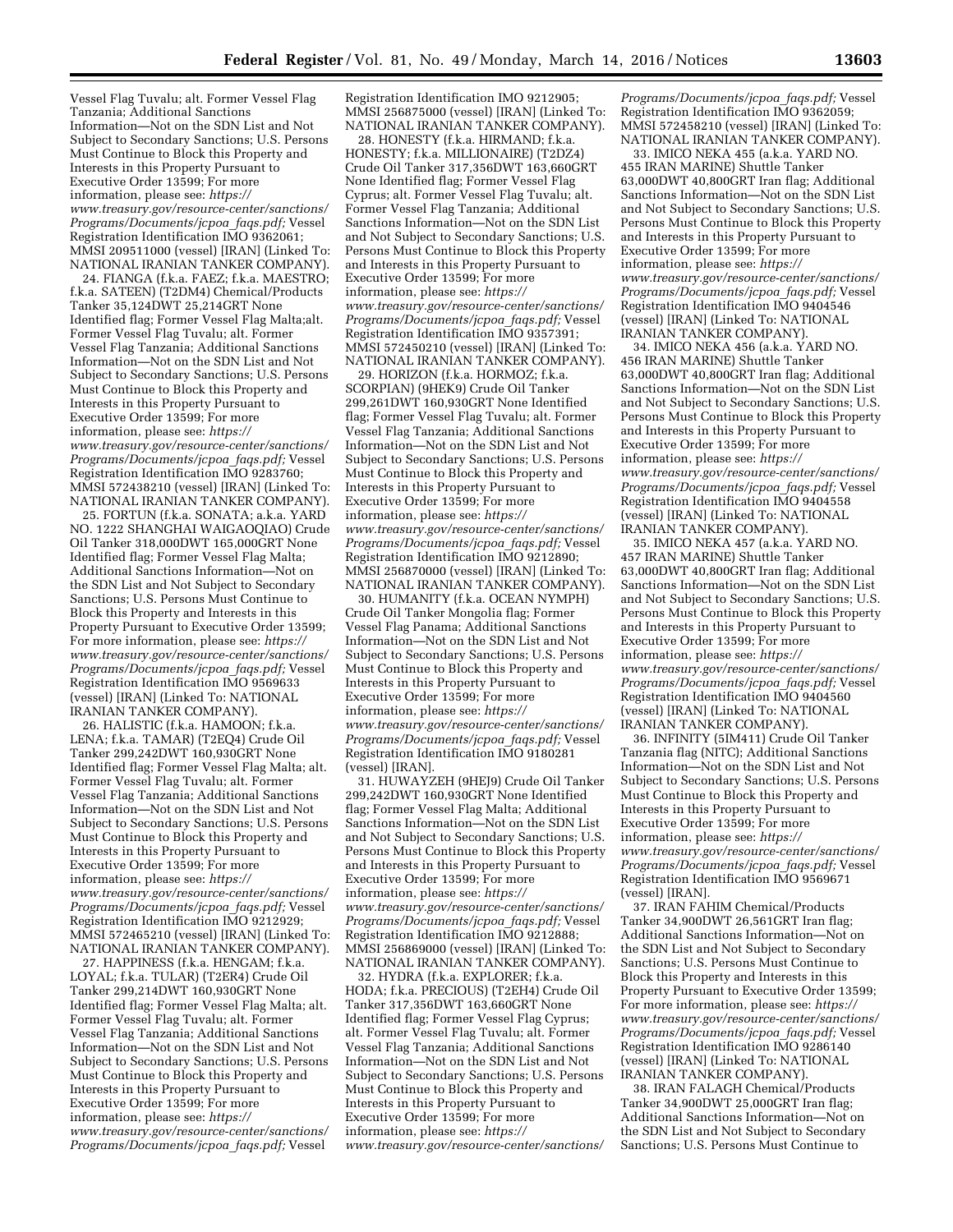Vessel Flag Tuvalu; alt. Former Vessel Flag Tanzania; Additional Sanctions Information—Not on the SDN List and Not Subject to Secondary Sanctions; U.S. Persons Must Continue to Block this Property and Interests in this Property Pursuant to Executive Order 13599; For more information, please see: *https://www.treasury.gov/resource-center/sanctions/Programs/Documents/jcpoa_faqs.pdf;* Vessel Registration Identification IMO 9362061; MMSI 209511000 (vessel) [IRAN] (Linked To: NATIONAL IRANIAN TANKER COMPANY).

24. FIANGA (f.k.a. FAEZ; f.k.a. MAESTRO; f.k.a. SATEEN) (T2DM4) Chemical/Products Tanker 35,124DWT 25,214GRT None Identified flag; Former Vessel Flag Malta;alt. Former Vessel Flag Tuvalu; alt. Former Vessel Flag Tanzania; Additional Sanctions Information—Not on the SDN List and Not Subject to Secondary Sanctions; U.S. Persons Must Continue to Block this Property and Interests in this Property Pursuant to Executive Order 13599; For more information, please see: *https://www.treasury.gov/resource-center/sanctions/Programs/Documents/jcpoa_faqs.pdf;* Vessel Registration Identification IMO 9283760; MMSI 572438210 (vessel) [IRAN] (Linked To: NATIONAL IRANIAN TANKER COMPANY).

25. FORTUN (f.k.a. SONATA; a.k.a. YARD NO. 1222 SHANGHAI WAIGAOQIAO) Crude Oil Tanker 318,000DWT 165,000GRT None Identified flag; Former Vessel Flag Malta; Additional Sanctions Information—Not on the SDN List and Not Subject to Secondary Sanctions; U.S. Persons Must Continue to Block this Property and Interests in this Property Pursuant to Executive Order 13599; For more information, please see: *https://www.treasury.gov/resource-center/sanctions/Programs/Documents/jcpoa_faqs.pdf;* Vessel Registration Identification IMO 9569633 (vessel) [IRAN] (Linked To: NATIONAL IRANIAN TANKER COMPANY).

26. HALISTIC (f.k.a. HAMOON; f.k.a. LENA; f.k.a. TAMAR) (T2EQ4) Crude Oil Tanker 299,242DWT 160,930GRT None Identified flag; Former Vessel Flag Malta; alt. Former Vessel Flag Tuvalu; alt. Former Vessel Flag Tanzania; Additional Sanctions Information—Not on the SDN List and Not Subject to Secondary Sanctions; U.S. Persons Must Continue to Block this Property and Interests in this Property Pursuant to Executive Order 13599; For more information, please see: *https://www.treasury.gov/resource-center/sanctions/Programs/Documents/jcpoa_faqs.pdf;* Vessel Registration Identification IMO 9212929; MMSI 572465210 (vessel) [IRAN] (Linked To: NATIONAL IRANIAN TANKER COMPANY).

27. HAPPINESS (f.k.a. HENGAM; f.k.a. LOYAL; f.k.a. TULAR) (T2ER4) Crude Oil Tanker 299,214DWT 160,930GRT None Identified flag; Former Vessel Flag Malta; alt. Former Vessel Flag Tuvalu; alt. Former Vessel Flag Tanzania; Additional Sanctions Information—Not on the SDN List and Not Subject to Secondary Sanctions; U.S. Persons Must Continue to Block this Property and Interests in this Property Pursuant to Executive Order 13599; For more information, please see: *https://www.treasury.gov/resource-center/sanctions/Programs/Documents/jcpoa_faqs.pdf;* Vessel Registration Identification IMO 9212905; MMSI 256875000 (vessel) [IRAN] (Linked To: NATIONAL IRANIAN TANKER COMPANY).

28. HONESTY (f.k.a. HIRMAND; f.k.a. HONESTY; f.k.a. MILLIONAIRE) (T2DZ4) Crude Oil Tanker 317,356DWT 163,660GRT None Identified flag; Former Vessel Flag Cyprus; alt. Former Vessel Flag Tuvalu; alt. Former Vessel Flag Tanzania; Additional Sanctions Information—Not on the SDN List and Not Subject to Secondary Sanctions; U.S. Persons Must Continue to Block this Property and Interests in this Property Pursuant to Executive Order 13599; For more information, please see: *https://www.treasury.gov/resource-center/sanctions/Programs/Documents/jcpoa_faqs.pdf;* Vessel Registration Identification IMO 9357391; MMSI 572450210 (vessel) [IRAN] (Linked To: NATIONAL IRANIAN TANKER COMPANY).

29. HORIZON (f.k.a. HORMOZ; f.k.a. SCORPIAN) (9HEK9) Crude Oil Tanker 299,261DWT 160,930GRT None Identified flag; Former Vessel Flag Tuvalu; alt. Former Vessel Flag Tanzania; Additional Sanctions Information—Not on the SDN List and Not Subject to Secondary Sanctions; U.S. Persons Must Continue to Block this Property and Interests in this Property Pursuant to Executive Order 13599; For more information, please see: *https://www.treasury.gov/resource-center/sanctions/Programs/Documents/jcpoa_faqs.pdf;* Vessel Registration Identification IMO 9212890; MMSI 256870000 (vessel) [IRAN] (Linked To: NATIONAL IRANIAN TANKER COMPANY).

30. HUMANITY (f.k.a. OCEAN NYMPH) Crude Oil Tanker Mongolia flag; Former Vessel Flag Panama; Additional Sanctions Information—Not on the SDN List and Not Subject to Secondary Sanctions; U.S. Persons Must Continue to Block this Property and Interests in this Property Pursuant to Executive Order 13599; For more information, please see: *https://www.treasury.gov/resource-center/sanctions/Programs/Documents/jcpoa_faqs.pdf;* Vessel Registration Identification IMO 9180281 (vessel) [IRAN].

31. HUWAYZEH (9HEJ9) Crude Oil Tanker 299,242DWT 160,930GRT None Identified flag; Former Vessel Flag Malta; Additional Sanctions Information—Not on the SDN List and Not Subject to Secondary Sanctions; U.S. Persons Must Continue to Block this Property and Interests in this Property Pursuant to Executive Order 13599; For more information, please see: *https://www.treasury.gov/resource-center/sanctions/Programs/Documents/jcpoa_faqs.pdf;* Vessel Registration Identification IMO 9212888; MMSI 256869000 (vessel) [IRAN] (Linked To: NATIONAL IRANIAN TANKER COMPANY).

32. HYDRA (f.k.a. EXPLORER; f.k.a. HODA; f.k.a. PRECIOUS) (T2EH4) Crude Oil Tanker 317,356DWT 163,660GRT None Identified flag; Former Vessel Flag Cyprus; alt. Former Vessel Flag Tuvalu; alt. Former Vessel Flag Tanzania; Additional Sanctions Information—Not on the SDN List and Not Subject to Secondary Sanctions; U.S. Persons Must Continue to Block this Property and Interests in this Property Pursuant to Executive Order 13599; For more information, please see: *https://www.treasury.gov/resource-center/sanctions/Programs/Documents/jcpoa_faqs.pdf;* Vessel Registration Identification IMO 9362059; MMSI 572458210 (vessel) [IRAN] (Linked To: NATIONAL IRANIAN TANKER COMPANY).

33. IMICO NEKA 455 (a.k.a. YARD NO. 455 IRAN MARINE) Shuttle Tanker 63,000DWT 40,800GRT Iran flag; Additional Sanctions Information—Not on the SDN List and Not Subject to Secondary Sanctions; U.S. Persons Must Continue to Block this Property and Interests in this Property Pursuant to Executive Order 13599; For more information, please see: *https://www.treasury.gov/resource-center/sanctions/Programs/Documents/jcpoa_faqs.pdf;* Vessel Registration Identification IMO 9404546 (vessel) [IRAN] (Linked To: NATIONAL IRANIAN TANKER COMPANY).

34. IMICO NEKA 456 (a.k.a. YARD NO. 456 IRAN MARINE) Shuttle Tanker 63,000DWT 40,800GRT Iran flag; Additional Sanctions Information—Not on the SDN List and Not Subject to Secondary Sanctions; U.S. Persons Must Continue to Block this Property and Interests in this Property Pursuant to Executive Order 13599; For more information, please see: *https://www.treasury.gov/resource-center/sanctions/Programs/Documents/jcpoa_faqs.pdf;* Vessel Registration Identification IMO 9404558 (vessel) [IRAN] (Linked To: NATIONAL IRANIAN TANKER COMPANY).

35. IMICO NEKA 457 (a.k.a. YARD NO. 457 IRAN MARINE) Shuttle Tanker 63,000DWT 40,800GRT Iran flag; Additional Sanctions Information—Not on the SDN List and Not Subject to Secondary Sanctions; U.S. Persons Must Continue to Block this Property and Interests in this Property Pursuant to Executive Order 13599; For more information, please see: *https://www.treasury.gov/resource-center/sanctions/Programs/Documents/jcpoa_faqs.pdf;* Vessel Registration Identification IMO 9404560 (vessel) [IRAN] (Linked To: NATIONAL IRANIAN TANKER COMPANY).

36. INFINITY (5IM411) Crude Oil Tanker Tanzania flag (NITC); Additional Sanctions Information—Not on the SDN List and Not Subject to Secondary Sanctions; U.S. Persons Must Continue to Block this Property and Interests in this Property Pursuant to Executive Order 13599; For more information, please see: *https://www.treasury.gov/resource-center/sanctions/Programs/Documents/jcpoa_faqs.pdf;* Vessel Registration Identification IMO 9569671 (vessel) [IRAN].

37. IRAN FAHIM Chemical/Products Tanker 34,900DWT 26,561GRT Iran flag; Additional Sanctions Information—Not on the SDN List and Not Subject to Secondary Sanctions; U.S. Persons Must Continue to Block this Property and Interests in this Property Pursuant to Executive Order 13599; For more information, please see: *https://www.treasury.gov/resource-center/sanctions/Programs/Documents/jcpoa_faqs.pdf;* Vessel Registration Identification IMO 9286140 (vessel) [IRAN] (Linked To: NATIONAL IRANIAN TANKER COMPANY).

38. IRAN FALAGH Chemical/Products Tanker 34,900DWT 25,000GRT Iran flag; Additional Sanctions Information—Not on the SDN List and Not Subject to Secondary Sanctions; U.S. Persons Must Continue to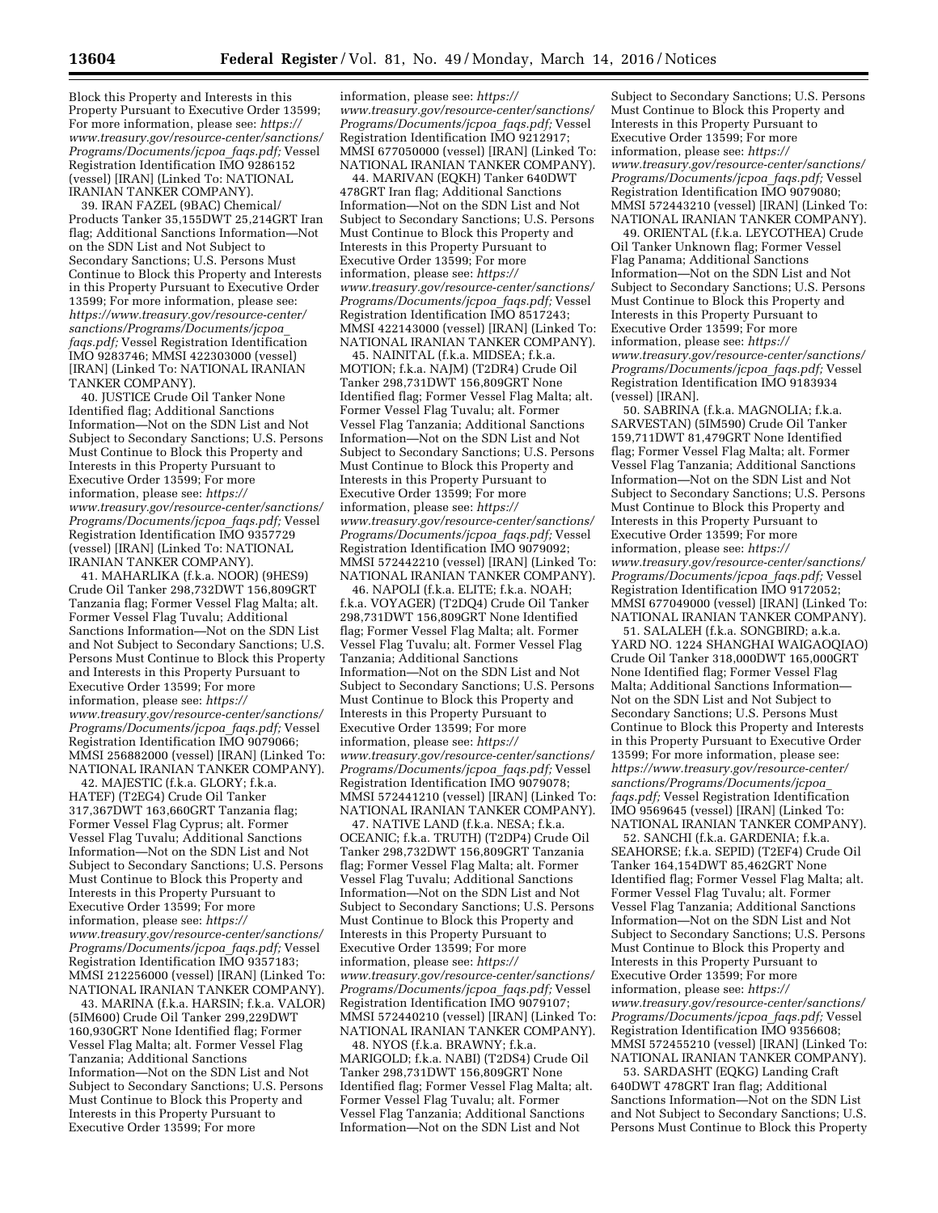Block this Property and Interests in this Property Pursuant to Executive Order 13599; For more information, please see: *https://www.treasury.gov/resource-center/sanctions/Programs/Documents/jcpoa_faqs.pdf;* Vessel Registration Identification IMO 9286152 (vessel) [IRAN] (Linked To: NATIONAL IRANIAN TANKER COMPANY).

39. IRAN FAZEL (9BAC) Chemical/Products Tanker 35,155DWT 25,214GRT Iran flag; Additional Sanctions Information—Not on the SDN List and Not Subject to Secondary Sanctions; U.S. Persons Must Continue to Block this Property and Interests in this Property Pursuant to Executive Order 13599; For more information, please see: *https://www.treasury.gov/resource-center/sanctions/Programs/Documents/jcpoa_faqs.pdf;* Vessel Registration Identification IMO 9283746; MMSI 422303000 (vessel) [IRAN] (Linked To: NATIONAL IRANIAN TANKER COMPANY).

40. JUSTICE Crude Oil Tanker None Identified flag; Additional Sanctions Information—Not on the SDN List and Not Subject to Secondary Sanctions; U.S. Persons Must Continue to Block this Property and Interests in this Property Pursuant to Executive Order 13599; For more information, please see: *https://www.treasury.gov/resource-center/sanctions/Programs/Documents/jcpoa_faqs.pdf;* Vessel Registration Identification IMO 9357729 (vessel) [IRAN] (Linked To: NATIONAL IRANIAN TANKER COMPANY).

41. MAHARLIKA (f.k.a. NOOR) (9HES9) Crude Oil Tanker 298,732DWT 156,809GRT Tanzania flag; Former Vessel Flag Malta; alt. Former Vessel Flag Tuvalu; Additional Sanctions Information—Not on the SDN List and Not Subject to Secondary Sanctions; U.S. Persons Must Continue to Block this Property and Interests in this Property Pursuant to Executive Order 13599; For more information, please see: *https://www.treasury.gov/resource-center/sanctions/Programs/Documents/jcpoa_faqs.pdf;* Vessel Registration Identification IMO 9079066; MMSI 256882000 (vessel) [IRAN] (Linked To: NATIONAL IRANIAN TANKER COMPANY).

42. MAJESTIC (f.k.a. GLORY; f.k.a. HATEF) (T2EG4) Crude Oil Tanker 317,367DWT 163,660GRT Tanzania flag; Former Vessel Flag Cyprus; alt. Former Vessel Flag Tuvalu; Additional Sanctions Information—Not on the SDN List and Not Subject to Secondary Sanctions; U.S. Persons Must Continue to Block this Property and Interests in this Property Pursuant to Executive Order 13599; For more information, please see: *https://www.treasury.gov/resource-center/sanctions/Programs/Documents/jcpoa_faqs.pdf;* Vessel Registration Identification IMO 9357183; MMSI 212256000 (vessel) [IRAN] (Linked To: NATIONAL IRANIAN TANKER COMPANY).

43. MARINA (f.k.a. HARSIN; f.k.a. VALOR) (5IM600) Crude Oil Tanker 299,229DWT 160,930GRT None Identified flag; Former Vessel Flag Malta; alt. Former Vessel Flag Tanzania; Additional Sanctions Information—Not on the SDN List and Not Subject to Secondary Sanctions; U.S. Persons Must Continue to Block this Property and Interests in this Property Pursuant to Executive Order 13599; For more information, please see: *https://www.treasury.gov/resource-center/sanctions/Programs/Documents/jcpoa_faqs.pdf;* Vessel Registration Identification IMO 9212917; MMSI 677050000 (vessel) [IRAN] (Linked To: NATIONAL IRANIAN TANKER COMPANY).

44. MARIVAN (EQKH) Tanker 640DWT 478GRT Iran flag; Additional Sanctions Information—Not on the SDN List and Not Subject to Secondary Sanctions; U.S. Persons Must Continue to Block this Property and Interests in this Property Pursuant to Executive Order 13599; For more information, please see: *https://www.treasury.gov/resource-center/sanctions/Programs/Documents/jcpoa_faqs.pdf;* Vessel Registration Identification IMO 8517243; MMSI 422143000 (vessel) [IRAN] (Linked To: NATIONAL IRANIAN TANKER COMPANY).

45. NAINITAL (f.k.a. MIDSEA; f.k.a. MOTION; f.k.a. NAJM) (T2DR4) Crude Oil Tanker 298,731DWT 156,809GRT None Identified flag; Former Vessel Flag Malta; alt. Former Vessel Flag Tuvalu; alt. Former Vessel Flag Tanzania; Additional Sanctions Information—Not on the SDN List and Not Subject to Secondary Sanctions; U.S. Persons Must Continue to Block this Property and Interests in this Property Pursuant to Executive Order 13599; For more information, please see: *https://www.treasury.gov/resource-center/sanctions/Programs/Documents/jcpoa_faqs.pdf;* Vessel Registration Identification IMO 9079092; MMSI 572442210 (vessel) [IRAN] (Linked To: NATIONAL IRANIAN TANKER COMPANY).

46. NAPOLI (f.k.a. ELITE; f.k.a. NOAH; f.k.a. VOYAGER) (T2DQ4) Crude Oil Tanker 298,731DWT 156,809GRT None Identified flag; Former Vessel Flag Malta; alt. Former Vessel Flag Tuvalu; alt. Former Vessel Flag Tanzania; Additional Sanctions Information—Not on the SDN List and Not Subject to Secondary Sanctions; U.S. Persons Must Continue to Block this Property and Interests in this Property Pursuant to Executive Order 13599; For more information, please see: *https://www.treasury.gov/resource-center/sanctions/Programs/Documents/jcpoa_faqs.pdf;* Vessel Registration Identification IMO 9079078; MMSI 572441210 (vessel) [IRAN] (Linked To: NATIONAL IRANIAN TANKER COMPANY).

47. NATIVE LAND (f.k.a. NESA; f.k.a. OCEANIC; f.k.a. TRUTH) (T2DP4) Crude Oil Tanker 298,732DWT 156,809GRT Tanzania flag; Former Vessel Flag Malta; alt. Former Vessel Flag Tuvalu; Additional Sanctions Information—Not on the SDN List and Not Subject to Secondary Sanctions; U.S. Persons Must Continue to Block this Property and Interests in this Property Pursuant to Executive Order 13599; For more information, please see: *https://www.treasury.gov/resource-center/sanctions/Programs/Documents/jcpoa_faqs.pdf;* Vessel Registration Identification IMO 9079107; MMSI 572440210 (vessel) [IRAN] (Linked To: NATIONAL IRANIAN TANKER COMPANY).

48. NYOS (f.k.a. BRAWNY; f.k.a. MARIGOLD; f.k.a. NABI) (T2DS4) Crude Oil Tanker 298,731DWT 156,809GRT None Identified flag; Former Vessel Flag Malta; alt. Former Vessel Flag Tuvalu; alt. Former Vessel Flag Tanzania; Additional Sanctions Information—Not on the SDN List and Not Subject to Secondary Sanctions; U.S. Persons Must Continue to Block this Property and Interests in this Property Pursuant to Executive Order 13599; For more information, please see: *https://www.treasury.gov/resource-center/sanctions/Programs/Documents/jcpoa_faqs.pdf;* Vessel Registration Identification IMO 9079080; MMSI 572443210 (vessel) [IRAN] (Linked To: NATIONAL IRANIAN TANKER COMPANY).

49. ORIENTAL (f.k.a. LEYCOTHEA) Crude Oil Tanker Unknown flag; Former Vessel Flag Panama; Additional Sanctions Information—Not on the SDN List and Not Subject to Secondary Sanctions; U.S. Persons Must Continue to Block this Property and Interests in this Property Pursuant to Executive Order 13599; For more information, please see: *https://www.treasury.gov/resource-center/sanctions/Programs/Documents/jcpoa_faqs.pdf;* Vessel Registration Identification IMO 9183934 (vessel) [IRAN].

50. SABRINA (f.k.a. MAGNOLIA; f.k.a. SARVESTAN) (5IM590) Crude Oil Tanker 159,711DWT 81,479GRT None Identified flag; Former Vessel Flag Malta; alt. Former Vessel Flag Tanzania; Additional Sanctions Information—Not on the SDN List and Not Subject to Secondary Sanctions; U.S. Persons Must Continue to Block this Property and Interests in this Property Pursuant to Executive Order 13599; For more information, please see: *https://www.treasury.gov/resource-center/sanctions/Programs/Documents/jcpoa_faqs.pdf;* Vessel Registration Identification IMO 9172052; MMSI 677049000 (vessel) [IRAN] (Linked To: NATIONAL IRANIAN TANKER COMPANY).

51. SALALEH (f.k.a. SONGBIRD; a.k.a. YARD NO. 1224 SHANGHAI WAIGAOQIAO) Crude Oil Tanker 318,000DWT 165,000GRT None Identified flag; Former Vessel Flag Malta; Additional Sanctions Information—Not on the SDN List and Not Subject to Secondary Sanctions; U.S. Persons Must Continue to Block this Property and Interests in this Property Pursuant to Executive Order 13599; For more information, please see: *https://www.treasury.gov/resource-center/sanctions/Programs/Documents/jcpoa_faqs.pdf;* Vessel Registration Identification IMO 9569645 (vessel) [IRAN] (Linked To: NATIONAL IRANIAN TANKER COMPANY).

52. SANCHI (f.k.a. GARDENIA; f.k.a. SEAHORSE; f.k.a. SEPID) (T2EF4) Crude Oil Tanker 164,154DWT 85,462GRT None Identified flag; Former Vessel Flag Malta; alt. Former Vessel Flag Tuvalu; alt. Former Vessel Flag Tanzania; Additional Sanctions Information—Not on the SDN List and Not Subject to Secondary Sanctions; U.S. Persons Must Continue to Block this Property and Interests in this Property Pursuant to Executive Order 13599; For more information, please see: *https://www.treasury.gov/resource-center/sanctions/Programs/Documents/jcpoa_faqs.pdf;* Vessel Registration Identification IMO 9356608; MMSI 572455210 (vessel) [IRAN] (Linked To: NATIONAL IRANIAN TANKER COMPANY).

53. SARDASHT (EQKG) Landing Craft 640DWT 478GRT Iran flag; Additional Sanctions Information—Not on the SDN List and Not Subject to Secondary Sanctions; U.S. Persons Must Continue to Block this Property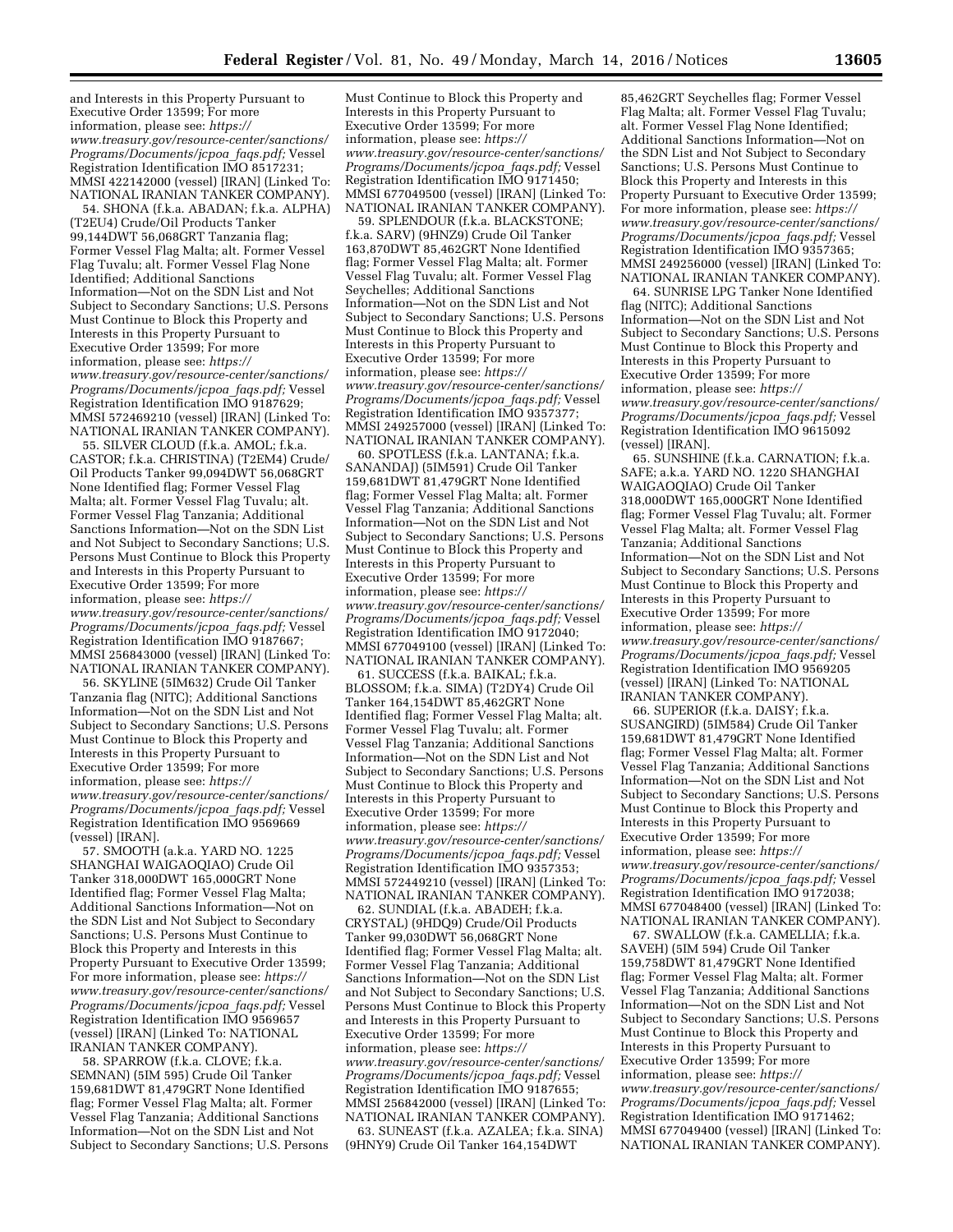and Interests in this Property Pursuant to Executive Order 13599; For more information, please see: *https://www.treasury.gov/resource-center/sanctions/Programs/Documents/jcpoa_faqs.pdf;* Vessel Registration Identification IMO 8517231; MMSI 422142000 (vessel) [IRAN] (Linked To: NATIONAL IRANIAN TANKER COMPANY).

54. SHONA (f.k.a. ABADAN; f.k.a. ALPHA) (T2EU4) Crude/Oil Products Tanker 99,144DWT 56,068GRT Tanzania flag; Former Vessel Flag Malta; alt. Former Vessel Flag Tuvalu; alt. Former Vessel Flag None Identified; Additional Sanctions Information—Not on the SDN List and Not Subject to Secondary Sanctions; U.S. Persons Must Continue to Block this Property and Interests in this Property Pursuant to Executive Order 13599; For more information, please see: *https://www.treasury.gov/resource-center/sanctions/Programs/Documents/jcpoa_faqs.pdf;* Vessel Registration Identification IMO 9187629; MMSI 572469210 (vessel) [IRAN] (Linked To: NATIONAL IRANIAN TANKER COMPANY).

55. SILVER CLOUD (f.k.a. AMOL; f.k.a. CASTOR; f.k.a. CHRISTINA) (T2EM4) Crude/Oil Products Tanker 99,094DWT 56,068GRT None Identified flag; Former Vessel Flag Malta; alt. Former Vessel Flag Tuvalu; alt. Former Vessel Flag Tanzania; Additional Sanctions Information—Not on the SDN List and Not Subject to Secondary Sanctions; U.S. Persons Must Continue to Block this Property and Interests in this Property Pursuant to Executive Order 13599; For more information, please see: *https://www.treasury.gov/resource-center/sanctions/Programs/Documents/jcpoa_faqs.pdf;* Vessel Registration Identification IMO 9187667; MMSI 256843000 (vessel) [IRAN] (Linked To: NATIONAL IRANIAN TANKER COMPANY).

56. SKYLINE (5IM632) Crude Oil Tanker Tanzania flag (NITC); Additional Sanctions Information—Not on the SDN List and Not Subject to Secondary Sanctions; U.S. Persons Must Continue to Block this Property and Interests in this Property Pursuant to Executive Order 13599; For more information, please see: *https://www.treasury.gov/resource-center/sanctions/Programs/Documents/jcpoa_faqs.pdf;* Vessel Registration Identification IMO 9569669 (vessel) [IRAN].

57. SMOOTH (a.k.a. YARD NO. 1225 SHANGHAI WAIGAOQIAO) Crude Oil Tanker 318,000DWT 165,000GRT None Identified flag; Former Vessel Flag Malta; Additional Sanctions Information—Not on the SDN List and Not Subject to Secondary Sanctions; U.S. Persons Must Continue to Block this Property and Interests in this Property Pursuant to Executive Order 13599; For more information, please see: *https://www.treasury.gov/resource-center/sanctions/Programs/Documents/jcpoa_faqs.pdf;* Vessel Registration Identification IMO 9569657 (vessel) [IRAN] (Linked To: NATIONAL IRANIAN TANKER COMPANY).

58. SPARROW (f.k.a. CLOVE; f.k.a. SEMNAN) (5IM 595) Crude Oil Tanker 159,681DWT 81,479GRT None Identified flag; Former Vessel Flag Malta; alt. Former Vessel Flag Tanzania; Additional Sanctions Information—Not on the SDN List and Not Subject to Secondary Sanctions; U.S. Persons Must Continue to Block this Property and Interests in this Property Pursuant to Executive Order 13599; For more information, please see: *https://www.treasury.gov/resource-center/sanctions/Programs/Documents/jcpoa_faqs.pdf;* Vessel Registration Identification IMO 9171450; MMSI 677049500 (vessel) [IRAN] (Linked To: NATIONAL IRANIAN TANKER COMPANY).

59. SPLENDOUR (f.k.a. BLACKSTONE; f.k.a. SARV) (9HNZ9) Crude Oil Tanker 163,870DWT 85,462GRT None Identified flag; Former Vessel Flag Malta; alt. Former Vessel Flag Tuvalu; alt. Former Vessel Flag Seychelles; Additional Sanctions Information—Not on the SDN List and Not Subject to Secondary Sanctions; U.S. Persons Must Continue to Block this Property and Interests in this Property Pursuant to Executive Order 13599; For more information, please see: *https://www.treasury.gov/resource-center/sanctions/Programs/Documents/jcpoa_faqs.pdf;* Vessel Registration Identification IMO 9357377; MMSI 249257000 (vessel) [IRAN] (Linked To: NATIONAL IRANIAN TANKER COMPANY).

60. SPOTLESS (f.k.a. LANTANA; f.k.a. SANANDAJ) (5IM591) Crude Oil Tanker 159,681DWT 81,479GRT None Identified flag; Former Vessel Flag Malta; alt. Former Vessel Flag Tanzania; Additional Sanctions Information—Not on the SDN List and Not Subject to Secondary Sanctions; U.S. Persons Must Continue to Block this Property and Interests in this Property Pursuant to Executive Order 13599; For more information, please see: *https://www.treasury.gov/resource-center/sanctions/Programs/Documents/jcpoa_faqs.pdf;* Vessel Registration Identification IMO 9172040; MMSI 677049100 (vessel) [IRAN] (Linked To: NATIONAL IRANIAN TANKER COMPANY).

61. SUCCESS (f.k.a. BAIKAL; f.k.a. BLOSSOM; f.k.a. SIMA) (T2DY4) Crude Oil Tanker 164,154DWT 85,462GRT None Identified flag; Former Vessel Flag Malta; alt. Former Vessel Flag Tuvalu; alt. Former Vessel Flag Tanzania; Additional Sanctions Information—Not on the SDN List and Not Subject to Secondary Sanctions; U.S. Persons Must Continue to Block this Property and Interests in this Property Pursuant to Executive Order 13599; For more information, please see: *https://www.treasury.gov/resource-center/sanctions/Programs/Documents/jcpoa_faqs.pdf;* Vessel Registration Identification IMO 9357353; MMSI 572449210 (vessel) [IRAN] (Linked To: NATIONAL IRANIAN TANKER COMPANY).

62. SUNDIAL (f.k.a. ABADEH; f.k.a. CRYSTAL) (9HDQ9) Crude/Oil Products Tanker 99,030DWT 56,068GRT None Identified flag; Former Vessel Flag Malta; alt. Former Vessel Flag Tanzania; Additional Sanctions Information—Not on the SDN List and Not Subject to Secondary Sanctions; U.S. Persons Must Continue to Block this Property and Interests in this Property Pursuant to Executive Order 13599; For more information, please see: *https://www.treasury.gov/resource-center/sanctions/Programs/Documents/jcpoa_faqs.pdf;* Vessel Registration Identification IMO 9187655; MMSI 256842000 (vessel) [IRAN] (Linked To: NATIONAL IRANIAN TANKER COMPANY).

63. SUNEAST (f.k.a. AZALEA; f.k.a. SINA) (9HNY9) Crude Oil Tanker 164,154DWT 85,462GRT Seychelles flag; Former Vessel Flag Malta; alt. Former Vessel Flag Tuvalu; alt. Former Vessel Flag None Identified; Additional Sanctions Information—Not on the SDN List and Not Subject to Secondary Sanctions; U.S. Persons Must Continue to Block this Property and Interests in this Property Pursuant to Executive Order 13599; For more information, please see: *https://www.treasury.gov/resource-center/sanctions/Programs/Documents/jcpoa_faqs.pdf;* Vessel Registration Identification IMO 9357365; MMSI 249256000 (vessel) [IRAN] (Linked To: NATIONAL IRANIAN TANKER COMPANY).

64. SUNRISE LPG Tanker None Identified flag (NITC); Additional Sanctions Information—Not on the SDN List and Not Subject to Secondary Sanctions; U.S. Persons Must Continue to Block this Property and Interests in this Property Pursuant to Executive Order 13599; For more information, please see: *https://www.treasury.gov/resource-center/sanctions/Programs/Documents/jcpoa_faqs.pdf;* Vessel Registration Identification IMO 9615092 (vessel) [IRAN].

65. SUNSHINE (f.k.a. CARNATION; f.k.a. SAFE; a.k.a. YARD NO. 1220 SHANGHAI WAIGAOQIAO) Crude Oil Tanker 318,000DWT 165,000GRT None Identified flag; Former Vessel Flag Tuvalu; alt. Former Vessel Flag Malta; alt. Former Vessel Flag Tanzania; Additional Sanctions Information—Not on the SDN List and Not Subject to Secondary Sanctions; U.S. Persons Must Continue to Block this Property and Interests in this Property Pursuant to Executive Order 13599; For more information, please see: *https://www.treasury.gov/resource-center/sanctions/Programs/Documents/jcpoa_faqs.pdf;* Vessel Registration Identification IMO 9569205 (vessel) [IRAN] (Linked To: NATIONAL IRANIAN TANKER COMPANY).

66. SUPERIOR (f.k.a. DAISY; f.k.a. SUSANGIRD) (5IM584) Crude Oil Tanker 159,681DWT 81,479GRT None Identified flag; Former Vessel Flag Malta; alt. Former Vessel Flag Tanzania; Additional Sanctions Information—Not on the SDN List and Not Subject to Secondary Sanctions; U.S. Persons Must Continue to Block this Property and Interests in this Property Pursuant to Executive Order 13599; For more information, please see: *https://www.treasury.gov/resource-center/sanctions/Programs/Documents/jcpoa_faqs.pdf;* Vessel Registration Identification IMO 9172038; MMSI 677048400 (vessel) [IRAN] (Linked To: NATIONAL IRANIAN TANKER COMPANY).

67. SWALLOW (f.k.a. CAMELLIA; f.k.a. SAVEH) (5IM 594) Crude Oil Tanker 159,758DWT 81,479GRT None Identified flag; Former Vessel Flag Malta; alt. Former Vessel Flag Tanzania; Additional Sanctions Information—Not on the SDN List and Not Subject to Secondary Sanctions; U.S. Persons Must Continue to Block this Property and Interests in this Property Pursuant to Executive Order 13599; For more information, please see: *https://www.treasury.gov/resource-center/sanctions/Programs/Documents/jcpoa_faqs.pdf;* Vessel Registration Identification IMO 9171462; MMSI 677049400 (vessel) [IRAN] (Linked To: NATIONAL IRANIAN TANKER COMPANY).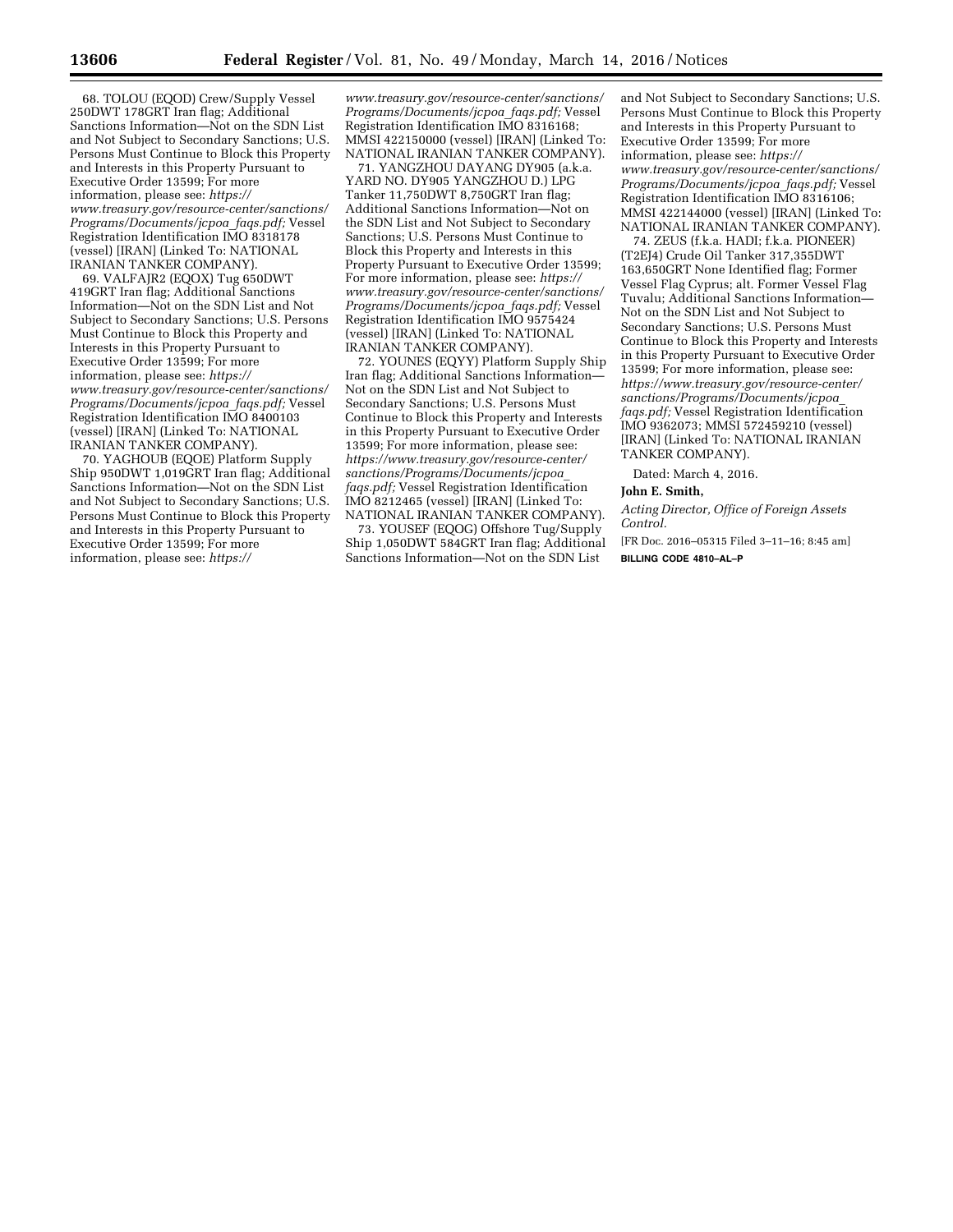68. TOLOU (EQOD) Crew/Supply Vessel 250DWT 178GRT Iran flag; Additional Sanctions Information—Not on the SDN List and Not Subject to Secondary Sanctions; U.S. Persons Must Continue to Block this Property and Interests in this Property Pursuant to Executive Order 13599; For more information, please see: *https://www.treasury.gov/resource-center/sanctions/Programs/Documents/jcpoa_faqs.pdf;* Vessel Registration Identification IMO 8318178 (vessel) [IRAN] (Linked To: NATIONAL IRANIAN TANKER COMPANY).

69. VALFAJR2 (EQOX) Tug 650DWT 419GRT Iran flag; Additional Sanctions Information—Not on the SDN List and Not Subject to Secondary Sanctions; U.S. Persons Must Continue to Block this Property and Interests in this Property Pursuant to Executive Order 13599; For more information, please see: *https://www.treasury.gov/resource-center/sanctions/Programs/Documents/jcpoa_faqs.pdf;* Vessel Registration Identification IMO 8400103 (vessel) [IRAN] (Linked To: NATIONAL IRANIAN TANKER COMPANY).

70. YAGHOUB (EQOE) Platform Supply Ship 950DWT 1,019GRT Iran flag; Additional Sanctions Information—Not on the SDN List and Not Subject to Secondary Sanctions; U.S. Persons Must Continue to Block this Property and Interests in this Property Pursuant to Executive Order 13599; For more information, please see: *https://www.treasury.gov/resource-center/sanctions/Programs/Documents/jcpoa_faqs.pdf;* Vessel Registration Identification IMO 8316168; MMSI 422150000 (vessel) [IRAN] (Linked To: NATIONAL IRANIAN TANKER COMPANY).

71. YANGZHOU DAYANG DY905 (a.k.a. YARD NO. DY905 YANGZHOU D.) LPG Tanker 11,750DWT 8,750GRT Iran flag; Additional Sanctions Information—Not on the SDN List and Not Subject to Secondary Sanctions; U.S. Persons Must Continue to Block this Property and Interests in this Property Pursuant to Executive Order 13599; For more information, please see: *https://www.treasury.gov/resource-center/sanctions/Programs/Documents/jcpoa_faqs.pdf;* Vessel Registration Identification IMO 9575424 (vessel) [IRAN] (Linked To: NATIONAL IRANIAN TANKER COMPANY).

72. YOUNES (EQYY) Platform Supply Ship Iran flag; Additional Sanctions Information—Not on the SDN List and Not Subject to Secondary Sanctions; U.S. Persons Must Continue to Block this Property and Interests in this Property Pursuant to Executive Order 13599; For more information, please see: *https://www.treasury.gov/resource-center/sanctions/Programs/Documents/jcpoa_faqs.pdf;* Vessel Registration Identification IMO 8212465 (vessel) [IRAN] (Linked To: NATIONAL IRANIAN TANKER COMPANY).

73. YOUSEF (EQOG) Offshore Tug/Supply Ship 1,050DWT 584GRT Iran flag; Additional Sanctions Information—Not on the SDN List and Not Subject to Secondary Sanctions; U.S. Persons Must Continue to Block this Property and Interests in this Property Pursuant to Executive Order 13599; For more information, please see: *https://www.treasury.gov/resource-center/sanctions/Programs/Documents/jcpoa_faqs.pdf;* Vessel Registration Identification IMO 8316106; MMSI 422144000 (vessel) [IRAN] (Linked To: NATIONAL IRANIAN TANKER COMPANY).

74. ZEUS (f.k.a. HADI; f.k.a. PIONEER) (T2EJ4) Crude Oil Tanker 317,355DWT 163,650GRT None Identified flag; Former Vessel Flag Cyprus; alt. Former Vessel Flag Tuvalu; Additional Sanctions Information—Not on the SDN List and Not Subject to Secondary Sanctions; U.S. Persons Must Continue to Block this Property and Interests in this Property Pursuant to Executive Order 13599; For more information, please see: *https://www.treasury.gov/resource-center/sanctions/Programs/Documents/jcpoa_faqs.pdf;* Vessel Registration Identification IMO 9362073; MMSI 572459210 (vessel) [IRAN] (Linked To: NATIONAL IRANIAN TANKER COMPANY).

Dated: March 4, 2016.

**John E. Smith,**

*Acting Director, Office of Foreign Assets Control.*

[FR Doc. 2016–05315 Filed 3–11–16; 8:45 am]

**BILLING CODE 4810–AL–P**